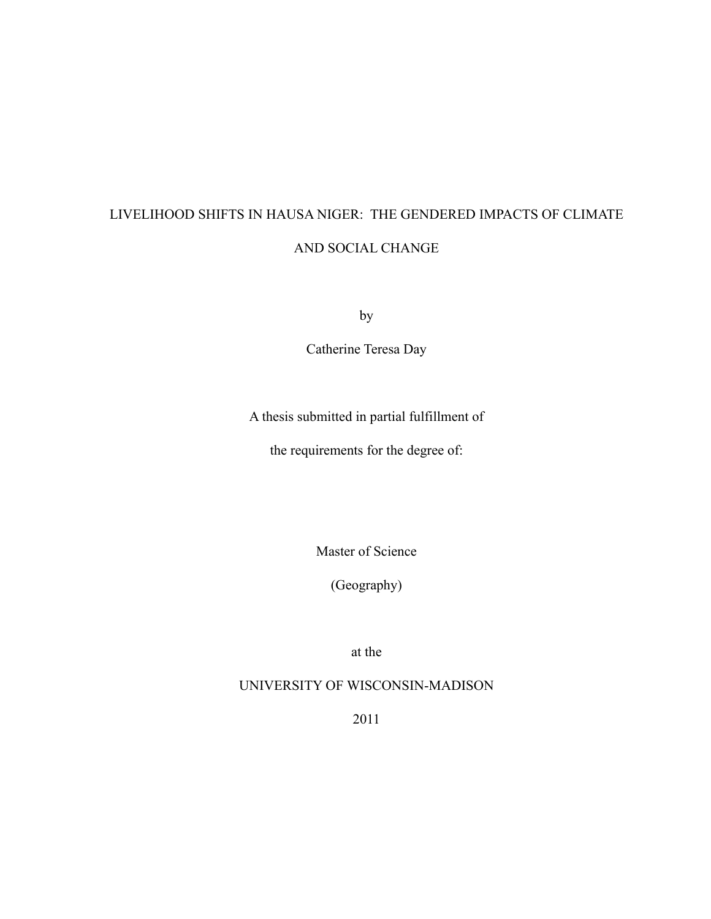# LIVELIHOOD SHIFTS IN HAUSA NIGER: THE GENDERED IMPACTS OF CLIMATE AND SOCIAL CHANGE

by

Catherine Teresa Day

A thesis submitted in partial fulfillment of

the requirements for the degree of:

Master of Science

(Geography)

at the

UNIVERSITY OF WISCONSIN-MADISON

2011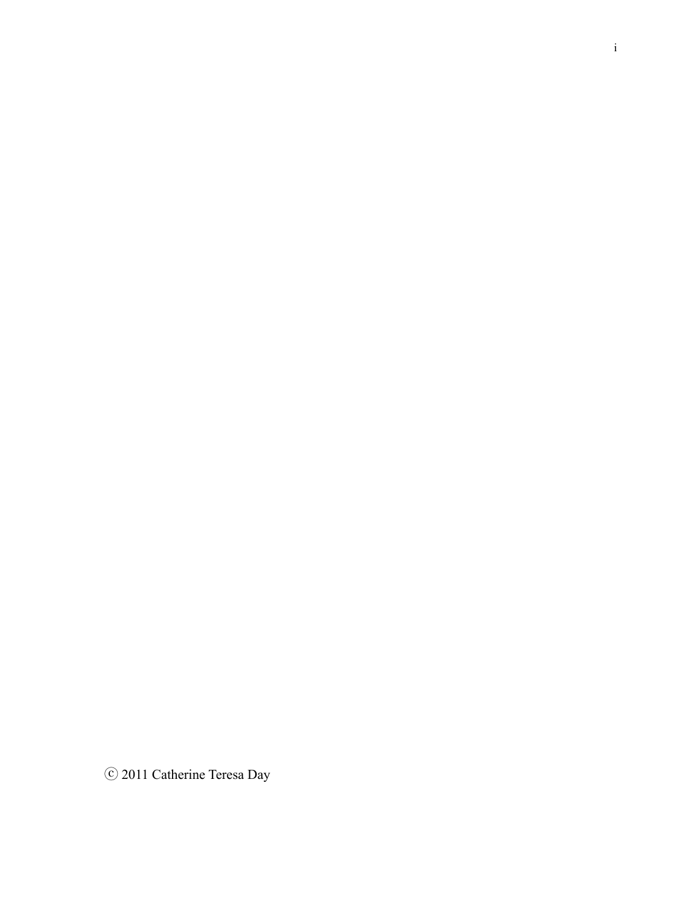© 2011 Catherine Teresa Day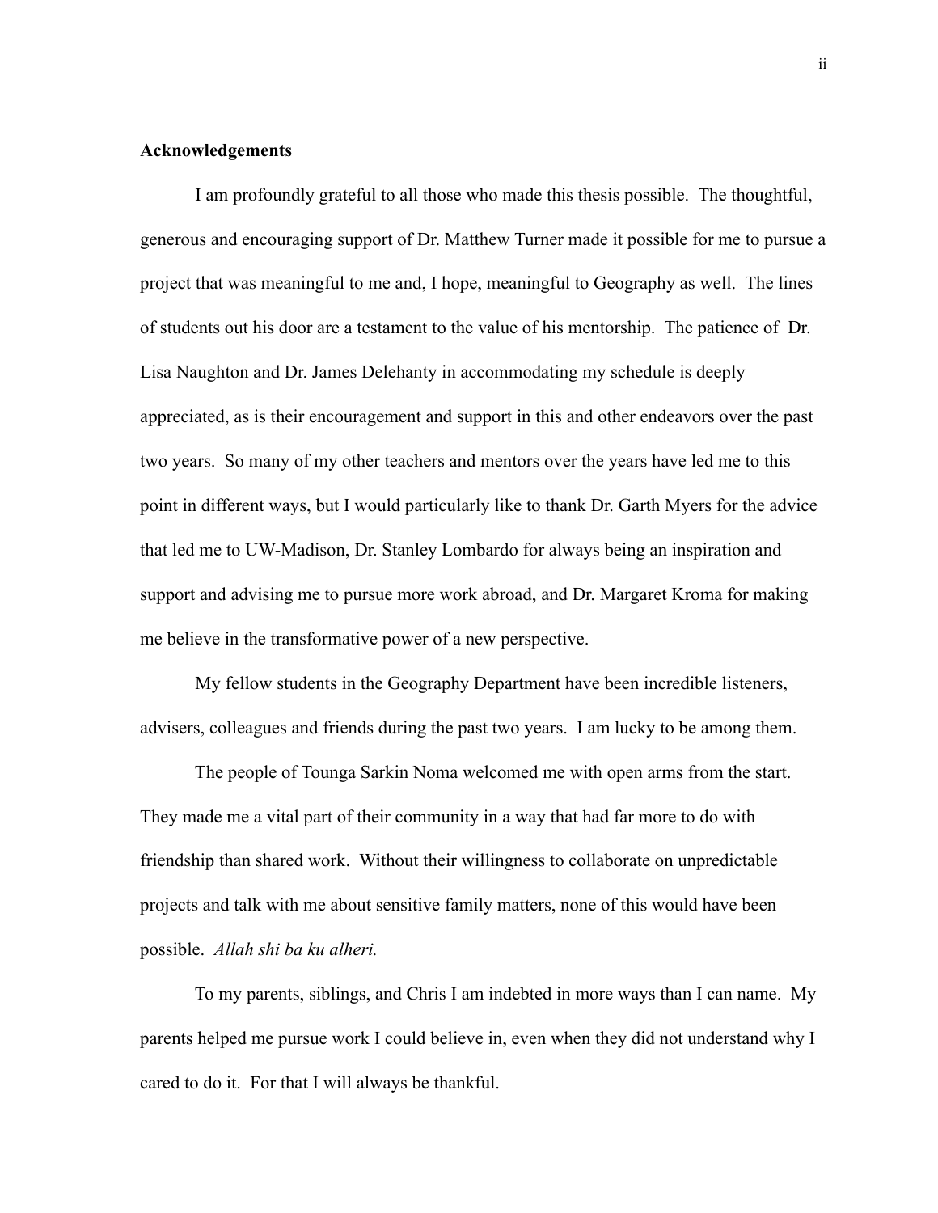## Acknowledgements

I am profoundly grateful to all those who made this thesis possible. The thoughtful, generous and encouraging support of Dr. Matthew Turner made it possible for me to pursue a project that was meaningful to me and, I hope, meaningful to Geography as well. The lines of students out his door are a testament to the value of his mentorship. The patience of Dr. Lisa Naughton and Dr. James Delehanty in accommodating my schedule is deeply appreciated, as is their encouragement and support in this and other endeavors over the past two years. So many of my other teachers and mentors over the years have led me to this point in different ways, but I would particularly like to thank Dr. Garth Myers for the advice that led me to UW-Madison, Dr. Stanley Lombardo for always being an inspiration and support and advising me to pursue more work abroad, and Dr. Margaret Kroma for making me believe in the transformative power of a new perspective.

My fellow students in the Geography Department have been incredible listeners, advisers, colleagues and friends during the past two years. I am lucky to be among them.

The people of Tounga Sarkin Noma welcomed me with open arms from the start. They made me a vital part of their community in a way that had far more to do with friendship than shared work. Without their willingness to collaborate on unpredictable projects and talk with me about sensitive family matters, none of this would have been possible. *Allah shi ba ku alheri.*

To my parents, siblings, and Chris I am indebted in more ways than I can name. My parents helped me pursue work I could believe in, even when they did not understand why I cared to do it. For that I will always be thankful.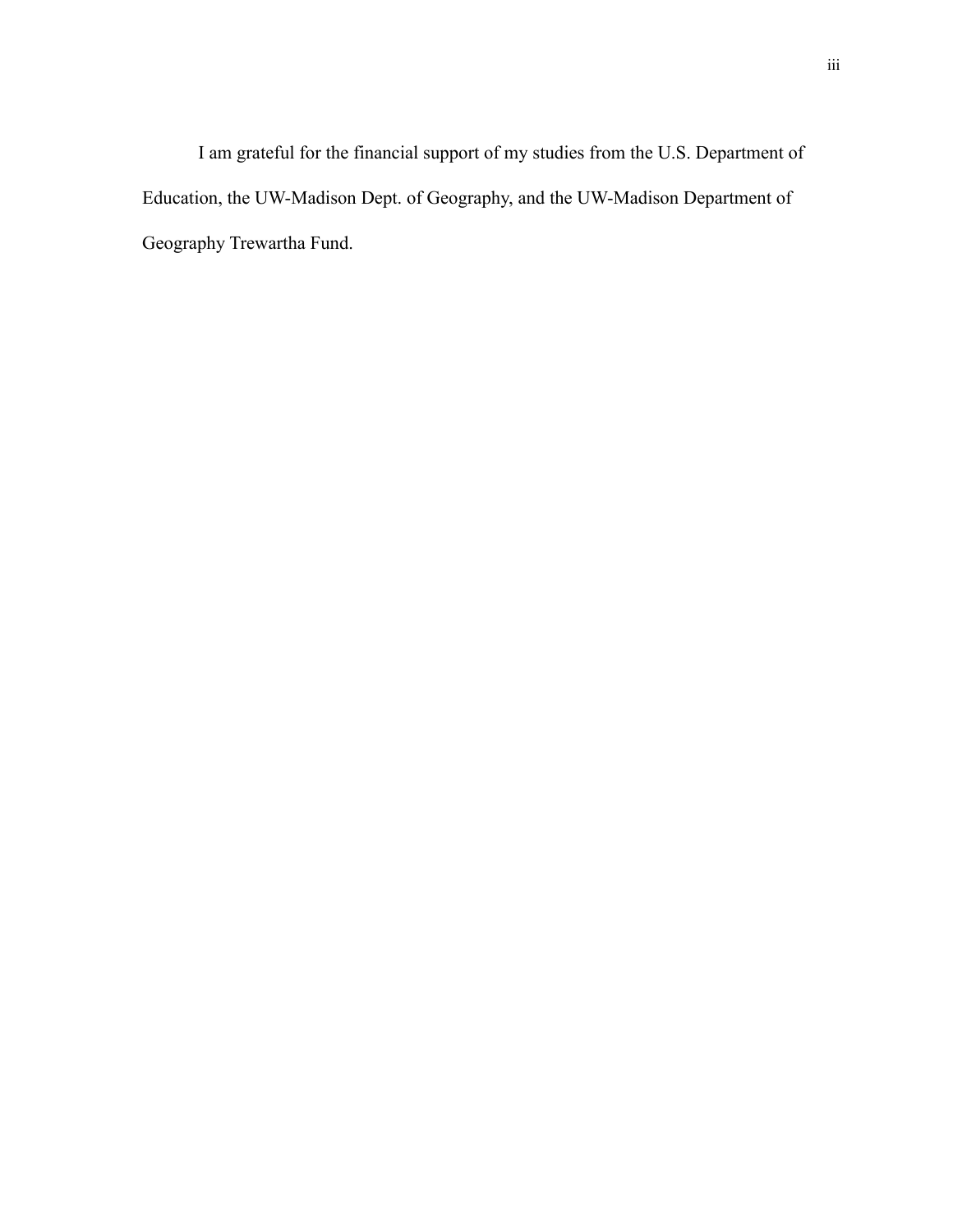I am grateful for the financial support of my studies from the U.S. Department of Education, the UW-Madison Dept. of Geography, and the UW-Madison Department of Geography Trewartha Fund.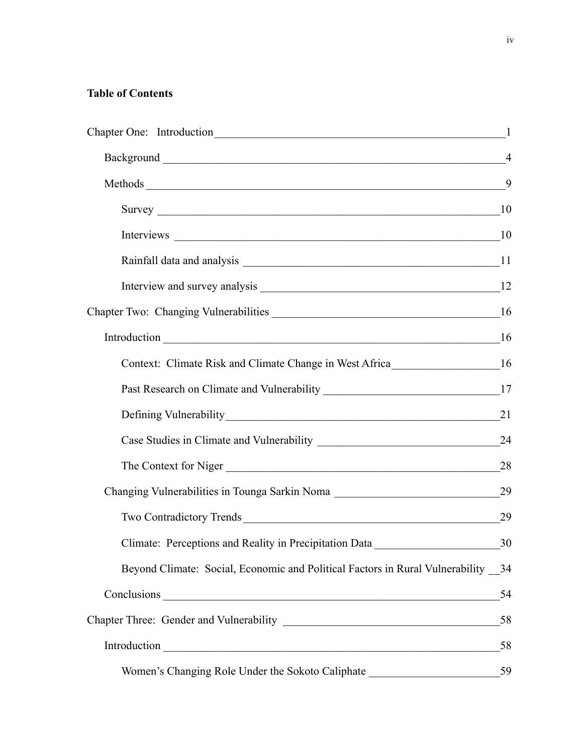**Table of Contents**

Chapter One: Introduction ____ 1

- Background ____ 4
- Methods ____ 9
    - Survey ____ 10
    - Interviews ____ 10
    - Rainfall data and analysis ____ 11
    - Interview and survey analysis ____ 12

Chapter Two: Changing Vulnerabilities ____ 16

- Introduction ____ 16
    - Context: Climate Risk and Climate Change in West Africa ____ 16
    - Past Research on Climate and Vulnerability ____ 17
    - Defining Vulnerability ____ 21
    - Case Studies in Climate and Vulnerability ____ 24
    - The Context for Niger ____ 28
- Changing Vulnerabilities in Tounga Sarkin Noma ____ 29
    - Two Contradictory Trends ____ 29
    - Climate: Perceptions and Reality in Precipitation Data ____ 30
    - Beyond Climate: Social, Economic and Political Factors in Rural Vulnerability ____ 34
- Conclusions ____ 54

Chapter Three: Gender and Vulnerability ____ 58

- Introduction ____ 58
    - Women's Changing Role Under the Sokoto Caliphate ____ 59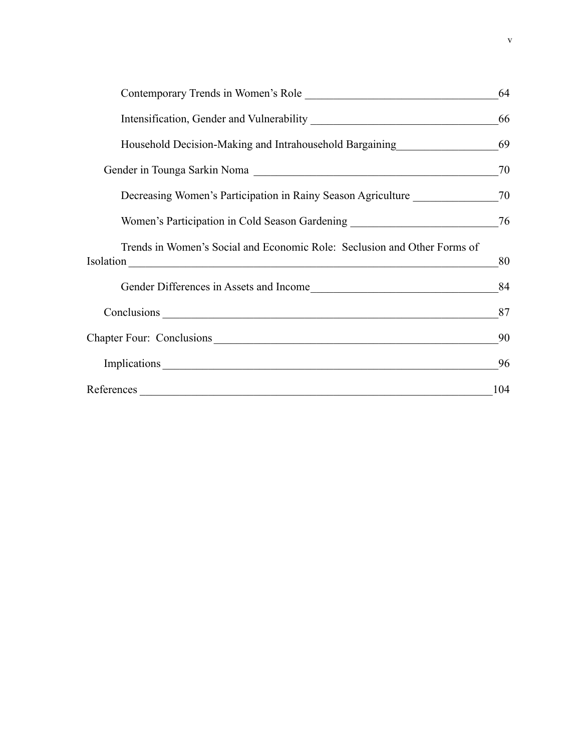Contemporary Trends in Women's Role 64

Intensification, Gender and Vulnerability 66

Household Decision-Making and Intrahousehold Bargaining 69

Gender in Tounga Sarkin Noma 70

Decreasing Women's Participation in Rainy Season Agriculture 70

Women's Participation in Cold Season Gardening 76

Trends in Women's Social and Economic Role: Seclusion and Other Forms of Isolation 80

Gender Differences in Assets and Income 84

Conclusions 87

Chapter Four: Conclusions 90

Implications 96

References 104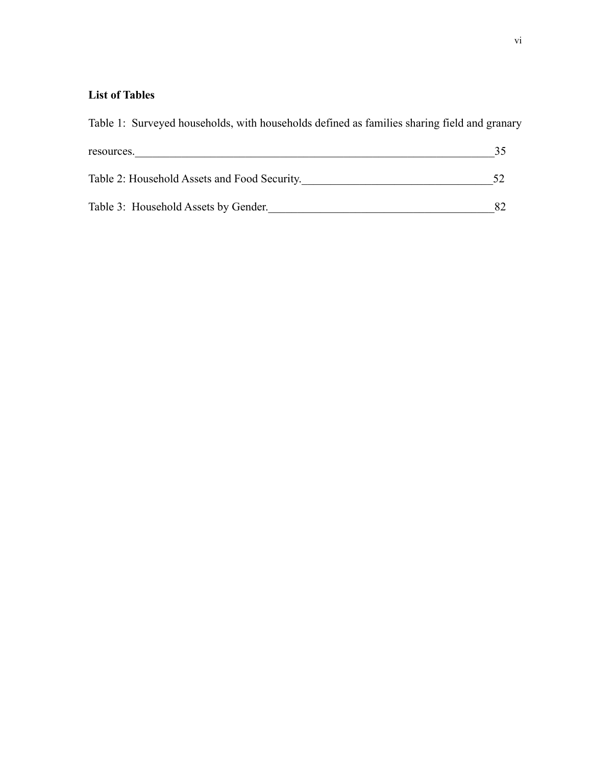## List of Tables

Table 1: Surveyed households, with households defined as families sharing field and granary resources. 35

Table 2: Household Assets and Food Security. 52

Table 3: Household Assets by Gender. 82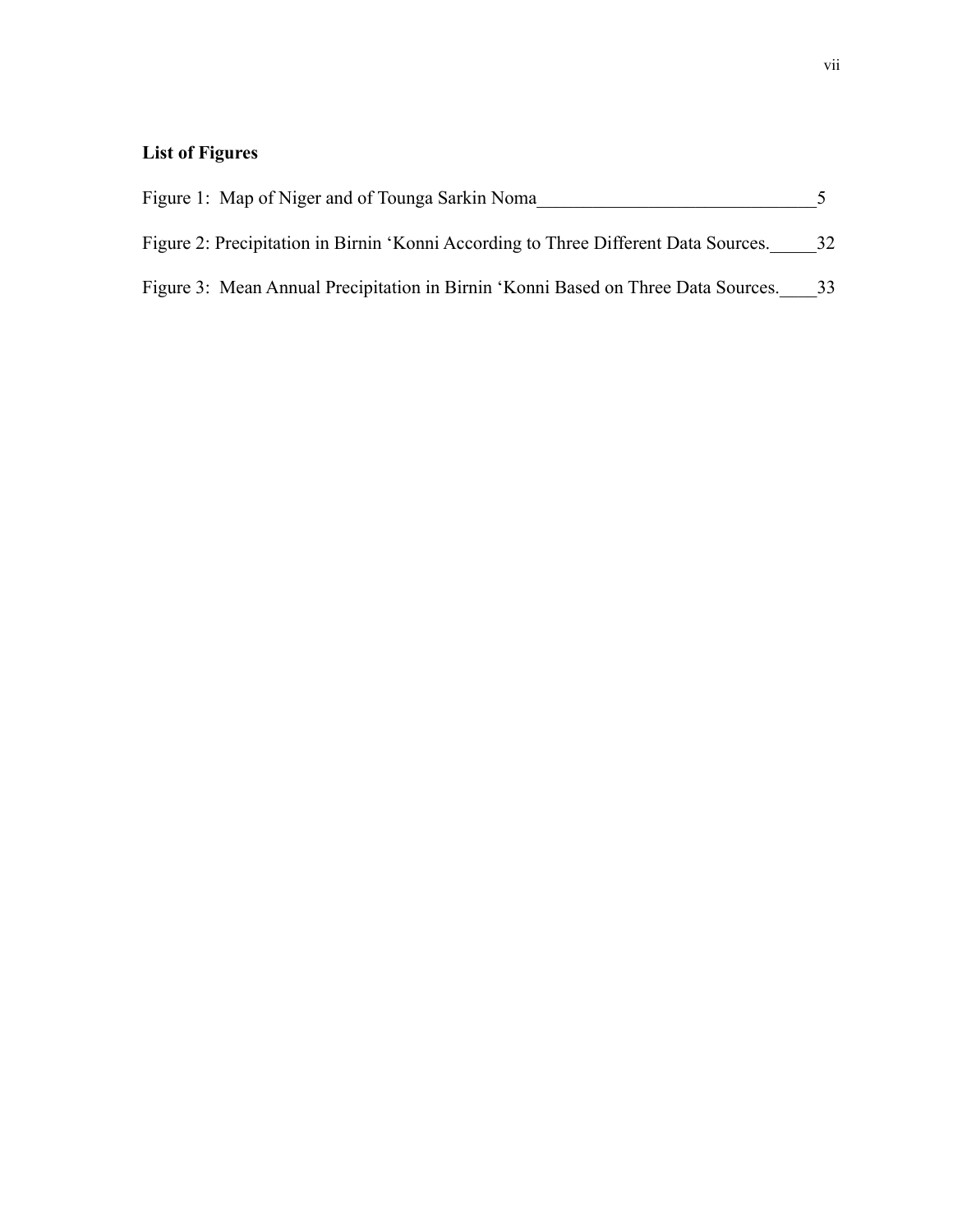**List of Figures**

Figure 1: Map of Niger and of Tounga Sarkin Noma_______________________________5

Figure 2: Precipitation in Birnin ‘Konni According to Three Different Data Sources._____32

Figure 3: Mean Annual Precipitation in Birnin ‘Konni Based on Three Data Sources.____33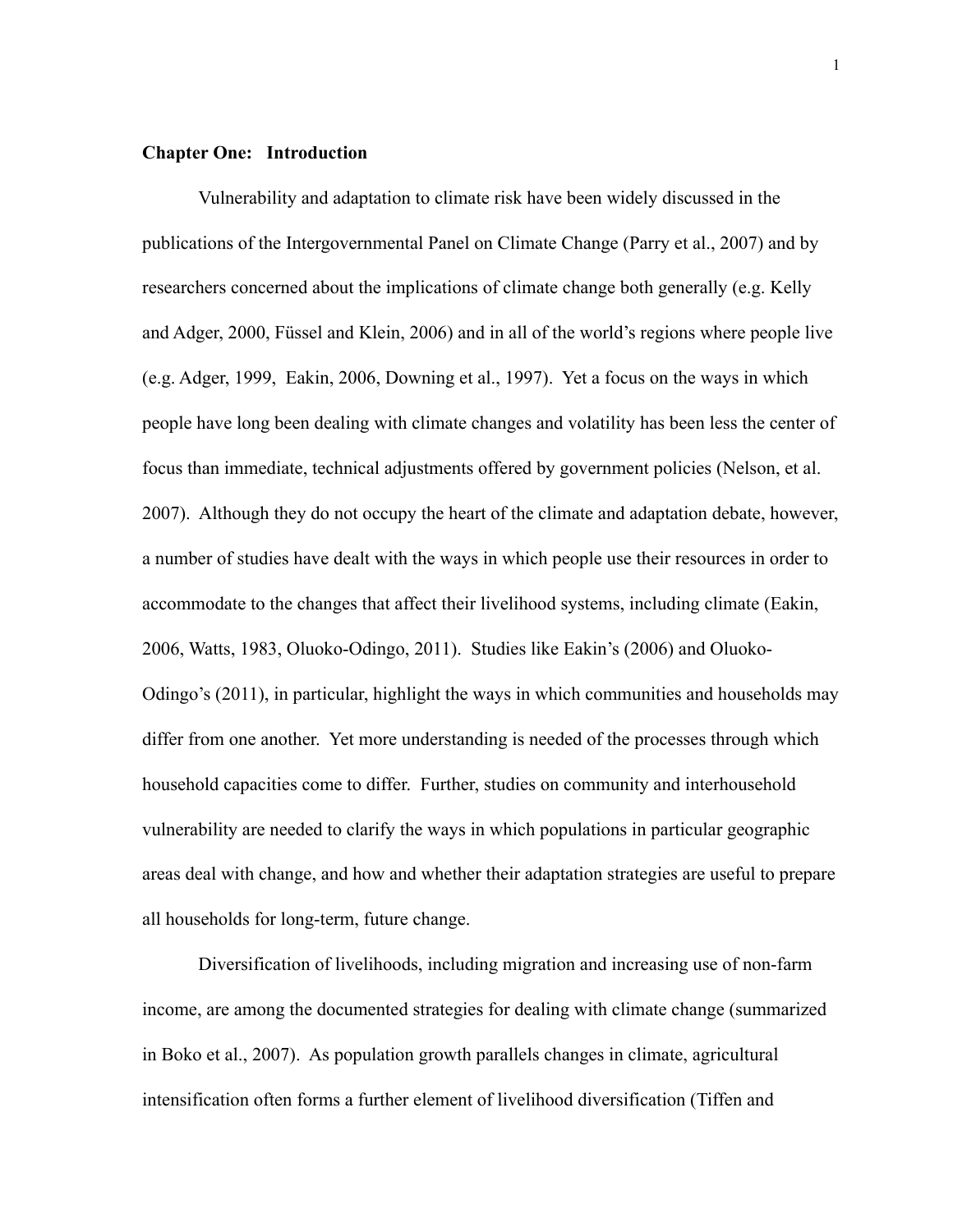## Chapter One: Introduction

Vulnerability and adaptation to climate risk have been widely discussed in the publications of the Intergovernmental Panel on Climate Change (Parry et al., 2007) and by researchers concerned about the implications of climate change both generally (e.g. Kelly and Adger, 2000, Füssel and Klein, 2006) and in all of the world's regions where people live (e.g. Adger, 1999, Eakin, 2006, Downing et al., 1997). Yet a focus on the ways in which people have long been dealing with climate changes and volatility has been less the center of focus than immediate, technical adjustments offered by government policies (Nelson, et al. 2007). Although they do not occupy the heart of the climate and adaptation debate, however, a number of studies have dealt with the ways in which people use their resources in order to accommodate to the changes that affect their livelihood systems, including climate (Eakin, 2006, Watts, 1983, Oluoko-Odingo, 2011). Studies like Eakin's (2006) and Oluoko-Odingo's (2011), in particular, highlight the ways in which communities and households may differ from one another. Yet more understanding is needed of the processes through which household capacities come to differ. Further, studies on community and interhousehold vulnerability are needed to clarify the ways in which populations in particular geographic areas deal with change, and how and whether their adaptation strategies are useful to prepare all households for long-term, future change.

Diversification of livelihoods, including migration and increasing use of non-farm income, are among the documented strategies for dealing with climate change (summarized in Boko et al., 2007). As population growth parallels changes in climate, agricultural intensification often forms a further element of livelihood diversification (Tiffen and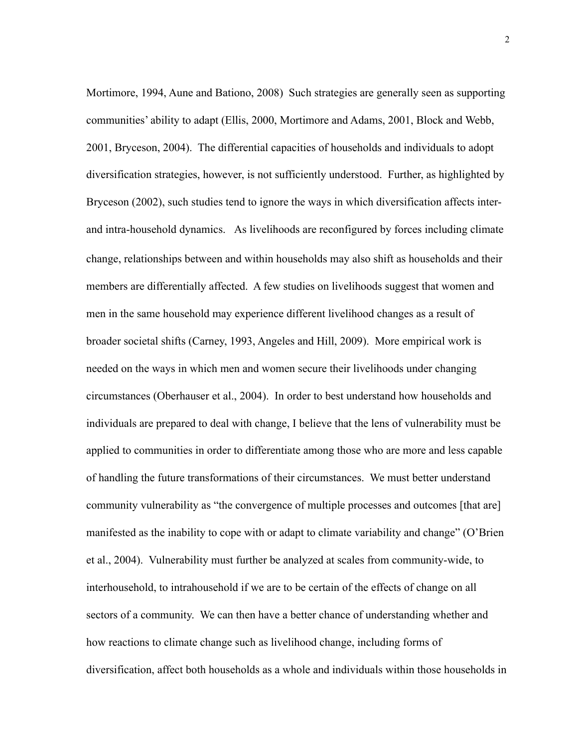Mortimore, 1994, Aune and Bationo, 2008) Such strategies are generally seen as supporting communities' ability to adapt (Ellis, 2000, Mortimore and Adams, 2001, Block and Webb, 2001, Bryceson, 2004). The differential capacities of households and individuals to adopt diversification strategies, however, is not sufficiently understood. Further, as highlighted by Bryceson (2002), such studies tend to ignore the ways in which diversification affects inter- and intra-household dynamics. As livelihoods are reconfigured by forces including climate change, relationships between and within households may also shift as households and their members are differentially affected. A few studies on livelihoods suggest that women and men in the same household may experience different livelihood changes as a result of broader societal shifts (Carney, 1993, Angeles and Hill, 2009). More empirical work is needed on the ways in which men and women secure their livelihoods under changing circumstances (Oberhauser et al., 2004). In order to best understand how households and individuals are prepared to deal with change, I believe that the lens of vulnerability must be applied to communities in order to differentiate among those who are more and less capable of handling the future transformations of their circumstances. We must better understand community vulnerability as "the convergence of multiple processes and outcomes [that are] manifested as the inability to cope with or adapt to climate variability and change" (O'Brien et al., 2004). Vulnerability must further be analyzed at scales from community-wide, to interhousehold, to intrahousehold if we are to be certain of the effects of change on all sectors of a community. We can then have a better chance of understanding whether and how reactions to climate change such as livelihood change, including forms of diversification, affect both households as a whole and individuals within those households in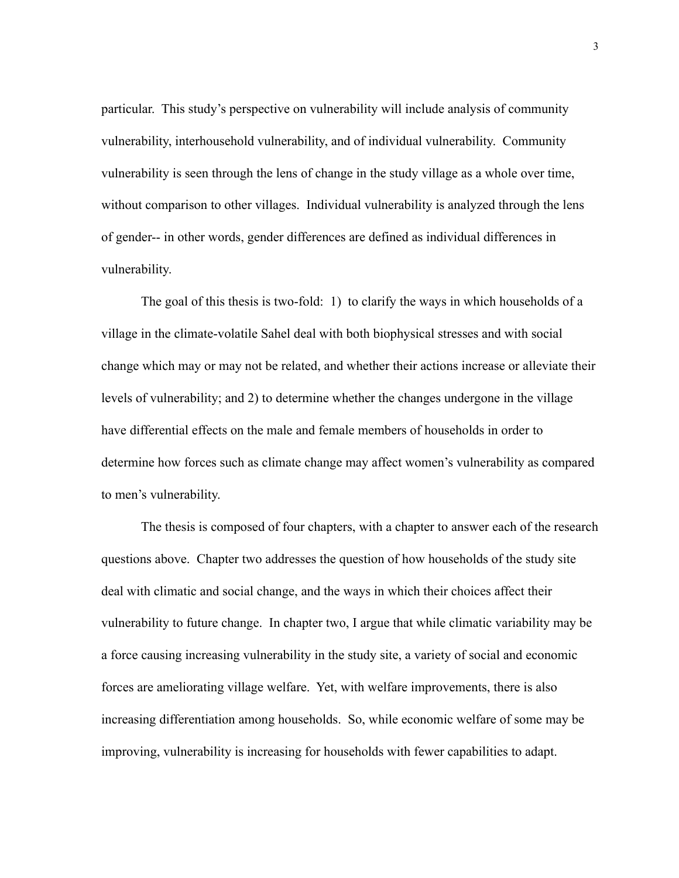particular. This study's perspective on vulnerability will include analysis of community vulnerability, interhousehold vulnerability, and of individual vulnerability. Community vulnerability is seen through the lens of change in the study village as a whole over time, without comparison to other villages. Individual vulnerability is analyzed through the lens of gender-- in other words, gender differences are defined as individual differences in vulnerability.

The goal of this thesis is two-fold: 1) to clarify the ways in which households of a village in the climate-volatile Sahel deal with both biophysical stresses and with social change which may or may not be related, and whether their actions increase or alleviate their levels of vulnerability; and 2) to determine whether the changes undergone in the village have differential effects on the male and female members of households in order to determine how forces such as climate change may affect women's vulnerability as compared to men's vulnerability.

The thesis is composed of four chapters, with a chapter to answer each of the research questions above. Chapter two addresses the question of how households of the study site deal with climatic and social change, and the ways in which their choices affect their vulnerability to future change. In chapter two, I argue that while climatic variability may be a force causing increasing vulnerability in the study site, a variety of social and economic forces are ameliorating village welfare. Yet, with welfare improvements, there is also increasing differentiation among households. So, while economic welfare of some may be improving, vulnerability is increasing for households with fewer capabilities to adapt.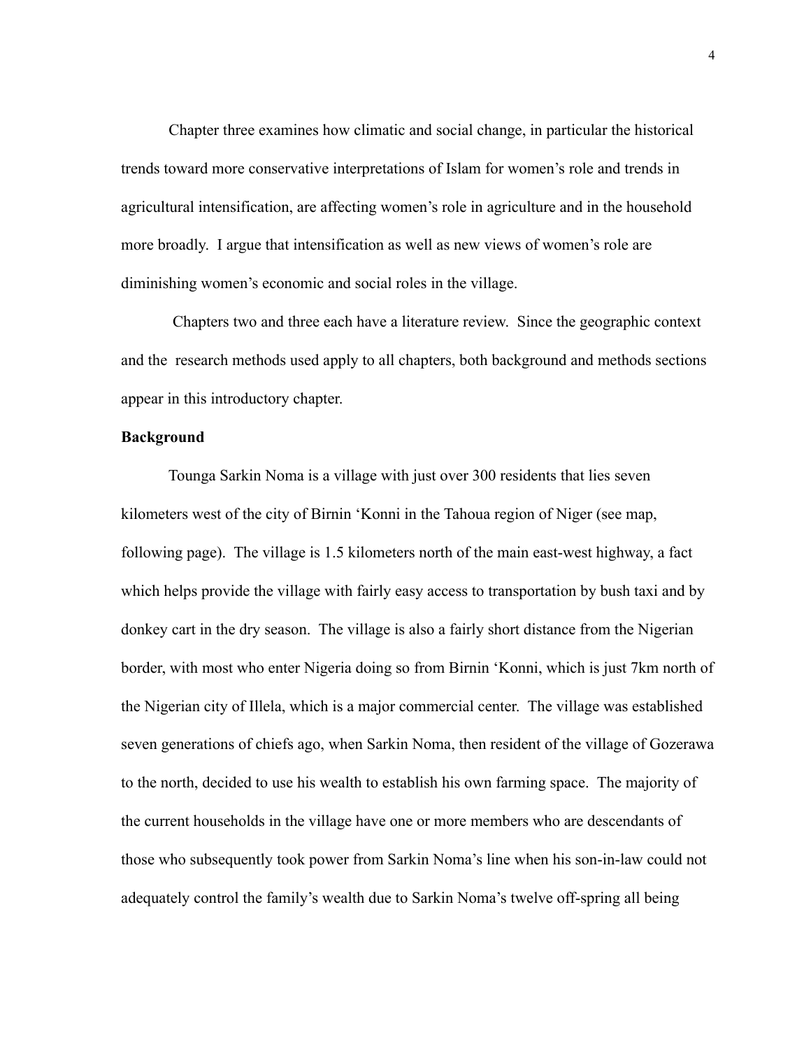Chapter three examines how climatic and social change, in particular the historical trends toward more conservative interpretations of Islam for women's role and trends in agricultural intensification, are affecting women's role in agriculture and in the household more broadly. I argue that intensification as well as new views of women's role are diminishing women's economic and social roles in the village.

Chapters two and three each have a literature review. Since the geographic context and the research methods used apply to all chapters, both background and methods sections appear in this introductory chapter.

**Background**

Tounga Sarkin Noma is a village with just over 300 residents that lies seven kilometers west of the city of Birnin 'Konni in the Tahoua region of Niger (see map, following page). The village is 1.5 kilometers north of the main east-west highway, a fact which helps provide the village with fairly easy access to transportation by bush taxi and by donkey cart in the dry season. The village is also a fairly short distance from the Nigerian border, with most who enter Nigeria doing so from Birnin 'Konni, which is just 7km north of the Nigerian city of Illela, which is a major commercial center. The village was established seven generations of chiefs ago, when Sarkin Noma, then resident of the village of Gozerawa to the north, decided to use his wealth to establish his own farming space. The majority of the current households in the village have one or more members who are descendants of those who subsequently took power from Sarkin Noma's line when his son-in-law could not adequately control the family's wealth due to Sarkin Noma's twelve off-spring all being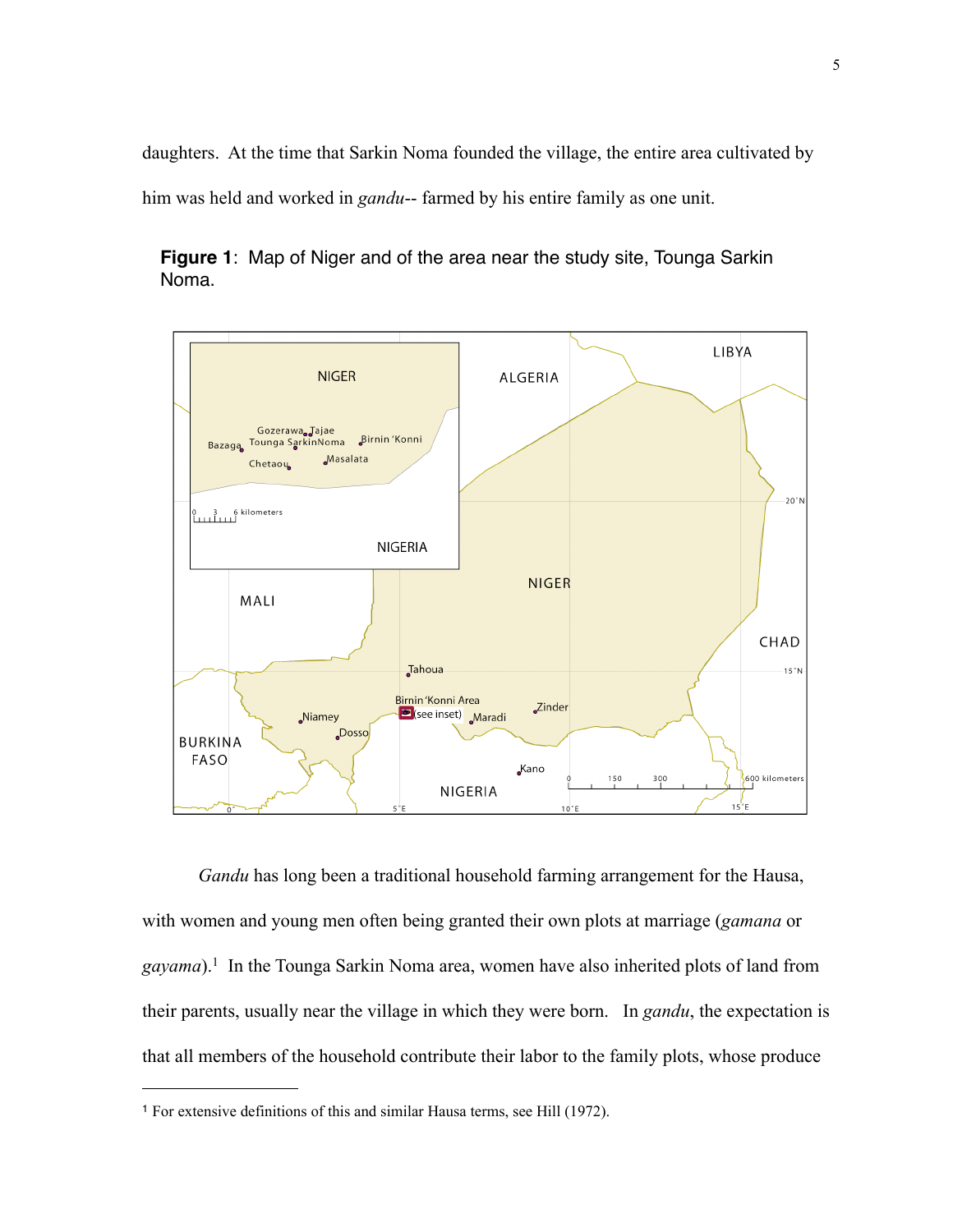daughters. At the time that Sarkin Noma founded the village, the entire area cultivated by him was held and worked in *gandu*-- farmed by his entire family as one unit.

**Figure 1**: Map of Niger and of the area near the study site, Tounga Sarkin Noma.

*Gandu* has long been a traditional household farming arrangement for the Hausa, with women and young men often being granted their own plots at marriage (*gamana* or *gayama*).[1] In the Tounga Sarkin Noma area, women have also inherited plots of land from their parents, usually near the village in which they were born. In *gandu*, the expectation is that all members of the household contribute their labor to the family plots, whose produce

---

[1] For extensive definitions of this and similar Hausa terms, see Hill (1972).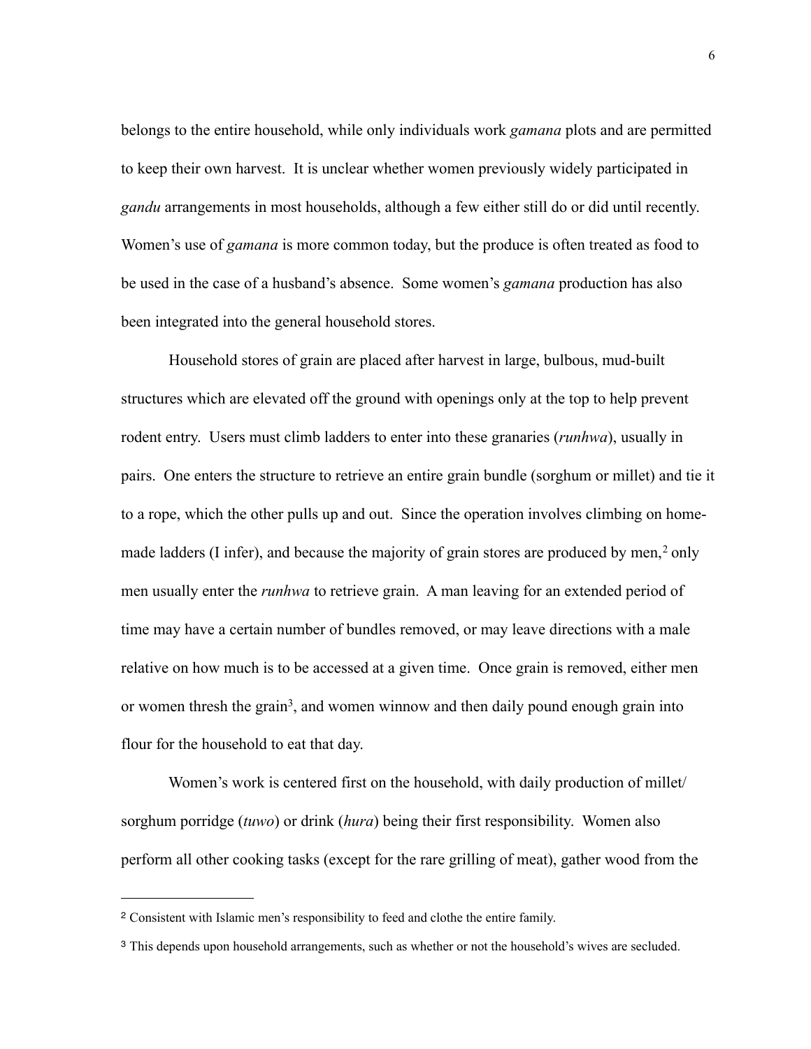belongs to the entire household, while only individuals work *gamana* plots and are permitted to keep their own harvest. It is unclear whether women previously widely participated in *gandu* arrangements in most households, although a few either still do or did until recently. Women's use of *gamana* is more common today, but the produce is often treated as food to be used in the case of a husband's absence. Some women's *gamana* production has also been integrated into the general household stores.

Household stores of grain are placed after harvest in large, bulbous, mud-built structures which are elevated off the ground with openings only at the top to help prevent rodent entry. Users must climb ladders to enter into these granaries (*runhwa*), usually in pairs. One enters the structure to retrieve an entire grain bundle (sorghum or millet) and tie it to a rope, which the other pulls up and out. Since the operation involves climbing on home-made ladders (I infer), and because the majority of grain stores are produced by men,[2] only men usually enter the *runhwa* to retrieve grain. A man leaving for an extended period of time may have a certain number of bundles removed, or may leave directions with a male relative on how much is to be accessed at a given time. Once grain is removed, either men or women thresh the grain[3], and women winnow and then daily pound enough grain into flour for the household to eat that day.

Women's work is centered first on the household, with daily production of millet/sorghum porridge (*tuwo*) or drink (*hura*) being their first responsibility. Women also perform all other cooking tasks (except for the rare grilling of meat), gather wood from the

---

[2] Consistent with Islamic men's responsibility to feed and clothe the entire family.

[3] This depends upon household arrangements, such as whether or not the household's wives are secluded.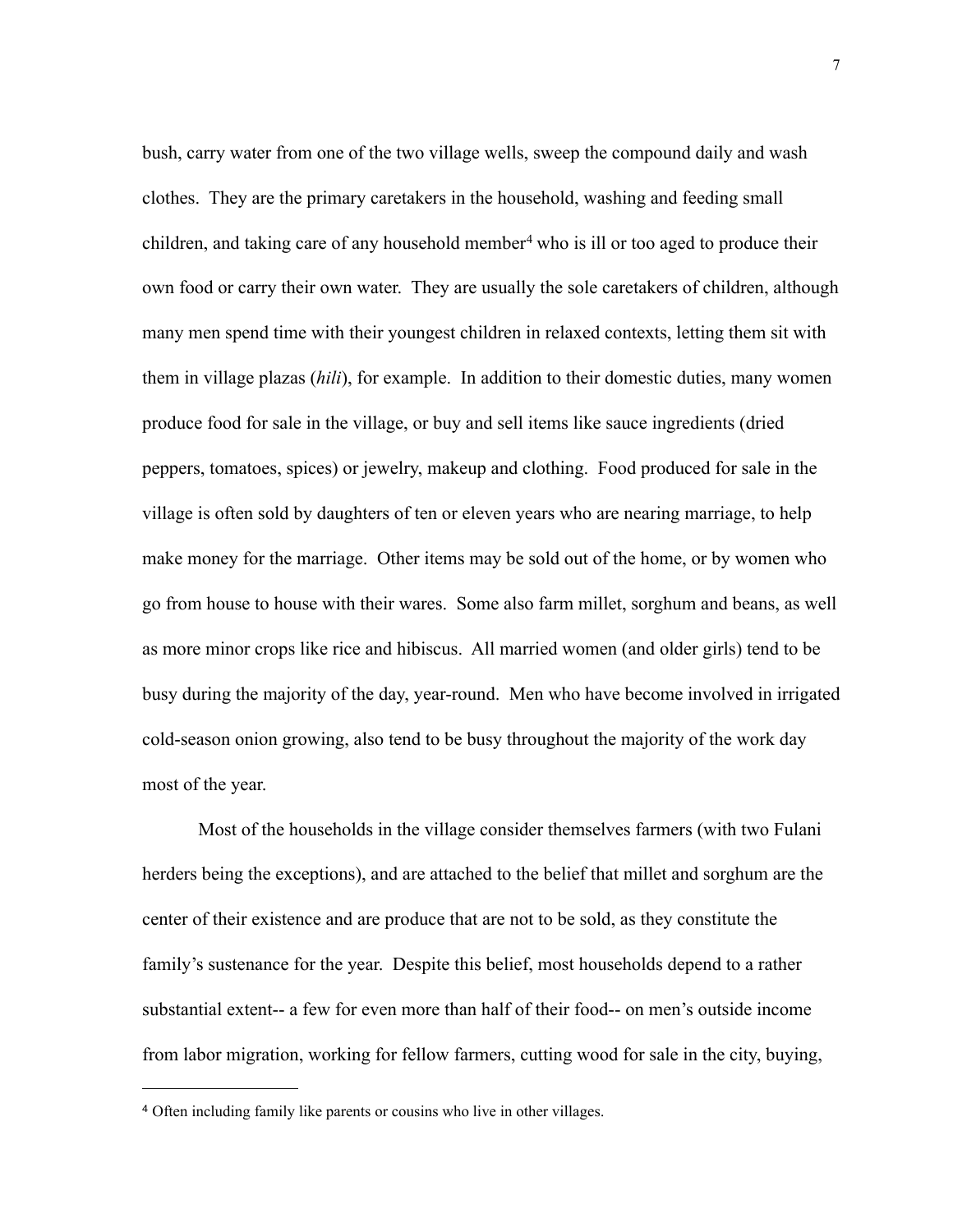bush, carry water from one of the two village wells, sweep the compound daily and wash clothes. They are the primary caretakers in the household, washing and feeding small children, and taking care of any household member[4] who is ill or too aged to produce their own food or carry their own water. They are usually the sole caretakers of children, although many men spend time with their youngest children in relaxed contexts, letting them sit with them in village plazas (*hili*), for example. In addition to their domestic duties, many women produce food for sale in the village, or buy and sell items like sauce ingredients (dried peppers, tomatoes, spices) or jewelry, makeup and clothing. Food produced for sale in the village is often sold by daughters of ten or eleven years who are nearing marriage, to help make money for the marriage. Other items may be sold out of the home, or by women who go from house to house with their wares. Some also farm millet, sorghum and beans, as well as more minor crops like rice and hibiscus. All married women (and older girls) tend to be busy during the majority of the day, year-round. Men who have become involved in irrigated cold-season onion growing, also tend to be busy throughout the majority of the work day most of the year.

Most of the households in the village consider themselves farmers (with two Fulani herders being the exceptions), and are attached to the belief that millet and sorghum are the center of their existence and are produce that are not to be sold, as they constitute the family's sustenance for the year. Despite this belief, most households depend to a rather substantial extent-- a few for even more than half of their food-- on men's outside income from labor migration, working for fellow farmers, cutting wood for sale in the city, buying,

[4] Often including family like parents or cousins who live in other villages.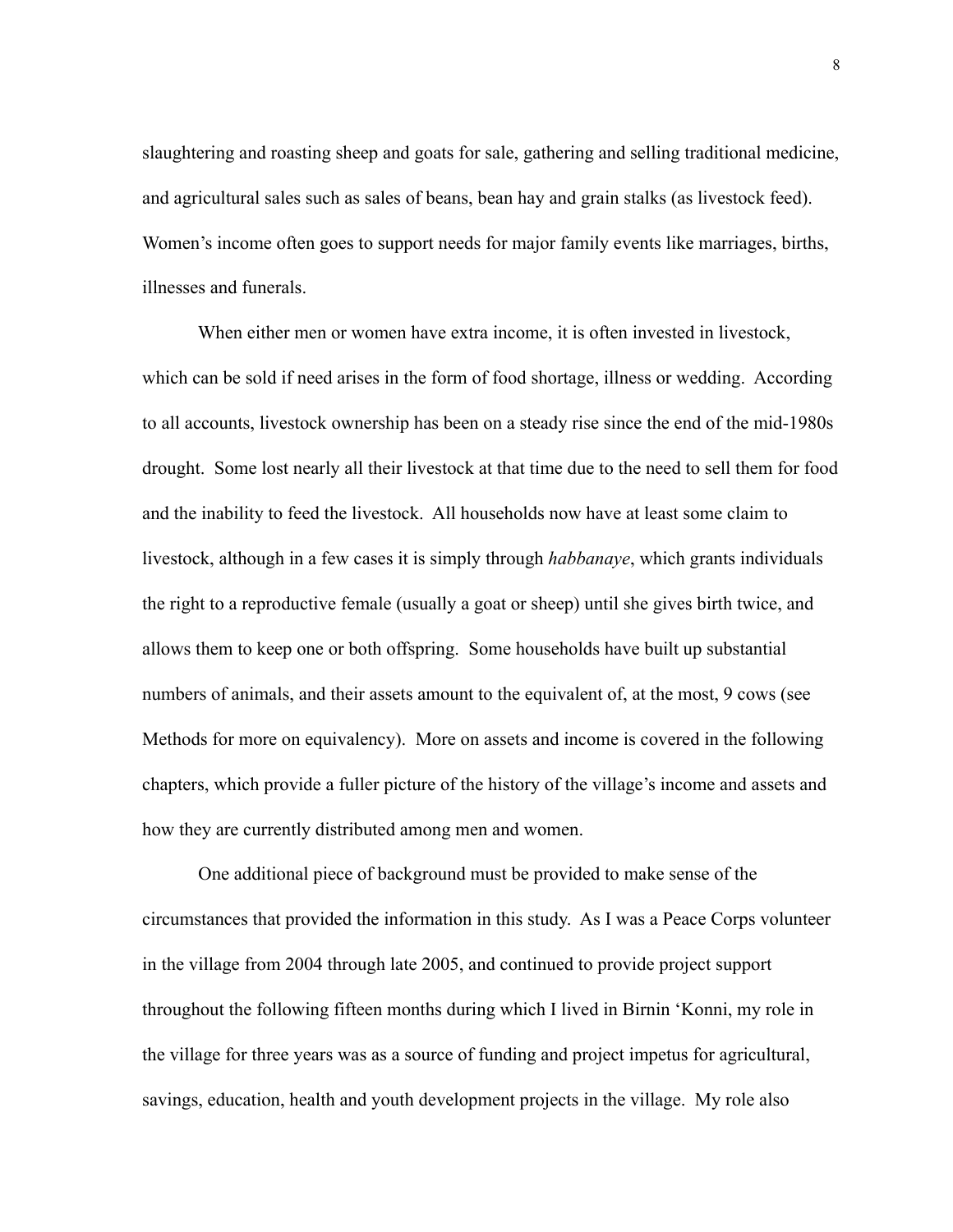slaughtering and roasting sheep and goats for sale, gathering and selling traditional medicine, and agricultural sales such as sales of beans, bean hay and grain stalks (as livestock feed). Women's income often goes to support needs for major family events like marriages, births, illnesses and funerals.

When either men or women have extra income, it is often invested in livestock, which can be sold if need arises in the form of food shortage, illness or wedding. According to all accounts, livestock ownership has been on a steady rise since the end of the mid-1980s drought. Some lost nearly all their livestock at that time due to the need to sell them for food and the inability to feed the livestock. All households now have at least some claim to livestock, although in a few cases it is simply through *habbanaye*, which grants individuals the right to a reproductive female (usually a goat or sheep) until she gives birth twice, and allows them to keep one or both offspring. Some households have built up substantial numbers of animals, and their assets amount to the equivalent of, at the most, 9 cows (see Methods for more on equivalency). More on assets and income is covered in the following chapters, which provide a fuller picture of the history of the village's income and assets and how they are currently distributed among men and women.

One additional piece of background must be provided to make sense of the circumstances that provided the information in this study. As I was a Peace Corps volunteer in the village from 2004 through late 2005, and continued to provide project support throughout the following fifteen months during which I lived in Birnin 'Konni, my role in the village for three years was as a source of funding and project impetus for agricultural, savings, education, health and youth development projects in the village. My role also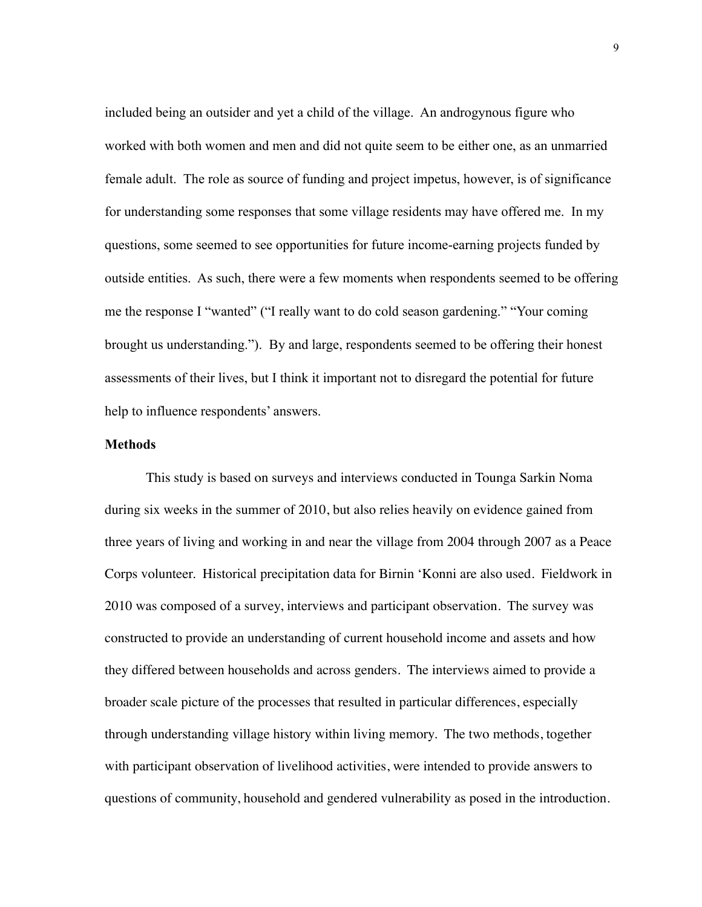included being an outsider and yet a child of the village. An androgynous figure who worked with both women and men and did not quite seem to be either one, as an unmarried female adult. The role as source of funding and project impetus, however, is of significance for understanding some responses that some village residents may have offered me. In my questions, some seemed to see opportunities for future income-earning projects funded by outside entities. As such, there were a few moments when respondents seemed to be offering me the response I "wanted" ("I really want to do cold season gardening." "Your coming brought us understanding."). By and large, respondents seemed to be offering their honest assessments of their lives, but I think it important not to disregard the potential for future help to influence respondents' answers.

**Methods**

This study is based on surveys and interviews conducted in Tounga Sarkin Noma during six weeks in the summer of 2010, but also relies heavily on evidence gained from three years of living and working in and near the village from 2004 through 2007 as a Peace Corps volunteer. Historical precipitation data for Birnin 'Konni are also used. Fieldwork in 2010 was composed of a survey, interviews and participant observation. The survey was constructed to provide an understanding of current household income and assets and how they differed between households and across genders. The interviews aimed to provide a broader scale picture of the processes that resulted in particular differences, especially through understanding village history within living memory. The two methods, together with participant observation of livelihood activities, were intended to provide answers to questions of community, household and gendered vulnerability as posed in the introduction.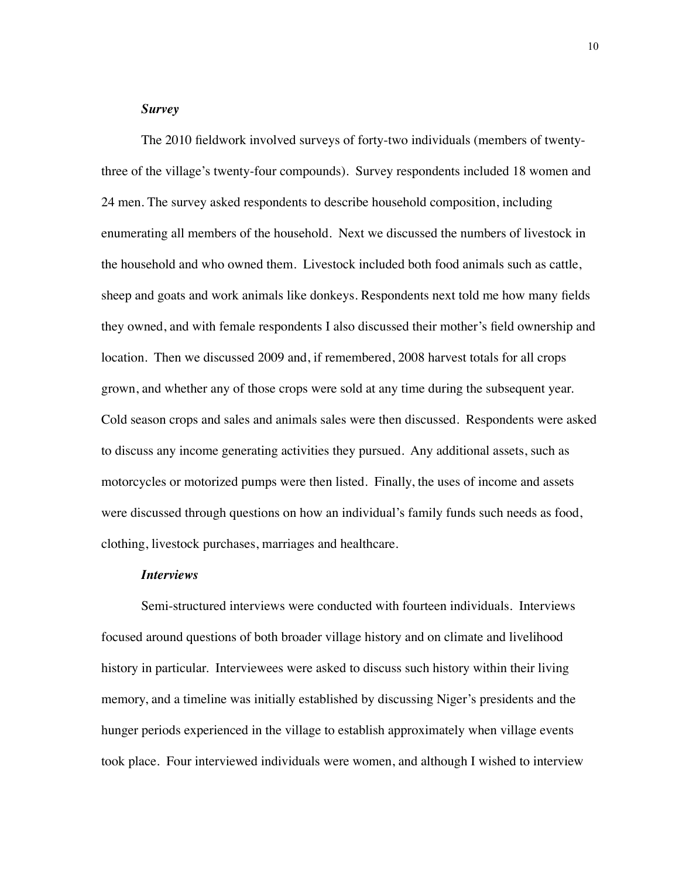### *Survey*

The 2010 fieldwork involved surveys of forty-two individuals (members of twenty-three of the village's twenty-four compounds). Survey respondents included 18 women and 24 men. The survey asked respondents to describe household composition, including enumerating all members of the household. Next we discussed the numbers of livestock in the household and who owned them. Livestock included both food animals such as cattle, sheep and goats and work animals like donkeys. Respondents next told me how many fields they owned, and with female respondents I also discussed their mother's field ownership and location. Then we discussed 2009 and, if remembered, 2008 harvest totals for all crops grown, and whether any of those crops were sold at any time during the subsequent year. Cold season crops and sales and animals sales were then discussed. Respondents were asked to discuss any income generating activities they pursued. Any additional assets, such as motorcycles or motorized pumps were then listed. Finally, the uses of income and assets were discussed through questions on how an individual's family funds such needs as food, clothing, livestock purchases, marriages and healthcare.

### *Interviews*

Semi-structured interviews were conducted with fourteen individuals. Interviews focused around questions of both broader village history and on climate and livelihood history in particular. Interviewees were asked to discuss such history within their living memory, and a timeline was initially established by discussing Niger's presidents and the hunger periods experienced in the village to establish approximately when village events took place. Four interviewed individuals were women, and although I wished to interview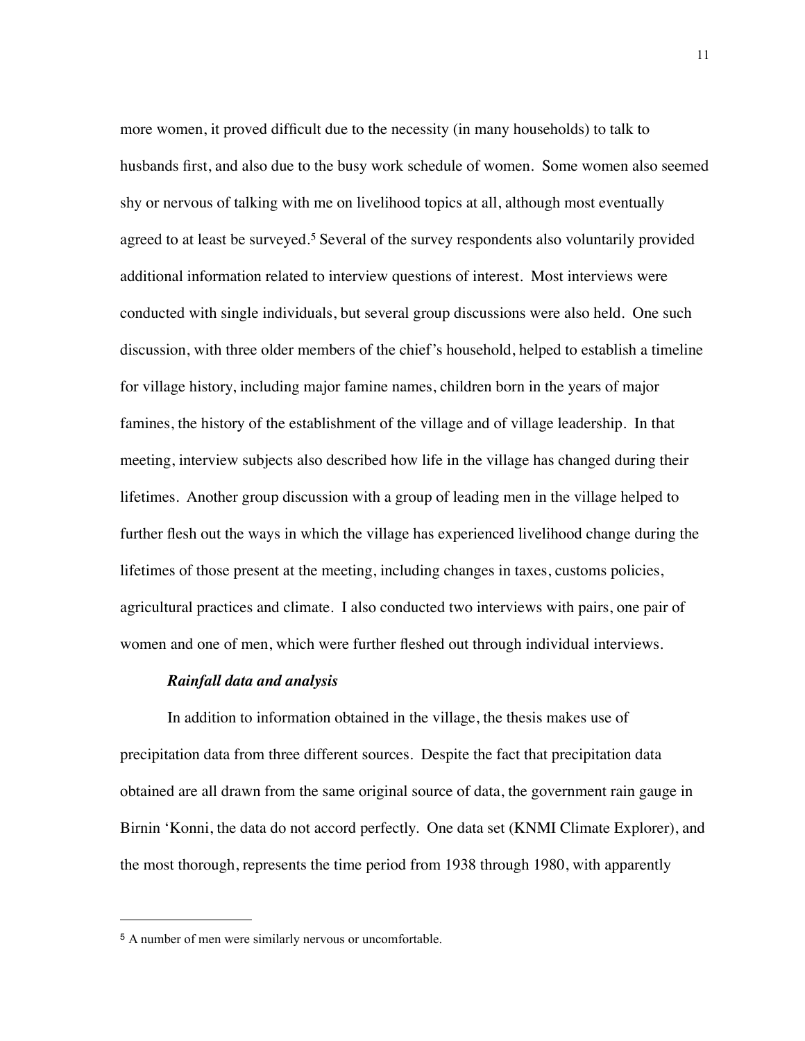more women, it proved difficult due to the necessity (in many households) to talk to husbands first, and also due to the busy work schedule of women. Some women also seemed shy or nervous of talking with me on livelihood topics at all, although most eventually agreed to at least be surveyed.[5] Several of the survey respondents also voluntarily provided additional information related to interview questions of interest. Most interviews were conducted with single individuals, but several group discussions were also held. One such discussion, with three older members of the chief's household, helped to establish a timeline for village history, including major famine names, children born in the years of major famines, the history of the establishment of the village and of village leadership. In that meeting, interview subjects also described how life in the village has changed during their lifetimes. Another group discussion with a group of leading men in the village helped to further flesh out the ways in which the village has experienced livelihood change during the lifetimes of those present at the meeting, including changes in taxes, customs policies, agricultural practices and climate. I also conducted two interviews with pairs, one pair of women and one of men, which were further fleshed out through individual interviews.

***Rainfall data and analysis***

In addition to information obtained in the village, the thesis makes use of precipitation data from three different sources. Despite the fact that precipitation data obtained are all drawn from the same original source of data, the government rain gauge in Birnin 'Konni, the data do not accord perfectly. One data set (KNMI Climate Explorer), and the most thorough, represents the time period from 1938 through 1980, with apparently

---

[5] A number of men were similarly nervous or uncomfortable.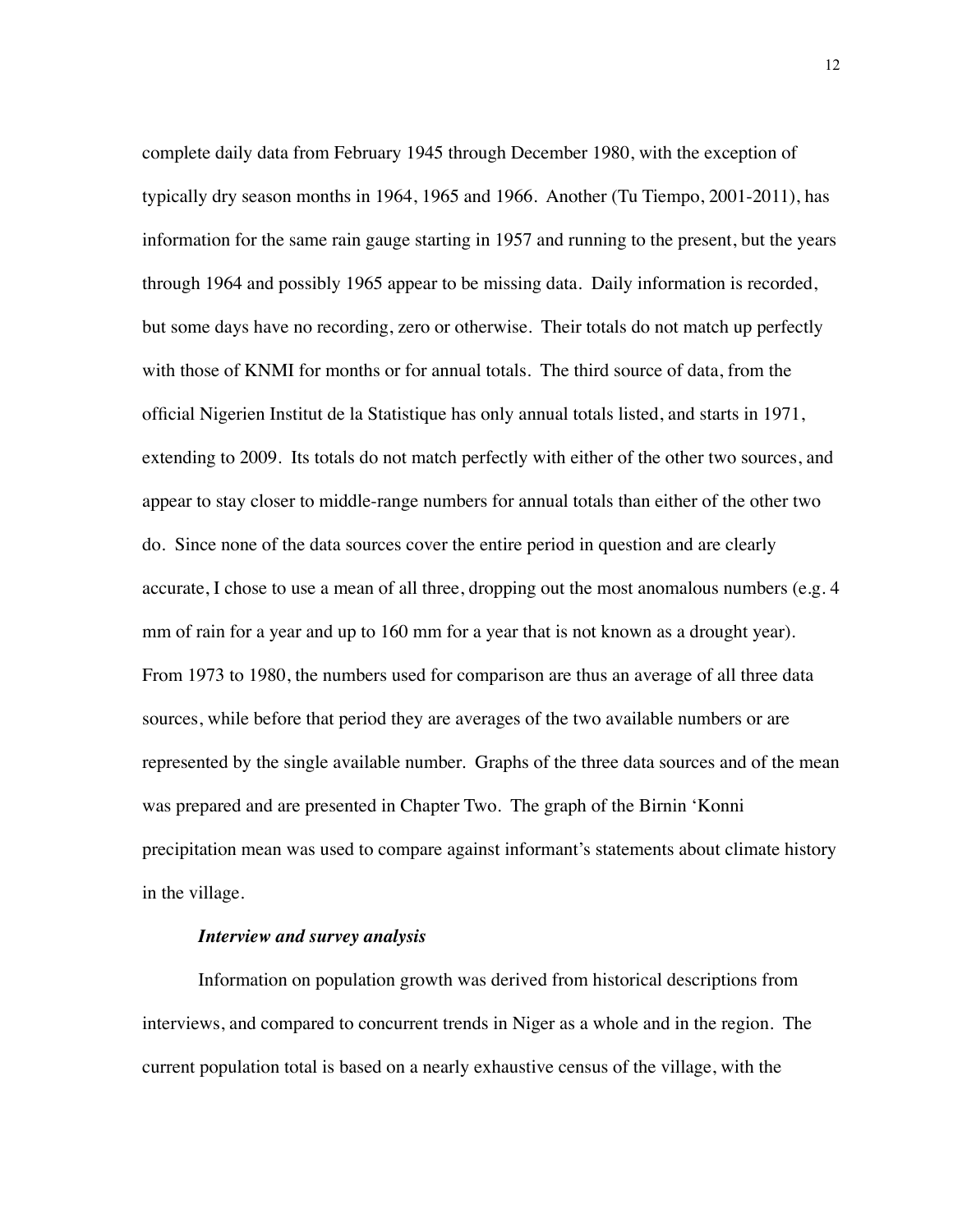complete daily data from February 1945 through December 1980, with the exception of typically dry season months in 1964, 1965 and 1966. Another (Tu Tiempo, 2001-2011), has information for the same rain gauge starting in 1957 and running to the present, but the years through 1964 and possibly 1965 appear to be missing data. Daily information is recorded, but some days have no recording, zero or otherwise. Their totals do not match up perfectly with those of KNMI for months or for annual totals. The third source of data, from the official Nigerien Institut de la Statistique has only annual totals listed, and starts in 1971, extending to 2009. Its totals do not match perfectly with either of the other two sources, and appear to stay closer to middle-range numbers for annual totals than either of the other two do. Since none of the data sources cover the entire period in question and are clearly accurate, I chose to use a mean of all three, dropping out the most anomalous numbers (e.g. 4 mm of rain for a year and up to 160 mm for a year that is not known as a drought year). From 1973 to 1980, the numbers used for comparison are thus an average of all three data sources, while before that period they are averages of the two available numbers or are represented by the single available number. Graphs of the three data sources and of the mean was prepared and are presented in Chapter Two. The graph of the Birnin 'Konni precipitation mean was used to compare against informant's statements about climate history in the village.

### *Interview and survey analysis*

Information on population growth was derived from historical descriptions from interviews, and compared to concurrent trends in Niger as a whole and in the region. The current population total is based on a nearly exhaustive census of the village, with the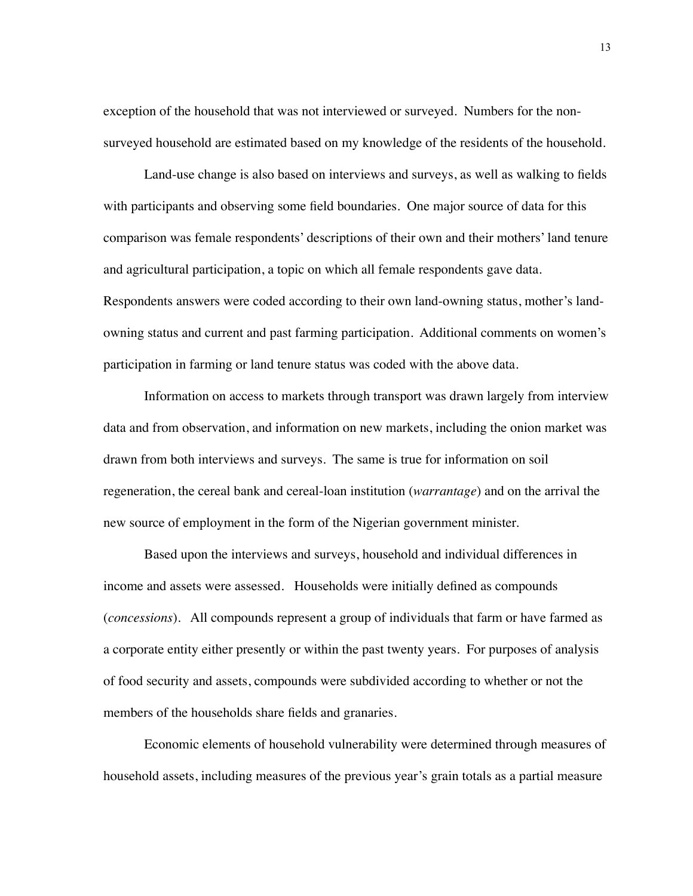exception of the household that was not interviewed or surveyed. Numbers for the non-surveyed household are estimated based on my knowledge of the residents of the household.

Land-use change is also based on interviews and surveys, as well as walking to fields with participants and observing some field boundaries. One major source of data for this comparison was female respondents' descriptions of their own and their mothers' land tenure and agricultural participation, a topic on which all female respondents gave data. Respondents answers were coded according to their own land-owning status, mother's land-owning status and current and past farming participation. Additional comments on women's participation in farming or land tenure status was coded with the above data.

Information on access to markets through transport was drawn largely from interview data and from observation, and information on new markets, including the onion market was drawn from both interviews and surveys. The same is true for information on soil regeneration, the cereal bank and cereal-loan institution (*warrantage*) and on the arrival the new source of employment in the form of the Nigerian government minister.

Based upon the interviews and surveys, household and individual differences in income and assets were assessed. Households were initially defined as compounds (*concessions*). All compounds represent a group of individuals that farm or have farmed as a corporate entity either presently or within the past twenty years. For purposes of analysis of food security and assets, compounds were subdivided according to whether or not the members of the households share fields and granaries.

Economic elements of household vulnerability were determined through measures of household assets, including measures of the previous year's grain totals as a partial measure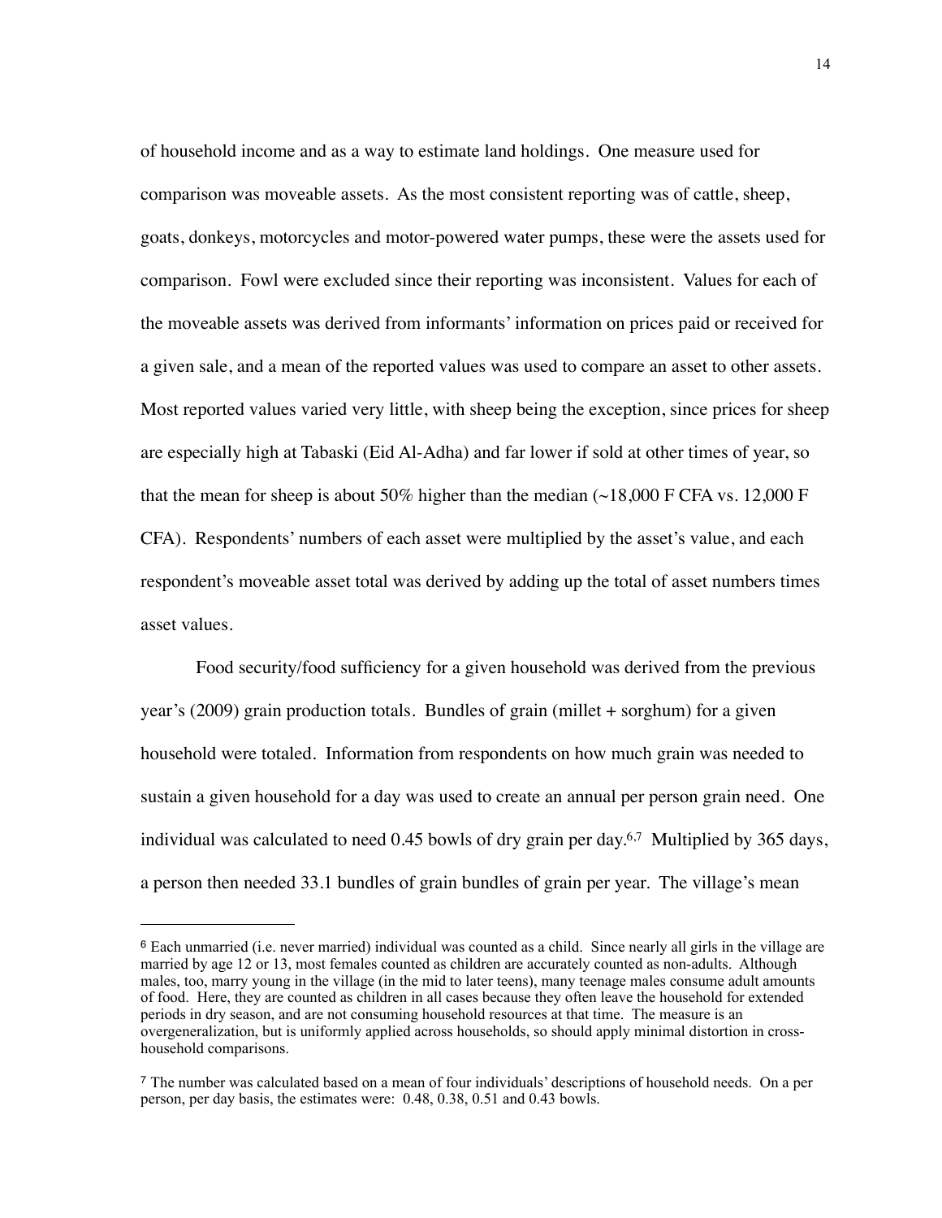of household income and as a way to estimate land holdings. One measure used for comparison was moveable assets. As the most consistent reporting was of cattle, sheep, goats, donkeys, motorcycles and motor-powered water pumps, these were the assets used for comparison. Fowl were excluded since their reporting was inconsistent. Values for each of the moveable assets was derived from informants' information on prices paid or received for a given sale, and a mean of the reported values was used to compare an asset to other assets. Most reported values varied very little, with sheep being the exception, since prices for sheep are especially high at Tabaski (Eid Al-Adha) and far lower if sold at other times of year, so that the mean for sheep is about 50% higher than the median (~18,000 F CFA vs. 12,000 F CFA). Respondents' numbers of each asset were multiplied by the asset's value, and each respondent's moveable asset total was derived by adding up the total of asset numbers times asset values.

Food security/food sufficiency for a given household was derived from the previous year's (2009) grain production totals. Bundles of grain (millet + sorghum) for a given household were totaled. Information from respondents on how much grain was needed to sustain a given household for a day was used to create an annual per person grain need. One individual was calculated to need 0.45 bowls of dry grain per day.[6,7] Multiplied by 365 days, a person then needed 33.1 bundles of grain bundles of grain per year. The village's mean

---

[6] Each unmarried (i.e. never married) individual was counted as a child. Since nearly all girls in the village are married by age 12 or 13, most females counted as children are accurately counted as non-adults. Although males, too, marry young in the village (in the mid to later teens), many teenage males consume adult amounts of food. Here, they are counted as children in all cases because they often leave the household for extended periods in dry season, and are not consuming household resources at that time. The measure is an overgeneralization, but is uniformly applied across households, so should apply minimal distortion in cross-household comparisons.

[7] The number was calculated based on a mean of four individuals' descriptions of household needs. On a per person, per day basis, the estimates were: 0.48, 0.38, 0.51 and 0.43 bowls.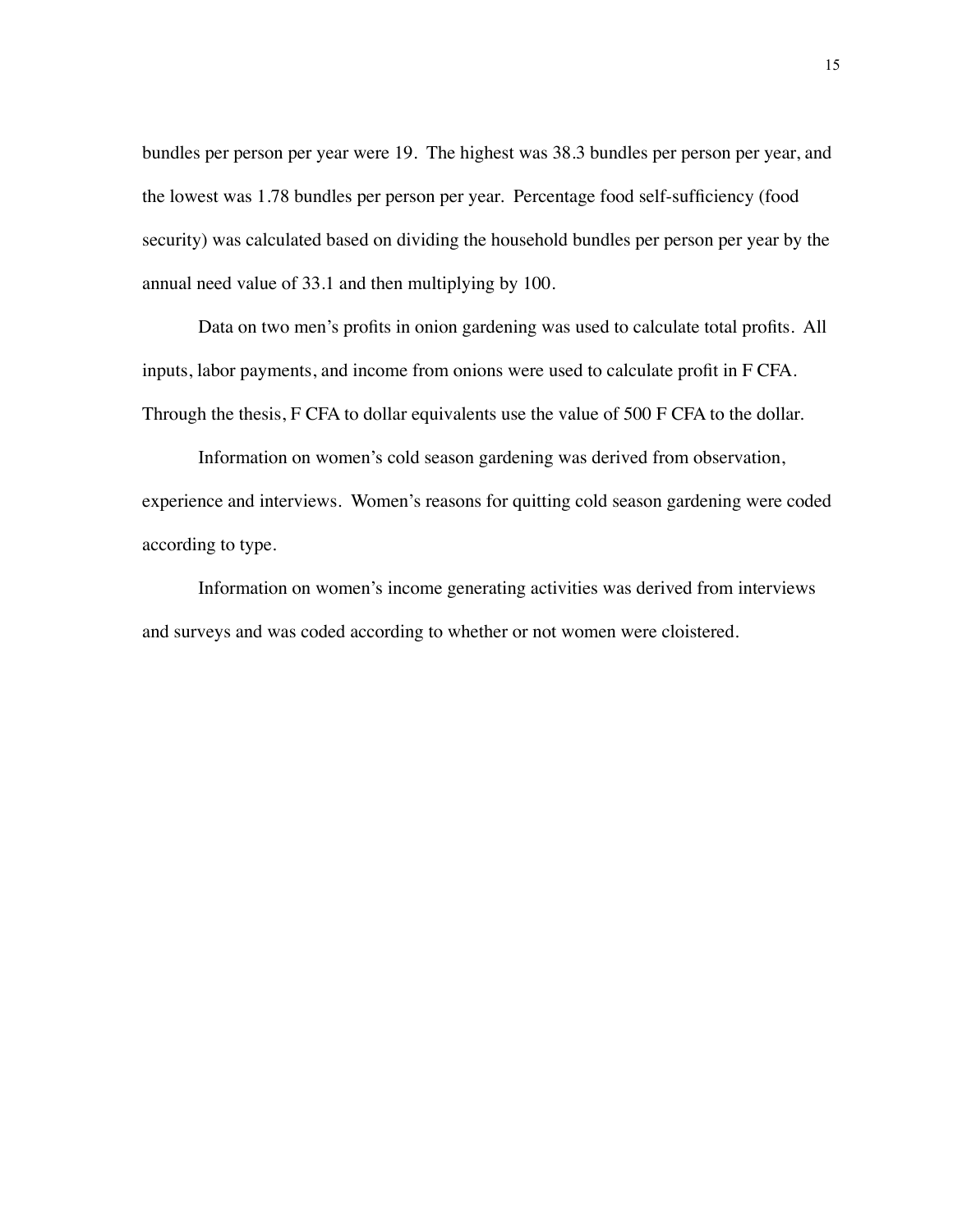bundles per person per year were 19. The highest was 38.3 bundles per person per year, and the lowest was 1.78 bundles per person per year. Percentage food self-sufficiency (food security) was calculated based on dividing the household bundles per person per year by the annual need value of 33.1 and then multiplying by 100.

Data on two men's profits in onion gardening was used to calculate total profits. All inputs, labor payments, and income from onions were used to calculate profit in F CFA. Through the thesis, F CFA to dollar equivalents use the value of 500 F CFA to the dollar.

Information on women's cold season gardening was derived from observation, experience and interviews. Women's reasons for quitting cold season gardening were coded according to type.

Information on women's income generating activities was derived from interviews and surveys and was coded according to whether or not women were cloistered.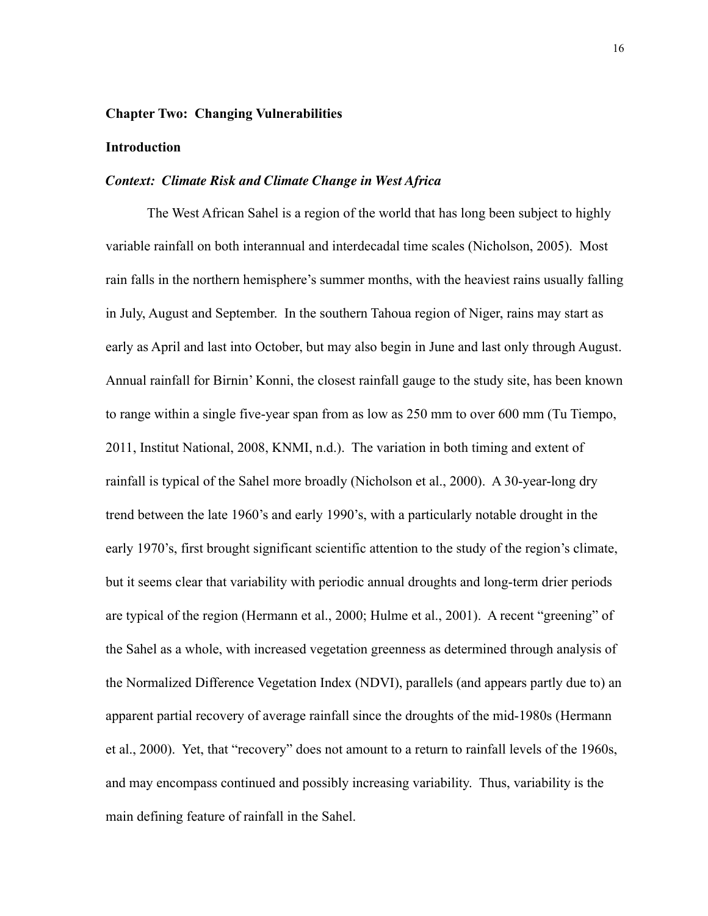## Chapter Two: Changing Vulnerabilities

### Introduction

#### *Context: Climate Risk and Climate Change in West Africa*

The West African Sahel is a region of the world that has long been subject to highly variable rainfall on both interannual and interdecadal time scales (Nicholson, 2005). Most rain falls in the northern hemisphere's summer months, with the heaviest rains usually falling in July, August and September. In the southern Tahoua region of Niger, rains may start as early as April and last into October, but may also begin in June and last only through August. Annual rainfall for Birnin' Konni, the closest rainfall gauge to the study site, has been known to range within a single five-year span from as low as 250 mm to over 600 mm (Tu Tiempo, 2011, Institut National, 2008, KNMI, n.d.). The variation in both timing and extent of rainfall is typical of the Sahel more broadly (Nicholson et al., 2000). A 30-year-long dry trend between the late 1960's and early 1990's, with a particularly notable drought in the early 1970's, first brought significant scientific attention to the study of the region's climate, but it seems clear that variability with periodic annual droughts and long-term drier periods are typical of the region (Hermann et al., 2000; Hulme et al., 2001). A recent "greening" of the Sahel as a whole, with increased vegetation greenness as determined through analysis of the Normalized Difference Vegetation Index (NDVI), parallels (and appears partly due to) an apparent partial recovery of average rainfall since the droughts of the mid-1980s (Hermann et al., 2000). Yet, that "recovery" does not amount to a return to rainfall levels of the 1960s, and may encompass continued and possibly increasing variability. Thus, variability is the main defining feature of rainfall in the Sahel.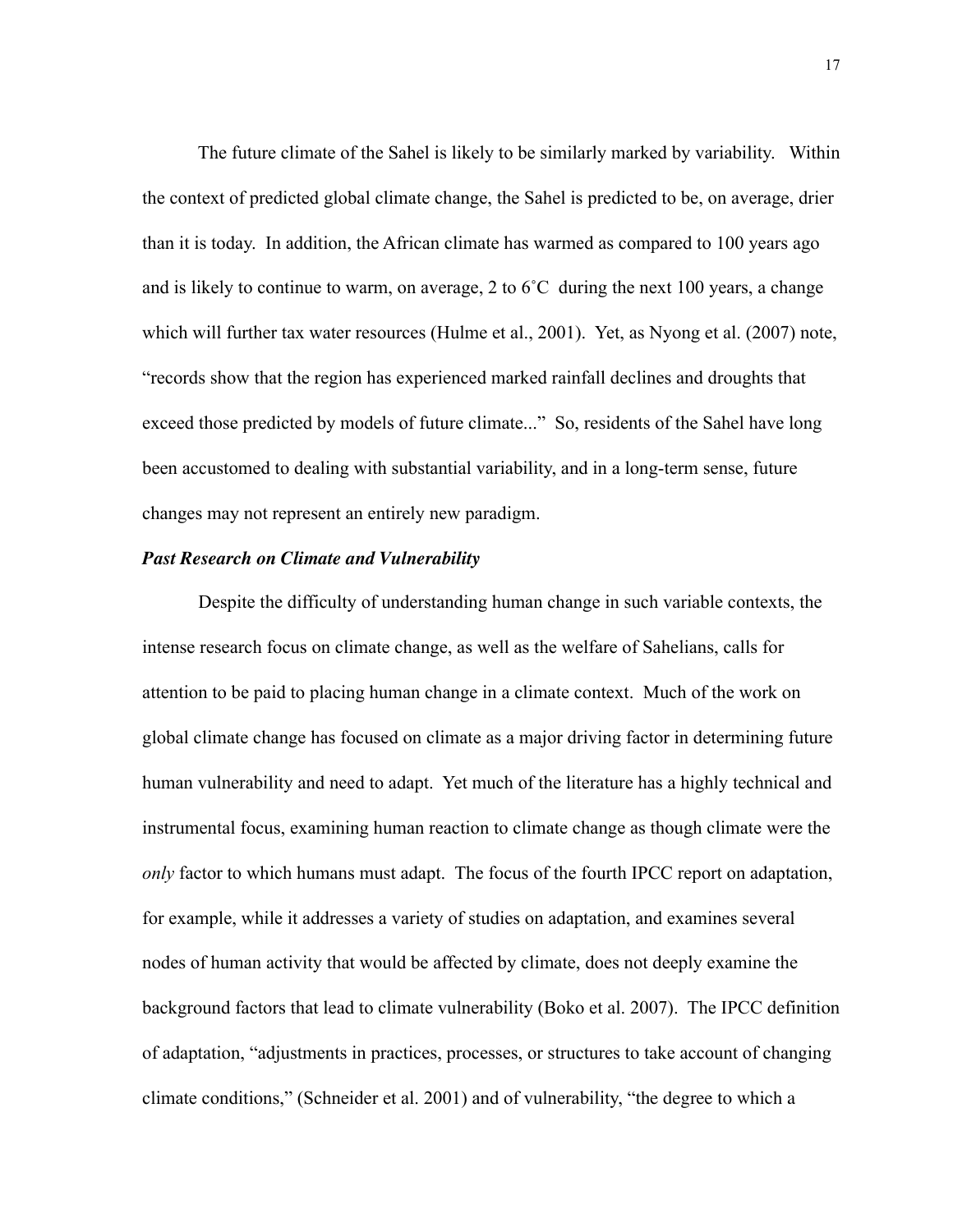The future climate of the Sahel is likely to be similarly marked by variability. Within the context of predicted global climate change, the Sahel is predicted to be, on average, drier than it is today. In addition, the African climate has warmed as compared to 100 years ago and is likely to continue to warm, on average, 2 to 6˚C during the next 100 years, a change which will further tax water resources (Hulme et al., 2001). Yet, as Nyong et al. (2007) note, "records show that the region has experienced marked rainfall declines and droughts that exceed those predicted by models of future climate..." So, residents of the Sahel have long been accustomed to dealing with substantial variability, and in a long-term sense, future changes may not represent an entirely new paradigm.

***Past Research on Climate and Vulnerability***

Despite the difficulty of understanding human change in such variable contexts, the intense research focus on climate change, as well as the welfare of Sahelians, calls for attention to be paid to placing human change in a climate context. Much of the work on global climate change has focused on climate as a major driving factor in determining future human vulnerability and need to adapt. Yet much of the literature has a highly technical and instrumental focus, examining human reaction to climate change as though climate were the *only* factor to which humans must adapt. The focus of the fourth IPCC report on adaptation, for example, while it addresses a variety of studies on adaptation, and examines several nodes of human activity that would be affected by climate, does not deeply examine the background factors that lead to climate vulnerability (Boko et al. 2007). The IPCC definition of adaptation, "adjustments in practices, processes, or structures to take account of changing climate conditions," (Schneider et al. 2001) and of vulnerability, "the degree to which a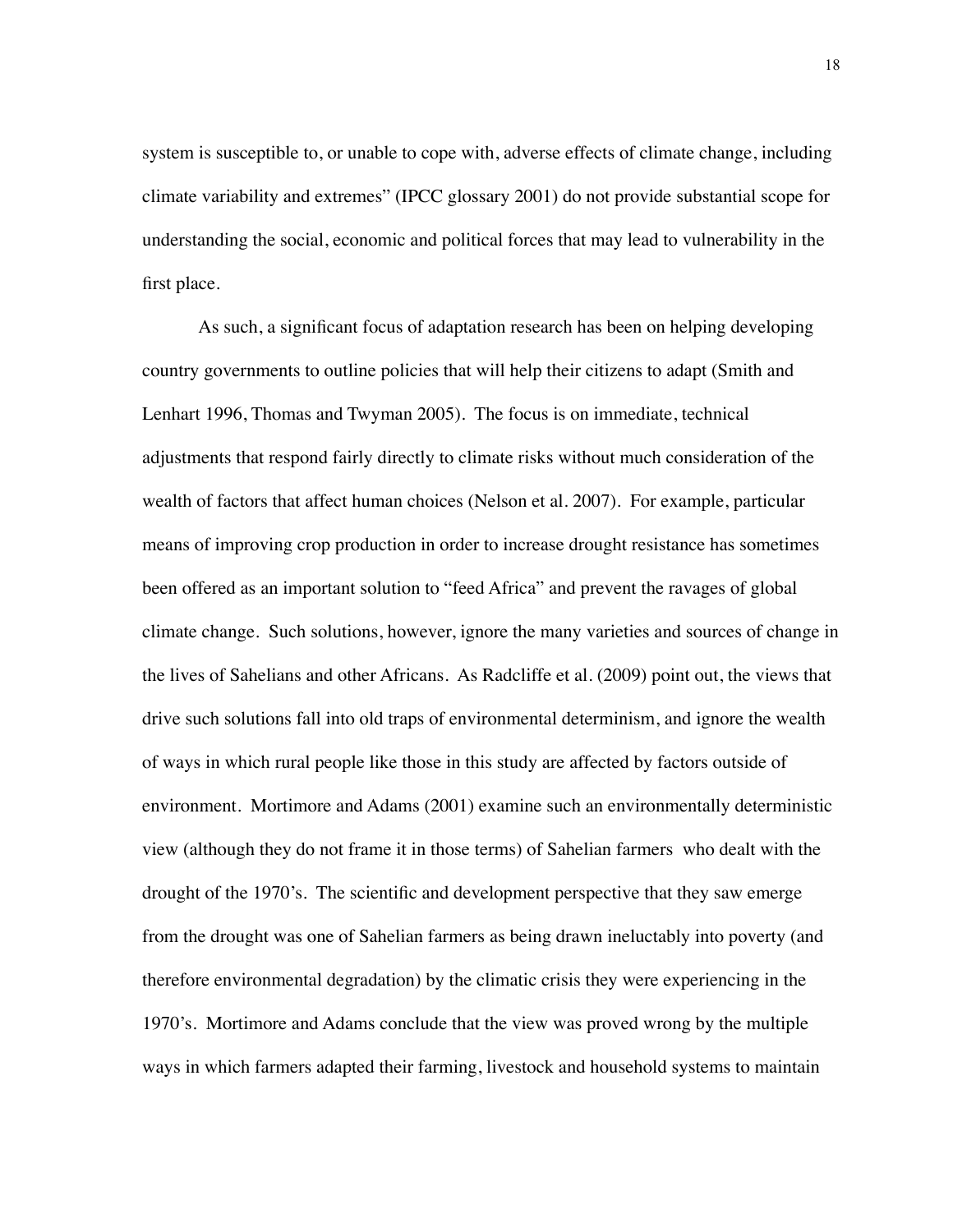system is susceptible to, or unable to cope with, adverse effects of climate change, including climate variability and extremes" (IPCC glossary 2001) do not provide substantial scope for understanding the social, economic and political forces that may lead to vulnerability in the first place.

As such, a significant focus of adaptation research has been on helping developing country governments to outline policies that will help their citizens to adapt (Smith and Lenhart 1996, Thomas and Twyman 2005). The focus is on immediate, technical adjustments that respond fairly directly to climate risks without much consideration of the wealth of factors that affect human choices (Nelson et al. 2007). For example, particular means of improving crop production in order to increase drought resistance has sometimes been offered as an important solution to "feed Africa" and prevent the ravages of global climate change. Such solutions, however, ignore the many varieties and sources of change in the lives of Sahelians and other Africans. As Radcliffe et al. (2009) point out, the views that drive such solutions fall into old traps of environmental determinism, and ignore the wealth of ways in which rural people like those in this study are affected by factors outside of environment. Mortimore and Adams (2001) examine such an environmentally deterministic view (although they do not frame it in those terms) of Sahelian farmers who dealt with the drought of the 1970's. The scientific and development perspective that they saw emerge from the drought was one of Sahelian farmers as being drawn ineluctably into poverty (and therefore environmental degradation) by the climatic crisis they were experiencing in the 1970's. Mortimore and Adams conclude that the view was proved wrong by the multiple ways in which farmers adapted their farming, livestock and household systems to maintain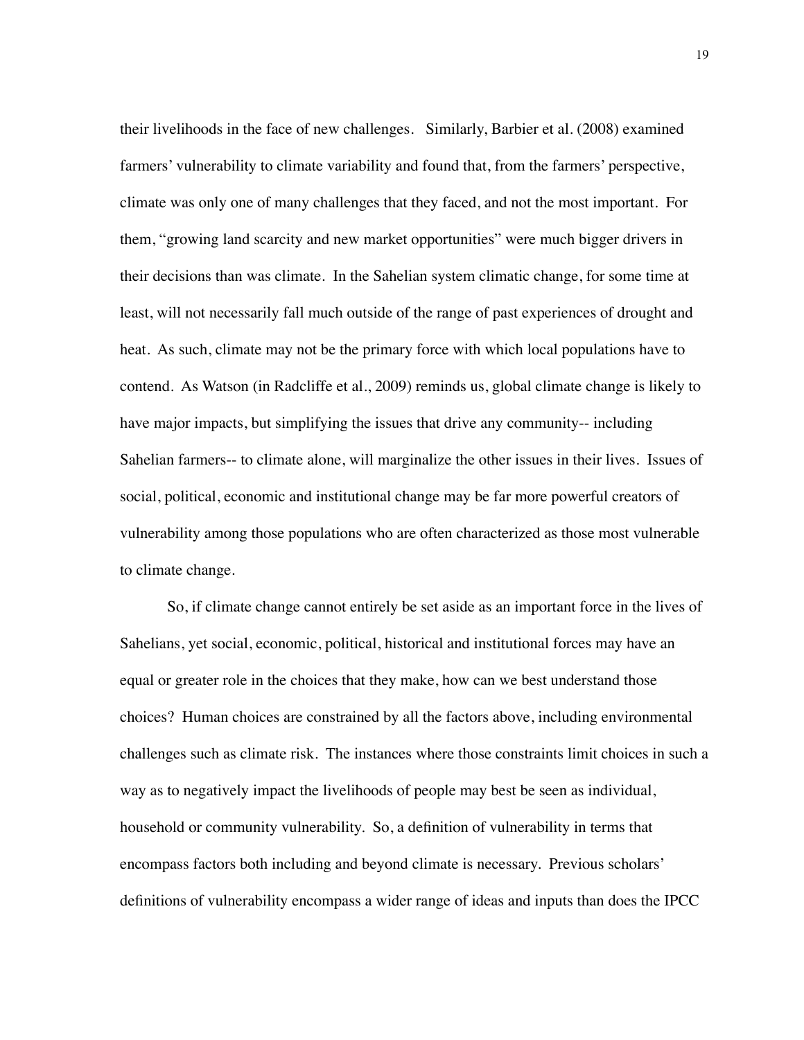their livelihoods in the face of new challenges. Similarly, Barbier et al. (2008) examined farmers' vulnerability to climate variability and found that, from the farmers' perspective, climate was only one of many challenges that they faced, and not the most important. For them, "growing land scarcity and new market opportunities" were much bigger drivers in their decisions than was climate. In the Sahelian system climatic change, for some time at least, will not necessarily fall much outside of the range of past experiences of drought and heat. As such, climate may not be the primary force with which local populations have to contend. As Watson (in Radcliffe et al., 2009) reminds us, global climate change is likely to have major impacts, but simplifying the issues that drive any community-- including Sahelian farmers-- to climate alone, will marginalize the other issues in their lives. Issues of social, political, economic and institutional change may be far more powerful creators of vulnerability among those populations who are often characterized as those most vulnerable to climate change.

So, if climate change cannot entirely be set aside as an important force in the lives of Sahelians, yet social, economic, political, historical and institutional forces may have an equal or greater role in the choices that they make, how can we best understand those choices? Human choices are constrained by all the factors above, including environmental challenges such as climate risk. The instances where those constraints limit choices in such a way as to negatively impact the livelihoods of people may best be seen as individual, household or community vulnerability. So, a definition of vulnerability in terms that encompass factors both including and beyond climate is necessary. Previous scholars' definitions of vulnerability encompass a wider range of ideas and inputs than does the IPCC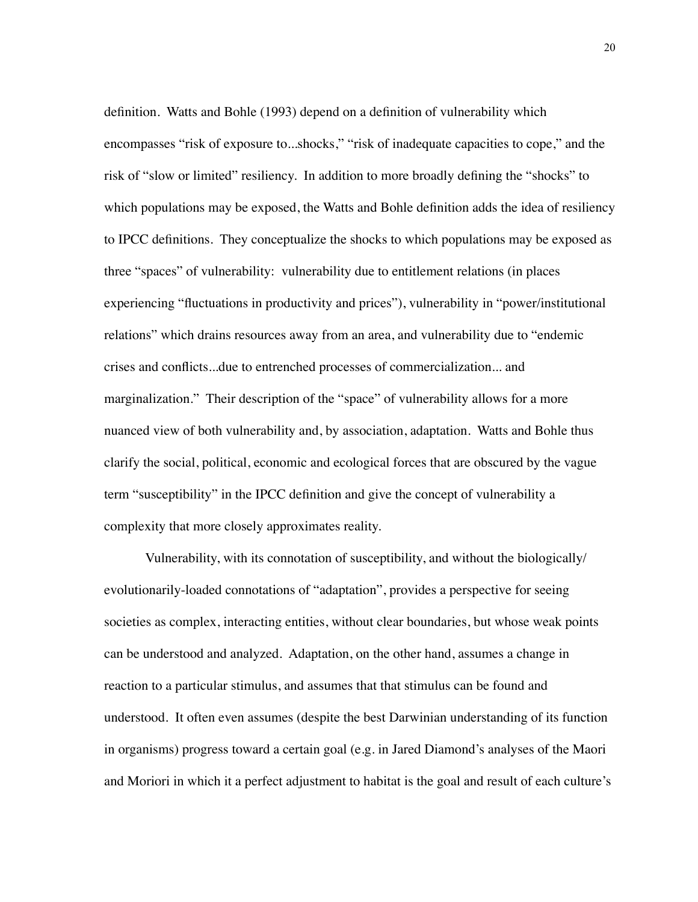definition. Watts and Bohle (1993) depend on a definition of vulnerability which encompasses "risk of exposure to...shocks," "risk of inadequate capacities to cope," and the risk of "slow or limited" resiliency. In addition to more broadly defining the "shocks" to which populations may be exposed, the Watts and Bohle definition adds the idea of resiliency to IPCC definitions. They conceptualize the shocks to which populations may be exposed as three "spaces" of vulnerability: vulnerability due to entitlement relations (in places experiencing "fluctuations in productivity and prices"), vulnerability in "power/institutional relations" which drains resources away from an area, and vulnerability due to "endemic crises and conflicts...due to entrenched processes of commercialization... and marginalization." Their description of the "space" of vulnerability allows for a more nuanced view of both vulnerability and, by association, adaptation. Watts and Bohle thus clarify the social, political, economic and ecological forces that are obscured by the vague term "susceptibility" in the IPCC definition and give the concept of vulnerability a complexity that more closely approximates reality.

Vulnerability, with its connotation of susceptibility, and without the biologically/evolutionarily-loaded connotations of "adaptation", provides a perspective for seeing societies as complex, interacting entities, without clear boundaries, but whose weak points can be understood and analyzed. Adaptation, on the other hand, assumes a change in reaction to a particular stimulus, and assumes that that stimulus can be found and understood. It often even assumes (despite the best Darwinian understanding of its function in organisms) progress toward a certain goal (e.g. in Jared Diamond's analyses of the Maori and Moriori in which it a perfect adjustment to habitat is the goal and result of each culture's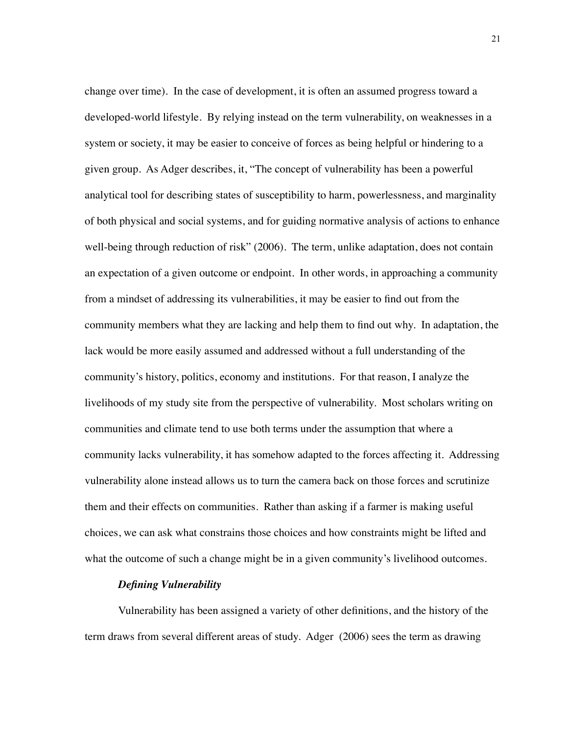change over time). In the case of development, it is often an assumed progress toward a developed-world lifestyle. By relying instead on the term vulnerability, on weaknesses in a system or society, it may be easier to conceive of forces as being helpful or hindering to a given group. As Adger describes, it, "The concept of vulnerability has been a powerful analytical tool for describing states of susceptibility to harm, powerlessness, and marginality of both physical and social systems, and for guiding normative analysis of actions to enhance well-being through reduction of risk" (2006). The term, unlike adaptation, does not contain an expectation of a given outcome or endpoint. In other words, in approaching a community from a mindset of addressing its vulnerabilities, it may be easier to find out from the community members what they are lacking and help them to find out why. In adaptation, the lack would be more easily assumed and addressed without a full understanding of the community's history, politics, economy and institutions. For that reason, I analyze the livelihoods of my study site from the perspective of vulnerability. Most scholars writing on communities and climate tend to use both terms under the assumption that where a community lacks vulnerability, it has somehow adapted to the forces affecting it. Addressing vulnerability alone instead allows us to turn the camera back on those forces and scrutinize them and their effects on communities. Rather than asking if a farmer is making useful choices, we can ask what constrains those choices and how constraints might be lifted and what the outcome of such a change might be in a given community's livelihood outcomes.

***Defining Vulnerability***

Vulnerability has been assigned a variety of other definitions, and the history of the term draws from several different areas of study. Adger (2006) sees the term as drawing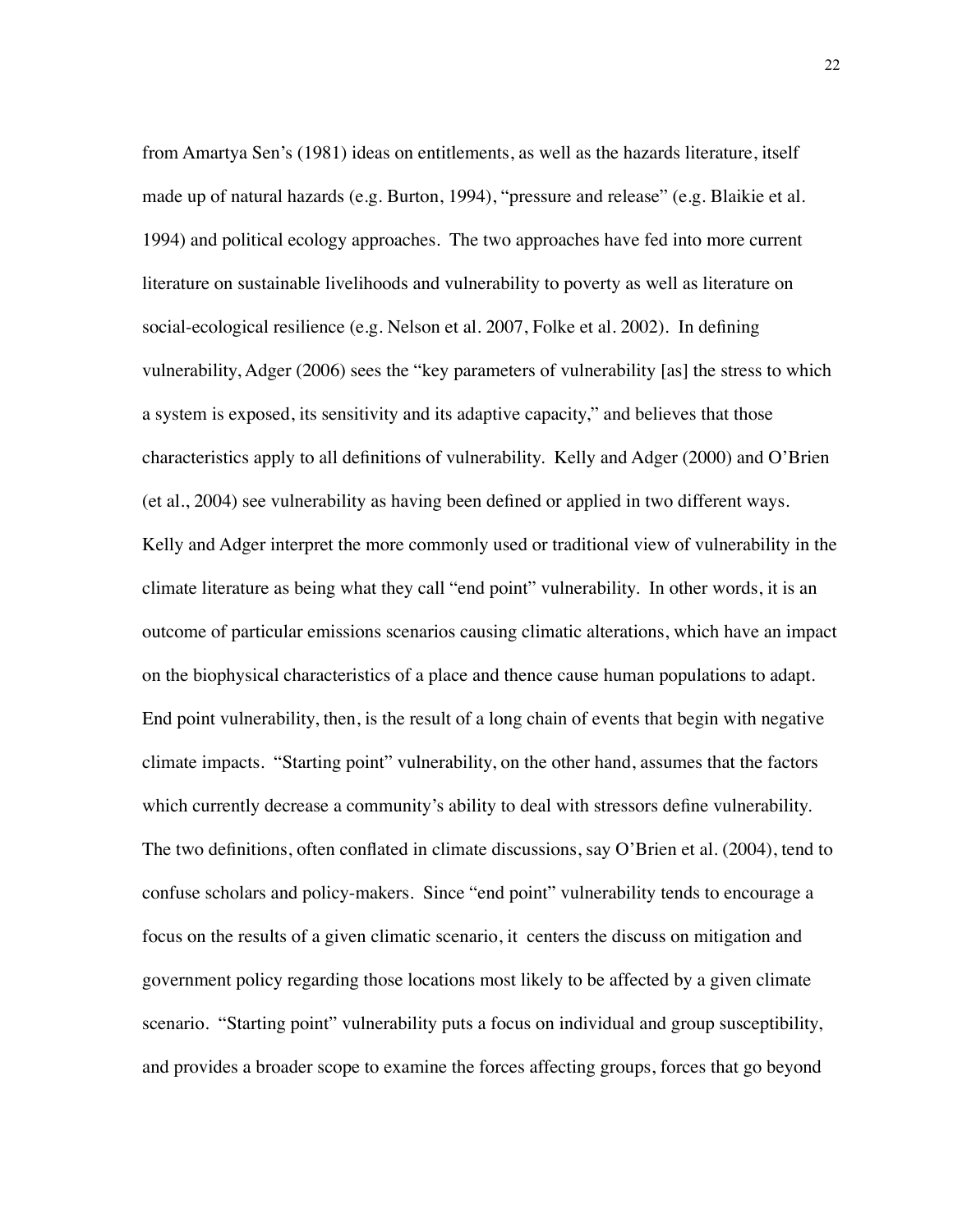from Amartya Sen's (1981) ideas on entitlements, as well as the hazards literature, itself made up of natural hazards (e.g. Burton, 1994), "pressure and release" (e.g. Blaikie et al. 1994) and political ecology approaches. The two approaches have fed into more current literature on sustainable livelihoods and vulnerability to poverty as well as literature on social-ecological resilience (e.g. Nelson et al. 2007, Folke et al. 2002). In defining vulnerability, Adger (2006) sees the "key parameters of vulnerability [as] the stress to which a system is exposed, its sensitivity and its adaptive capacity," and believes that those characteristics apply to all definitions of vulnerability. Kelly and Adger (2000) and O'Brien (et al., 2004) see vulnerability as having been defined or applied in two different ways. Kelly and Adger interpret the more commonly used or traditional view of vulnerability in the climate literature as being what they call "end point" vulnerability. In other words, it is an outcome of particular emissions scenarios causing climatic alterations, which have an impact on the biophysical characteristics of a place and thence cause human populations to adapt. End point vulnerability, then, is the result of a long chain of events that begin with negative climate impacts. "Starting point" vulnerability, on the other hand, assumes that the factors which currently decrease a community's ability to deal with stressors define vulnerability. The two definitions, often conflated in climate discussions, say O'Brien et al. (2004), tend to confuse scholars and policy-makers. Since "end point" vulnerability tends to encourage a focus on the results of a given climatic scenario, it centers the discuss on mitigation and government policy regarding those locations most likely to be affected by a given climate scenario. "Starting point" vulnerability puts a focus on individual and group susceptibility, and provides a broader scope to examine the forces affecting groups, forces that go beyond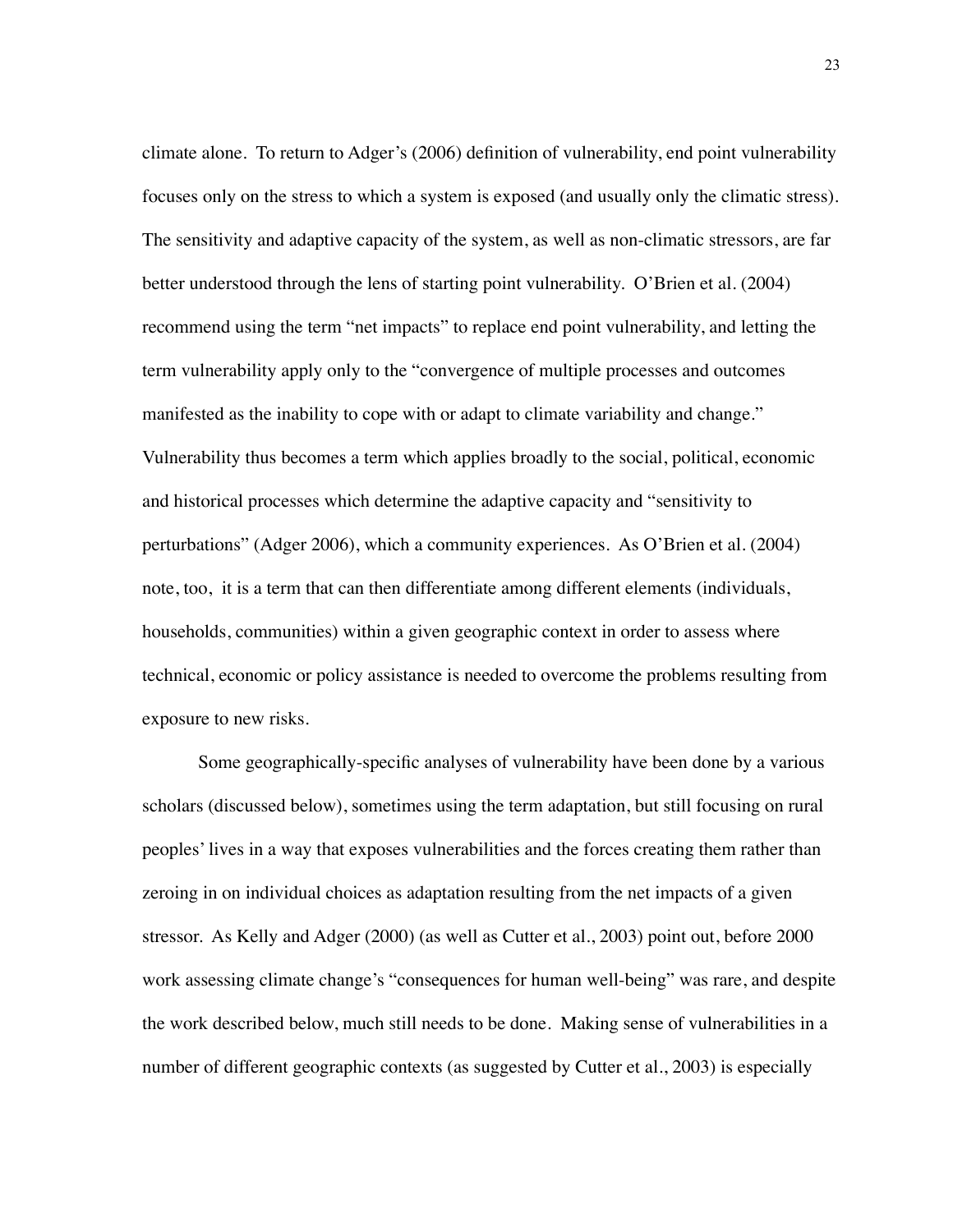climate alone. To return to Adger's (2006) definition of vulnerability, end point vulnerability focuses only on the stress to which a system is exposed (and usually only the climatic stress). The sensitivity and adaptive capacity of the system, as well as non-climatic stressors, are far better understood through the lens of starting point vulnerability. O'Brien et al. (2004) recommend using the term "net impacts" to replace end point vulnerability, and letting the term vulnerability apply only to the "convergence of multiple processes and outcomes manifested as the inability to cope with or adapt to climate variability and change." Vulnerability thus becomes a term which applies broadly to the social, political, economic and historical processes which determine the adaptive capacity and "sensitivity to perturbations" (Adger 2006), which a community experiences. As O'Brien et al. (2004) note, too, it is a term that can then differentiate among different elements (individuals, households, communities) within a given geographic context in order to assess where technical, economic or policy assistance is needed to overcome the problems resulting from exposure to new risks.

Some geographically-specific analyses of vulnerability have been done by a various scholars (discussed below), sometimes using the term adaptation, but still focusing on rural peoples' lives in a way that exposes vulnerabilities and the forces creating them rather than zeroing in on individual choices as adaptation resulting from the net impacts of a given stressor. As Kelly and Adger (2000) (as well as Cutter et al., 2003) point out, before 2000 work assessing climate change's "consequences for human well-being" was rare, and despite the work described below, much still needs to be done. Making sense of vulnerabilities in a number of different geographic contexts (as suggested by Cutter et al., 2003) is especially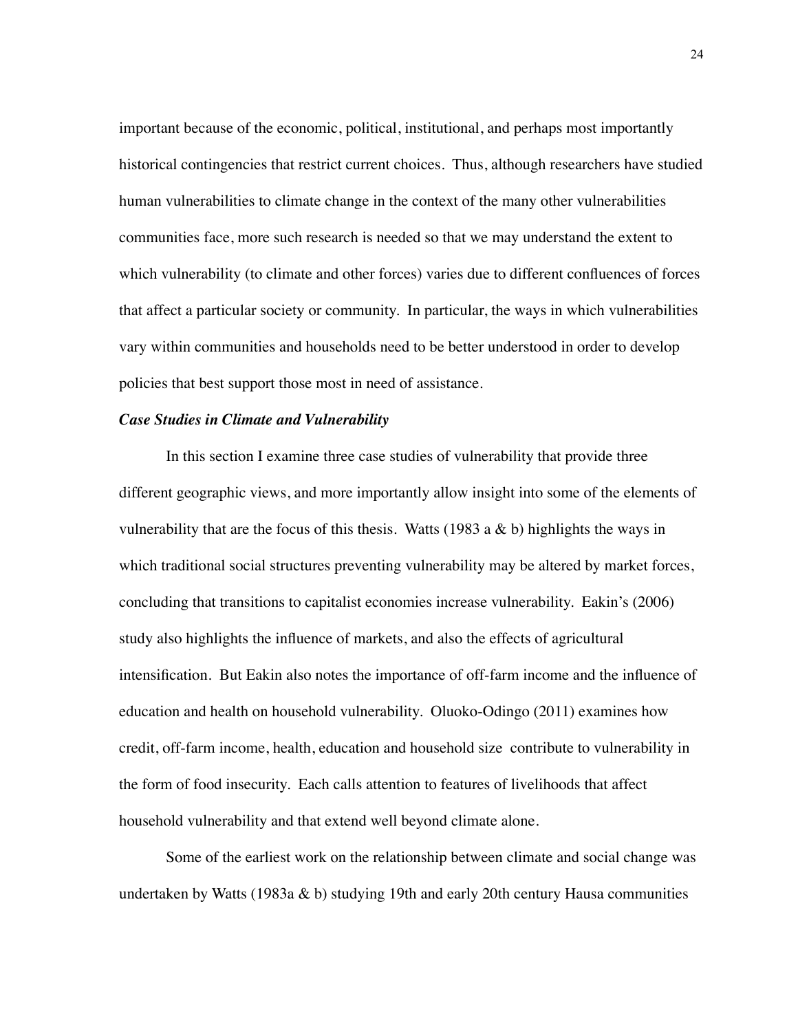important because of the economic, political, institutional, and perhaps most importantly historical contingencies that restrict current choices. Thus, although researchers have studied human vulnerabilities to climate change in the context of the many other vulnerabilities communities face, more such research is needed so that we may understand the extent to which vulnerability (to climate and other forces) varies due to different confluences of forces that affect a particular society or community. In particular, the ways in which vulnerabilities vary within communities and households need to be better understood in order to develop policies that best support those most in need of assistance.

### *Case Studies in Climate and Vulnerability*

In this section I examine three case studies of vulnerability that provide three different geographic views, and more importantly allow insight into some of the elements of vulnerability that are the focus of this thesis. Watts (1983 a & b) highlights the ways in which traditional social structures preventing vulnerability may be altered by market forces, concluding that transitions to capitalist economies increase vulnerability. Eakin's (2006) study also highlights the influence of markets, and also the effects of agricultural intensification. But Eakin also notes the importance of off-farm income and the influence of education and health on household vulnerability. Oluoko-Odingo (2011) examines how credit, off-farm income, health, education and household size contribute to vulnerability in the form of food insecurity. Each calls attention to features of livelihoods that affect household vulnerability and that extend well beyond climate alone.

Some of the earliest work on the relationship between climate and social change was undertaken by Watts (1983a & b) studying 19th and early 20th century Hausa communities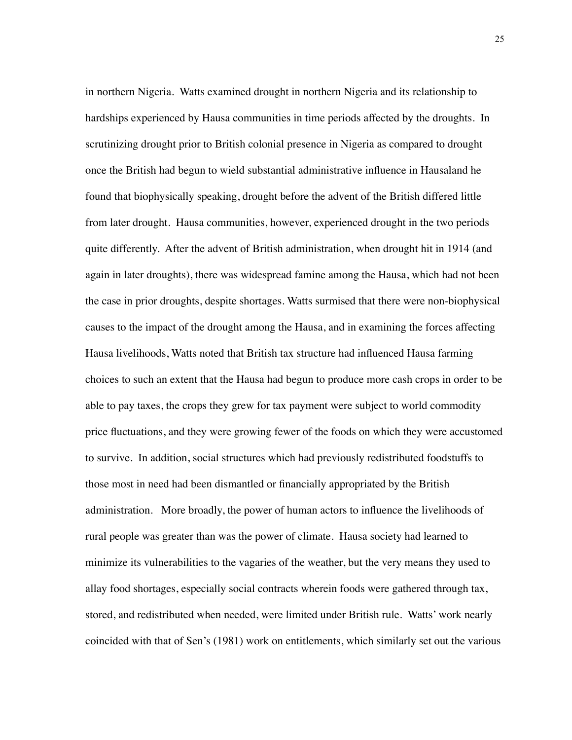in northern Nigeria. Watts examined drought in northern Nigeria and its relationship to hardships experienced by Hausa communities in time periods affected by the droughts. In scrutinizing drought prior to British colonial presence in Nigeria as compared to drought once the British had begun to wield substantial administrative influence in Hausaland he found that biophysically speaking, drought before the advent of the British differed little from later drought. Hausa communities, however, experienced drought in the two periods quite differently. After the advent of British administration, when drought hit in 1914 (and again in later droughts), there was widespread famine among the Hausa, which had not been the case in prior droughts, despite shortages. Watts surmised that there were non-biophysical causes to the impact of the drought among the Hausa, and in examining the forces affecting Hausa livelihoods, Watts noted that British tax structure had influenced Hausa farming choices to such an extent that the Hausa had begun to produce more cash crops in order to be able to pay taxes, the crops they grew for tax payment were subject to world commodity price fluctuations, and they were growing fewer of the foods on which they were accustomed to survive. In addition, social structures which had previously redistributed foodstuffs to those most in need had been dismantled or financially appropriated by the British administration. More broadly, the power of human actors to influence the livelihoods of rural people was greater than was the power of climate. Hausa society had learned to minimize its vulnerabilities to the vagaries of the weather, but the very means they used to allay food shortages, especially social contracts wherein foods were gathered through tax, stored, and redistributed when needed, were limited under British rule. Watts' work nearly coincided with that of Sen's (1981) work on entitlements, which similarly set out the various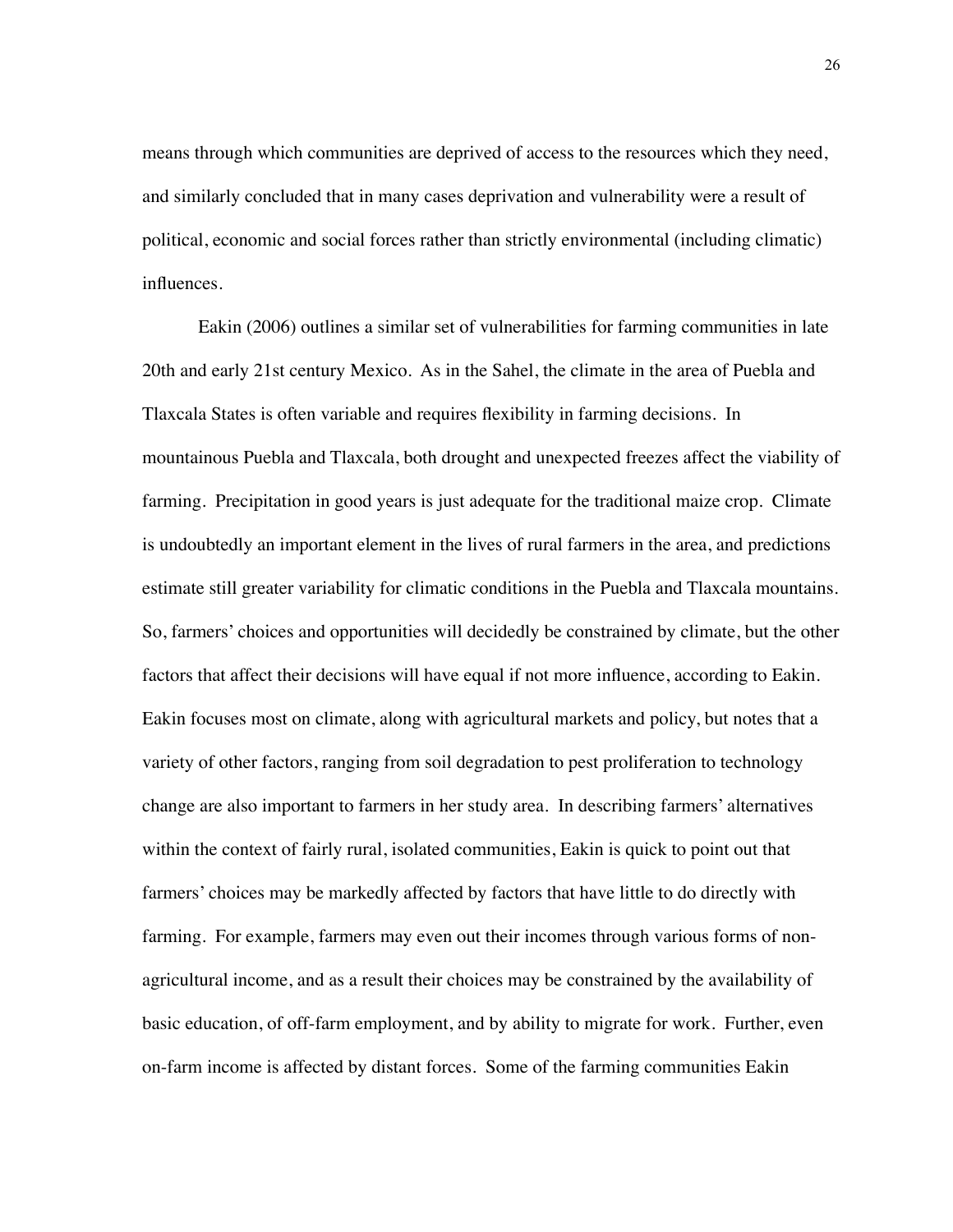means through which communities are deprived of access to the resources which they need, and similarly concluded that in many cases deprivation and vulnerability were a result of political, economic and social forces rather than strictly environmental (including climatic) influences.

Eakin (2006) outlines a similar set of vulnerabilities for farming communities in late 20th and early 21st century Mexico. As in the Sahel, the climate in the area of Puebla and Tlaxcala States is often variable and requires flexibility in farming decisions. In mountainous Puebla and Tlaxcala, both drought and unexpected freezes affect the viability of farming. Precipitation in good years is just adequate for the traditional maize crop. Climate is undoubtedly an important element in the lives of rural farmers in the area, and predictions estimate still greater variability for climatic conditions in the Puebla and Tlaxcala mountains. So, farmers' choices and opportunities will decidedly be constrained by climate, but the other factors that affect their decisions will have equal if not more influence, according to Eakin. Eakin focuses most on climate, along with agricultural markets and policy, but notes that a variety of other factors, ranging from soil degradation to pest proliferation to technology change are also important to farmers in her study area. In describing farmers' alternatives within the context of fairly rural, isolated communities, Eakin is quick to point out that farmers' choices may be markedly affected by factors that have little to do directly with farming. For example, farmers may even out their incomes through various forms of non-agricultural income, and as a result their choices may be constrained by the availability of basic education, of off-farm employment, and by ability to migrate for work. Further, even on-farm income is affected by distant forces. Some of the farming communities Eakin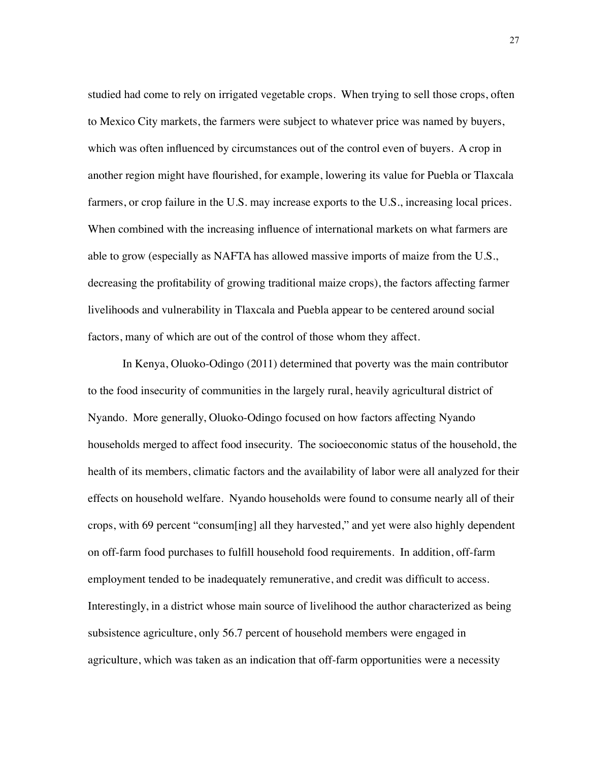studied had come to rely on irrigated vegetable crops. When trying to sell those crops, often to Mexico City markets, the farmers were subject to whatever price was named by buyers, which was often influenced by circumstances out of the control even of buyers. A crop in another region might have flourished, for example, lowering its value for Puebla or Tlaxcala farmers, or crop failure in the U.S. may increase exports to the U.S., increasing local prices. When combined with the increasing influence of international markets on what farmers are able to grow (especially as NAFTA has allowed massive imports of maize from the U.S., decreasing the profitability of growing traditional maize crops), the factors affecting farmer livelihoods and vulnerability in Tlaxcala and Puebla appear to be centered around social factors, many of which are out of the control of those whom they affect.

In Kenya, Oluoko-Odingo (2011) determined that poverty was the main contributor to the food insecurity of communities in the largely rural, heavily agricultural district of Nyando. More generally, Oluoko-Odingo focused on how factors affecting Nyando households merged to affect food insecurity. The socioeconomic status of the household, the health of its members, climatic factors and the availability of labor were all analyzed for their effects on household welfare. Nyando households were found to consume nearly all of their crops, with 69 percent "consum[ing] all they harvested," and yet were also highly dependent on off-farm food purchases to fulfill household food requirements. In addition, off-farm employment tended to be inadequately remunerative, and credit was difficult to access. Interestingly, in a district whose main source of livelihood the author characterized as being subsistence agriculture, only 56.7 percent of household members were engaged in agriculture, which was taken as an indication that off-farm opportunities were a necessity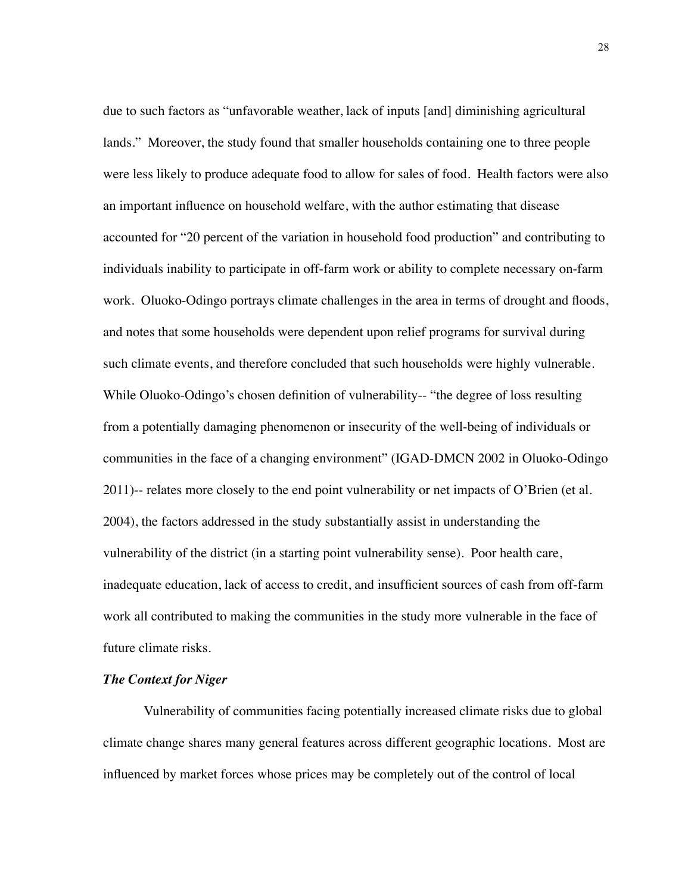due to such factors as "unfavorable weather, lack of inputs [and] diminishing agricultural lands." Moreover, the study found that smaller households containing one to three people were less likely to produce adequate food to allow for sales of food. Health factors were also an important influence on household welfare, with the author estimating that disease accounted for "20 percent of the variation in household food production" and contributing to individuals inability to participate in off-farm work or ability to complete necessary on-farm work. Oluoko-Odingo portrays climate challenges in the area in terms of drought and floods, and notes that some households were dependent upon relief programs for survival during such climate events, and therefore concluded that such households were highly vulnerable. While Oluoko-Odingo's chosen definition of vulnerability-- "the degree of loss resulting from a potentially damaging phenomenon or insecurity of the well-being of individuals or communities in the face of a changing environment" (IGAD-DMCN 2002 in Oluoko-Odingo 2011)-- relates more closely to the end point vulnerability or net impacts of O'Brien (et al. 2004), the factors addressed in the study substantially assist in understanding the vulnerability of the district (in a starting point vulnerability sense). Poor health care, inadequate education, lack of access to credit, and insufficient sources of cash from off-farm work all contributed to making the communities in the study more vulnerable in the face of future climate risks.

### *The Context for Niger*

Vulnerability of communities facing potentially increased climate risks due to global climate change shares many general features across different geographic locations. Most are influenced by market forces whose prices may be completely out of the control of local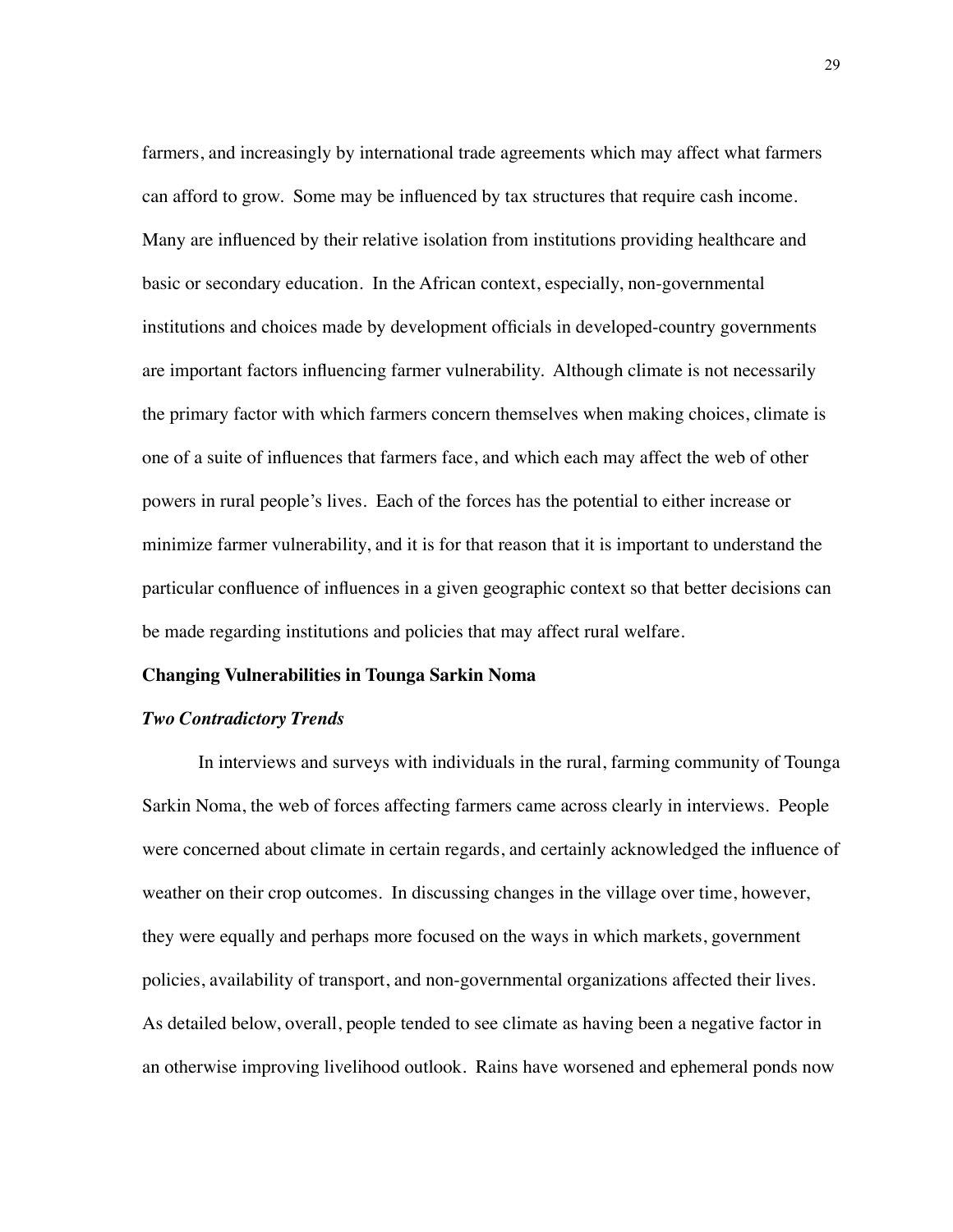farmers, and increasingly by international trade agreements which may affect what farmers can afford to grow. Some may be influenced by tax structures that require cash income. Many are influenced by their relative isolation from institutions providing healthcare and basic or secondary education. In the African context, especially, non-governmental institutions and choices made by development officials in developed-country governments are important factors influencing farmer vulnerability. Although climate is not necessarily the primary factor with which farmers concern themselves when making choices, climate is one of a suite of influences that farmers face, and which each may affect the web of other powers in rural people's lives. Each of the forces has the potential to either increase or minimize farmer vulnerability, and it is for that reason that it is important to understand the particular confluence of influences in a given geographic context so that better decisions can be made regarding institutions and policies that may affect rural welfare.

## Changing Vulnerabilities in Tounga Sarkin Noma

### *Two Contradictory Trends*

In interviews and surveys with individuals in the rural, farming community of Tounga Sarkin Noma, the web of forces affecting farmers came across clearly in interviews. People were concerned about climate in certain regards, and certainly acknowledged the influence of weather on their crop outcomes. In discussing changes in the village over time, however, they were equally and perhaps more focused on the ways in which markets, government policies, availability of transport, and non-governmental organizations affected their lives. As detailed below, overall, people tended to see climate as having been a negative factor in an otherwise improving livelihood outlook. Rains have worsened and ephemeral ponds now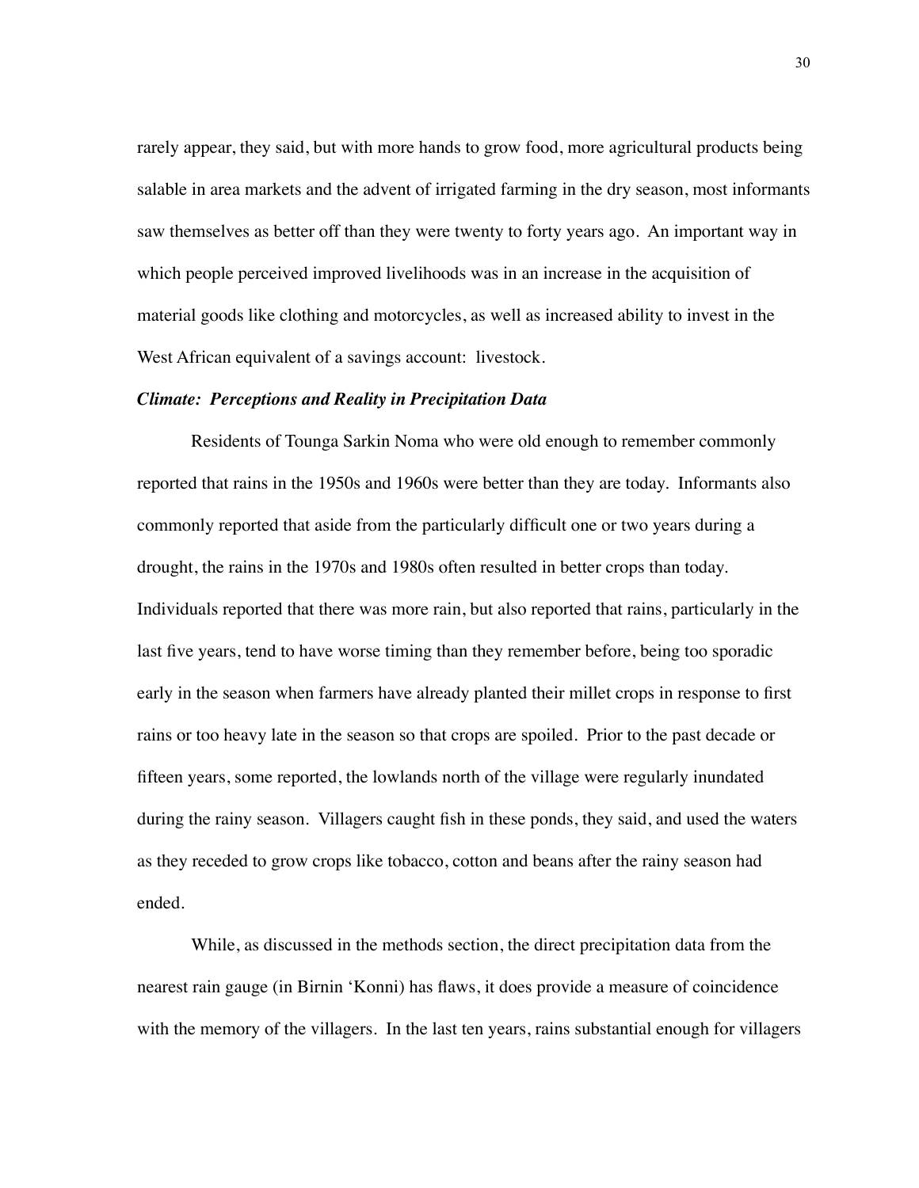rarely appear, they said, but with more hands to grow food, more agricultural products being salable in area markets and the advent of irrigated farming in the dry season, most informants saw themselves as better off than they were twenty to forty years ago. An important way in which people perceived improved livelihoods was in an increase in the acquisition of material goods like clothing and motorcycles, as well as increased ability to invest in the West African equivalent of a savings account: livestock.

***Climate: Perceptions and Reality in Precipitation Data***

Residents of Tounga Sarkin Noma who were old enough to remember commonly reported that rains in the 1950s and 1960s were better than they are today. Informants also commonly reported that aside from the particularly difficult one or two years during a drought, the rains in the 1970s and 1980s often resulted in better crops than today. Individuals reported that there was more rain, but also reported that rains, particularly in the last five years, tend to have worse timing than they remember before, being too sporadic early in the season when farmers have already planted their millet crops in response to first rains or too heavy late in the season so that crops are spoiled. Prior to the past decade or fifteen years, some reported, the lowlands north of the village were regularly inundated during the rainy season. Villagers caught fish in these ponds, they said, and used the waters as they receded to grow crops like tobacco, cotton and beans after the rainy season had ended.

While, as discussed in the methods section, the direct precipitation data from the nearest rain gauge (in Birnin 'Konni) has flaws, it does provide a measure of coincidence with the memory of the villagers. In the last ten years, rains substantial enough for villagers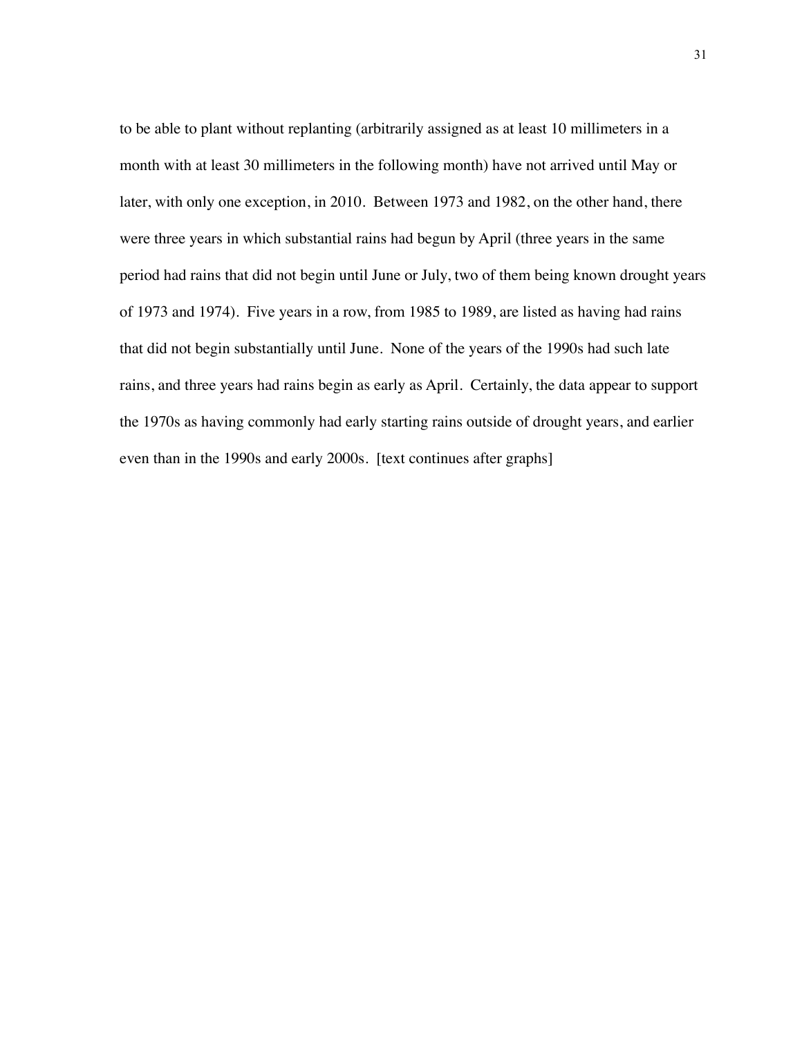to be able to plant without replanting (arbitrarily assigned as at least 10 millimeters in a month with at least 30 millimeters in the following month) have not arrived until May or later, with only one exception, in 2010. Between 1973 and 1982, on the other hand, there were three years in which substantial rains had begun by April (three years in the same period had rains that did not begin until June or July, two of them being known drought years of 1973 and 1974). Five years in a row, from 1985 to 1989, are listed as having had rains that did not begin substantially until June. None of the years of the 1990s had such late rains, and three years had rains begin as early as April. Certainly, the data appear to support the 1970s as having commonly had early starting rains outside of drought years, and earlier even than in the 1990s and early 2000s. [text continues after graphs]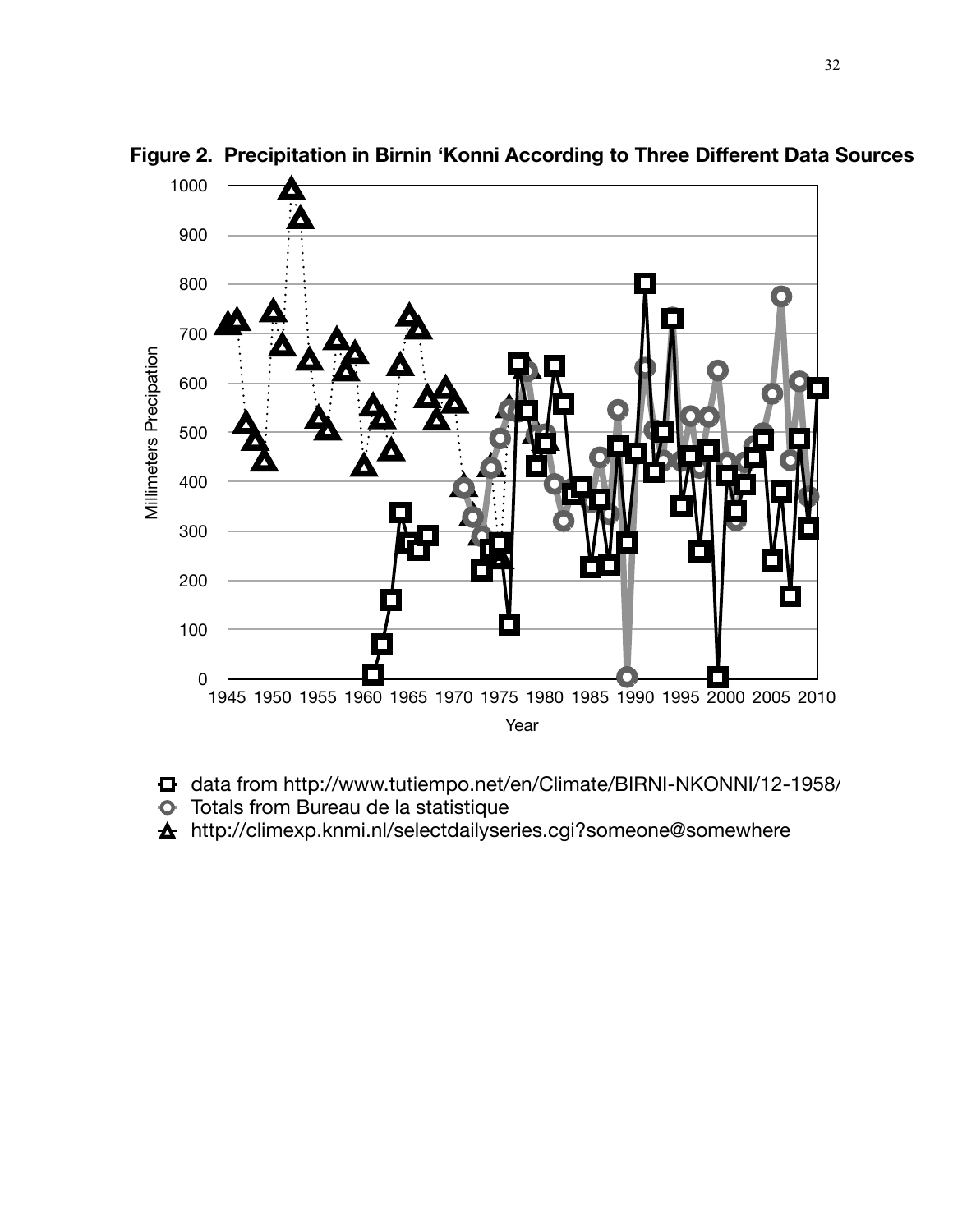**Figure 2. Precipitation in Birnin 'Konni According to Three Different Data Sources**

- data from http://www.tutiempo.net/en/Climate/BIRNI-NKONNI/12-1958/
- Totals from Bureau de la statistique
- http://climexp.knmi.nl/selectdailyseries.cgi?someone@somewhere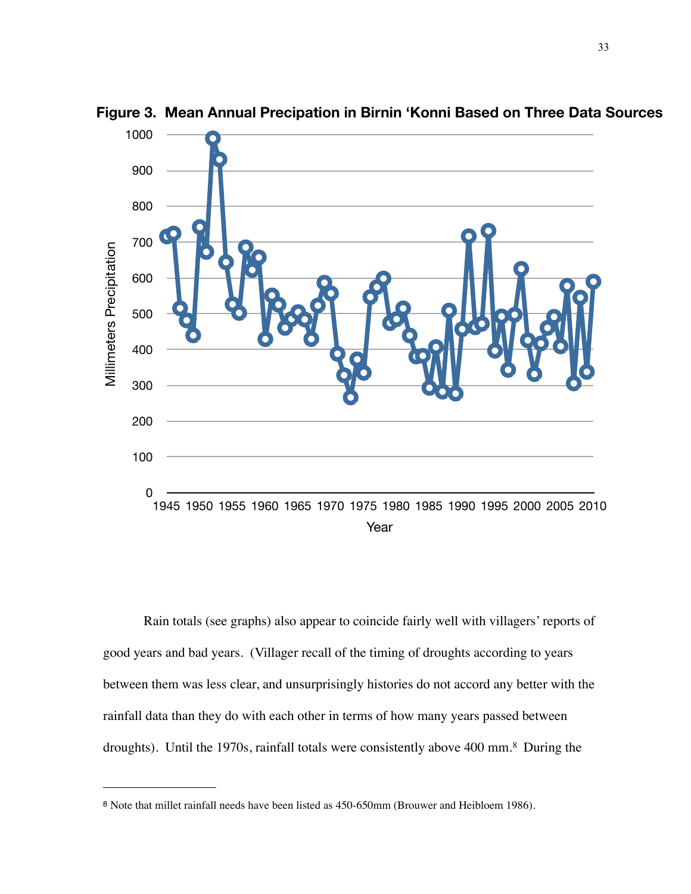**Figure 3. Mean Annual Precipation in Birnin 'Konni Based on Three Data Sources**

Rain totals (see graphs) also appear to coincide fairly well with villagers' reports of good years and bad years. (Villager recall of the timing of droughts according to years between them was less clear, and unsurprisingly histories do not accord any better with the rainfall data than they do with each other in terms of how many years passed between droughts). Until the 1970s, rainfall totals were consistently above 400 mm.[8] During the

---

[8] Note that millet rainfall needs have been listed as 450-650mm (Brouwer and Heibloem 1986).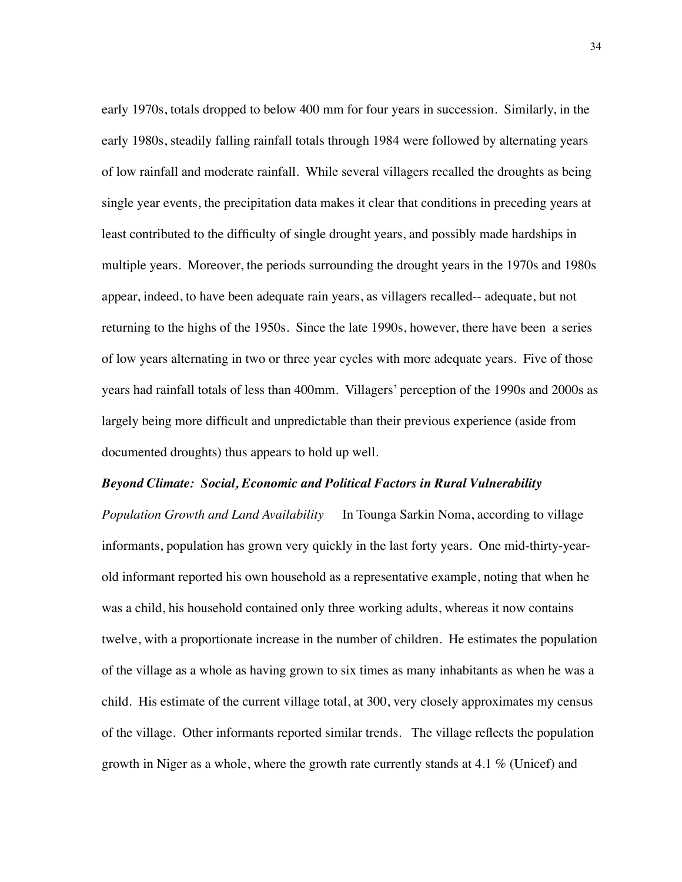early 1970s, totals dropped to below 400 mm for four years in succession. Similarly, in the early 1980s, steadily falling rainfall totals through 1984 were followed by alternating years of low rainfall and moderate rainfall. While several villagers recalled the droughts as being single year events, the precipitation data makes it clear that conditions in preceding years at least contributed to the difficulty of single drought years, and possibly made hardships in multiple years. Moreover, the periods surrounding the drought years in the 1970s and 1980s appear, indeed, to have been adequate rain years, as villagers recalled-- adequate, but not returning to the highs of the 1950s. Since the late 1990s, however, there have been a series of low years alternating in two or three year cycles with more adequate years. Five of those years had rainfall totals of less than 400mm. Villagers' perception of the 1990s and 2000s as largely being more difficult and unpredictable than their previous experience (aside from documented droughts) thus appears to hold up well.

### *Beyond Climate: Social, Economic and Political Factors in Rural Vulnerability*

*Population Growth and Land Availability* In Tounga Sarkin Noma, according to village informants, population has grown very quickly in the last forty years. One mid-thirty-year-old informant reported his own household as a representative example, noting that when he was a child, his household contained only three working adults, whereas it now contains twelve, with a proportionate increase in the number of children. He estimates the population of the village as a whole as having grown to six times as many inhabitants as when he was a child. His estimate of the current village total, at 300, very closely approximates my census of the village. Other informants reported similar trends. The village reflects the population growth in Niger as a whole, where the growth rate currently stands at 4.1 % (Unicef) and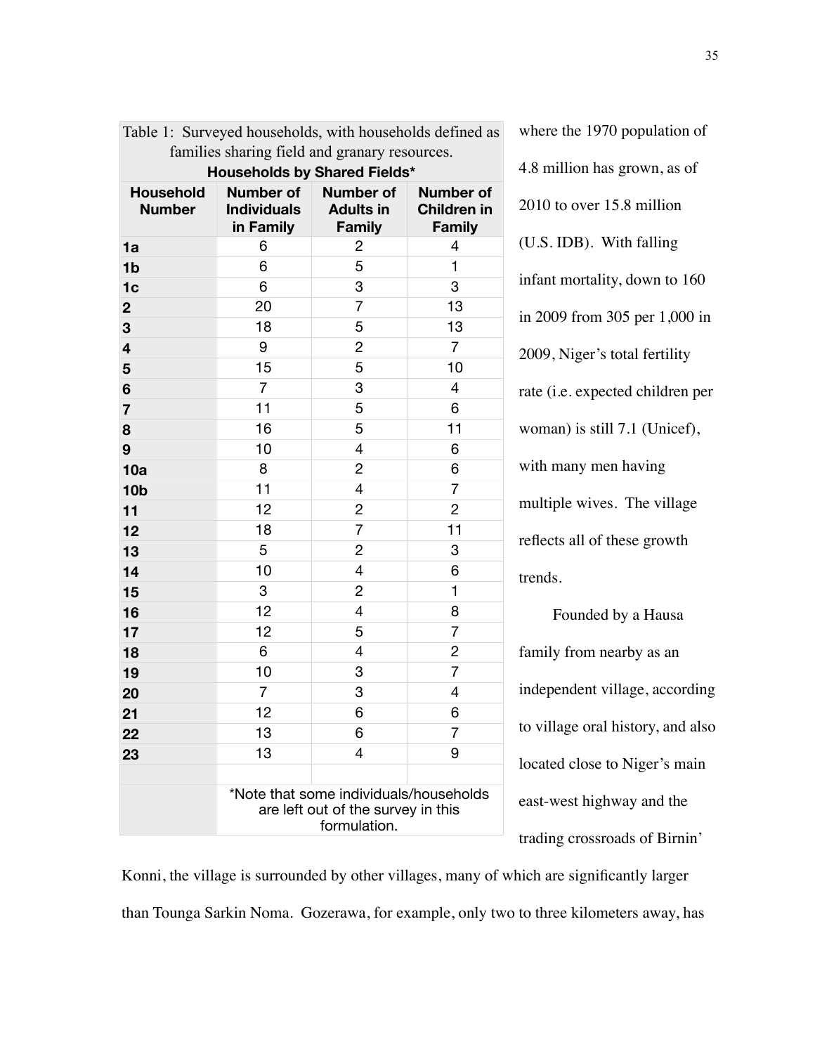Table 1: Surveyed households, with households defined as families sharing field and granary resources.

**Households by Shared Fields***

| Household Number | Number of Individuals in Family | Number of Adults in Family | Number of Children in Family |
|---|---|---|---|
| **1a** | 6 | 2 | 4 |
| **1b** | 6 | 5 | 1 |
| **1c** | 6 | 3 | 3 |
| **2** | 20 | 7 | 13 |
| **3** | 18 | 5 | 13 |
| **4** | 9 | 2 | 7 |
| **5** | 15 | 5 | 10 |
| **6** | 7 | 3 | 4 |
| **7** | 11 | 5 | 6 |
| **8** | 16 | 5 | 11 |
| **9** | 10 | 4 | 6 |
| **10a** | 8 | 2 | 6 |
| **10b** | 11 | 4 | 7 |
| **11** | 12 | 2 | 2 |
| **12** | 18 | 7 | 11 |
| **13** | 5 | 2 | 3 |
| **14** | 10 | 4 | 6 |
| **15** | 3 | 2 | 1 |
| **16** | 12 | 4 | 8 |
| **17** | 12 | 5 | 7 |
| **18** | 6 | 4 | 2 |
| **19** | 10 | 3 | 7 |
| **20** | 7 | 3 | 4 |
| **21** | 12 | 6 | 6 |
| **22** | 13 | 6 | 7 |
| **23** | 13 | 4 | 9 |
| | | | |
| | *Note that some individuals/households are left out of the survey in this formulation. | | |

where the 1970 population of 4.8 million has grown, as of 2010 to over 15.8 million (U.S. IDB). With falling infant mortality, down to 160 in 2009 from 305 per 1,000 in 2009, Niger's total fertility rate (i.e. expected children per woman) is still 7.1 (Unicef), with many men having multiple wives. The village reflects all of these growth trends.

Founded by a Hausa family from nearby as an independent village, according to village oral history, and also located close to Niger's main east-west highway and the trading crossroads of Birnin' Konni, the village is surrounded by other villages, many of which are significantly larger than Tounga Sarkin Noma. Gozerawa, for example, only two to three kilometers away, has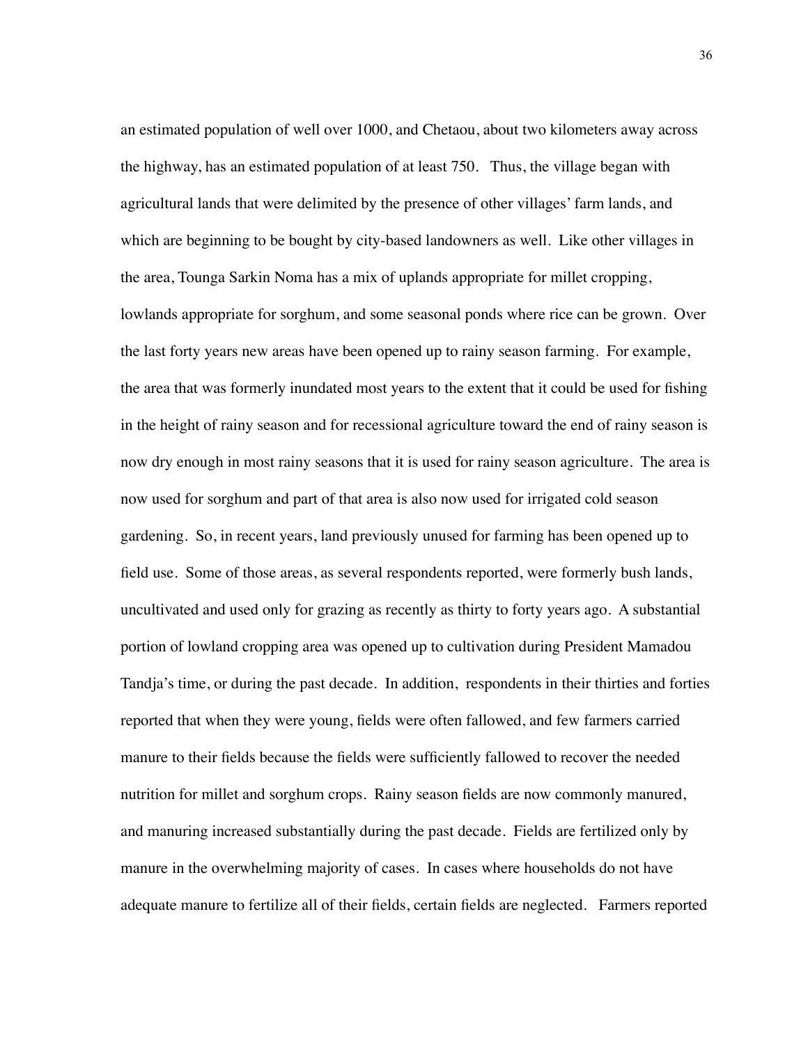an estimated population of well over 1000, and Chetaou, about two kilometers away across the highway, has an estimated population of at least 750. Thus, the village began with agricultural lands that were delimited by the presence of other villages' farm lands, and which are beginning to be bought by city-based landowners as well. Like other villages in the area, Tounga Sarkin Noma has a mix of uplands appropriate for millet cropping, lowlands appropriate for sorghum, and some seasonal ponds where rice can be grown. Over the last forty years new areas have been opened up to rainy season farming. For example, the area that was formerly inundated most years to the extent that it could be used for fishing in the height of rainy season and for recessional agriculture toward the end of rainy season is now dry enough in most rainy seasons that it is used for rainy season agriculture. The area is now used for sorghum and part of that area is also now used for irrigated cold season gardening. So, in recent years, land previously unused for farming has been opened up to field use. Some of those areas, as several respondents reported, were formerly bush lands, uncultivated and used only for grazing as recently as thirty to forty years ago. A substantial portion of lowland cropping area was opened up to cultivation during President Mamadou Tandja's time, or during the past decade. In addition, respondents in their thirties and forties reported that when they were young, fields were often fallowed, and few farmers carried manure to their fields because the fields were sufficiently fallowed to recover the needed nutrition for millet and sorghum crops. Rainy season fields are now commonly manured, and manuring increased substantially during the past decade. Fields are fertilized only by manure in the overwhelming majority of cases. In cases where households do not have adequate manure to fertilize all of their fields, certain fields are neglected. Farmers reported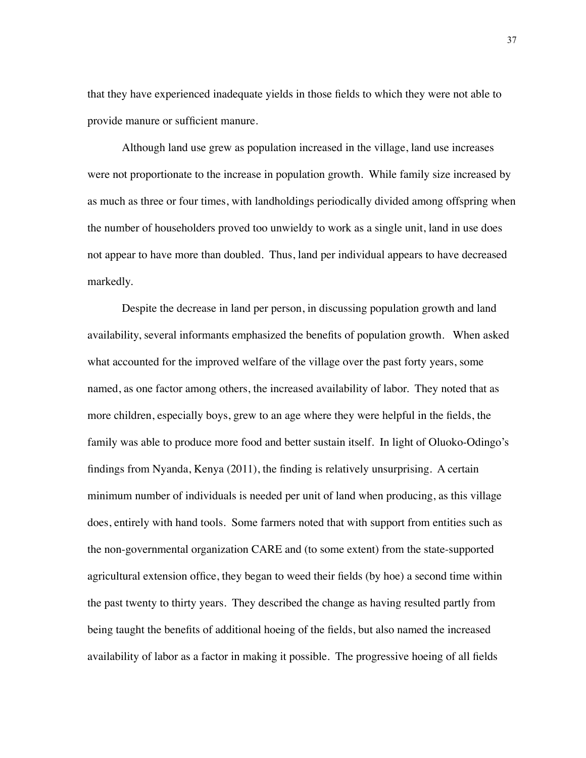that they have experienced inadequate yields in those fields to which they were not able to provide manure or sufficient manure.

Although land use grew as population increased in the village, land use increases were not proportionate to the increase in population growth. While family size increased by as much as three or four times, with landholdings periodically divided among offspring when the number of householders proved too unwieldy to work as a single unit, land in use does not appear to have more than doubled. Thus, land per individual appears to have decreased markedly.

Despite the decrease in land per person, in discussing population growth and land availability, several informants emphasized the benefits of population growth. When asked what accounted for the improved welfare of the village over the past forty years, some named, as one factor among others, the increased availability of labor. They noted that as more children, especially boys, grew to an age where they were helpful in the fields, the family was able to produce more food and better sustain itself. In light of Oluoko-Odingo's findings from Nyanda, Kenya (2011), the finding is relatively unsurprising. A certain minimum number of individuals is needed per unit of land when producing, as this village does, entirely with hand tools. Some farmers noted that with support from entities such as the non-governmental organization CARE and (to some extent) from the state-supported agricultural extension office, they began to weed their fields (by hoe) a second time within the past twenty to thirty years. They described the change as having resulted partly from being taught the benefits of additional hoeing of the fields, but also named the increased availability of labor as a factor in making it possible. The progressive hoeing of all fields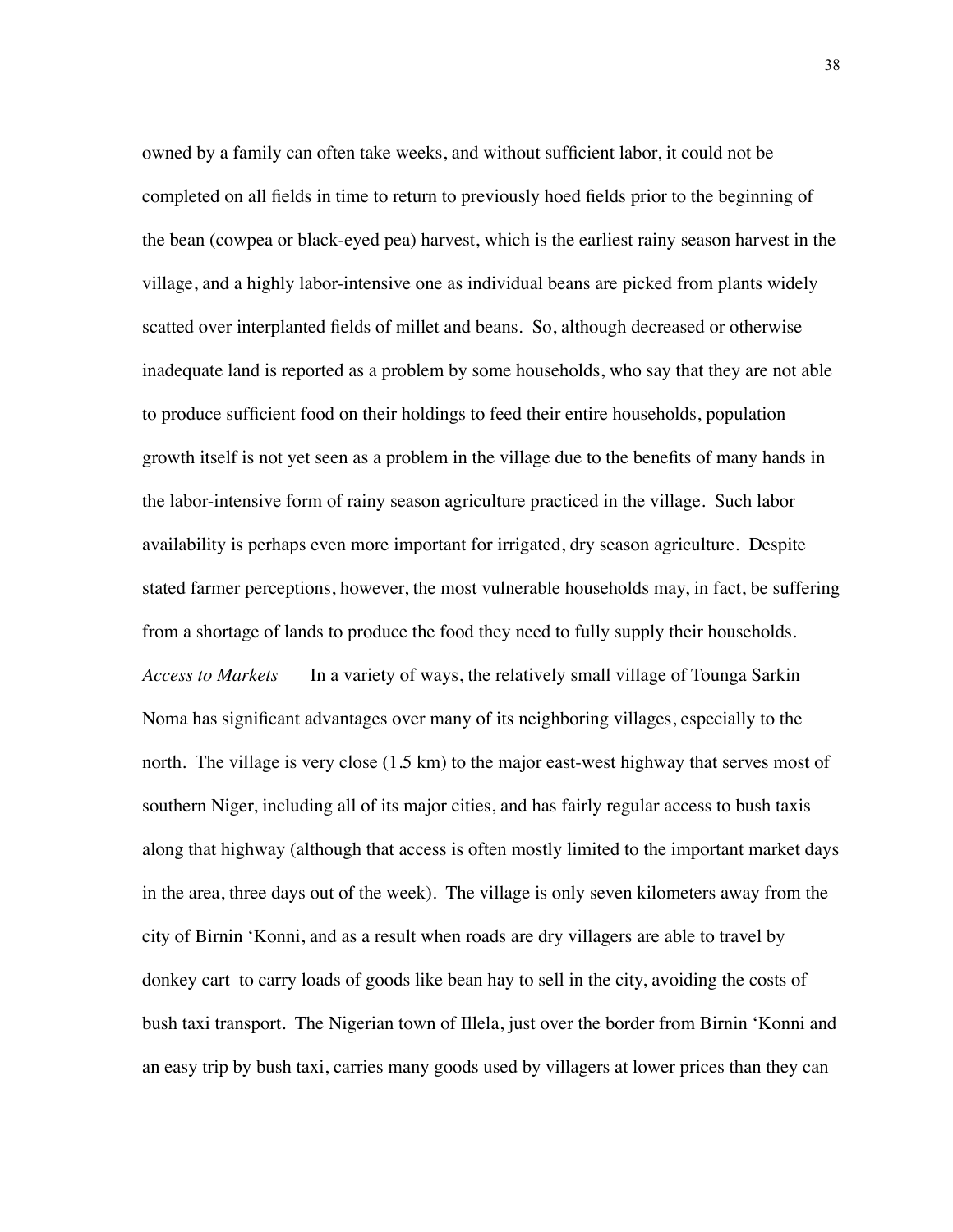owned by a family can often take weeks, and without sufficient labor, it could not be completed on all fields in time to return to previously hoed fields prior to the beginning of the bean (cowpea or black-eyed pea) harvest, which is the earliest rainy season harvest in the village, and a highly labor-intensive one as individual beans are picked from plants widely scatted over interplanted fields of millet and beans. So, although decreased or otherwise inadequate land is reported as a problem by some households, who say that they are not able to produce sufficient food on their holdings to feed their entire households, population growth itself is not yet seen as a problem in the village due to the benefits of many hands in the labor-intensive form of rainy season agriculture practiced in the village. Such labor availability is perhaps even more important for irrigated, dry season agriculture. Despite stated farmer perceptions, however, the most vulnerable households may, in fact, be suffering from a shortage of lands to produce the food they need to fully supply their households.

*Access to Markets* In a variety of ways, the relatively small village of Tounga Sarkin Noma has significant advantages over many of its neighboring villages, especially to the north. The village is very close (1.5 km) to the major east-west highway that serves most of southern Niger, including all of its major cities, and has fairly regular access to bush taxis along that highway (although that access is often mostly limited to the important market days in the area, three days out of the week). The village is only seven kilometers away from the city of Birnin 'Konni, and as a result when roads are dry villagers are able to travel by donkey cart to carry loads of goods like bean hay to sell in the city, avoiding the costs of bush taxi transport. The Nigerian town of Illela, just over the border from Birnin 'Konni and an easy trip by bush taxi, carries many goods used by villagers at lower prices than they can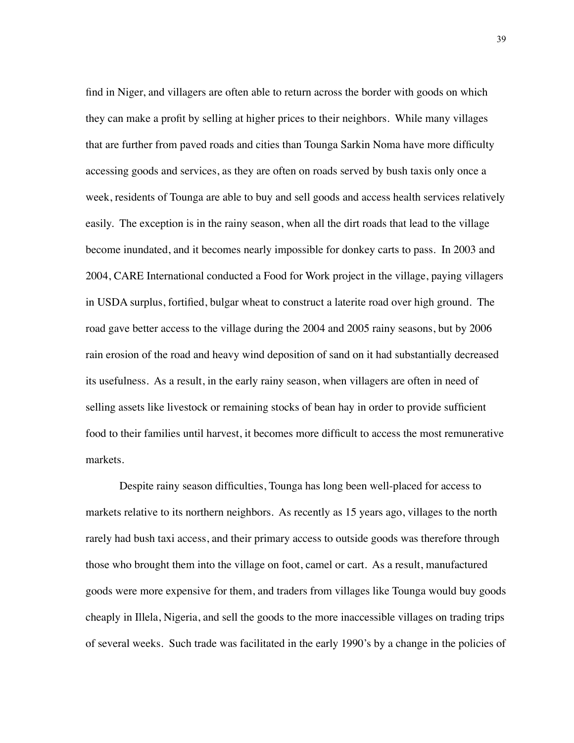find in Niger, and villagers are often able to return across the border with goods on which they can make a profit by selling at higher prices to their neighbors. While many villages that are further from paved roads and cities than Tounga Sarkin Noma have more difficulty accessing goods and services, as they are often on roads served by bush taxis only once a week, residents of Tounga are able to buy and sell goods and access health services relatively easily. The exception is in the rainy season, when all the dirt roads that lead to the village become inundated, and it becomes nearly impossible for donkey carts to pass. In 2003 and 2004, CARE International conducted a Food for Work project in the village, paying villagers in USDA surplus, fortified, bulgar wheat to construct a laterite road over high ground. The road gave better access to the village during the 2004 and 2005 rainy seasons, but by 2006 rain erosion of the road and heavy wind deposition of sand on it had substantially decreased its usefulness. As a result, in the early rainy season, when villagers are often in need of selling assets like livestock or remaining stocks of bean hay in order to provide sufficient food to their families until harvest, it becomes more difficult to access the most remunerative markets.

Despite rainy season difficulties, Tounga has long been well-placed for access to markets relative to its northern neighbors. As recently as 15 years ago, villages to the north rarely had bush taxi access, and their primary access to outside goods was therefore through those who brought them into the village on foot, camel or cart. As a result, manufactured goods were more expensive for them, and traders from villages like Tounga would buy goods cheaply in Illela, Nigeria, and sell the goods to the more inaccessible villages on trading trips of several weeks. Such trade was facilitated in the early 1990's by a change in the policies of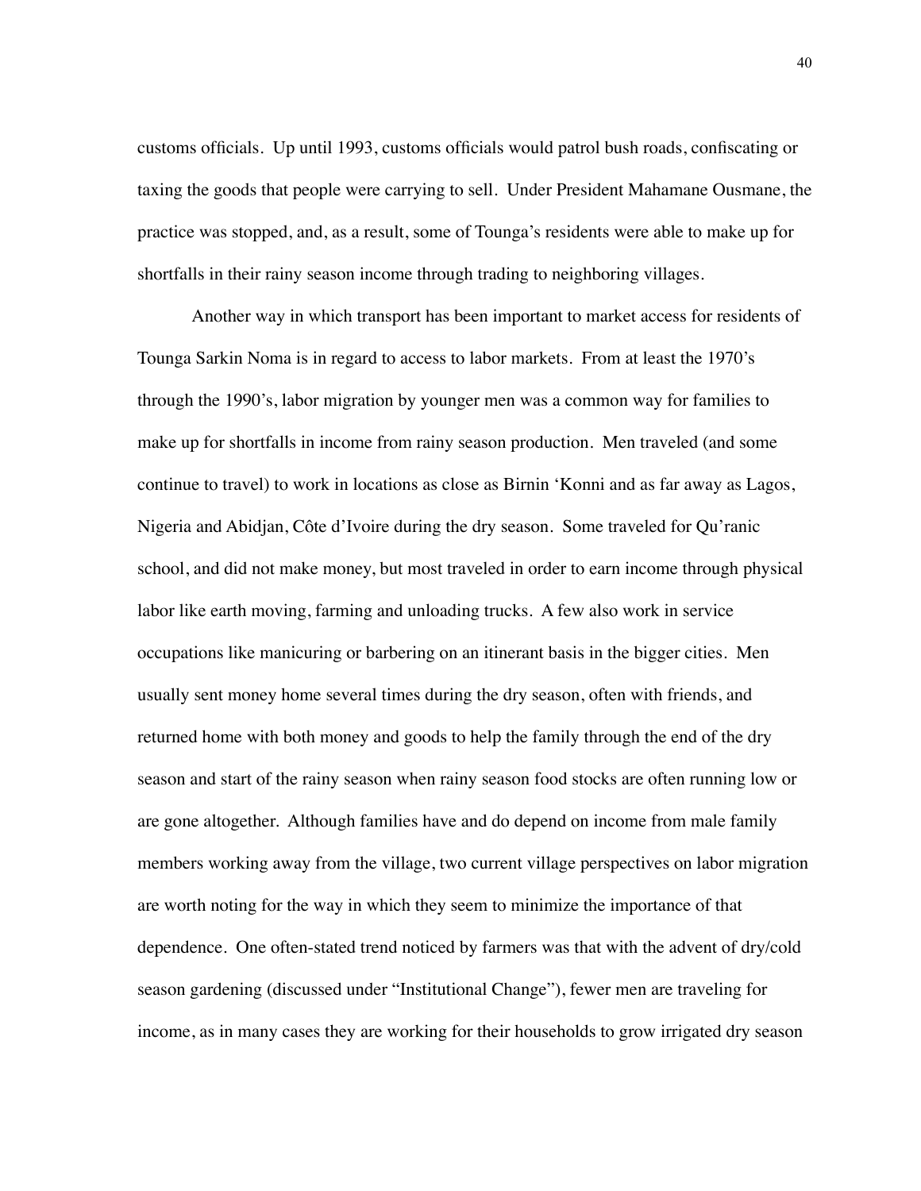customs officials. Up until 1993, customs officials would patrol bush roads, confiscating or taxing the goods that people were carrying to sell. Under President Mahamane Ousmane, the practice was stopped, and, as a result, some of Tounga's residents were able to make up for shortfalls in their rainy season income through trading to neighboring villages.

Another way in which transport has been important to market access for residents of Tounga Sarkin Noma is in regard to access to labor markets. From at least the 1970's through the 1990's, labor migration by younger men was a common way for families to make up for shortfalls in income from rainy season production. Men traveled (and some continue to travel) to work in locations as close as Birnin 'Konni and as far away as Lagos, Nigeria and Abidjan, Côte d'Ivoire during the dry season. Some traveled for Qu'ranic school, and did not make money, but most traveled in order to earn income through physical labor like earth moving, farming and unloading trucks. A few also work in service occupations like manicuring or barbering on an itinerant basis in the bigger cities. Men usually sent money home several times during the dry season, often with friends, and returned home with both money and goods to help the family through the end of the dry season and start of the rainy season when rainy season food stocks are often running low or are gone altogether. Although families have and do depend on income from male family members working away from the village, two current village perspectives on labor migration are worth noting for the way in which they seem to minimize the importance of that dependence. One often-stated trend noticed by farmers was that with the advent of dry/cold season gardening (discussed under "Institutional Change"), fewer men are traveling for income, as in many cases they are working for their households to grow irrigated dry season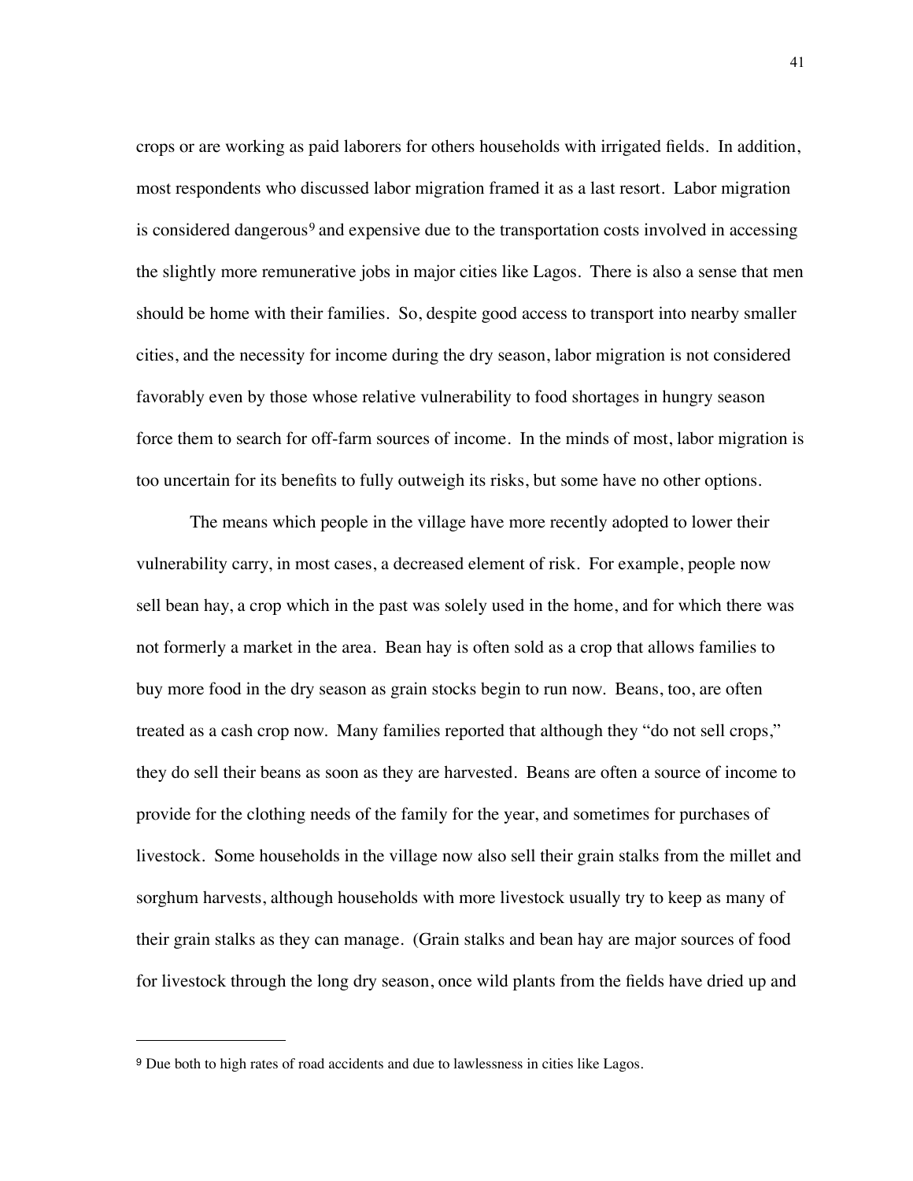crops or are working as paid laborers for others households with irrigated fields. In addition, most respondents who discussed labor migration framed it as a last resort. Labor migration is considered dangerous[9] and expensive due to the transportation costs involved in accessing the slightly more remunerative jobs in major cities like Lagos. There is also a sense that men should be home with their families. So, despite good access to transport into nearby smaller cities, and the necessity for income during the dry season, labor migration is not considered favorably even by those whose relative vulnerability to food shortages in hungry season force them to search for off-farm sources of income. In the minds of most, labor migration is too uncertain for its benefits to fully outweigh its risks, but some have no other options.

The means which people in the village have more recently adopted to lower their vulnerability carry, in most cases, a decreased element of risk. For example, people now sell bean hay, a crop which in the past was solely used in the home, and for which there was not formerly a market in the area. Bean hay is often sold as a crop that allows families to buy more food in the dry season as grain stocks begin to run now. Beans, too, are often treated as a cash crop now. Many families reported that although they "do not sell crops," they do sell their beans as soon as they are harvested. Beans are often a source of income to provide for the clothing needs of the family for the year, and sometimes for purchases of livestock. Some households in the village now also sell their grain stalks from the millet and sorghum harvests, although households with more livestock usually try to keep as many of their grain stalks as they can manage. (Grain stalks and bean hay are major sources of food for livestock through the long dry season, once wild plants from the fields have dried up and

---

[9] Due both to high rates of road accidents and due to lawlessness in cities like Lagos.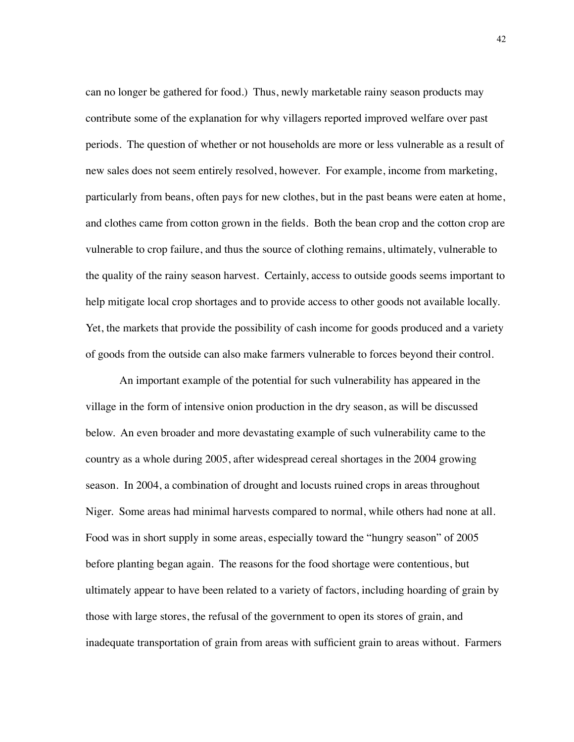can no longer be gathered for food.) Thus, newly marketable rainy season products may contribute some of the explanation for why villagers reported improved welfare over past periods. The question of whether or not households are more or less vulnerable as a result of new sales does not seem entirely resolved, however. For example, income from marketing, particularly from beans, often pays for new clothes, but in the past beans were eaten at home, and clothes came from cotton grown in the fields. Both the bean crop and the cotton crop are vulnerable to crop failure, and thus the source of clothing remains, ultimately, vulnerable to the quality of the rainy season harvest. Certainly, access to outside goods seems important to help mitigate local crop shortages and to provide access to other goods not available locally. Yet, the markets that provide the possibility of cash income for goods produced and a variety of goods from the outside can also make farmers vulnerable to forces beyond their control.

An important example of the potential for such vulnerability has appeared in the village in the form of intensive onion production in the dry season, as will be discussed below. An even broader and more devastating example of such vulnerability came to the country as a whole during 2005, after widespread cereal shortages in the 2004 growing season. In 2004, a combination of drought and locusts ruined crops in areas throughout Niger. Some areas had minimal harvests compared to normal, while others had none at all. Food was in short supply in some areas, especially toward the "hungry season" of 2005 before planting began again. The reasons for the food shortage were contentious, but ultimately appear to have been related to a variety of factors, including hoarding of grain by those with large stores, the refusal of the government to open its stores of grain, and inadequate transportation of grain from areas with sufficient grain to areas without. Farmers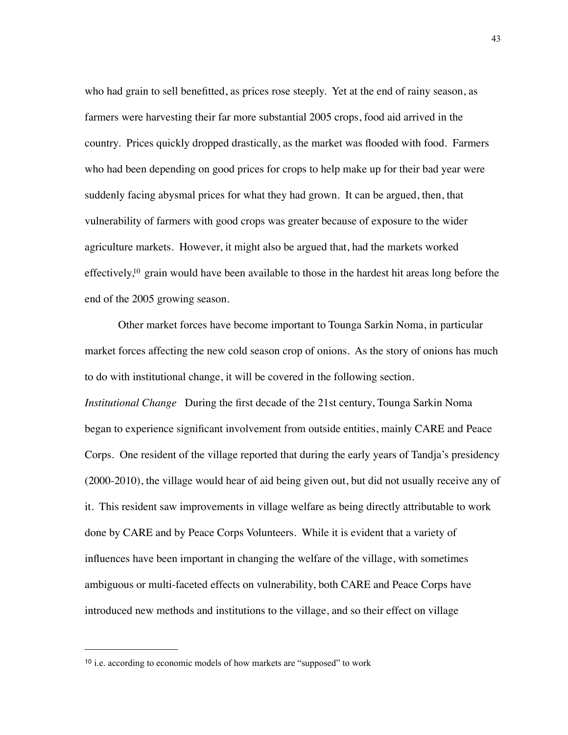who had grain to sell benefitted, as prices rose steeply. Yet at the end of rainy season, as farmers were harvesting their far more substantial 2005 crops, food aid arrived in the country. Prices quickly dropped drastically, as the market was flooded with food. Farmers who had been depending on good prices for crops to help make up for their bad year were suddenly facing abysmal prices for what they had grown. It can be argued, then, that vulnerability of farmers with good crops was greater because of exposure to the wider agriculture markets. However, it might also be argued that, had the markets worked effectively,[10] grain would have been available to those in the hardest hit areas long before the end of the 2005 growing season.

Other market forces have become important to Tounga Sarkin Noma, in particular market forces affecting the new cold season crop of onions. As the story of onions has much to do with institutional change, it will be covered in the following section.

*Institutional Change* During the first decade of the 21st century, Tounga Sarkin Noma began to experience significant involvement from outside entities, mainly CARE and Peace Corps. One resident of the village reported that during the early years of Tandja's presidency (2000-2010), the village would hear of aid being given out, but did not usually receive any of it. This resident saw improvements in village welfare as being directly attributable to work done by CARE and by Peace Corps Volunteers. While it is evident that a variety of influences have been important in changing the welfare of the village, with sometimes ambiguous or multi-faceted effects on vulnerability, both CARE and Peace Corps have introduced new methods and institutions to the village, and so their effect on village

---

[10] i.e. according to economic models of how markets are "supposed" to work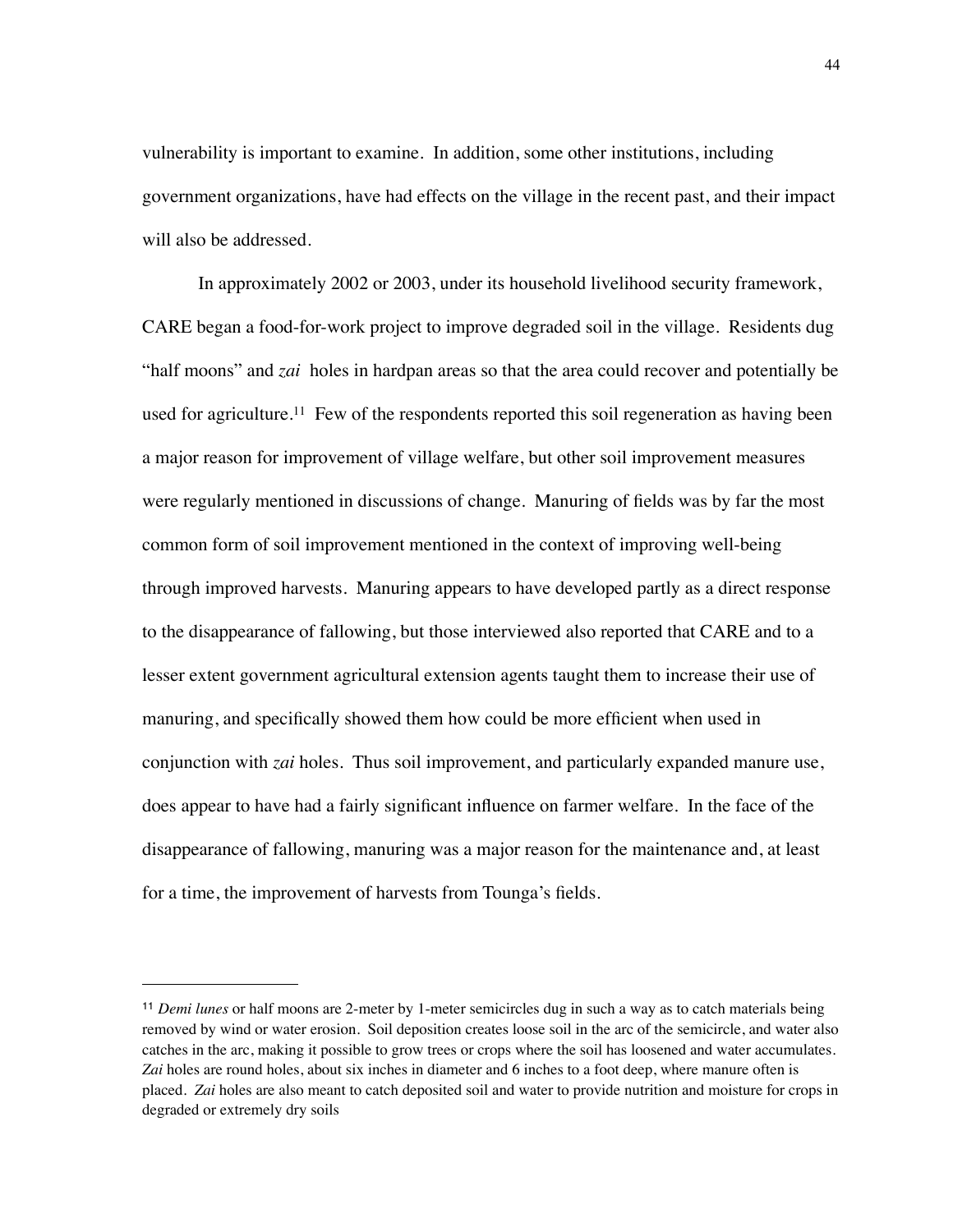vulnerability is important to examine. In addition, some other institutions, including government organizations, have had effects on the village in the recent past, and their impact will also be addressed.

In approximately 2002 or 2003, under its household livelihood security framework, CARE began a food-for-work project to improve degraded soil in the village. Residents dug "half moons" and *zai* holes in hardpan areas so that the area could recover and potentially be used for agriculture.[11] Few of the respondents reported this soil regeneration as having been a major reason for improvement of village welfare, but other soil improvement measures were regularly mentioned in discussions of change. Manuring of fields was by far the most common form of soil improvement mentioned in the context of improving well-being through improved harvests. Manuring appears to have developed partly as a direct response to the disappearance of fallowing, but those interviewed also reported that CARE and to a lesser extent government agricultural extension agents taught them to increase their use of manuring, and specifically showed them how could be more efficient when used in conjunction with *zai* holes. Thus soil improvement, and particularly expanded manure use, does appear to have had a fairly significant influence on farmer welfare. In the face of the disappearance of fallowing, manuring was a major reason for the maintenance and, at least for a time, the improvement of harvests from Tounga's fields.

---

[11] *Demi lunes* or half moons are 2-meter by 1-meter semicircles dug in such a way as to catch materials being removed by wind or water erosion. Soil deposition creates loose soil in the arc of the semicircle, and water also catches in the arc, making it possible to grow trees or crops where the soil has loosened and water accumulates. *Zai* holes are round holes, about six inches in diameter and 6 inches to a foot deep, where manure often is placed. *Zai* holes are also meant to catch deposited soil and water to provide nutrition and moisture for crops in degraded or extremely dry soils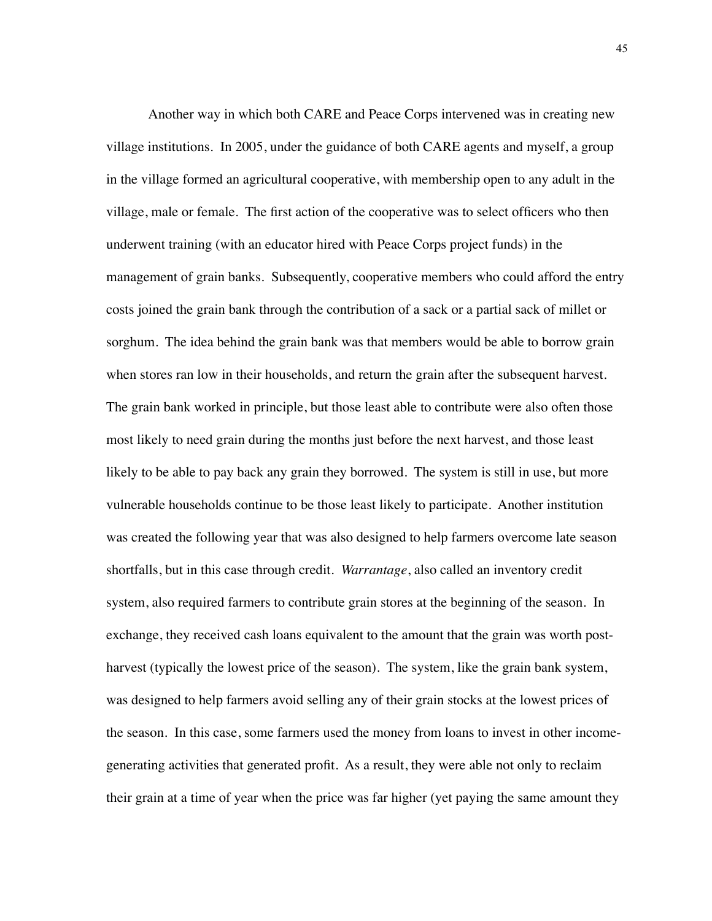Another way in which both CARE and Peace Corps intervened was in creating new village institutions. In 2005, under the guidance of both CARE agents and myself, a group in the village formed an agricultural cooperative, with membership open to any adult in the village, male or female. The first action of the cooperative was to select officers who then underwent training (with an educator hired with Peace Corps project funds) in the management of grain banks. Subsequently, cooperative members who could afford the entry costs joined the grain bank through the contribution of a sack or a partial sack of millet or sorghum. The idea behind the grain bank was that members would be able to borrow grain when stores ran low in their households, and return the grain after the subsequent harvest. The grain bank worked in principle, but those least able to contribute were also often those most likely to need grain during the months just before the next harvest, and those least likely to be able to pay back any grain they borrowed. The system is still in use, but more vulnerable households continue to be those least likely to participate. Another institution was created the following year that was also designed to help farmers overcome late season shortfalls, but in this case through credit. *Warrantage*, also called an inventory credit system, also required farmers to contribute grain stores at the beginning of the season. In exchange, they received cash loans equivalent to the amount that the grain was worth post-harvest (typically the lowest price of the season). The system, like the grain bank system, was designed to help farmers avoid selling any of their grain stocks at the lowest prices of the season. In this case, some farmers used the money from loans to invest in other income-generating activities that generated profit. As a result, they were able not only to reclaim their grain at a time of year when the price was far higher (yet paying the same amount they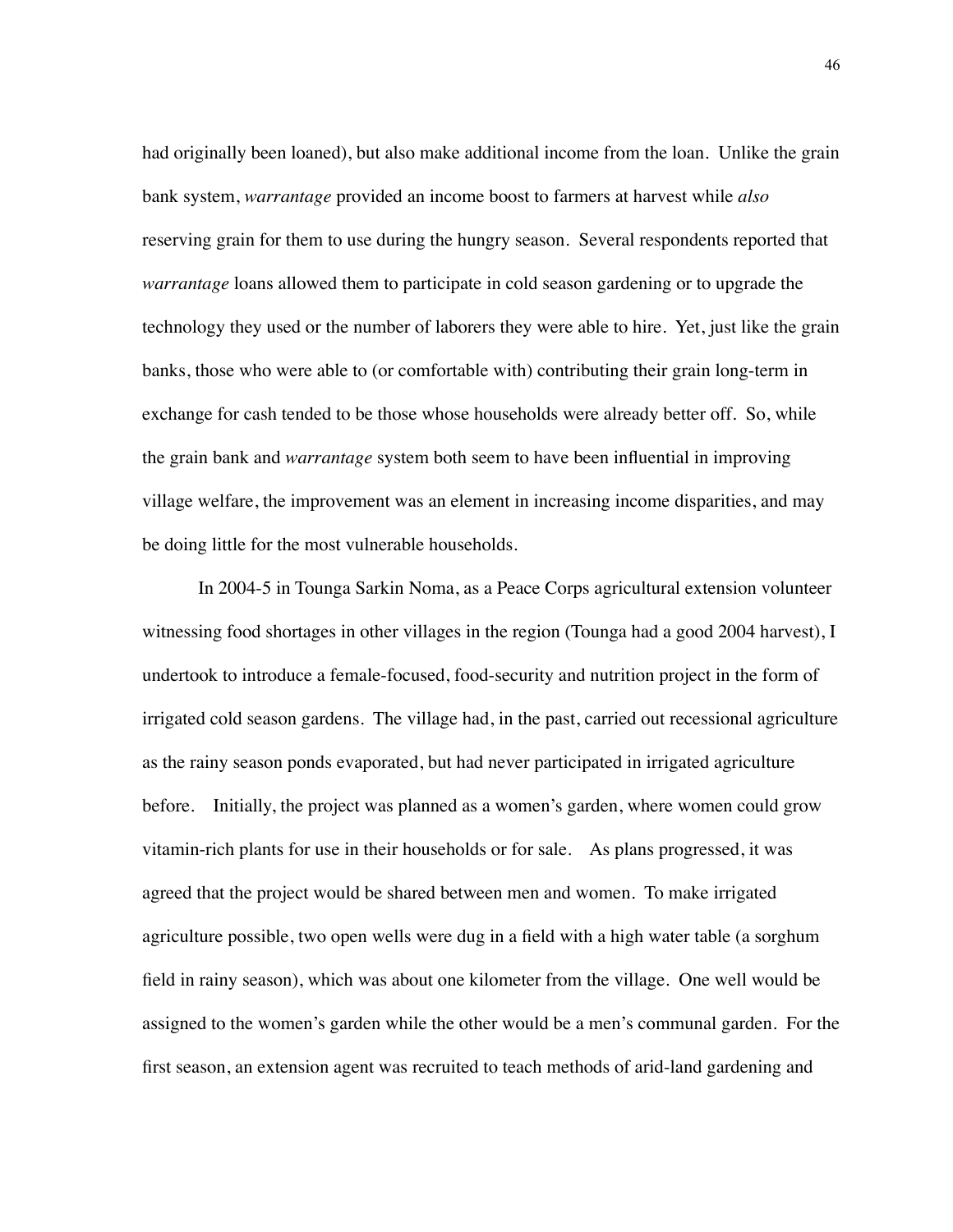had originally been loaned), but also make additional income from the loan. Unlike the grain bank system, *warrantage* provided an income boost to farmers at harvest while *also* reserving grain for them to use during the hungry season. Several respondents reported that *warrantage* loans allowed them to participate in cold season gardening or to upgrade the technology they used or the number of laborers they were able to hire. Yet, just like the grain banks, those who were able to (or comfortable with) contributing their grain long-term in exchange for cash tended to be those whose households were already better off. So, while the grain bank and *warrantage* system both seem to have been influential in improving village welfare, the improvement was an element in increasing income disparities, and may be doing little for the most vulnerable households.

In 2004-5 in Tounga Sarkin Noma, as a Peace Corps agricultural extension volunteer witnessing food shortages in other villages in the region (Tounga had a good 2004 harvest), I undertook to introduce a female-focused, food-security and nutrition project in the form of irrigated cold season gardens. The village had, in the past, carried out recessional agriculture as the rainy season ponds evaporated, but had never participated in irrigated agriculture before. Initially, the project was planned as a women's garden, where women could grow vitamin-rich plants for use in their households or for sale. As plans progressed, it was agreed that the project would be shared between men and women. To make irrigated agriculture possible, two open wells were dug in a field with a high water table (a sorghum field in rainy season), which was about one kilometer from the village. One well would be assigned to the women's garden while the other would be a men's communal garden. For the first season, an extension agent was recruited to teach methods of arid-land gardening and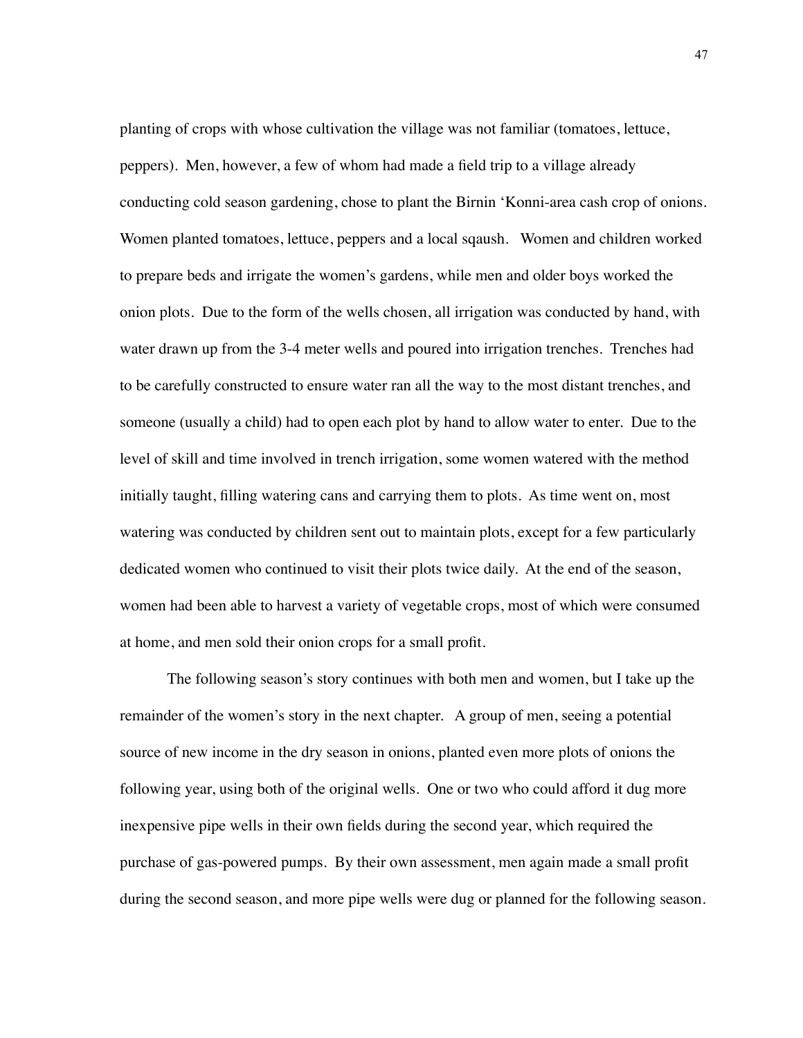planting of crops with whose cultivation the village was not familiar (tomatoes, lettuce, peppers). Men, however, a few of whom had made a field trip to a village already conducting cold season gardening, chose to plant the Birnin 'Konni-area cash crop of onions. Women planted tomatoes, lettuce, peppers and a local sqaush. Women and children worked to prepare beds and irrigate the women's gardens, while men and older boys worked the onion plots. Due to the form of the wells chosen, all irrigation was conducted by hand, with water drawn up from the 3-4 meter wells and poured into irrigation trenches. Trenches had to be carefully constructed to ensure water ran all the way to the most distant trenches, and someone (usually a child) had to open each plot by hand to allow water to enter. Due to the level of skill and time involved in trench irrigation, some women watered with the method initially taught, filling watering cans and carrying them to plots. As time went on, most watering was conducted by children sent out to maintain plots, except for a few particularly dedicated women who continued to visit their plots twice daily. At the end of the season, women had been able to harvest a variety of vegetable crops, most of which were consumed at home, and men sold their onion crops for a small profit.

The following season's story continues with both men and women, but I take up the remainder of the women's story in the next chapter. A group of men, seeing a potential source of new income in the dry season in onions, planted even more plots of onions the following year, using both of the original wells. One or two who could afford it dug more inexpensive pipe wells in their own fields during the second year, which required the purchase of gas-powered pumps. By their own assessment, men again made a small profit during the second season, and more pipe wells were dug or planned for the following season.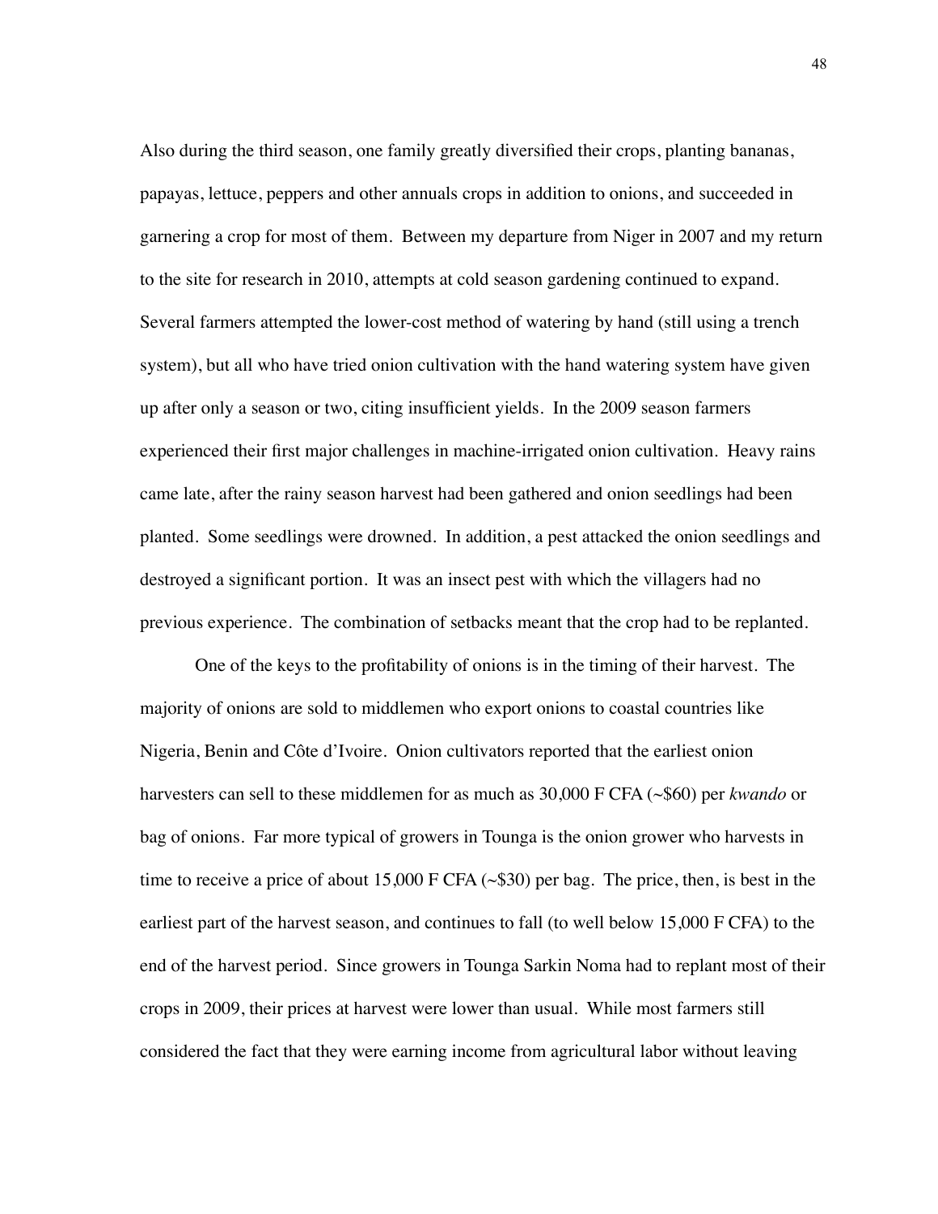Also during the third season, one family greatly diversified their crops, planting bananas, papayas, lettuce, peppers and other annuals crops in addition to onions, and succeeded in garnering a crop for most of them. Between my departure from Niger in 2007 and my return to the site for research in 2010, attempts at cold season gardening continued to expand. Several farmers attempted the lower-cost method of watering by hand (still using a trench system), but all who have tried onion cultivation with the hand watering system have given up after only a season or two, citing insufficient yields. In the 2009 season farmers experienced their first major challenges in machine-irrigated onion cultivation. Heavy rains came late, after the rainy season harvest had been gathered and onion seedlings had been planted. Some seedlings were drowned. In addition, a pest attacked the onion seedlings and destroyed a significant portion. It was an insect pest with which the villagers had no previous experience. The combination of setbacks meant that the crop had to be replanted.

One of the keys to the profitability of onions is in the timing of their harvest. The majority of onions are sold to middlemen who export onions to coastal countries like Nigeria, Benin and Côte d'Ivoire. Onion cultivators reported that the earliest onion harvesters can sell to these middlemen for as much as 30,000 F CFA (~$60) per *kwando* or bag of onions. Far more typical of growers in Tounga is the onion grower who harvests in time to receive a price of about 15,000 F CFA (~$30) per bag. The price, then, is best in the earliest part of the harvest season, and continues to fall (to well below 15,000 F CFA) to the end of the harvest period. Since growers in Tounga Sarkin Noma had to replant most of their crops in 2009, their prices at harvest were lower than usual. While most farmers still considered the fact that they were earning income from agricultural labor without leaving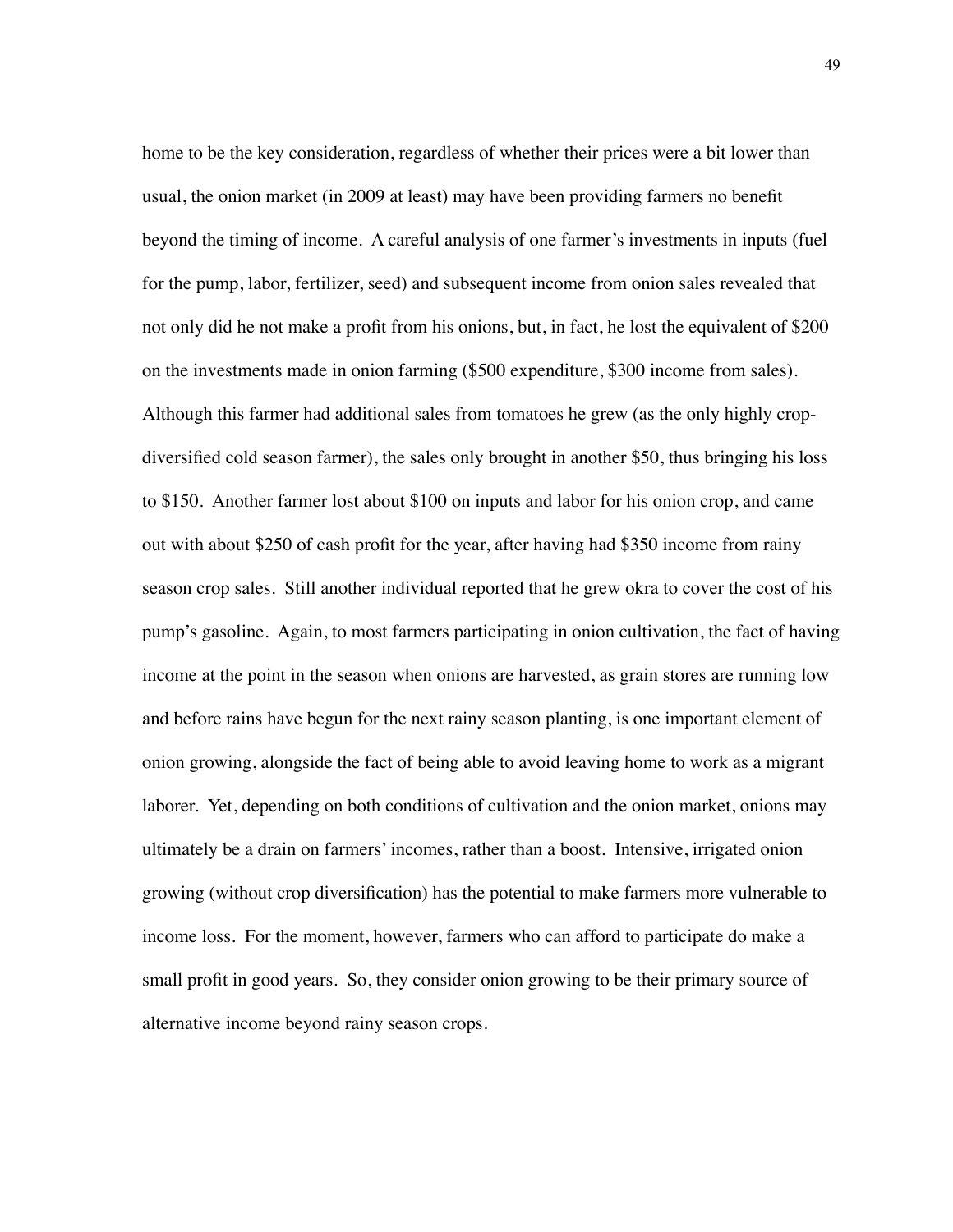home to be the key consideration, regardless of whether their prices were a bit lower than usual, the onion market (in 2009 at least) may have been providing farmers no benefit beyond the timing of income. A careful analysis of one farmer's investments in inputs (fuel for the pump, labor, fertilizer, seed) and subsequent income from onion sales revealed that not only did he not make a profit from his onions, but, in fact, he lost the equivalent of $200 on the investments made in onion farming ($500 expenditure, $300 income from sales). Although this farmer had additional sales from tomatoes he grew (as the only highly crop-diversified cold season farmer), the sales only brought in another $50, thus bringing his loss to $150. Another farmer lost about $100 on inputs and labor for his onion crop, and came out with about $250 of cash profit for the year, after having had $350 income from rainy season crop sales. Still another individual reported that he grew okra to cover the cost of his pump's gasoline. Again, to most farmers participating in onion cultivation, the fact of having income at the point in the season when onions are harvested, as grain stores are running low and before rains have begun for the next rainy season planting, is one important element of onion growing, alongside the fact of being able to avoid leaving home to work as a migrant laborer. Yet, depending on both conditions of cultivation and the onion market, onions may ultimately be a drain on farmers' incomes, rather than a boost. Intensive, irrigated onion growing (without crop diversification) has the potential to make farmers more vulnerable to income loss. For the moment, however, farmers who can afford to participate do make a small profit in good years. So, they consider onion growing to be their primary source of alternative income beyond rainy season crops.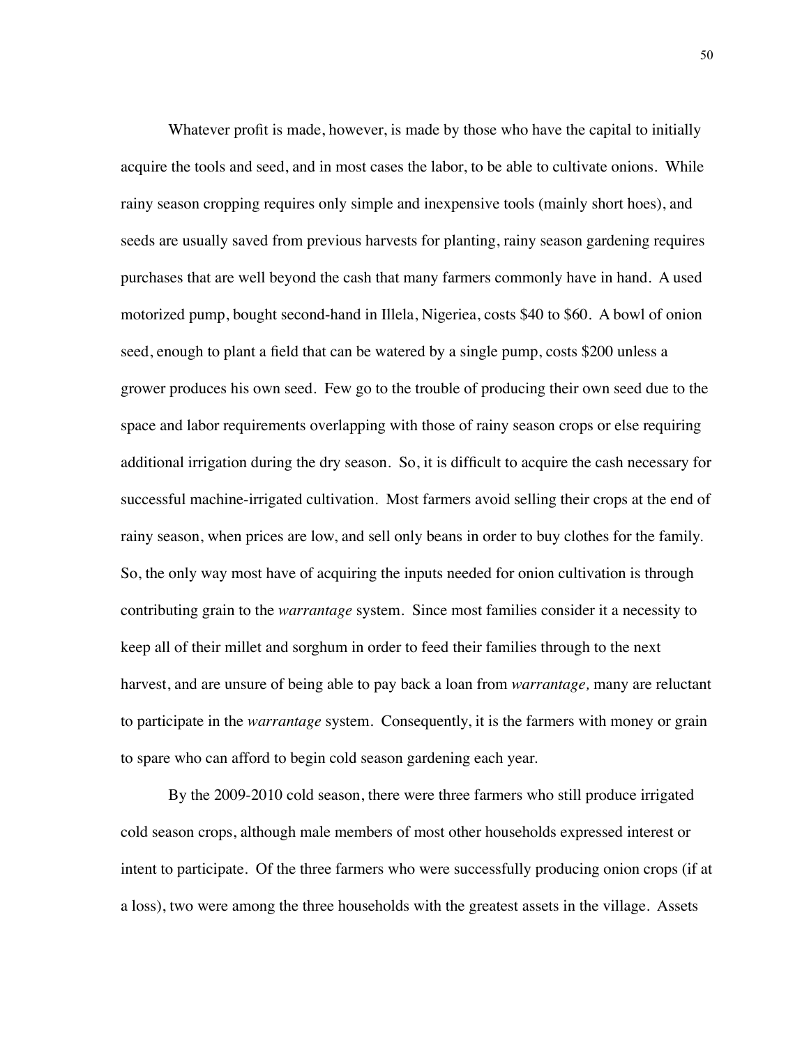Whatever profit is made, however, is made by those who have the capital to initially acquire the tools and seed, and in most cases the labor, to be able to cultivate onions. While rainy season cropping requires only simple and inexpensive tools (mainly short hoes), and seeds are usually saved from previous harvests for planting, rainy season gardening requires purchases that are well beyond the cash that many farmers commonly have in hand. A used motorized pump, bought second-hand in Illela, Nigeriea, costs $40 to $60. A bowl of onion seed, enough to plant a field that can be watered by a single pump, costs $200 unless a grower produces his own seed. Few go to the trouble of producing their own seed due to the space and labor requirements overlapping with those of rainy season crops or else requiring additional irrigation during the dry season. So, it is difficult to acquire the cash necessary for successful machine-irrigated cultivation. Most farmers avoid selling their crops at the end of rainy season, when prices are low, and sell only beans in order to buy clothes for the family. So, the only way most have of acquiring the inputs needed for onion cultivation is through contributing grain to the *warrantage* system. Since most families consider it a necessity to keep all of their millet and sorghum in order to feed their families through to the next harvest, and are unsure of being able to pay back a loan from *warrantage,* many are reluctant to participate in the *warrantage* system. Consequently, it is the farmers with money or grain to spare who can afford to begin cold season gardening each year.

By the 2009-2010 cold season, there were three farmers who still produce irrigated cold season crops, although male members of most other households expressed interest or intent to participate. Of the three farmers who were successfully producing onion crops (if at a loss), two were among the three households with the greatest assets in the village. Assets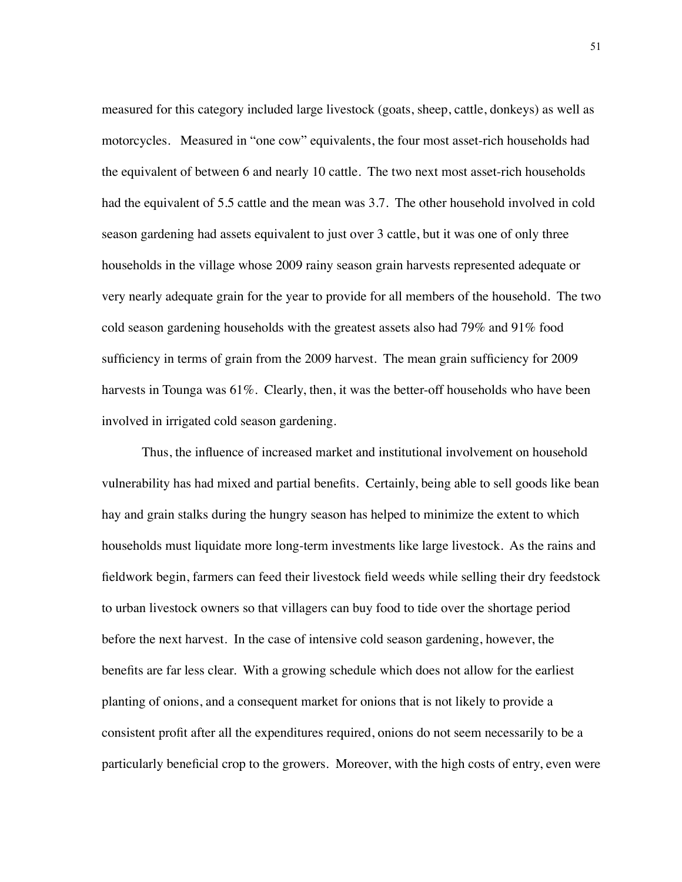measured for this category included large livestock (goats, sheep, cattle, donkeys) as well as motorcycles. Measured in "one cow" equivalents, the four most asset-rich households had the equivalent of between 6 and nearly 10 cattle. The two next most asset-rich households had the equivalent of 5.5 cattle and the mean was 3.7. The other household involved in cold season gardening had assets equivalent to just over 3 cattle, but it was one of only three households in the village whose 2009 rainy season grain harvests represented adequate or very nearly adequate grain for the year to provide for all members of the household. The two cold season gardening households with the greatest assets also had 79% and 91% food sufficiency in terms of grain from the 2009 harvest. The mean grain sufficiency for 2009 harvests in Tounga was 61%. Clearly, then, it was the better-off households who have been involved in irrigated cold season gardening.

Thus, the influence of increased market and institutional involvement on household vulnerability has had mixed and partial benefits. Certainly, being able to sell goods like bean hay and grain stalks during the hungry season has helped to minimize the extent to which households must liquidate more long-term investments like large livestock. As the rains and fieldwork begin, farmers can feed their livestock field weeds while selling their dry feedstock to urban livestock owners so that villagers can buy food to tide over the shortage period before the next harvest. In the case of intensive cold season gardening, however, the benefits are far less clear. With a growing schedule which does not allow for the earliest planting of onions, and a consequent market for onions that is not likely to provide a consistent profit after all the expenditures required, onions do not seem necessarily to be a particularly beneficial crop to the growers. Moreover, with the high costs of entry, even were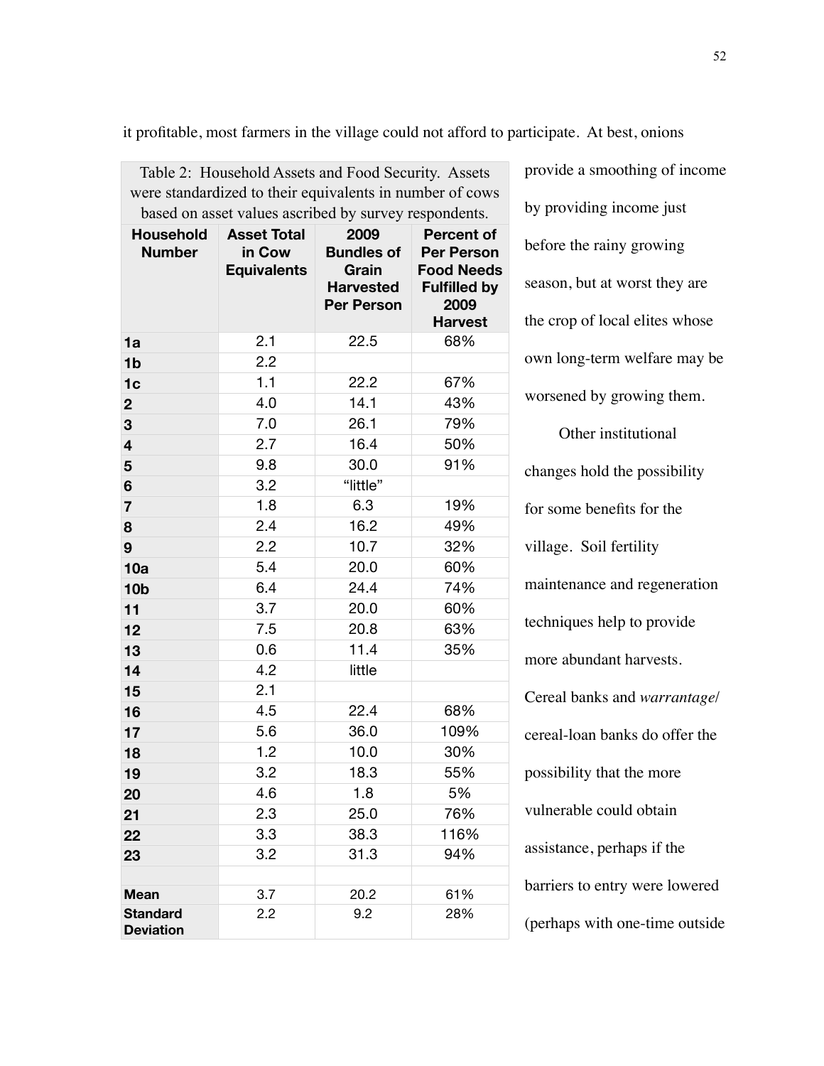it profitable, most farmers in the village could not afford to participate. At best, onions provide a smoothing of income by providing income just before the rainy growing season, but at worst they are the crop of local elites whose own long-term welfare may be worsened by growing them.

Other institutional changes hold the possibility for some benefits for the village. Soil fertility maintenance and regeneration techniques help to provide more abundant harvests. Cereal banks and *warrantage*/cereal-loan banks do offer the possibility that the more vulnerable could obtain assistance, perhaps if the barriers to entry were lowered (perhaps with one-time outside

Table 2: Household Assets and Food Security. Assets were standardized to their equivalents in number of cows based on asset values ascribed by survey respondents.

| Household Number | Asset Total in Cow Equivalents | 2009 Bundles of Grain Harvested Per Person | Percent of Per Person Food Needs Fulfilled by 2009 Harvest |
|---|---|---|---|
| **1a** | 2.1 | 22.5 | 68% |
| **1b** | 2.2 | | |
| **1c** | 1.1 | 22.2 | 67% |
| **2** | 4.0 | 14.1 | 43% |
| **3** | 7.0 | 26.1 | 79% |
| **4** | 2.7 | 16.4 | 50% |
| **5** | 9.8 | 30.0 | 91% |
| **6** | 3.2 | "little" | |
| **7** | 1.8 | 6.3 | 19% |
| **8** | 2.4 | 16.2 | 49% |
| **9** | 2.2 | 10.7 | 32% |
| **10a** | 5.4 | 20.0 | 60% |
| **10b** | 6.4 | 24.4 | 74% |
| **11** | 3.7 | 20.0 | 60% |
| **12** | 7.5 | 20.8 | 63% |
| **13** | 0.6 | 11.4 | 35% |
| **14** | 4.2 | little | |
| **15** | 2.1 | | |
| **16** | 4.5 | 22.4 | 68% |
| **17** | 5.6 | 36.0 | 109% |
| **18** | 1.2 | 10.0 | 30% |
| **19** | 3.2 | 18.3 | 55% |
| **20** | 4.6 | 1.8 | 5% |
| **21** | 2.3 | 25.0 | 76% |
| **22** | 3.3 | 38.3 | 116% |
| **23** | 3.2 | 31.3 | 94% |
| | | | |
| **Mean** | 3.7 | 20.2 | 61% |
| **Standard Deviation** | 2.2 | 9.2 | 28% |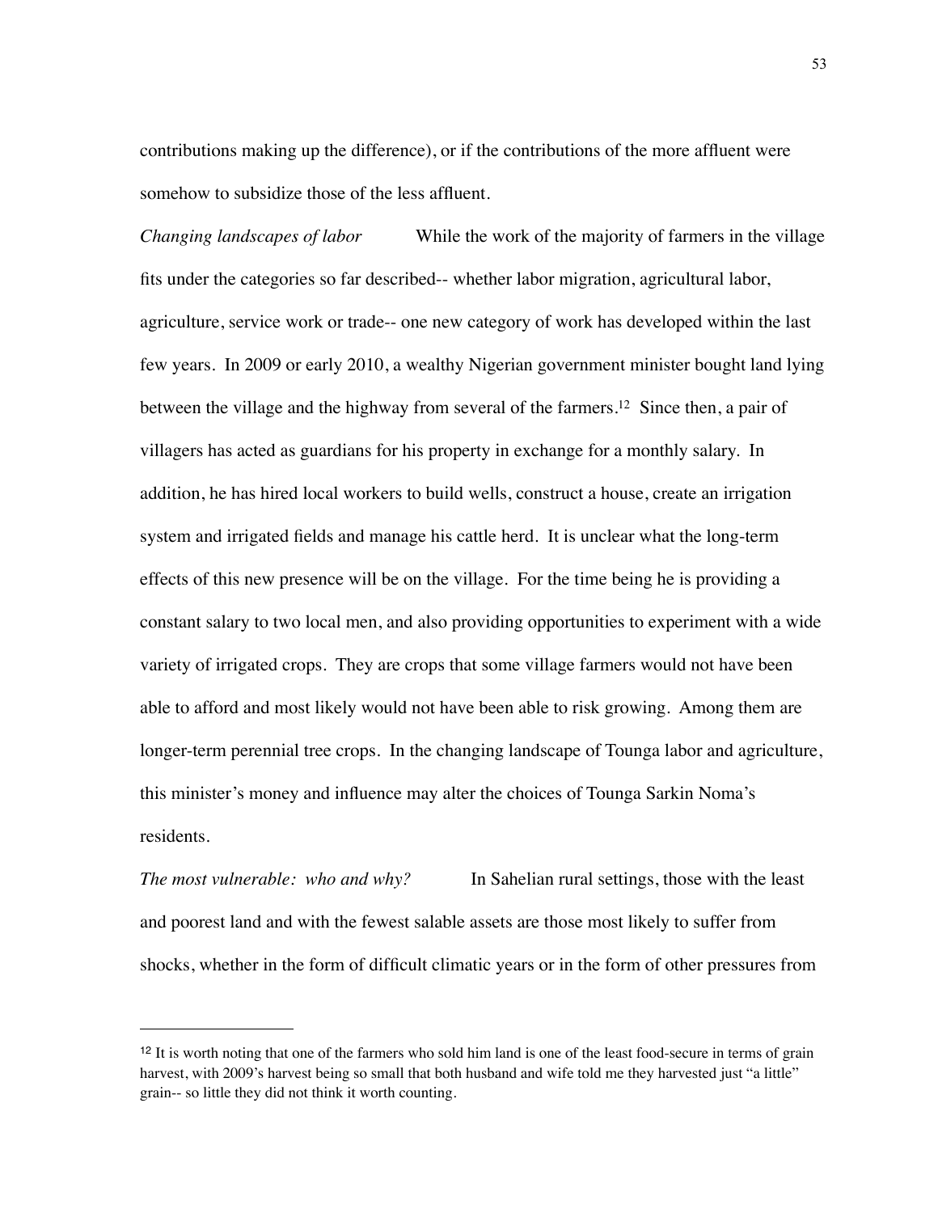contributions making up the difference), or if the contributions of the more affluent were somehow to subsidize those of the less affluent.

*Changing landscapes of labor* While the work of the majority of farmers in the village fits under the categories so far described-- whether labor migration, agricultural labor, agriculture, service work or trade-- one new category of work has developed within the last few years. In 2009 or early 2010, a wealthy Nigerian government minister bought land lying between the village and the highway from several of the farmers.[12] Since then, a pair of villagers has acted as guardians for his property in exchange for a monthly salary. In addition, he has hired local workers to build wells, construct a house, create an irrigation system and irrigated fields and manage his cattle herd. It is unclear what the long-term effects of this new presence will be on the village. For the time being he is providing a constant salary to two local men, and also providing opportunities to experiment with a wide variety of irrigated crops. They are crops that some village farmers would not have been able to afford and most likely would not have been able to risk growing. Among them are longer-term perennial tree crops. In the changing landscape of Tounga labor and agriculture, this minister's money and influence may alter the choices of Tounga Sarkin Noma's residents.

*The most vulnerable: who and why?* In Sahelian rural settings, those with the least and poorest land and with the fewest salable assets are those most likely to suffer from shocks, whether in the form of difficult climatic years or in the form of other pressures from

---

[12] It is worth noting that one of the farmers who sold him land is one of the least food-secure in terms of grain harvest, with 2009's harvest being so small that both husband and wife told me they harvested just "a little" grain-- so little they did not think it worth counting.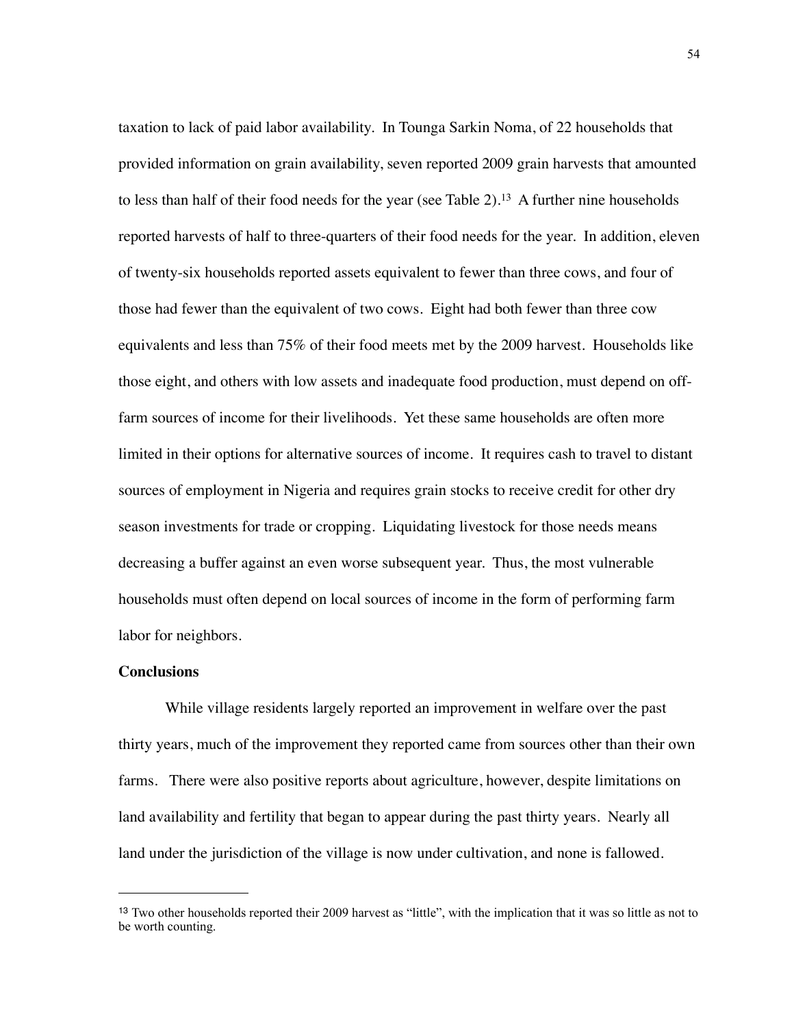taxation to lack of paid labor availability. In Tounga Sarkin Noma, of 22 households that provided information on grain availability, seven reported 2009 grain harvests that amounted to less than half of their food needs for the year (see Table 2).[13] A further nine households reported harvests of half to three-quarters of their food needs for the year. In addition, eleven of twenty-six households reported assets equivalent to fewer than three cows, and four of those had fewer than the equivalent of two cows. Eight had both fewer than three cow equivalents and less than 75% of their food meets met by the 2009 harvest. Households like those eight, and others with low assets and inadequate food production, must depend on off-farm sources of income for their livelihoods. Yet these same households are often more limited in their options for alternative sources of income. It requires cash to travel to distant sources of employment in Nigeria and requires grain stocks to receive credit for other dry season investments for trade or cropping. Liquidating livestock for those needs means decreasing a buffer against an even worse subsequent year. Thus, the most vulnerable households must often depend on local sources of income in the form of performing farm labor for neighbors.

**Conclusions**

While village residents largely reported an improvement in welfare over the past thirty years, much of the improvement they reported came from sources other than their own farms. There were also positive reports about agriculture, however, despite limitations on land availability and fertility that began to appear during the past thirty years. Nearly all land under the jurisdiction of the village is now under cultivation, and none is fallowed.

---

[13] Two other households reported their 2009 harvest as "little", with the implication that it was so little as not to be worth counting.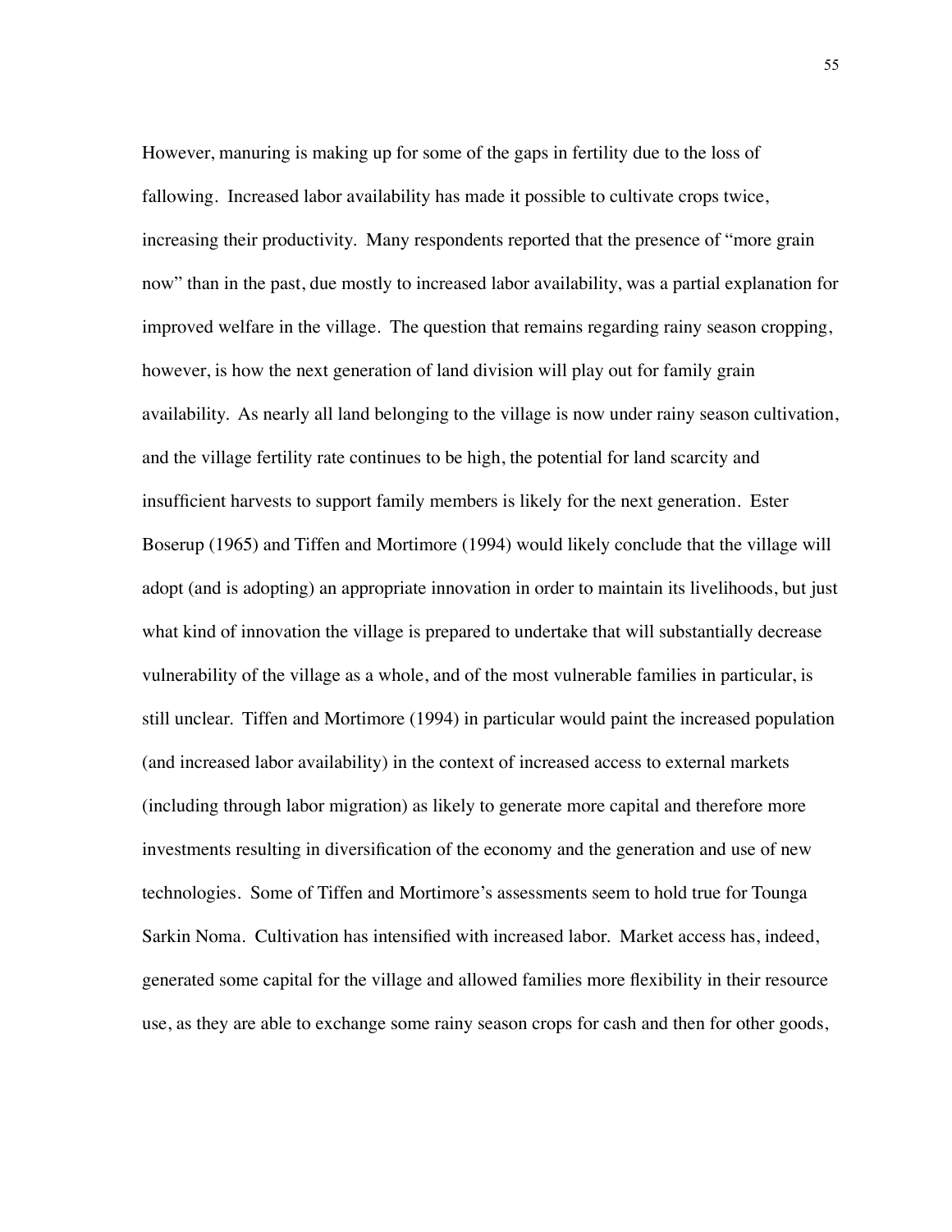However, manuring is making up for some of the gaps in fertility due to the loss of fallowing. Increased labor availability has made it possible to cultivate crops twice, increasing their productivity. Many respondents reported that the presence of "more grain now" than in the past, due mostly to increased labor availability, was a partial explanation for improved welfare in the village. The question that remains regarding rainy season cropping, however, is how the next generation of land division will play out for family grain availability. As nearly all land belonging to the village is now under rainy season cultivation, and the village fertility rate continues to be high, the potential for land scarcity and insufficient harvests to support family members is likely for the next generation. Ester Boserup (1965) and Tiffen and Mortimore (1994) would likely conclude that the village will adopt (and is adopting) an appropriate innovation in order to maintain its livelihoods, but just what kind of innovation the village is prepared to undertake that will substantially decrease vulnerability of the village as a whole, and of the most vulnerable families in particular, is still unclear. Tiffen and Mortimore (1994) in particular would paint the increased population (and increased labor availability) in the context of increased access to external markets (including through labor migration) as likely to generate more capital and therefore more investments resulting in diversification of the economy and the generation and use of new technologies. Some of Tiffen and Mortimore's assessments seem to hold true for Tounga Sarkin Noma. Cultivation has intensified with increased labor. Market access has, indeed, generated some capital for the village and allowed families more flexibility in their resource use, as they are able to exchange some rainy season crops for cash and then for other goods,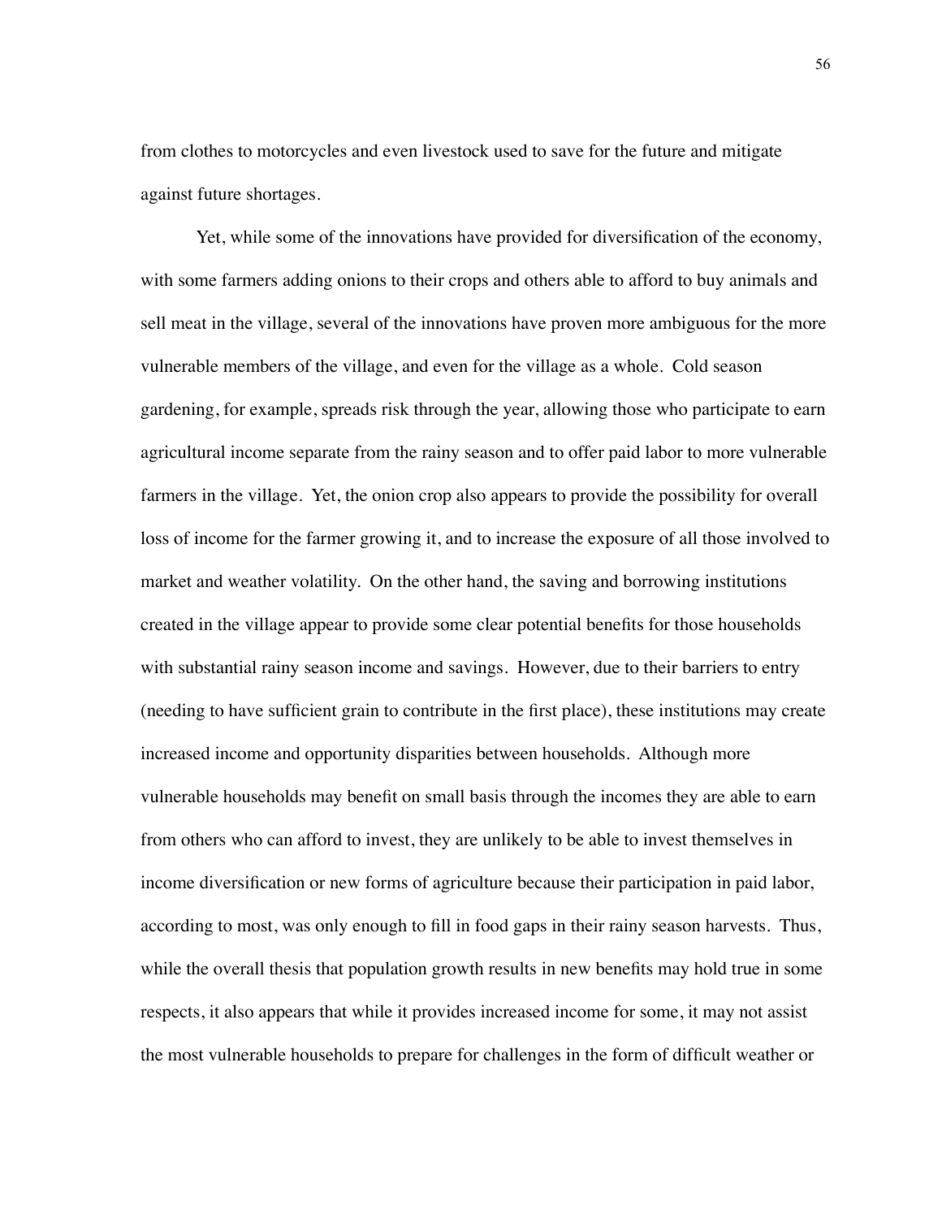from clothes to motorcycles and even livestock used to save for the future and mitigate against future shortages.

Yet, while some of the innovations have provided for diversification of the economy, with some farmers adding onions to their crops and others able to afford to buy animals and sell meat in the village, several of the innovations have proven more ambiguous for the more vulnerable members of the village, and even for the village as a whole. Cold season gardening, for example, spreads risk through the year, allowing those who participate to earn agricultural income separate from the rainy season and to offer paid labor to more vulnerable farmers in the village. Yet, the onion crop also appears to provide the possibility for overall loss of income for the farmer growing it, and to increase the exposure of all those involved to market and weather volatility. On the other hand, the saving and borrowing institutions created in the village appear to provide some clear potential benefits for those households with substantial rainy season income and savings. However, due to their barriers to entry (needing to have sufficient grain to contribute in the first place), these institutions may create increased income and opportunity disparities between households. Although more vulnerable households may benefit on small basis through the incomes they are able to earn from others who can afford to invest, they are unlikely to be able to invest themselves in income diversification or new forms of agriculture because their participation in paid labor, according to most, was only enough to fill in food gaps in their rainy season harvests. Thus, while the overall thesis that population growth results in new benefits may hold true in some respects, it also appears that while it provides increased income for some, it may not assist the most vulnerable households to prepare for challenges in the form of difficult weather or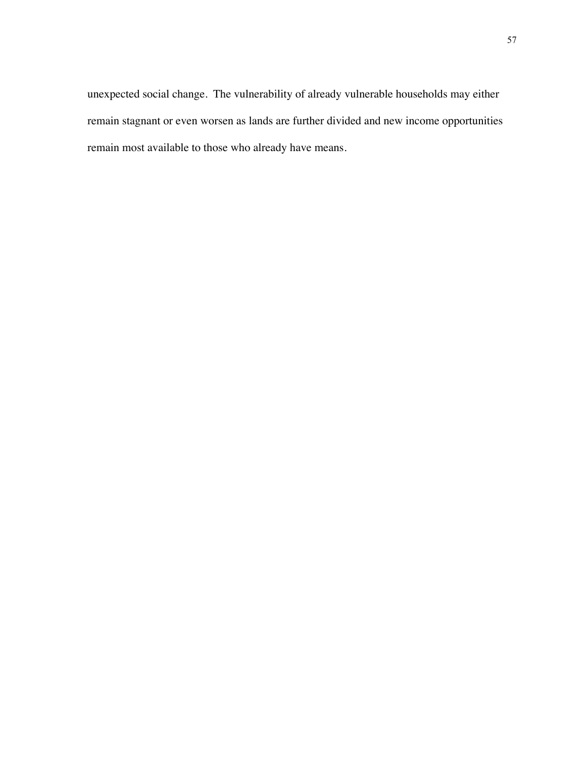unexpected social change.  The vulnerability of already vulnerable households may either remain stagnant or even worsen as lands are further divided and new income opportunities remain most available to those who already have means.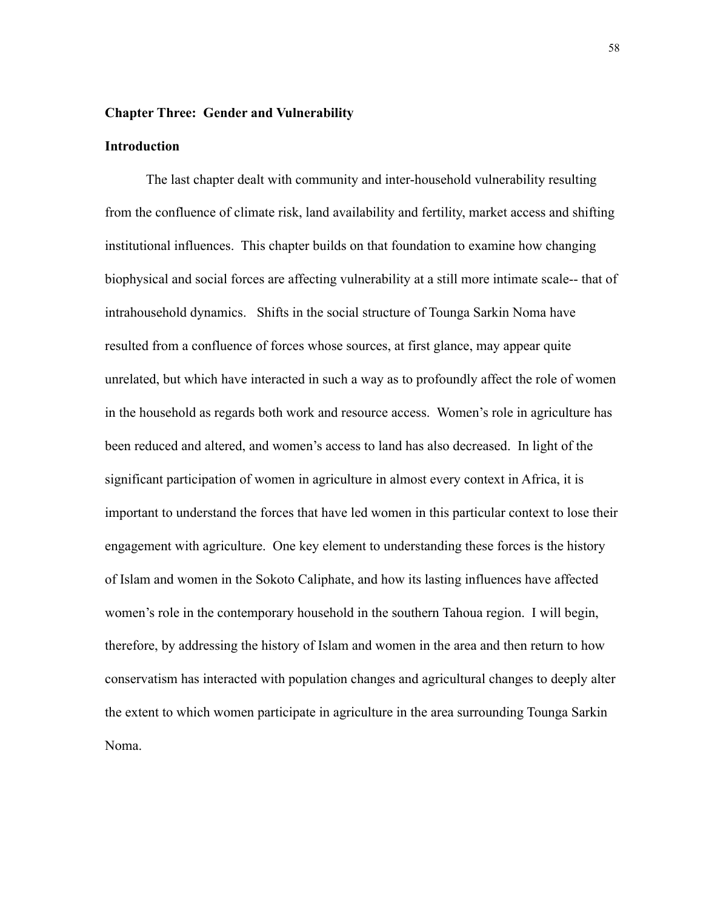## Chapter Three: Gender and Vulnerability

### Introduction

The last chapter dealt with community and inter-household vulnerability resulting from the confluence of climate risk, land availability and fertility, market access and shifting institutional influences. This chapter builds on that foundation to examine how changing biophysical and social forces are affecting vulnerability at a still more intimate scale-- that of intrahousehold dynamics. Shifts in the social structure of Tounga Sarkin Noma have resulted from a confluence of forces whose sources, at first glance, may appear quite unrelated, but which have interacted in such a way as to profoundly affect the role of women in the household as regards both work and resource access. Women's role in agriculture has been reduced and altered, and women's access to land has also decreased. In light of the significant participation of women in agriculture in almost every context in Africa, it is important to understand the forces that have led women in this particular context to lose their engagement with agriculture. One key element to understanding these forces is the history of Islam and women in the Sokoto Caliphate, and how its lasting influences have affected women's role in the contemporary household in the southern Tahoua region. I will begin, therefore, by addressing the history of Islam and women in the area and then return to how conservatism has interacted with population changes and agricultural changes to deeply alter the extent to which women participate in agriculture in the area surrounding Tounga Sarkin Noma.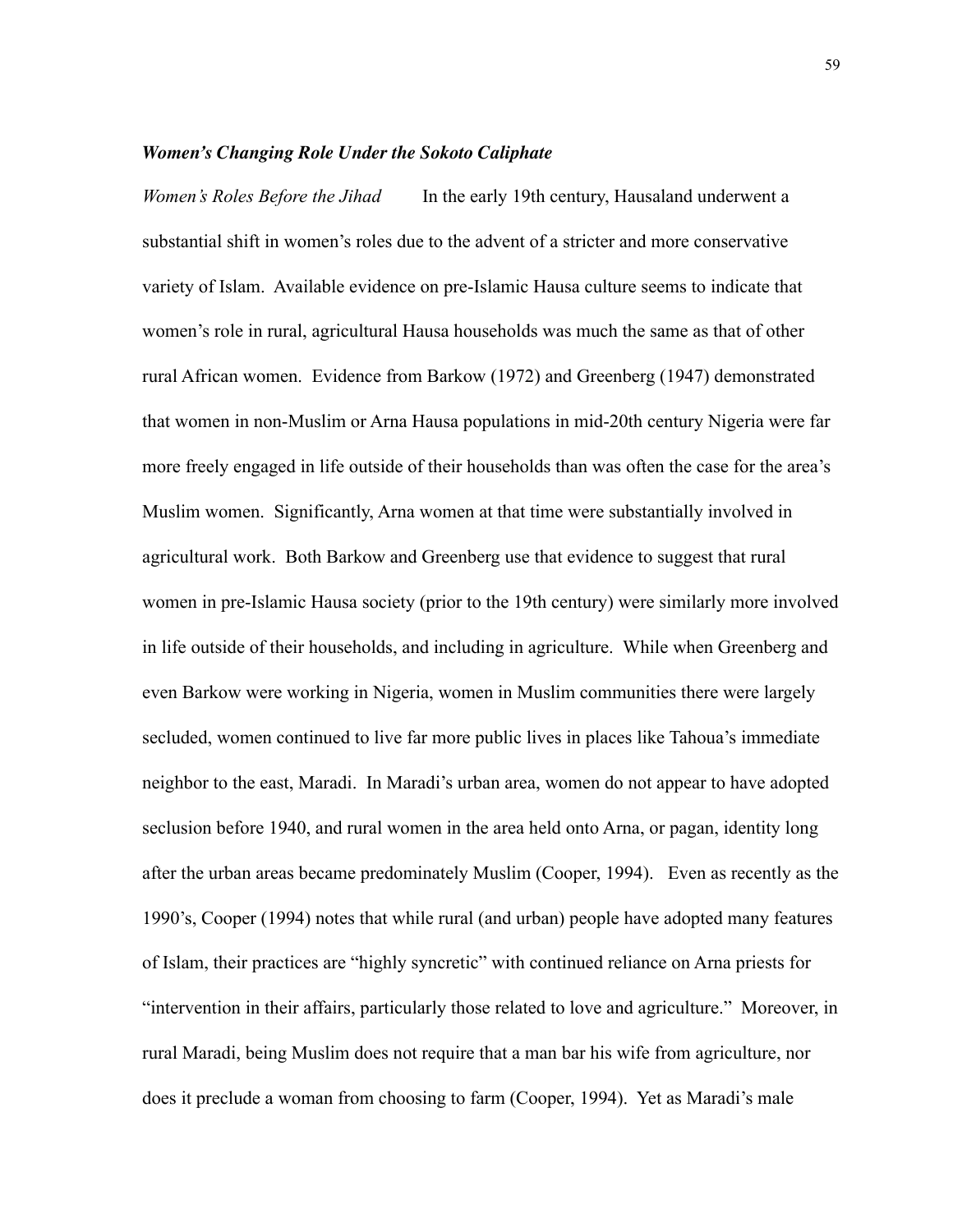### *Women's Changing Role Under the Sokoto Caliphate*

*Women's Roles Before the Jihad* In the early 19th century, Hausaland underwent a substantial shift in women's roles due to the advent of a stricter and more conservative variety of Islam. Available evidence on pre-Islamic Hausa culture seems to indicate that women's role in rural, agricultural Hausa households was much the same as that of other rural African women. Evidence from Barkow (1972) and Greenberg (1947) demonstrated that women in non-Muslim or Arna Hausa populations in mid-20th century Nigeria were far more freely engaged in life outside of their households than was often the case for the area's Muslim women. Significantly, Arna women at that time were substantially involved in agricultural work. Both Barkow and Greenberg use that evidence to suggest that rural women in pre-Islamic Hausa society (prior to the 19th century) were similarly more involved in life outside of their households, and including in agriculture. While when Greenberg and even Barkow were working in Nigeria, women in Muslim communities there were largely secluded, women continued to live far more public lives in places like Tahoua's immediate neighbor to the east, Maradi. In Maradi's urban area, women do not appear to have adopted seclusion before 1940, and rural women in the area held onto Arna, or pagan, identity long after the urban areas became predominately Muslim (Cooper, 1994). Even as recently as the 1990's, Cooper (1994) notes that while rural (and urban) people have adopted many features of Islam, their practices are "highly syncretic" with continued reliance on Arna priests for "intervention in their affairs, particularly those related to love and agriculture." Moreover, in rural Maradi, being Muslim does not require that a man bar his wife from agriculture, nor does it preclude a woman from choosing to farm (Cooper, 1994). Yet as Maradi's male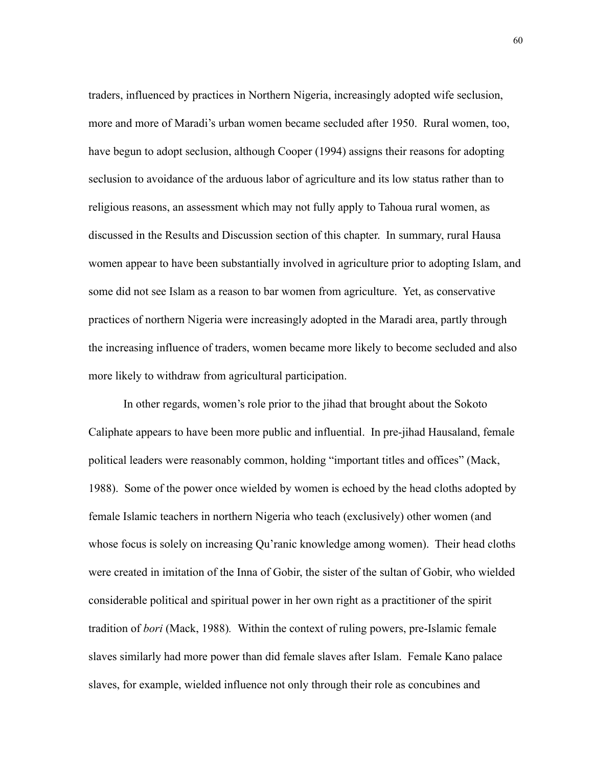traders, influenced by practices in Northern Nigeria, increasingly adopted wife seclusion, more and more of Maradi's urban women became secluded after 1950. Rural women, too, have begun to adopt seclusion, although Cooper (1994) assigns their reasons for adopting seclusion to avoidance of the arduous labor of agriculture and its low status rather than to religious reasons, an assessment which may not fully apply to Tahoua rural women, as discussed in the Results and Discussion section of this chapter. In summary, rural Hausa women appear to have been substantially involved in agriculture prior to adopting Islam, and some did not see Islam as a reason to bar women from agriculture. Yet, as conservative practices of northern Nigeria were increasingly adopted in the Maradi area, partly through the increasing influence of traders, women became more likely to become secluded and also more likely to withdraw from agricultural participation.

In other regards, women's role prior to the jihad that brought about the Sokoto Caliphate appears to have been more public and influential. In pre-jihad Hausaland, female political leaders were reasonably common, holding "important titles and offices" (Mack, 1988). Some of the power once wielded by women is echoed by the head cloths adopted by female Islamic teachers in northern Nigeria who teach (exclusively) other women (and whose focus is solely on increasing Qu'ranic knowledge among women). Their head cloths were created in imitation of the Inna of Gobir, the sister of the sultan of Gobir, who wielded considerable political and spiritual power in her own right as a practitioner of the spirit tradition of *bori* (Mack, 1988). Within the context of ruling powers, pre-Islamic female slaves similarly had more power than did female slaves after Islam. Female Kano palace slaves, for example, wielded influence not only through their role as concubines and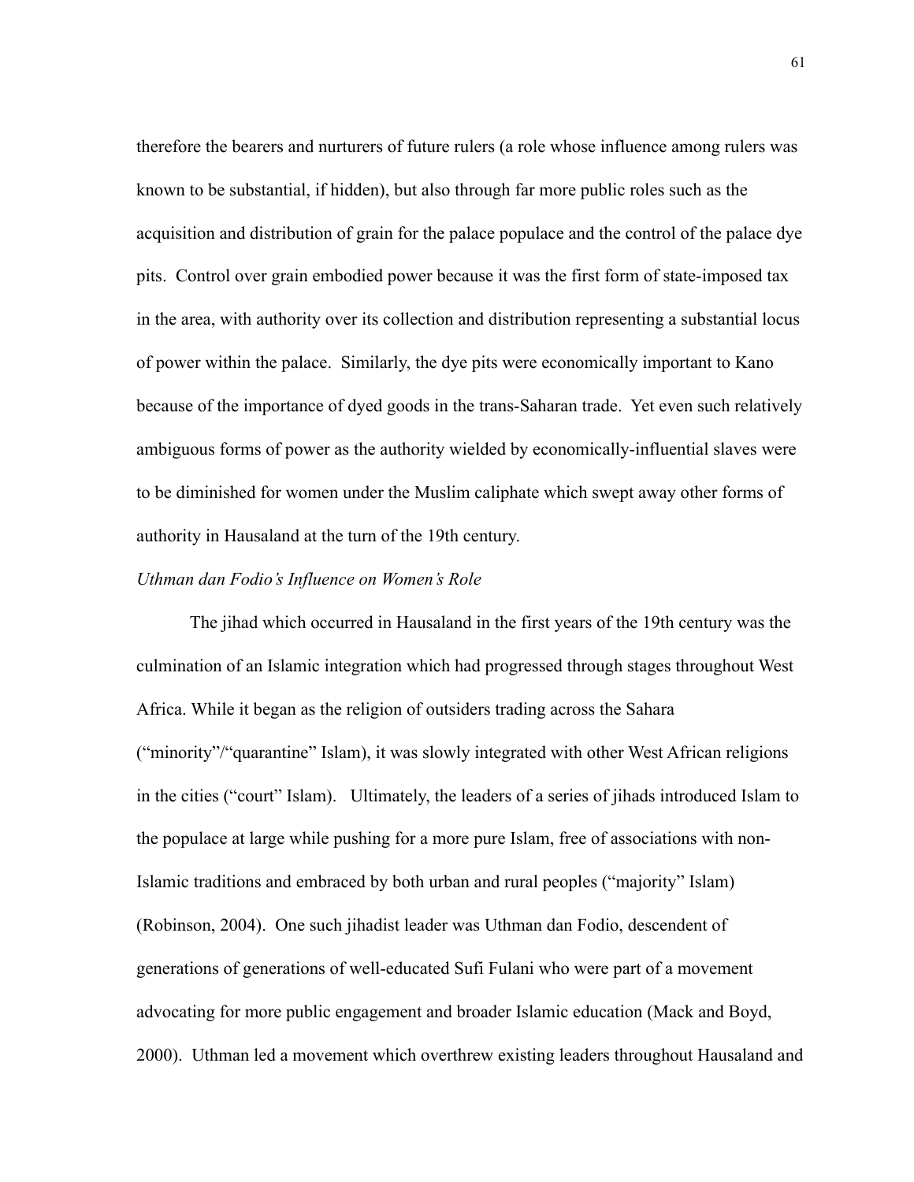therefore the bearers and nurturers of future rulers (a role whose influence among rulers was known to be substantial, if hidden), but also through far more public roles such as the acquisition and distribution of grain for the palace populace and the control of the palace dye pits. Control over grain embodied power because it was the first form of state-imposed tax in the area, with authority over its collection and distribution representing a substantial locus of power within the palace. Similarly, the dye pits were economically important to Kano because of the importance of dyed goods in the trans-Saharan trade. Yet even such relatively ambiguous forms of power as the authority wielded by economically-influential slaves were to be diminished for women under the Muslim caliphate which swept away other forms of authority in Hausaland at the turn of the 19th century.

*Uthman dan Fodio's Influence on Women's Role*

The jihad which occurred in Hausaland in the first years of the 19th century was the culmination of an Islamic integration which had progressed through stages throughout West Africa. While it began as the religion of outsiders trading across the Sahara ("minority"/"quarantine" Islam), it was slowly integrated with other West African religions in the cities ("court" Islam). Ultimately, the leaders of a series of jihads introduced Islam to the populace at large while pushing for a more pure Islam, free of associations with non-Islamic traditions and embraced by both urban and rural peoples ("majority" Islam) (Robinson, 2004). One such jihadist leader was Uthman dan Fodio, descendent of generations of generations of well-educated Sufi Fulani who were part of a movement advocating for more public engagement and broader Islamic education (Mack and Boyd, 2000). Uthman led a movement which overthrew existing leaders throughout Hausaland and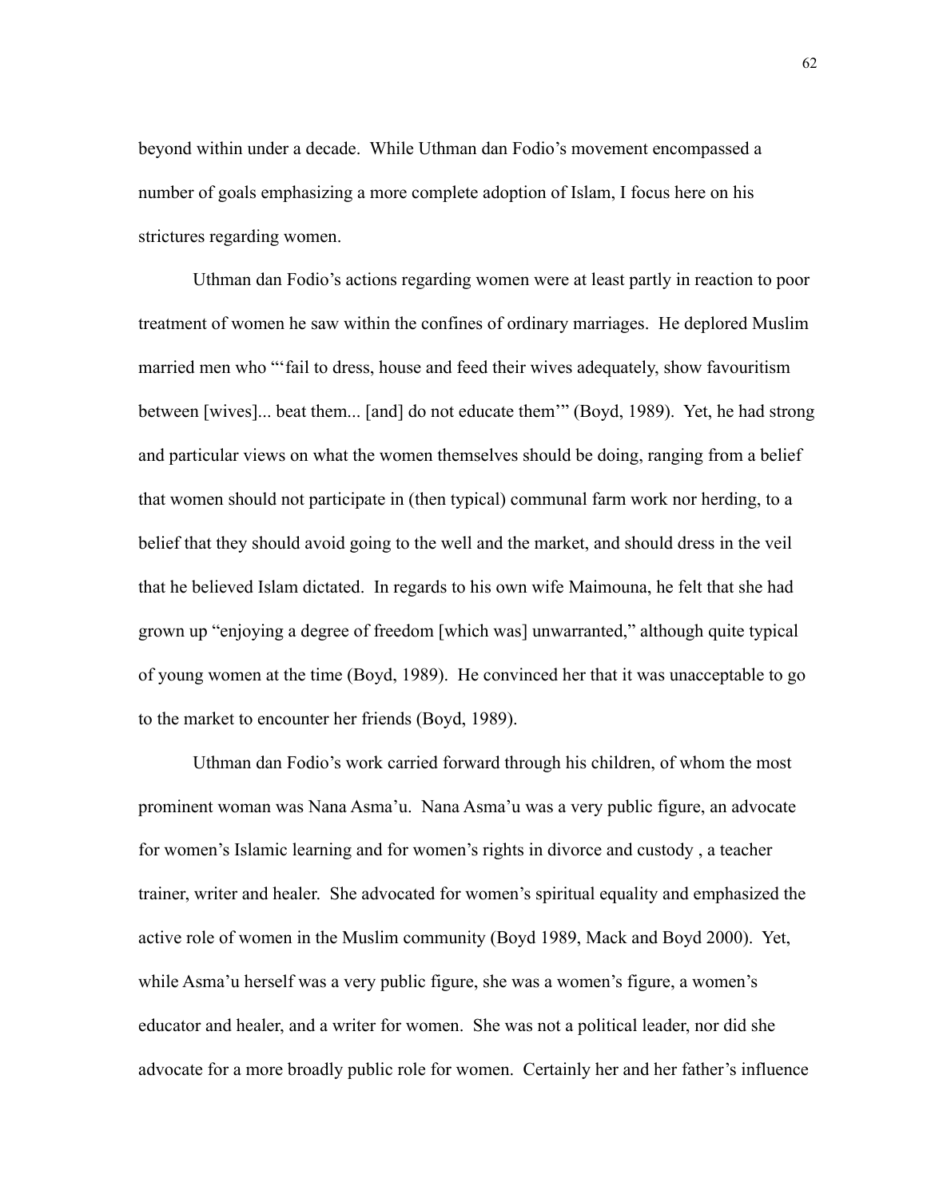beyond within under a decade. While Uthman dan Fodio's movement encompassed a number of goals emphasizing a more complete adoption of Islam, I focus here on his strictures regarding women.

Uthman dan Fodio's actions regarding women were at least partly in reaction to poor treatment of women he saw within the confines of ordinary marriages. He deplored Muslim married men who "'fail to dress, house and feed their wives adequately, show favouritism between [wives]... beat them... [and] do not educate them'" (Boyd, 1989). Yet, he had strong and particular views on what the women themselves should be doing, ranging from a belief that women should not participate in (then typical) communal farm work nor herding, to a belief that they should avoid going to the well and the market, and should dress in the veil that he believed Islam dictated. In regards to his own wife Maimouna, he felt that she had grown up "enjoying a degree of freedom [which was] unwarranted," although quite typical of young women at the time (Boyd, 1989). He convinced her that it was unacceptable to go to the market to encounter her friends (Boyd, 1989).

Uthman dan Fodio's work carried forward through his children, of whom the most prominent woman was Nana Asma'u. Nana Asma'u was a very public figure, an advocate for women's Islamic learning and for women's rights in divorce and custody , a teacher trainer, writer and healer. She advocated for women's spiritual equality and emphasized the active role of women in the Muslim community (Boyd 1989, Mack and Boyd 2000). Yet, while Asma'u herself was a very public figure, she was a women's figure, a women's educator and healer, and a writer for women. She was not a political leader, nor did she advocate for a more broadly public role for women. Certainly her and her father's influence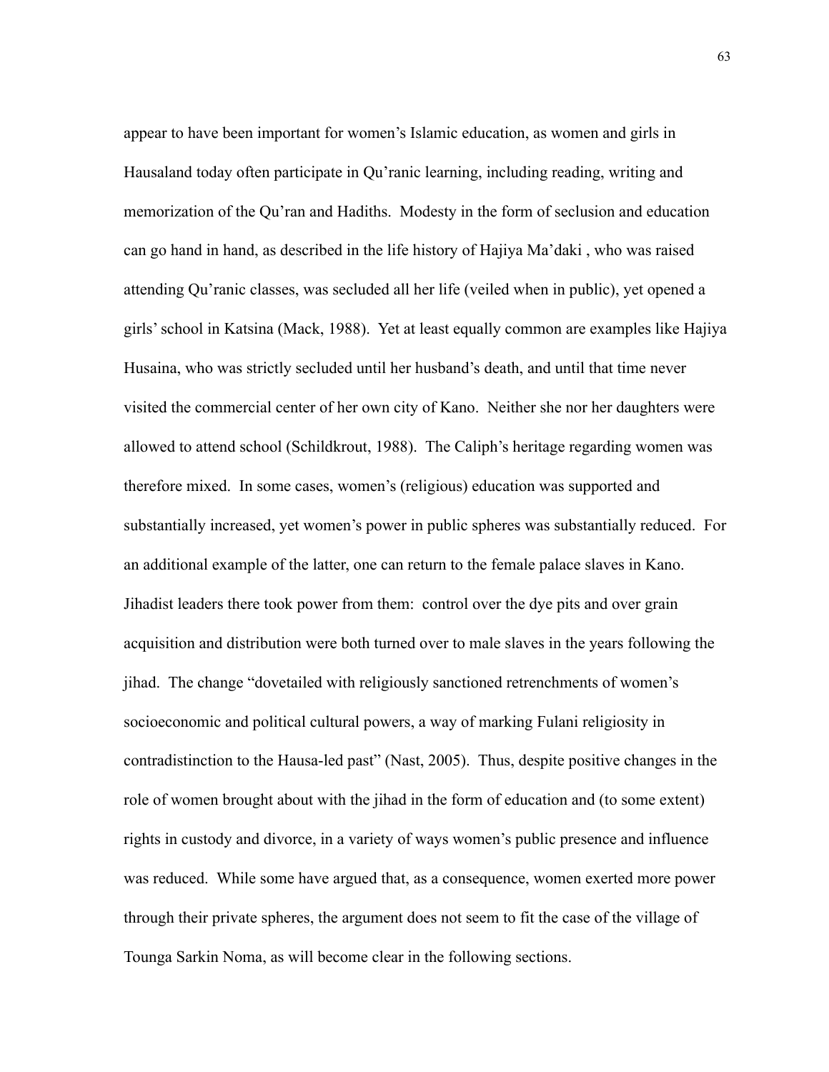appear to have been important for women's Islamic education, as women and girls in Hausaland today often participate in Qu'ranic learning, including reading, writing and memorization of the Qu'ran and Hadiths. Modesty in the form of seclusion and education can go hand in hand, as described in the life history of Hajiya Ma'daki , who was raised attending Qu'ranic classes, was secluded all her life (veiled when in public), yet opened a girls' school in Katsina (Mack, 1988). Yet at least equally common are examples like Hajiya Husaina, who was strictly secluded until her husband's death, and until that time never visited the commercial center of her own city of Kano. Neither she nor her daughters were allowed to attend school (Schildkrout, 1988). The Caliph's heritage regarding women was therefore mixed. In some cases, women's (religious) education was supported and substantially increased, yet women's power in public spheres was substantially reduced. For an additional example of the latter, one can return to the female palace slaves in Kano. Jihadist leaders there took power from them: control over the dye pits and over grain acquisition and distribution were both turned over to male slaves in the years following the jihad. The change "dovetailed with religiously sanctioned retrenchments of women's socioeconomic and political cultural powers, a way of marking Fulani religiosity in contradistinction to the Hausa-led past" (Nast, 2005). Thus, despite positive changes in the role of women brought about with the jihad in the form of education and (to some extent) rights in custody and divorce, in a variety of ways women's public presence and influence was reduced. While some have argued that, as a consequence, women exerted more power through their private spheres, the argument does not seem to fit the case of the village of Tounga Sarkin Noma, as will become clear in the following sections.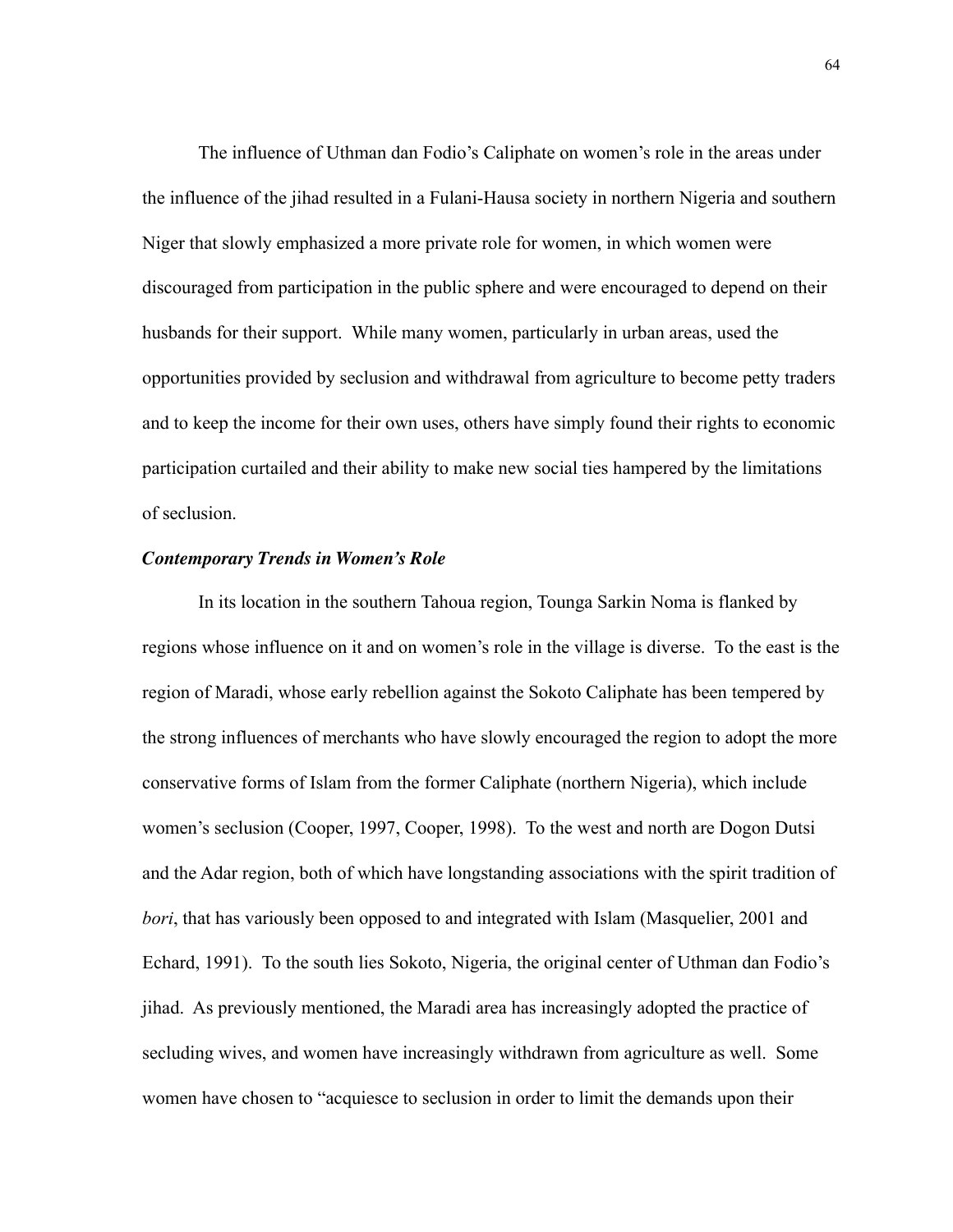The influence of Uthman dan Fodio's Caliphate on women's role in the areas under the influence of the jihad resulted in a Fulani-Hausa society in northern Nigeria and southern Niger that slowly emphasized a more private role for women, in which women were discouraged from participation in the public sphere and were encouraged to depend on their husbands for their support. While many women, particularly in urban areas, used the opportunities provided by seclusion and withdrawal from agriculture to become petty traders and to keep the income for their own uses, others have simply found their rights to economic participation curtailed and their ability to make new social ties hampered by the limitations of seclusion.

### *Contemporary Trends in Women's Role*

In its location in the southern Tahoua region, Tounga Sarkin Noma is flanked by regions whose influence on it and on women's role in the village is diverse. To the east is the region of Maradi, whose early rebellion against the Sokoto Caliphate has been tempered by the strong influences of merchants who have slowly encouraged the region to adopt the more conservative forms of Islam from the former Caliphate (northern Nigeria), which include women's seclusion (Cooper, 1997, Cooper, 1998). To the west and north are Dogon Dutsi and the Adar region, both of which have longstanding associations with the spirit tradition of *bori*, that has variously been opposed to and integrated with Islam (Masquelier, 2001 and Echard, 1991). To the south lies Sokoto, Nigeria, the original center of Uthman dan Fodio's jihad. As previously mentioned, the Maradi area has increasingly adopted the practice of secluding wives, and women have increasingly withdrawn from agriculture as well. Some women have chosen to "acquiesce to seclusion in order to limit the demands upon their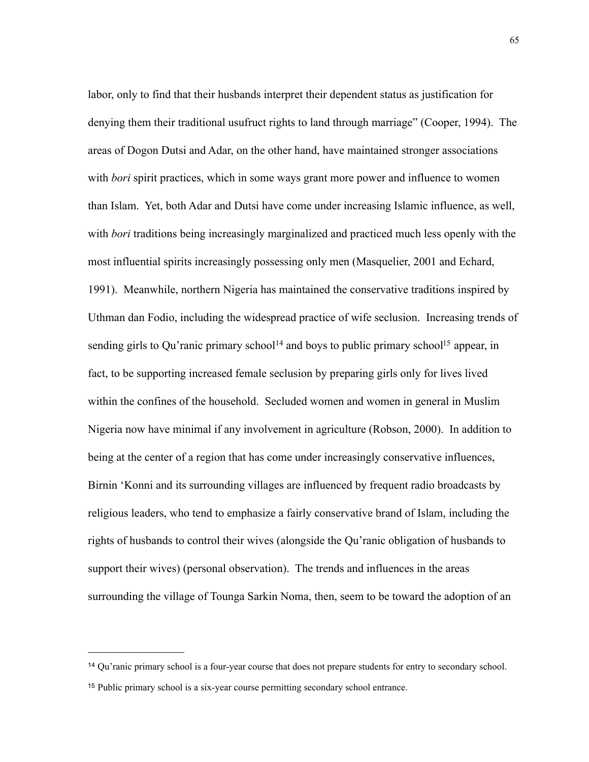labor, only to find that their husbands interpret their dependent status as justification for denying them their traditional usufruct rights to land through marriage" (Cooper, 1994). The areas of Dogon Dutsi and Adar, on the other hand, have maintained stronger associations with *bori* spirit practices, which in some ways grant more power and influence to women than Islam. Yet, both Adar and Dutsi have come under increasing Islamic influence, as well, with *bori* traditions being increasingly marginalized and practiced much less openly with the most influential spirits increasingly possessing only men (Masquelier, 2001 and Echard, 1991). Meanwhile, northern Nigeria has maintained the conservative traditions inspired by Uthman dan Fodio, including the widespread practice of wife seclusion. Increasing trends of sending girls to Qu'ranic primary school[14] and boys to public primary school[15] appear, in fact, to be supporting increased female seclusion by preparing girls only for lives lived within the confines of the household. Secluded women and women in general in Muslim Nigeria now have minimal if any involvement in agriculture (Robson, 2000). In addition to being at the center of a region that has come under increasingly conservative influences, Birnin 'Konni and its surrounding villages are influenced by frequent radio broadcasts by religious leaders, who tend to emphasize a fairly conservative brand of Islam, including the rights of husbands to control their wives (alongside the Qu'ranic obligation of husbands to support their wives) (personal observation). The trends and influences in the areas surrounding the village of Tounga Sarkin Noma, then, seem to be toward the adoption of an

---

[14] Qu'ranic primary school is a four-year course that does not prepare students for entry to secondary school.

[15] Public primary school is a six-year course permitting secondary school entrance.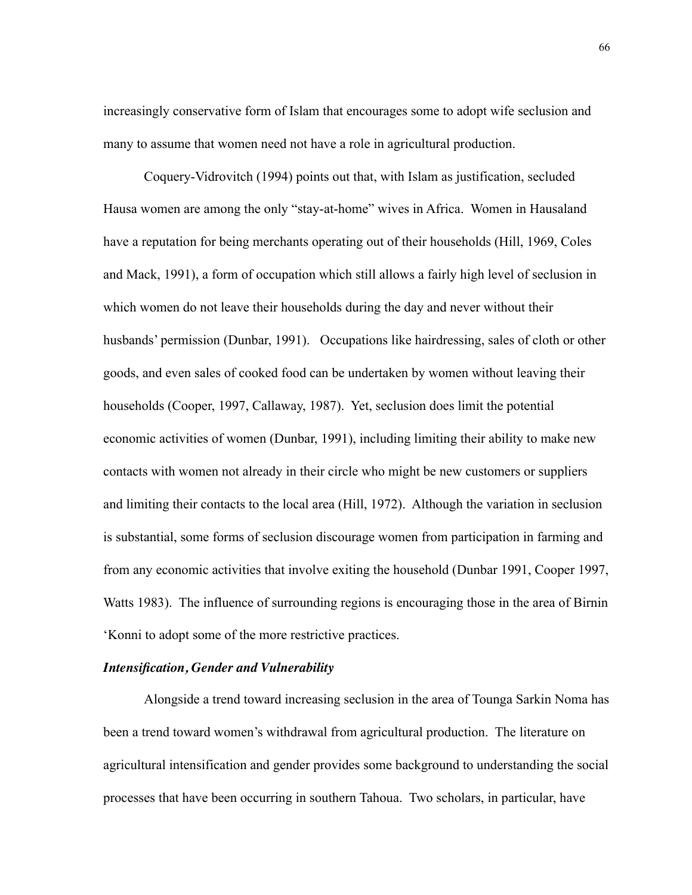increasingly conservative form of Islam that encourages some to adopt wife seclusion and many to assume that women need not have a role in agricultural production.

Coquery-Vidrovitch (1994) points out that, with Islam as justification, secluded Hausa women are among the only "stay-at-home" wives in Africa. Women in Hausaland have a reputation for being merchants operating out of their households (Hill, 1969, Coles and Mack, 1991), a form of occupation which still allows a fairly high level of seclusion in which women do not leave their households during the day and never without their husbands' permission (Dunbar, 1991). Occupations like hairdressing, sales of cloth or other goods, and even sales of cooked food can be undertaken by women without leaving their households (Cooper, 1997, Callaway, 1987). Yet, seclusion does limit the potential economic activities of women (Dunbar, 1991), including limiting their ability to make new contacts with women not already in their circle who might be new customers or suppliers and limiting their contacts to the local area (Hill, 1972). Although the variation in seclusion is substantial, some forms of seclusion discourage women from participation in farming and from any economic activities that involve exiting the household (Dunbar 1991, Cooper 1997, Watts 1983). The influence of surrounding regions is encouraging those in the area of Birnin 'Konni to adopt some of the more restrictive practices.

***Intensification, Gender and Vulnerability***

Alongside a trend toward increasing seclusion in the area of Tounga Sarkin Noma has been a trend toward women's withdrawal from agricultural production. The literature on agricultural intensification and gender provides some background to understanding the social processes that have been occurring in southern Tahoua. Two scholars, in particular, have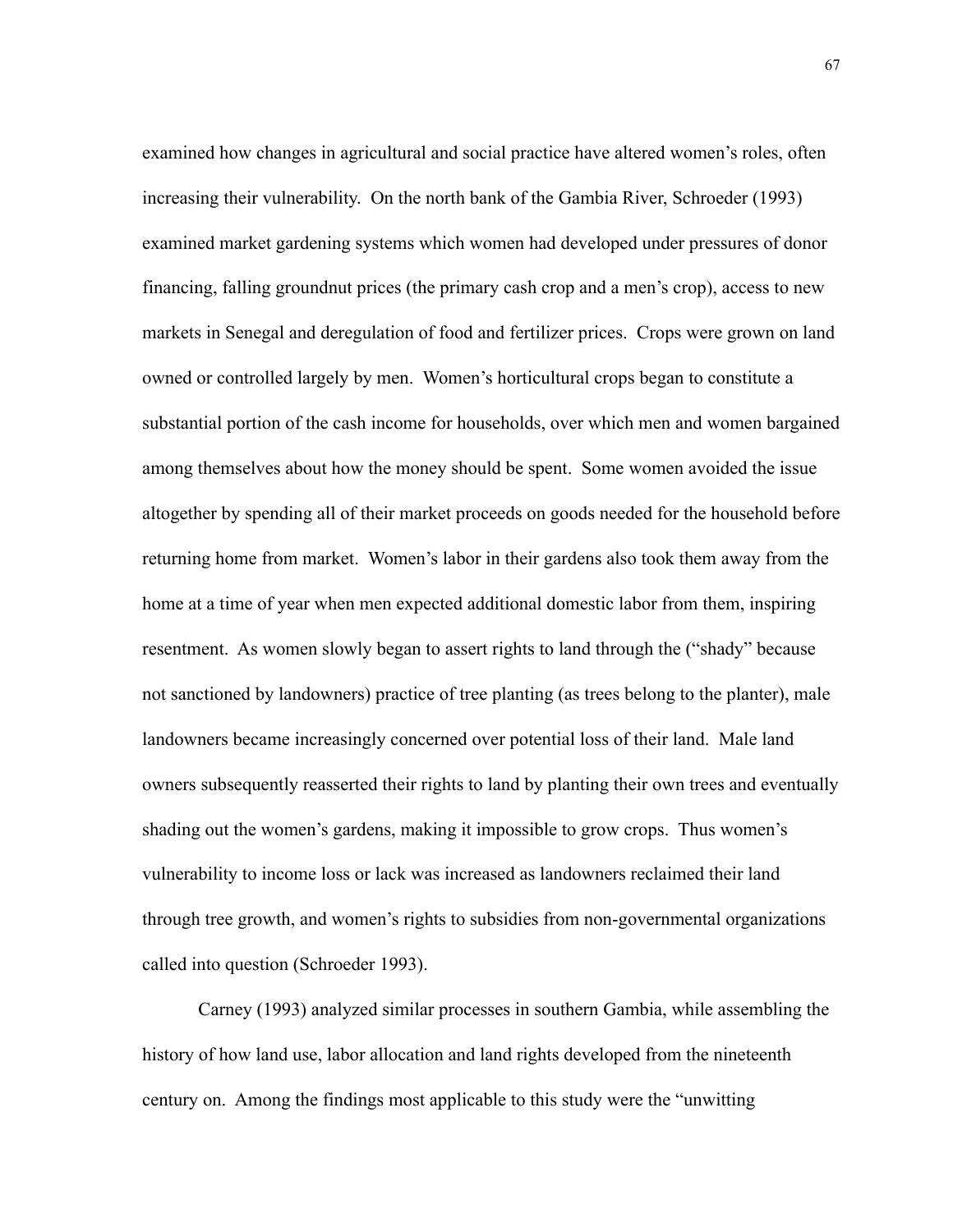examined how changes in agricultural and social practice have altered women's roles, often increasing their vulnerability. On the north bank of the Gambia River, Schroeder (1993) examined market gardening systems which women had developed under pressures of donor financing, falling groundnut prices (the primary cash crop and a men's crop), access to new markets in Senegal and deregulation of food and fertilizer prices. Crops were grown on land owned or controlled largely by men. Women's horticultural crops began to constitute a substantial portion of the cash income for households, over which men and women bargained among themselves about how the money should be spent. Some women avoided the issue altogether by spending all of their market proceeds on goods needed for the household before returning home from market. Women's labor in their gardens also took them away from the home at a time of year when men expected additional domestic labor from them, inspiring resentment. As women slowly began to assert rights to land through the ("shady" because not sanctioned by landowners) practice of tree planting (as trees belong to the planter), male landowners became increasingly concerned over potential loss of their land. Male land owners subsequently reasserted their rights to land by planting their own trees and eventually shading out the women's gardens, making it impossible to grow crops. Thus women's vulnerability to income loss or lack was increased as landowners reclaimed their land through tree growth, and women's rights to subsidies from non-governmental organizations called into question (Schroeder 1993).

Carney (1993) analyzed similar processes in southern Gambia, while assembling the history of how land use, labor allocation and land rights developed from the nineteenth century on. Among the findings most applicable to this study were the "unwitting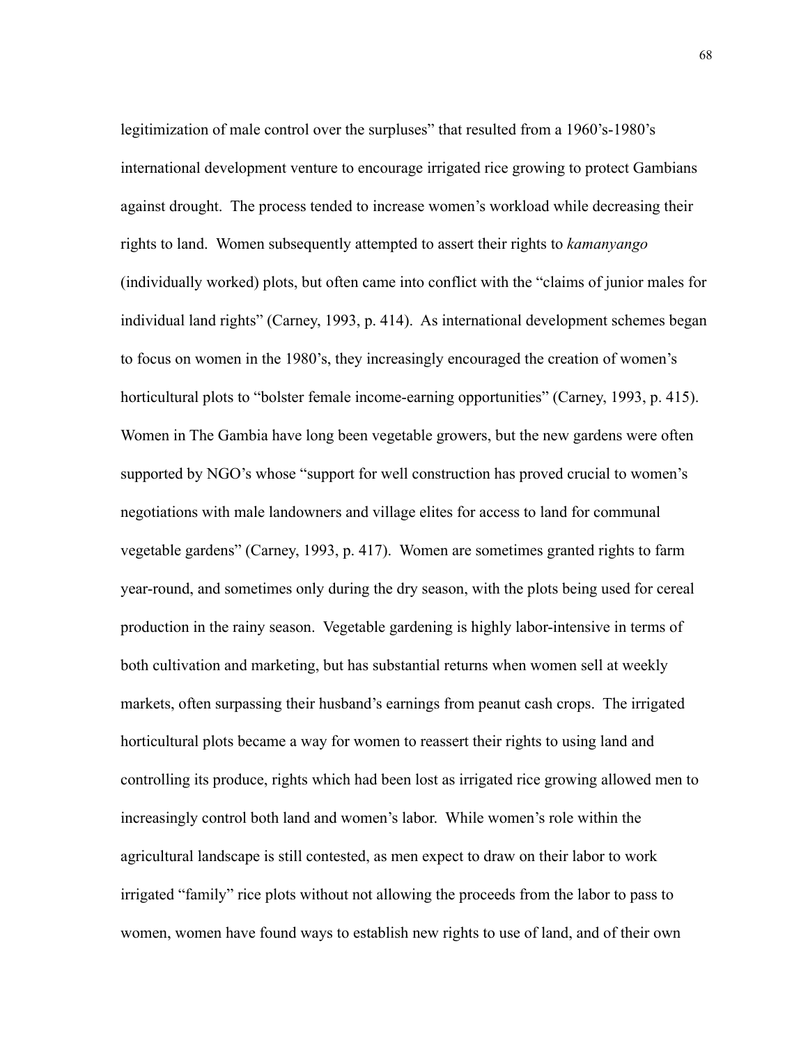legitimization of male control over the surpluses" that resulted from a 1960's-1980's international development venture to encourage irrigated rice growing to protect Gambians against drought. The process tended to increase women's workload while decreasing their rights to land. Women subsequently attempted to assert their rights to *kamanyango* (individually worked) plots, but often came into conflict with the "claims of junior males for individual land rights" (Carney, 1993, p. 414). As international development schemes began to focus on women in the 1980's, they increasingly encouraged the creation of women's horticultural plots to "bolster female income-earning opportunities" (Carney, 1993, p. 415). Women in The Gambia have long been vegetable growers, but the new gardens were often supported by NGO's whose "support for well construction has proved crucial to women's negotiations with male landowners and village elites for access to land for communal vegetable gardens" (Carney, 1993, p. 417). Women are sometimes granted rights to farm year-round, and sometimes only during the dry season, with the plots being used for cereal production in the rainy season. Vegetable gardening is highly labor-intensive in terms of both cultivation and marketing, but has substantial returns when women sell at weekly markets, often surpassing their husband's earnings from peanut cash crops. The irrigated horticultural plots became a way for women to reassert their rights to using land and controlling its produce, rights which had been lost as irrigated rice growing allowed men to increasingly control both land and women's labor. While women's role within the agricultural landscape is still contested, as men expect to draw on their labor to work irrigated "family" rice plots without not allowing the proceeds from the labor to pass to women, women have found ways to establish new rights to use of land, and of their own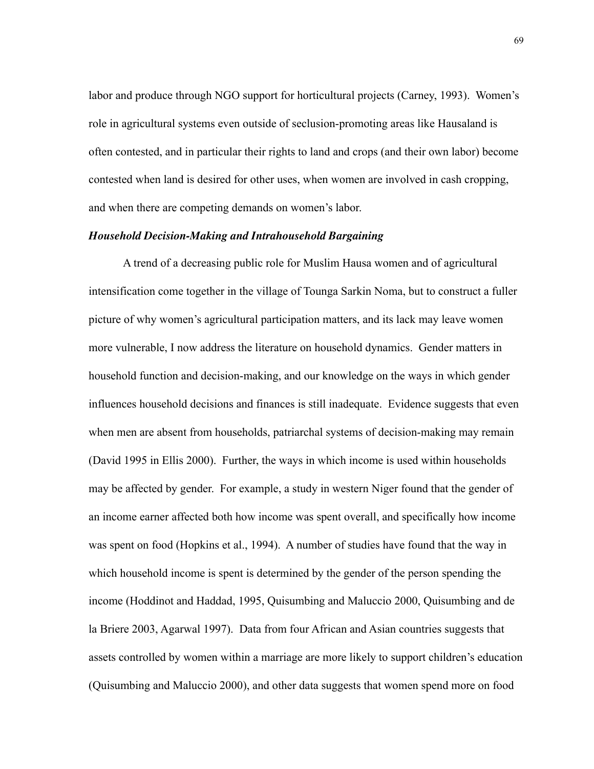labor and produce through NGO support for horticultural projects (Carney, 1993). Women's role in agricultural systems even outside of seclusion-promoting areas like Hausaland is often contested, and in particular their rights to land and crops (and their own labor) become contested when land is desired for other uses, when women are involved in cash cropping, and when there are competing demands on women's labor.

### ***Household Decision-Making and Intrahousehold Bargaining***

A trend of a decreasing public role for Muslim Hausa women and of agricultural intensification come together in the village of Tounga Sarkin Noma, but to construct a fuller picture of why women's agricultural participation matters, and its lack may leave women more vulnerable, I now address the literature on household dynamics. Gender matters in household function and decision-making, and our knowledge on the ways in which gender influences household decisions and finances is still inadequate. Evidence suggests that even when men are absent from households, patriarchal systems of decision-making may remain (David 1995 in Ellis 2000). Further, the ways in which income is used within households may be affected by gender. For example, a study in western Niger found that the gender of an income earner affected both how income was spent overall, and specifically how income was spent on food (Hopkins et al., 1994). A number of studies have found that the way in which household income is spent is determined by the gender of the person spending the income (Hoddinot and Haddad, 1995, Quisumbing and Maluccio 2000, Quisumbing and de la Briere 2003, Agarwal 1997). Data from four African and Asian countries suggests that assets controlled by women within a marriage are more likely to support children's education (Quisumbing and Maluccio 2000), and other data suggests that women spend more on food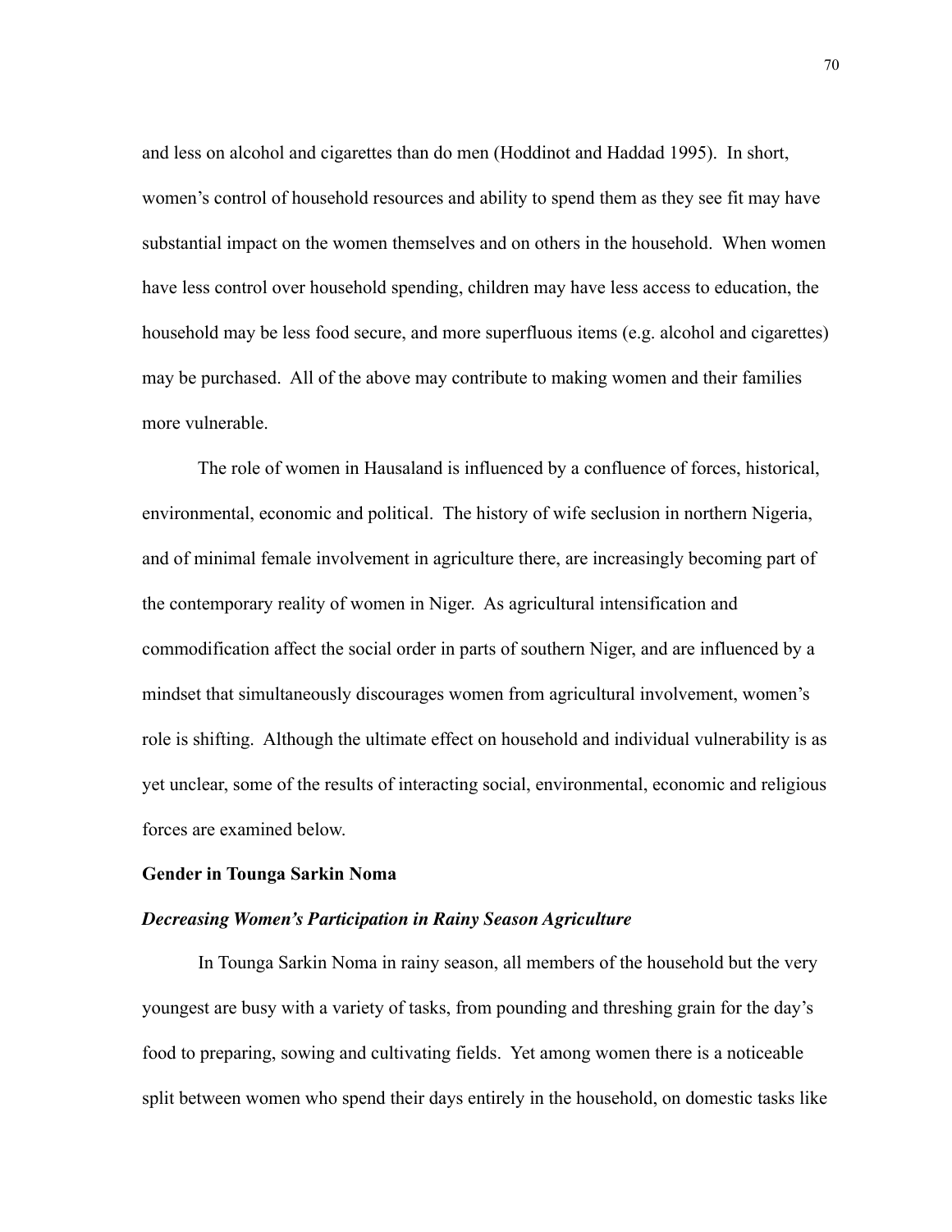and less on alcohol and cigarettes than do men (Hoddinot and Haddad 1995). In short, women's control of household resources and ability to spend them as they see fit may have substantial impact on the women themselves and on others in the household. When women have less control over household spending, children may have less access to education, the household may be less food secure, and more superfluous items (e.g. alcohol and cigarettes) may be purchased. All of the above may contribute to making women and their families more vulnerable.

The role of women in Hausaland is influenced by a confluence of forces, historical, environmental, economic and political. The history of wife seclusion in northern Nigeria, and of minimal female involvement in agriculture there, are increasingly becoming part of the contemporary reality of women in Niger. As agricultural intensification and commodification affect the social order in parts of southern Niger, and are influenced by a mindset that simultaneously discourages women from agricultural involvement, women's role is shifting. Although the ultimate effect on household and individual vulnerability is as yet unclear, some of the results of interacting social, environmental, economic and religious forces are examined below.

## Gender in Tounga Sarkin Noma

### *Decreasing Women's Participation in Rainy Season Agriculture*

In Tounga Sarkin Noma in rainy season, all members of the household but the very youngest are busy with a variety of tasks, from pounding and threshing grain for the day's food to preparing, sowing and cultivating fields. Yet among women there is a noticeable split between women who spend their days entirely in the household, on domestic tasks like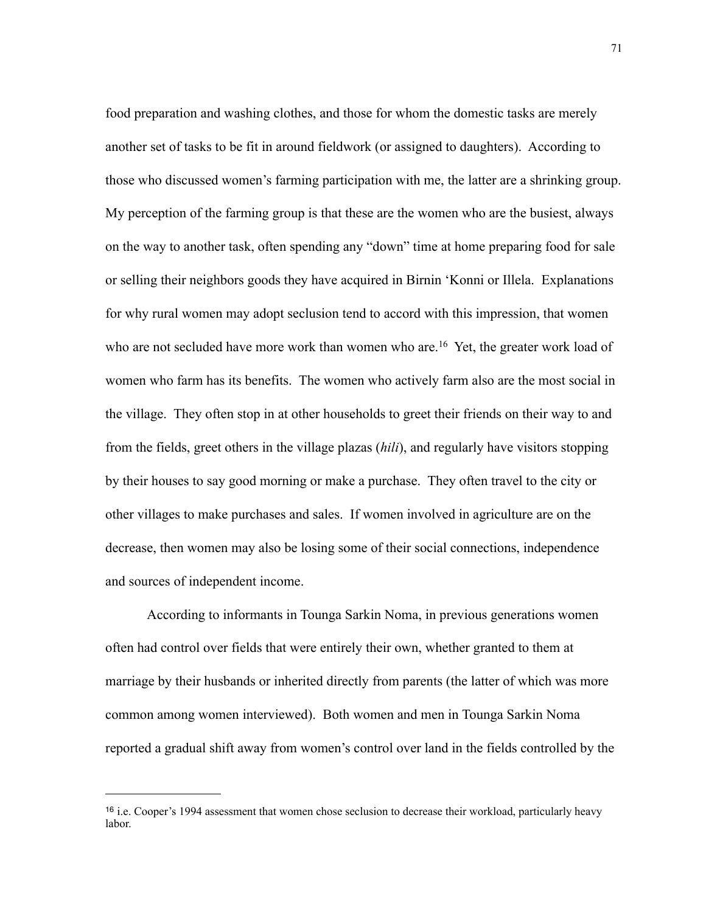food preparation and washing clothes, and those for whom the domestic tasks are merely another set of tasks to be fit in around fieldwork (or assigned to daughters). According to those who discussed women's farming participation with me, the latter are a shrinking group. My perception of the farming group is that these are the women who are the busiest, always on the way to another task, often spending any "down" time at home preparing food for sale or selling their neighbors goods they have acquired in Birnin 'Konni or Illela. Explanations for why rural women may adopt seclusion tend to accord with this impression, that women who are not secluded have more work than women who are.[16] Yet, the greater work load of women who farm has its benefits. The women who actively farm also are the most social in the village. They often stop in at other households to greet their friends on their way to and from the fields, greet others in the village plazas (*hili*), and regularly have visitors stopping by their houses to say good morning or make a purchase. They often travel to the city or other villages to make purchases and sales. If women involved in agriculture are on the decrease, then women may also be losing some of their social connections, independence and sources of independent income.

According to informants in Tounga Sarkin Noma, in previous generations women often had control over fields that were entirely their own, whether granted to them at marriage by their husbands or inherited directly from parents (the latter of which was more common among women interviewed). Both women and men in Tounga Sarkin Noma reported a gradual shift away from women's control over land in the fields controlled by the

---

[16] i.e. Cooper's 1994 assessment that women chose seclusion to decrease their workload, particularly heavy labor.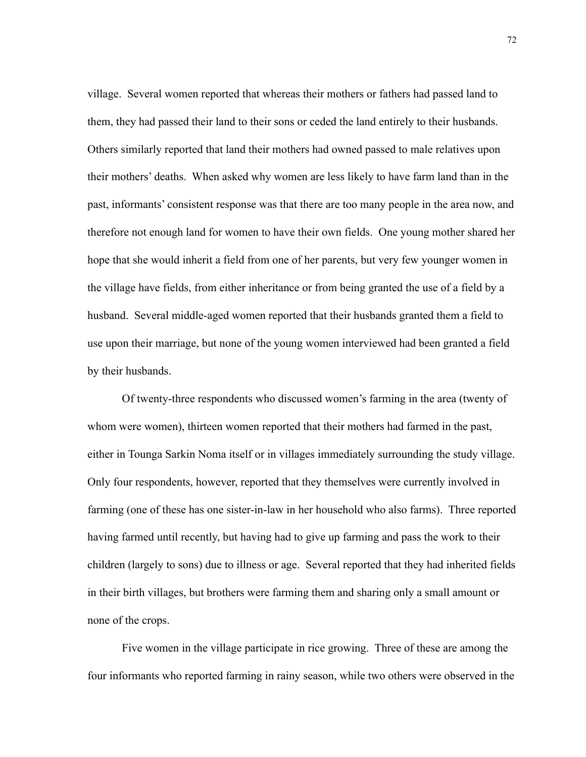village. Several women reported that whereas their mothers or fathers had passed land to them, they had passed their land to their sons or ceded the land entirely to their husbands. Others similarly reported that land their mothers had owned passed to male relatives upon their mothers' deaths. When asked why women are less likely to have farm land than in the past, informants' consistent response was that there are too many people in the area now, and therefore not enough land for women to have their own fields. One young mother shared her hope that she would inherit a field from one of her parents, but very few younger women in the village have fields, from either inheritance or from being granted the use of a field by a husband. Several middle-aged women reported that their husbands granted them a field to use upon their marriage, but none of the young women interviewed had been granted a field by their husbands.

Of twenty-three respondents who discussed women's farming in the area (twenty of whom were women), thirteen women reported that their mothers had farmed in the past, either in Tounga Sarkin Noma itself or in villages immediately surrounding the study village. Only four respondents, however, reported that they themselves were currently involved in farming (one of these has one sister-in-law in her household who also farms). Three reported having farmed until recently, but having had to give up farming and pass the work to their children (largely to sons) due to illness or age. Several reported that they had inherited fields in their birth villages, but brothers were farming them and sharing only a small amount or none of the crops.

Five women in the village participate in rice growing. Three of these are among the four informants who reported farming in rainy season, while two others were observed in the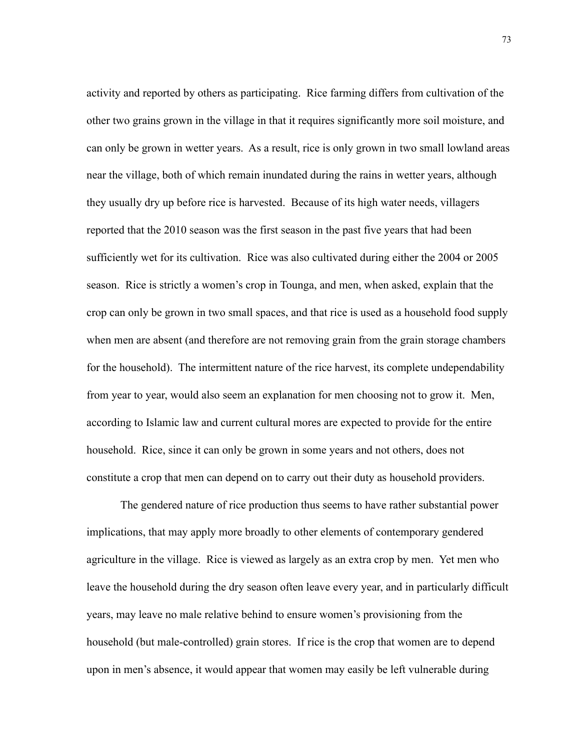activity and reported by others as participating. Rice farming differs from cultivation of the other two grains grown in the village in that it requires significantly more soil moisture, and can only be grown in wetter years. As a result, rice is only grown in two small lowland areas near the village, both of which remain inundated during the rains in wetter years, although they usually dry up before rice is harvested. Because of its high water needs, villagers reported that the 2010 season was the first season in the past five years that had been sufficiently wet for its cultivation. Rice was also cultivated during either the 2004 or 2005 season. Rice is strictly a women's crop in Tounga, and men, when asked, explain that the crop can only be grown in two small spaces, and that rice is used as a household food supply when men are absent (and therefore are not removing grain from the grain storage chambers for the household). The intermittent nature of the rice harvest, its complete undependability from year to year, would also seem an explanation for men choosing not to grow it. Men, according to Islamic law and current cultural mores are expected to provide for the entire household. Rice, since it can only be grown in some years and not others, does not constitute a crop that men can depend on to carry out their duty as household providers.

The gendered nature of rice production thus seems to have rather substantial power implications, that may apply more broadly to other elements of contemporary gendered agriculture in the village. Rice is viewed as largely as an extra crop by men. Yet men who leave the household during the dry season often leave every year, and in particularly difficult years, may leave no male relative behind to ensure women's provisioning from the household (but male-controlled) grain stores. If rice is the crop that women are to depend upon in men's absence, it would appear that women may easily be left vulnerable during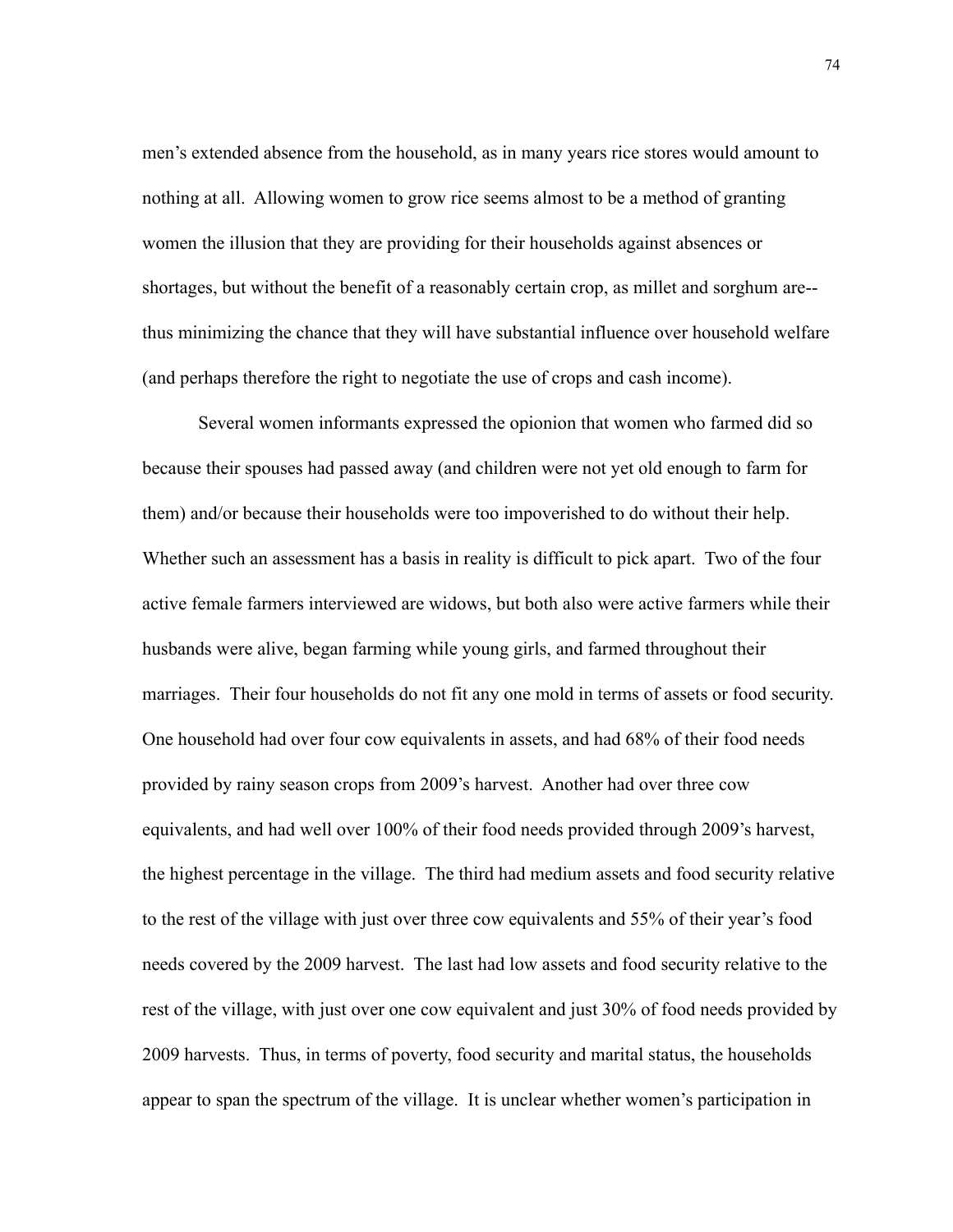men's extended absence from the household, as in many years rice stores would amount to nothing at all. Allowing women to grow rice seems almost to be a method of granting women the illusion that they are providing for their households against absences or shortages, but without the benefit of a reasonably certain crop, as millet and sorghum are--thus minimizing the chance that they will have substantial influence over household welfare (and perhaps therefore the right to negotiate the use of crops and cash income).

Several women informants expressed the opionion that women who farmed did so because their spouses had passed away (and children were not yet old enough to farm for them) and/or because their households were too impoverished to do without their help. Whether such an assessment has a basis in reality is difficult to pick apart. Two of the four active female farmers interviewed are widows, but both also were active farmers while their husbands were alive, began farming while young girls, and farmed throughout their marriages. Their four households do not fit any one mold in terms of assets or food security. One household had over four cow equivalents in assets, and had 68% of their food needs provided by rainy season crops from 2009's harvest. Another had over three cow equivalents, and had well over 100% of their food needs provided through 2009's harvest, the highest percentage in the village. The third had medium assets and food security relative to the rest of the village with just over three cow equivalents and 55% of their year's food needs covered by the 2009 harvest. The last had low assets and food security relative to the rest of the village, with just over one cow equivalent and just 30% of food needs provided by 2009 harvests. Thus, in terms of poverty, food security and marital status, the households appear to span the spectrum of the village. It is unclear whether women's participation in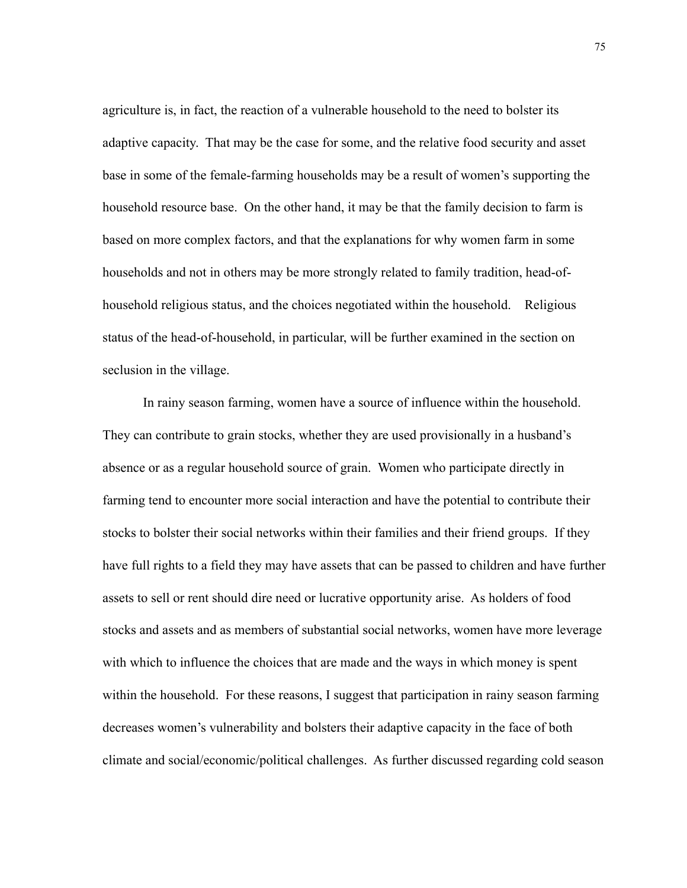agriculture is, in fact, the reaction of a vulnerable household to the need to bolster its adaptive capacity. That may be the case for some, and the relative food security and asset base in some of the female-farming households may be a result of women's supporting the household resource base. On the other hand, it may be that the family decision to farm is based on more complex factors, and that the explanations for why women farm in some households and not in others may be more strongly related to family tradition, head-of-household religious status, and the choices negotiated within the household. Religious status of the head-of-household, in particular, will be further examined in the section on seclusion in the village.

In rainy season farming, women have a source of influence within the household. They can contribute to grain stocks, whether they are used provisionally in a husband's absence or as a regular household source of grain. Women who participate directly in farming tend to encounter more social interaction and have the potential to contribute their stocks to bolster their social networks within their families and their friend groups. If they have full rights to a field they may have assets that can be passed to children and have further assets to sell or rent should dire need or lucrative opportunity arise. As holders of food stocks and assets and as members of substantial social networks, women have more leverage with which to influence the choices that are made and the ways in which money is spent within the household. For these reasons, I suggest that participation in rainy season farming decreases women's vulnerability and bolsters their adaptive capacity in the face of both climate and social/economic/political challenges. As further discussed regarding cold season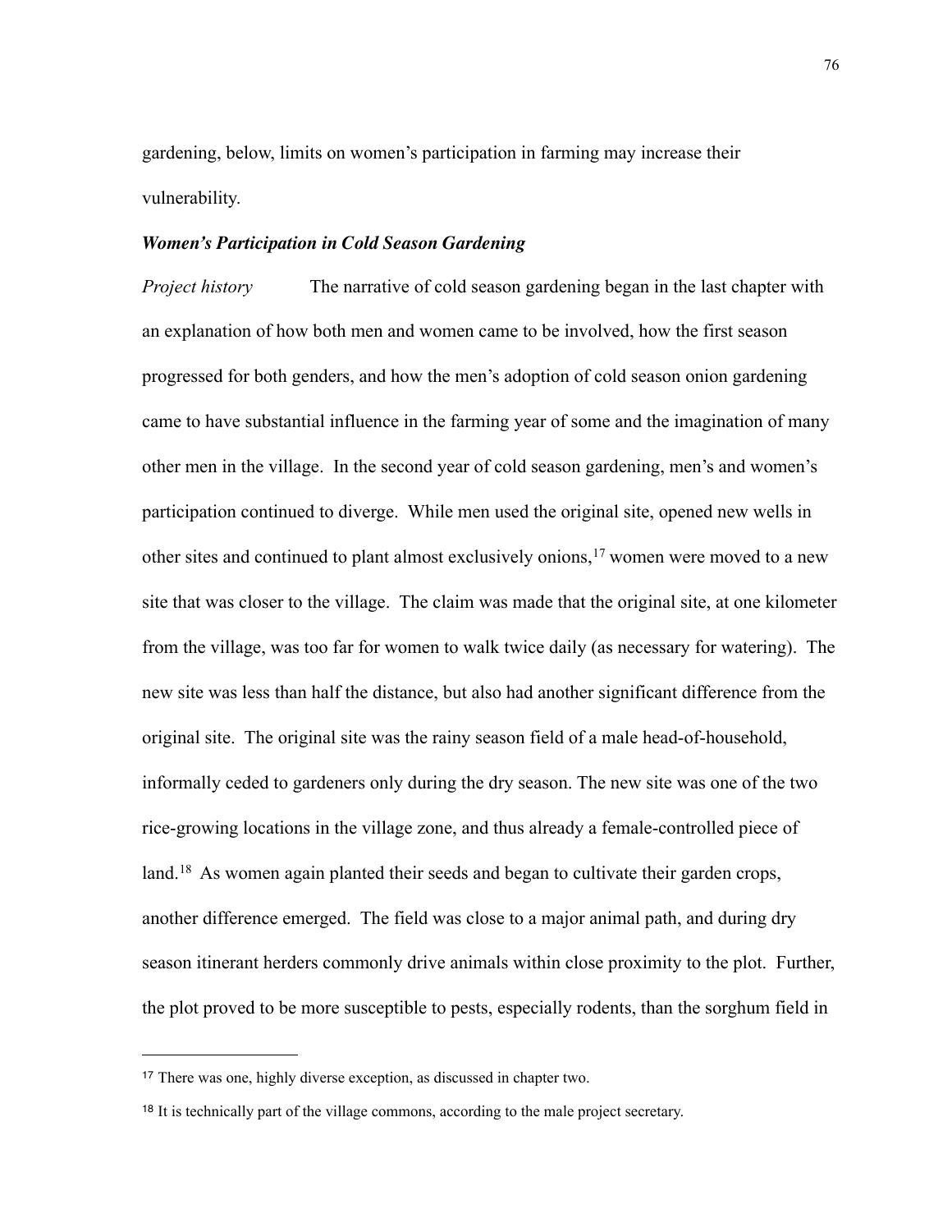gardening, below, limits on women's participation in farming may increase their vulnerability.

### *Women's Participation in Cold Season Gardening*

*Project history* The narrative of cold season gardening began in the last chapter with an explanation of how both men and women came to be involved, how the first season progressed for both genders, and how the men's adoption of cold season onion gardening came to have substantial influence in the farming year of some and the imagination of many other men in the village. In the second year of cold season gardening, men's and women's participation continued to diverge. While men used the original site, opened new wells in other sites and continued to plant almost exclusively onions,[17] women were moved to a new site that was closer to the village. The claim was made that the original site, at one kilometer from the village, was too far for women to walk twice daily (as necessary for watering). The new site was less than half the distance, but also had another significant difference from the original site. The original site was the rainy season field of a male head-of-household, informally ceded to gardeners only during the dry season. The new site was one of the two rice-growing locations in the village zone, and thus already a female-controlled piece of land.[18] As women again planted their seeds and began to cultivate their garden crops, another difference emerged. The field was close to a major animal path, and during dry season itinerant herders commonly drive animals within close proximity to the plot. Further, the plot proved to be more susceptible to pests, especially rodents, than the sorghum field in

---

[17] There was one, highly diverse exception, as discussed in chapter two.

[18] It is technically part of the village commons, according to the male project secretary.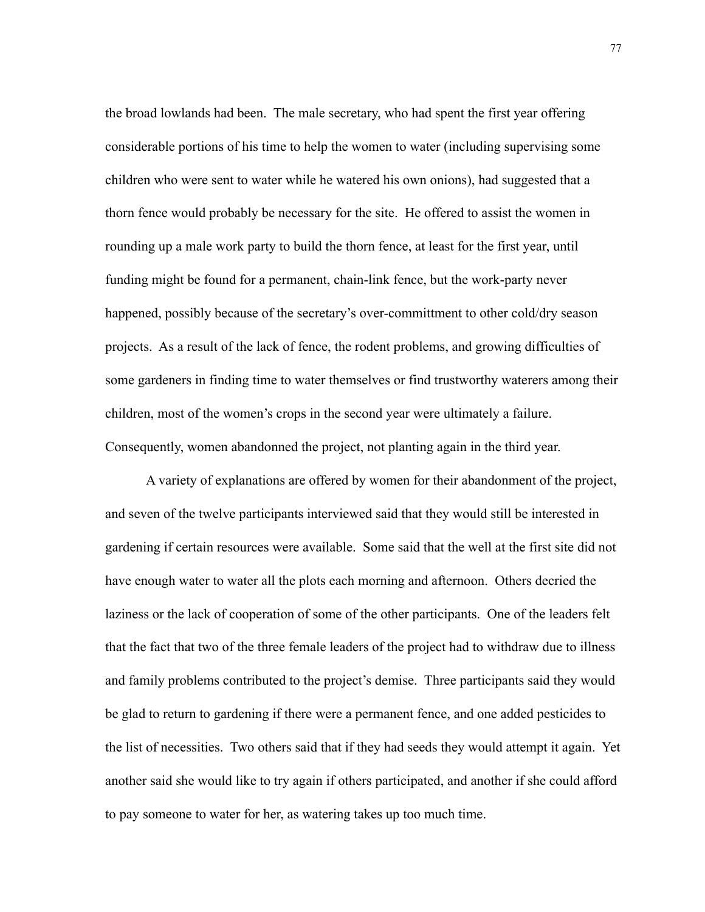the broad lowlands had been. The male secretary, who had spent the first year offering considerable portions of his time to help the women to water (including supervising some children who were sent to water while he watered his own onions), had suggested that a thorn fence would probably be necessary for the site. He offered to assist the women in rounding up a male work party to build the thorn fence, at least for the first year, until funding might be found for a permanent, chain-link fence, but the work-party never happened, possibly because of the secretary's over-committment to other cold/dry season projects. As a result of the lack of fence, the rodent problems, and growing difficulties of some gardeners in finding time to water themselves or find trustworthy waterers among their children, most of the women's crops in the second year were ultimately a failure. Consequently, women abandonned the project, not planting again in the third year.

A variety of explanations are offered by women for their abandonment of the project, and seven of the twelve participants interviewed said that they would still be interested in gardening if certain resources were available. Some said that the well at the first site did not have enough water to water all the plots each morning and afternoon. Others decried the laziness or the lack of cooperation of some of the other participants. One of the leaders felt that the fact that two of the three female leaders of the project had to withdraw due to illness and family problems contributed to the project's demise. Three participants said they would be glad to return to gardening if there were a permanent fence, and one added pesticides to the list of necessities. Two others said that if they had seeds they would attempt it again. Yet another said she would like to try again if others participated, and another if she could afford to pay someone to water for her, as watering takes up too much time.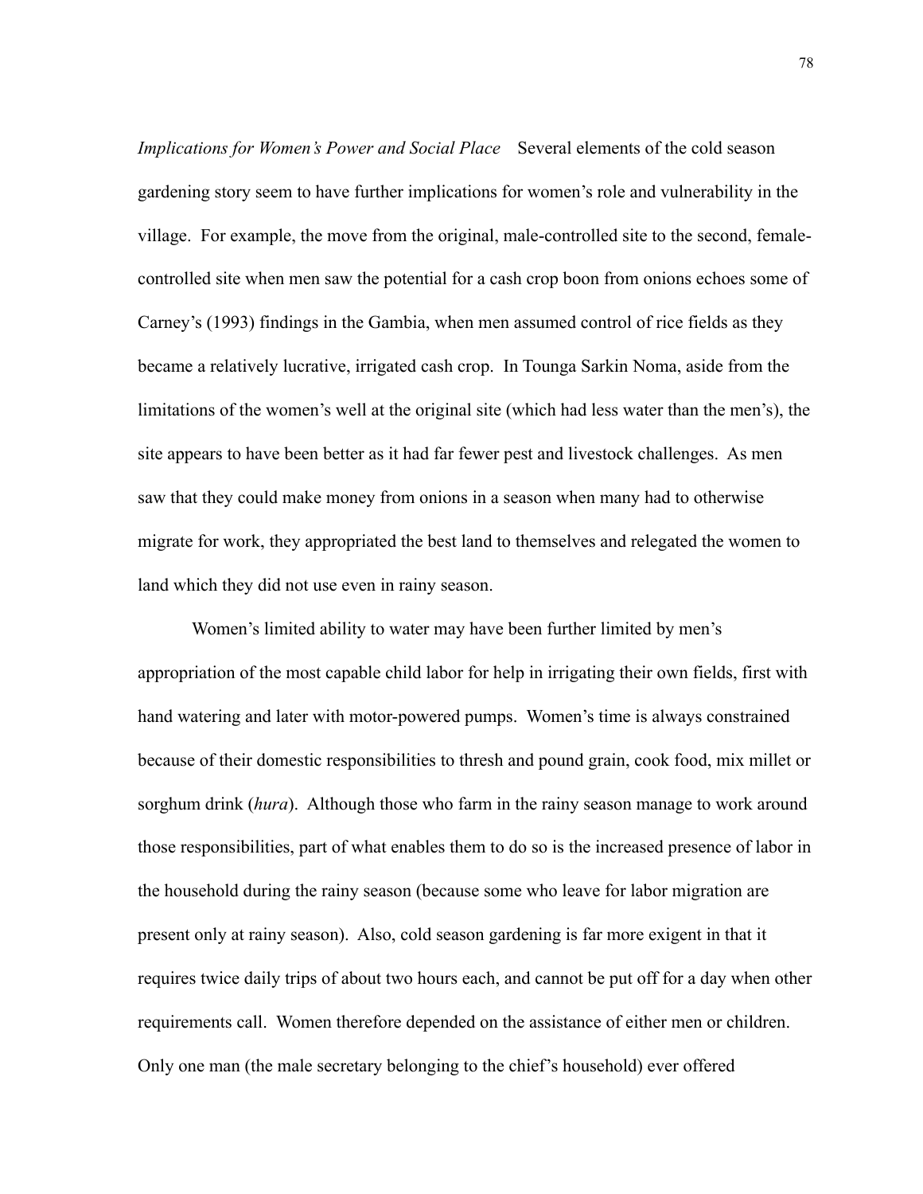*Implications for Women's Power and Social Place*   Several elements of the cold season gardening story seem to have further implications for women's role and vulnerability in the village. For example, the move from the original, male-controlled site to the second, female-controlled site when men saw the potential for a cash crop boon from onions echoes some of Carney's (1993) findings in the Gambia, when men assumed control of rice fields as they became a relatively lucrative, irrigated cash crop. In Tounga Sarkin Noma, aside from the limitations of the women's well at the original site (which had less water than the men's), the site appears to have been better as it had far fewer pest and livestock challenges. As men saw that they could make money from onions in a season when many had to otherwise migrate for work, they appropriated the best land to themselves and relegated the women to land which they did not use even in rainy season.

Women's limited ability to water may have been further limited by men's appropriation of the most capable child labor for help in irrigating their own fields, first with hand watering and later with motor-powered pumps. Women's time is always constrained because of their domestic responsibilities to thresh and pound grain, cook food, mix millet or sorghum drink (*hura*). Although those who farm in the rainy season manage to work around those responsibilities, part of what enables them to do so is the increased presence of labor in the household during the rainy season (because some who leave for labor migration are present only at rainy season). Also, cold season gardening is far more exigent in that it requires twice daily trips of about two hours each, and cannot be put off for a day when other requirements call. Women therefore depended on the assistance of either men or children. Only one man (the male secretary belonging to the chief's household) ever offered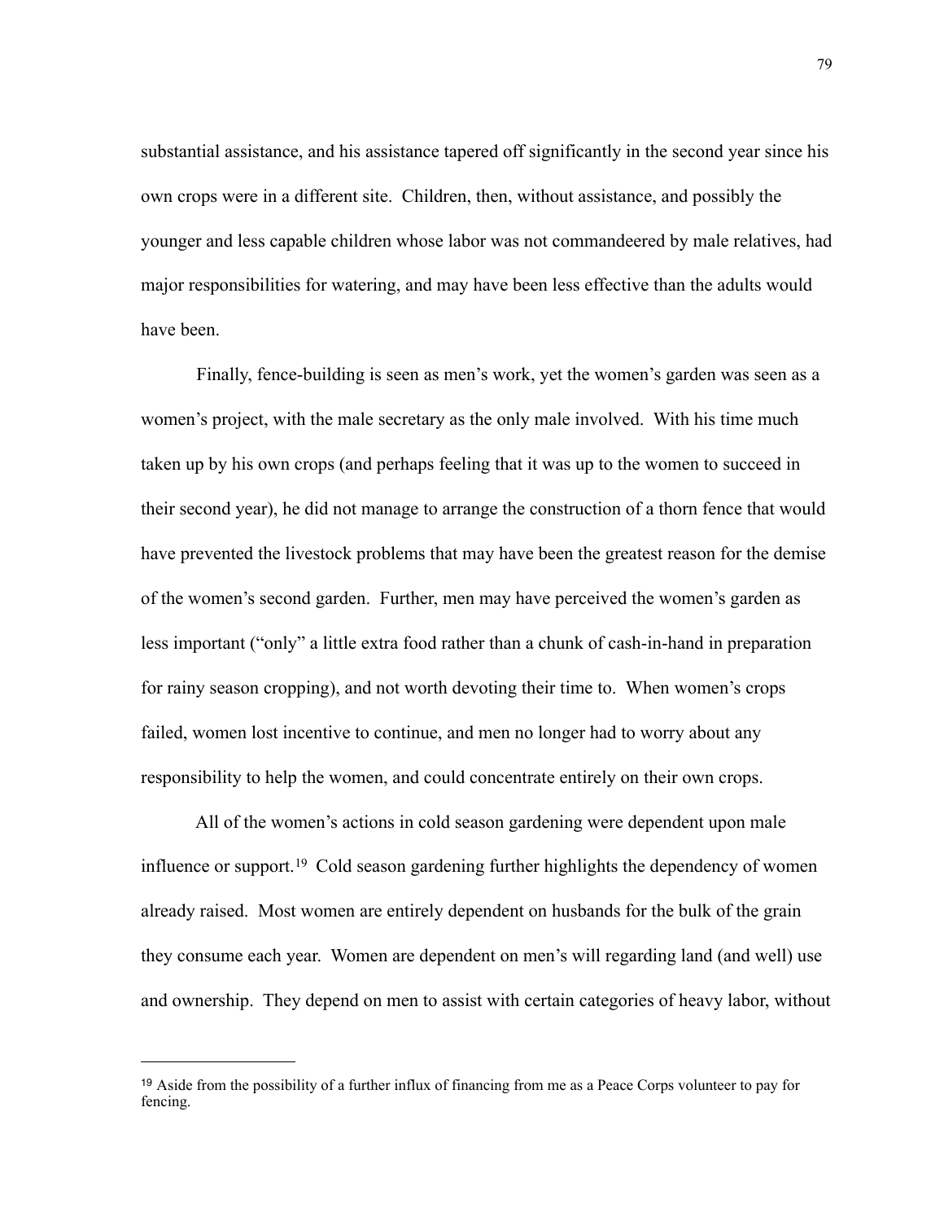substantial assistance, and his assistance tapered off significantly in the second year since his own crops were in a different site. Children, then, without assistance, and possibly the younger and less capable children whose labor was not commandeered by male relatives, had major responsibilities for watering, and may have been less effective than the adults would have been.

Finally, fence-building is seen as men's work, yet the women's garden was seen as a women's project, with the male secretary as the only male involved. With his time much taken up by his own crops (and perhaps feeling that it was up to the women to succeed in their second year), he did not manage to arrange the construction of a thorn fence that would have prevented the livestock problems that may have been the greatest reason for the demise of the women's second garden. Further, men may have perceived the women's garden as less important ("only" a little extra food rather than a chunk of cash-in-hand in preparation for rainy season cropping), and not worth devoting their time to. When women's crops failed, women lost incentive to continue, and men no longer had to worry about any responsibility to help the women, and could concentrate entirely on their own crops.

All of the women's actions in cold season gardening were dependent upon male influence or support.[19] Cold season gardening further highlights the dependency of women already raised. Most women are entirely dependent on husbands for the bulk of the grain they consume each year. Women are dependent on men's will regarding land (and well) use and ownership. They depend on men to assist with certain categories of heavy labor, without

---

[19] Aside from the possibility of a further influx of financing from me as a Peace Corps volunteer to pay for fencing.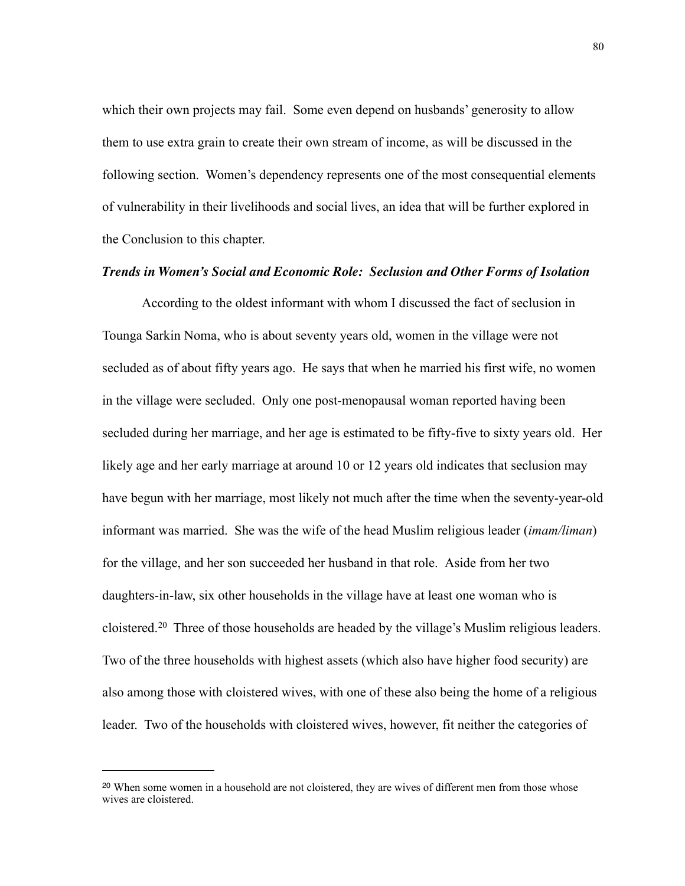which their own projects may fail. Some even depend on husbands' generosity to allow them to use extra grain to create their own stream of income, as will be discussed in the following section. Women's dependency represents one of the most consequential elements of vulnerability in their livelihoods and social lives, an idea that will be further explored in the Conclusion to this chapter.

***Trends in Women's Social and Economic Role: Seclusion and Other Forms of Isolation***

According to the oldest informant with whom I discussed the fact of seclusion in Tounga Sarkin Noma, who is about seventy years old, women in the village were not secluded as of about fifty years ago. He says that when he married his first wife, no women in the village were secluded. Only one post-menopausal woman reported having been secluded during her marriage, and her age is estimated to be fifty-five to sixty years old. Her likely age and her early marriage at around 10 or 12 years old indicates that seclusion may have begun with her marriage, most likely not much after the time when the seventy-year-old informant was married. She was the wife of the head Muslim religious leader (*imam/liman*) for the village, and her son succeeded her husband in that role. Aside from her two daughters-in-law, six other households in the village have at least one woman who is cloistered.[20] Three of those households are headed by the village's Muslim religious leaders. Two of the three households with highest assets (which also have higher food security) are also among those with cloistered wives, with one of these also being the home of a religious leader. Two of the households with cloistered wives, however, fit neither the categories of

[20] When some women in a household are not cloistered, they are wives of different men from those whose wives are cloistered.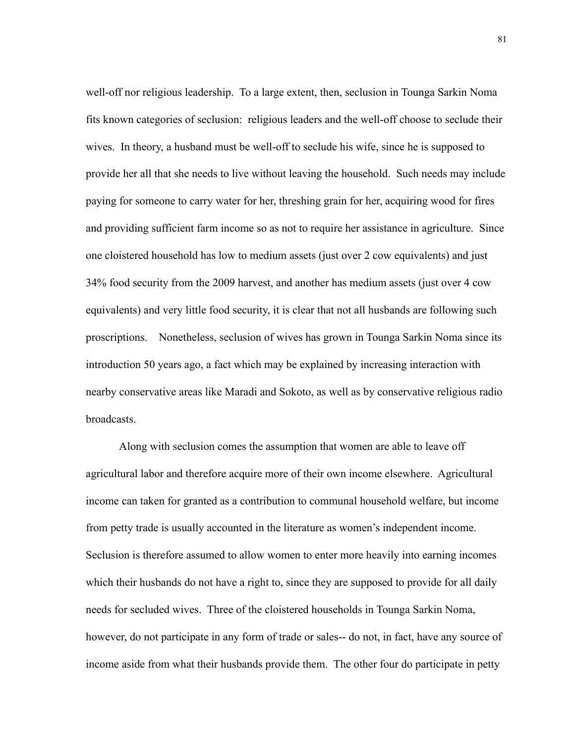well-off nor religious leadership. To a large extent, then, seclusion in Tounga Sarkin Noma fits known categories of seclusion: religious leaders and the well-off choose to seclude their wives. In theory, a husband must be well-off to seclude his wife, since he is supposed to provide her all that she needs to live without leaving the household. Such needs may include paying for someone to carry water for her, threshing grain for her, acquiring wood for fires and providing sufficient farm income so as not to require her assistance in agriculture. Since one cloistered household has low to medium assets (just over 2 cow equivalents) and just 34% food security from the 2009 harvest, and another has medium assets (just over 4 cow equivalents) and very little food security, it is clear that not all husbands are following such proscriptions. Nonetheless, seclusion of wives has grown in Tounga Sarkin Noma since its introduction 50 years ago, a fact which may be explained by increasing interaction with nearby conservative areas like Maradi and Sokoto, as well as by conservative religious radio broadcasts.

Along with seclusion comes the assumption that women are able to leave off agricultural labor and therefore acquire more of their own income elsewhere. Agricultural income can taken for granted as a contribution to communal household welfare, but income from petty trade is usually accounted in the literature as women's independent income. Seclusion is therefore assumed to allow women to enter more heavily into earning incomes which their husbands do not have a right to, since they are supposed to provide for all daily needs for secluded wives. Three of the cloistered households in Tounga Sarkin Noma, however, do not participate in any form of trade or sales-- do not, in fact, have any source of income aside from what their husbands provide them. The other four do participate in petty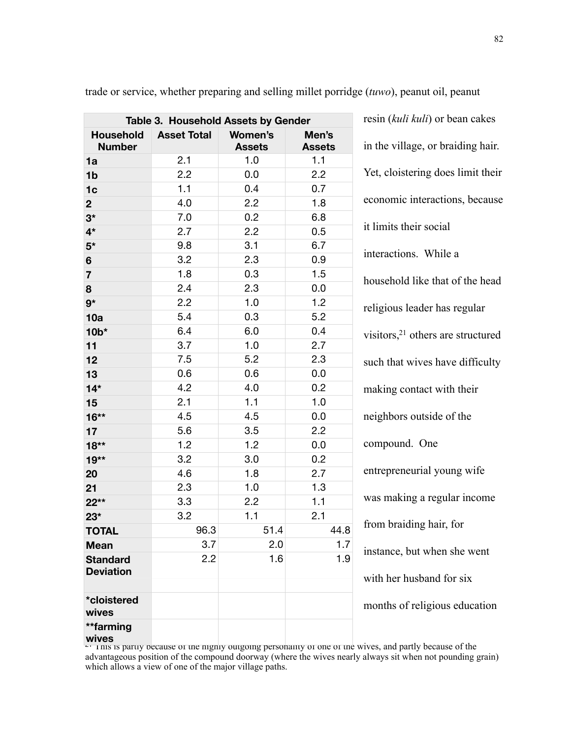trade or service, whether preparing and selling millet porridge (*tuwo*), peanut oil, peanut resin (*kuli kuli*) or bean cakes in the village, or braiding hair. Yet, cloistering does limit their economic interactions, because it limits their social interactions. While a household like that of the head religious leader has regular visitors,[21] others are structured such that wives have difficulty making contact with their neighbors outside of the compound. One entrepreneurial young wife was making a regular income from braiding hair, for instance, but when she went with her husband for six months of religious education

| Table 3. Household Assets by Gender | | | |
|---|---|---|---|
| **Household Number** | **Asset Total** | **Women's Assets** | **Men's Assets** |
| **1a** | 2.1 | 1.0 | 1.1 |
| **1b** | 2.2 | 0.0 | 2.2 |
| **1c** | 1.1 | 0.4 | 0.7 |
| **2** | 4.0 | 2.2 | 1.8 |
| **3*** | 7.0 | 0.2 | 6.8 |
| **4*** | 2.7 | 2.2 | 0.5 |
| **5*** | 9.8 | 3.1 | 6.7 |
| **6** | 3.2 | 2.3 | 0.9 |
| **7** | 1.8 | 0.3 | 1.5 |
| **8** | 2.4 | 2.3 | 0.0 |
| **9*** | 2.2 | 1.0 | 1.2 |
| **10a** | 5.4 | 0.3 | 5.2 |
| **10b*** | 6.4 | 6.0 | 0.4 |
| **11** | 3.7 | 1.0 | 2.7 |
| **12** | 7.5 | 5.2 | 2.3 |
| **13** | 0.6 | 0.6 | 0.0 |
| **14*** | 4.2 | 4.0 | 0.2 |
| **15** | 2.1 | 1.1 | 1.0 |
| **16**** | 4.5 | 4.5 | 0.0 |
| **17** | 5.6 | 3.5 | 2.2 |
| **18**** | 1.2 | 1.2 | 0.0 |
| **19**** | 3.2 | 3.0 | 0.2 |
| **20** | 4.6 | 1.8 | 2.7 |
| **21** | 2.3 | 1.0 | 1.3 |
| **22**** | 3.3 | 2.2 | 1.1 |
| **23*** | 3.2 | 1.1 | 2.1 |
| **TOTAL** | 96.3 | 51.4 | 44.8 |
| **Mean** | 3.7 | 2.0 | 1.7 |
| **Standard Deviation** | 2.2 | 1.6 | 1.9 |
| | | | |
| ***cloistered wives** | | | |
| ****farming wives** | | | |

[21] This is partly because of the highly outgoing personality of one of the wives, and partly because of the advantageous position of the compound doorway (where the wives nearly always sit when not pounding grain) which allows a view of one of the major village paths.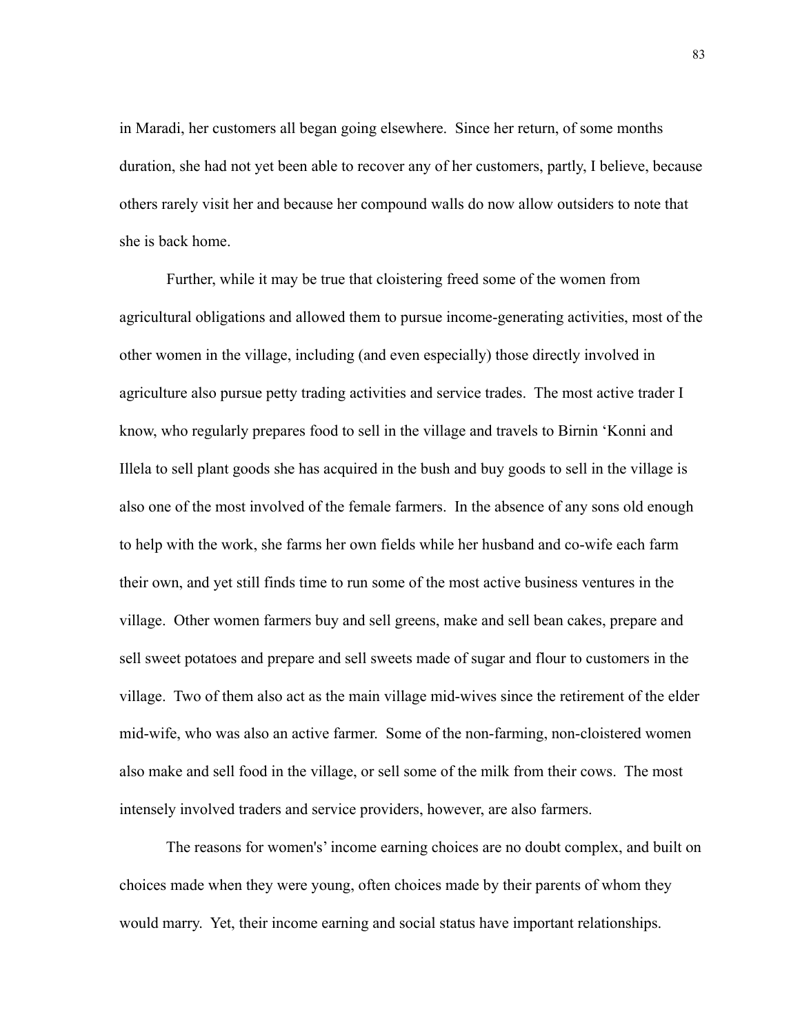in Maradi, her customers all began going elsewhere. Since her return, of some months duration, she had not yet been able to recover any of her customers, partly, I believe, because others rarely visit her and because her compound walls do now allow outsiders to note that she is back home.

Further, while it may be true that cloistering freed some of the women from agricultural obligations and allowed them to pursue income-generating activities, most of the other women in the village, including (and even especially) those directly involved in agriculture also pursue petty trading activities and service trades. The most active trader I know, who regularly prepares food to sell in the village and travels to Birnin 'Konni and Illela to sell plant goods she has acquired in the bush and buy goods to sell in the village is also one of the most involved of the female farmers. In the absence of any sons old enough to help with the work, she farms her own fields while her husband and co-wife each farm their own, and yet still finds time to run some of the most active business ventures in the village. Other women farmers buy and sell greens, make and sell bean cakes, prepare and sell sweet potatoes and prepare and sell sweets made of sugar and flour to customers in the village. Two of them also act as the main village mid-wives since the retirement of the elder mid-wife, who was also an active farmer. Some of the non-farming, non-cloistered women also make and sell food in the village, or sell some of the milk from their cows. The most intensely involved traders and service providers, however, are also farmers.

The reasons for women's' income earning choices are no doubt complex, and built on choices made when they were young, often choices made by their parents of whom they would marry. Yet, their income earning and social status have important relationships.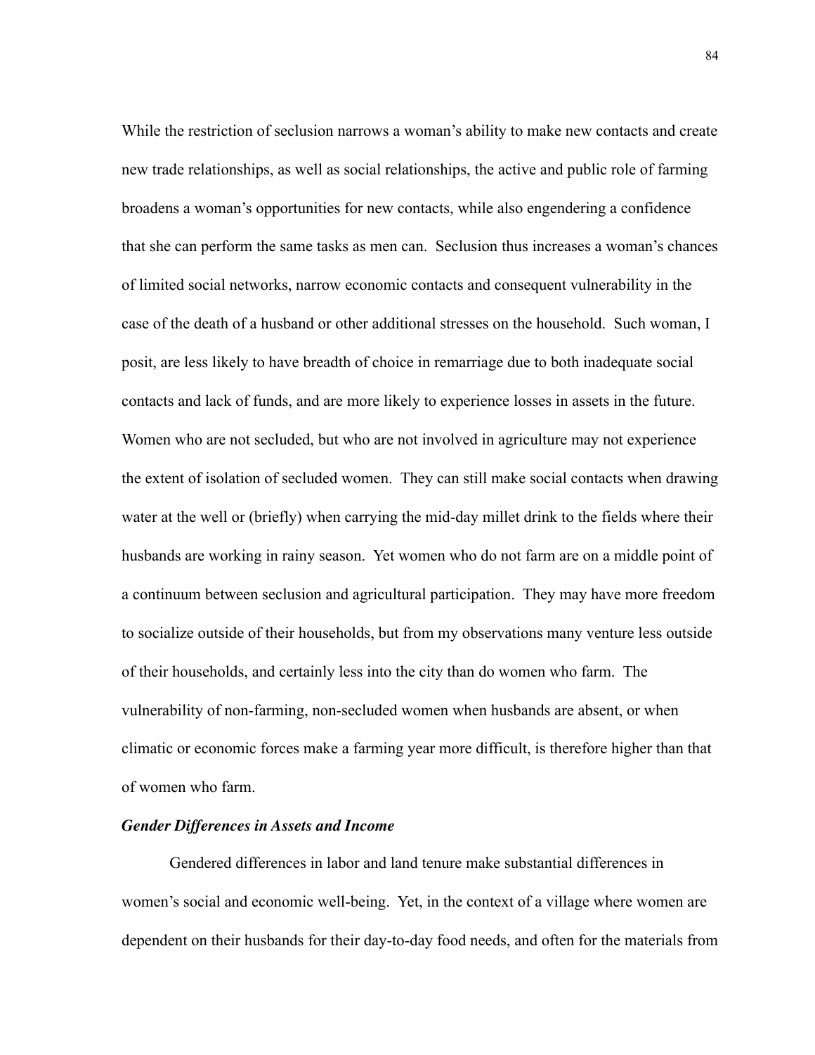While the restriction of seclusion narrows a woman's ability to make new contacts and create new trade relationships, as well as social relationships, the active and public role of farming broadens a woman's opportunities for new contacts, while also engendering a confidence that she can perform the same tasks as men can. Seclusion thus increases a woman's chances of limited social networks, narrow economic contacts and consequent vulnerability in the case of the death of a husband or other additional stresses on the household. Such woman, I posit, are less likely to have breadth of choice in remarriage due to both inadequate social contacts and lack of funds, and are more likely to experience losses in assets in the future. Women who are not secluded, but who are not involved in agriculture may not experience the extent of isolation of secluded women. They can still make social contacts when drawing water at the well or (briefly) when carrying the mid-day millet drink to the fields where their husbands are working in rainy season. Yet women who do not farm are on a middle point of a continuum between seclusion and agricultural participation. They may have more freedom to socialize outside of their households, but from my observations many venture less outside of their households, and certainly less into the city than do women who farm. The vulnerability of non-farming, non-secluded women when husbands are absent, or when climatic or economic forces make a farming year more difficult, is therefore higher than that of women who farm.

### *Gender Differences in Assets and Income*

Gendered differences in labor and land tenure make substantial differences in women's social and economic well-being. Yet, in the context of a village where women are dependent on their husbands for their day-to-day food needs, and often for the materials from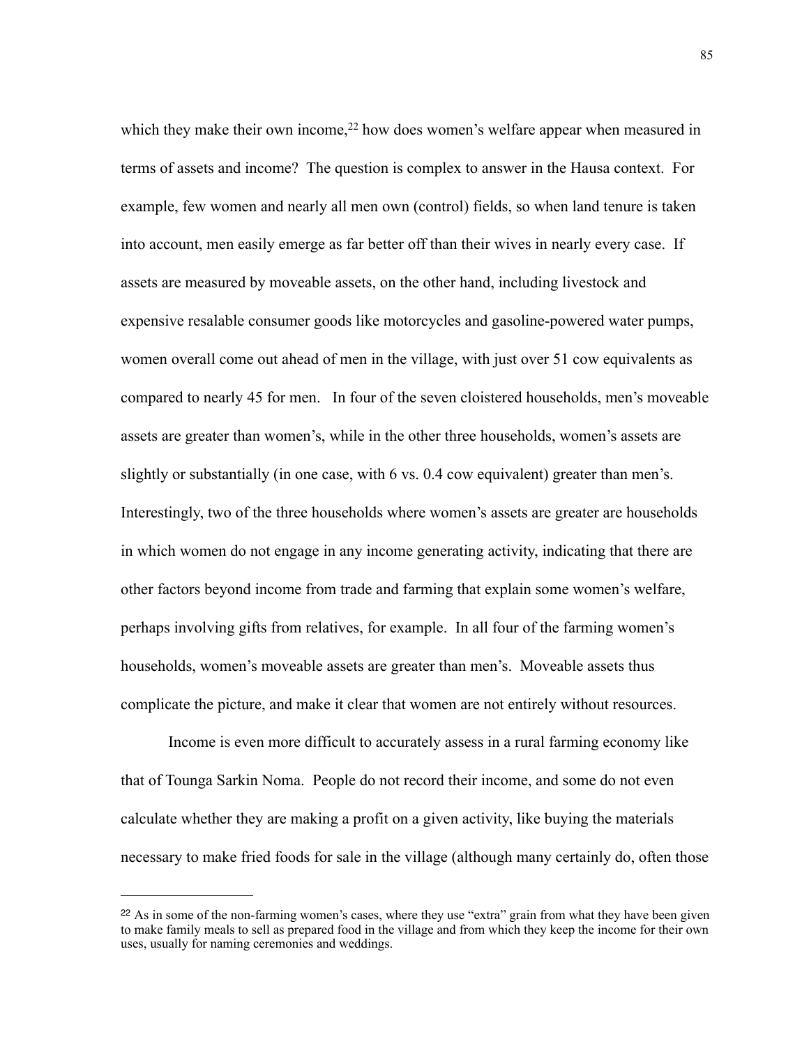which they make their own income,[22] how does women's welfare appear when measured in terms of assets and income? The question is complex to answer in the Hausa context. For example, few women and nearly all men own (control) fields, so when land tenure is taken into account, men easily emerge as far better off than their wives in nearly every case. If assets are measured by moveable assets, on the other hand, including livestock and expensive resalable consumer goods like motorcycles and gasoline-powered water pumps, women overall come out ahead of men in the village, with just over 51 cow equivalents as compared to nearly 45 for men. In four of the seven cloistered households, men's moveable assets are greater than women's, while in the other three households, women's assets are slightly or substantially (in one case, with 6 vs. 0.4 cow equivalent) greater than men's. Interestingly, two of the three households where women's assets are greater are households in which women do not engage in any income generating activity, indicating that there are other factors beyond income from trade and farming that explain some women's welfare, perhaps involving gifts from relatives, for example. In all four of the farming women's households, women's moveable assets are greater than men's. Moveable assets thus complicate the picture, and make it clear that women are not entirely without resources.

Income is even more difficult to accurately assess in a rural farming economy like that of Tounga Sarkin Noma. People do not record their income, and some do not even calculate whether they are making a profit on a given activity, like buying the materials necessary to make fried foods for sale in the village (although many certainly do, often those

---

[22] As in some of the non-farming women's cases, where they use "extra" grain from what they have been given to make family meals to sell as prepared food in the village and from which they keep the income for their own uses, usually for naming ceremonies and weddings.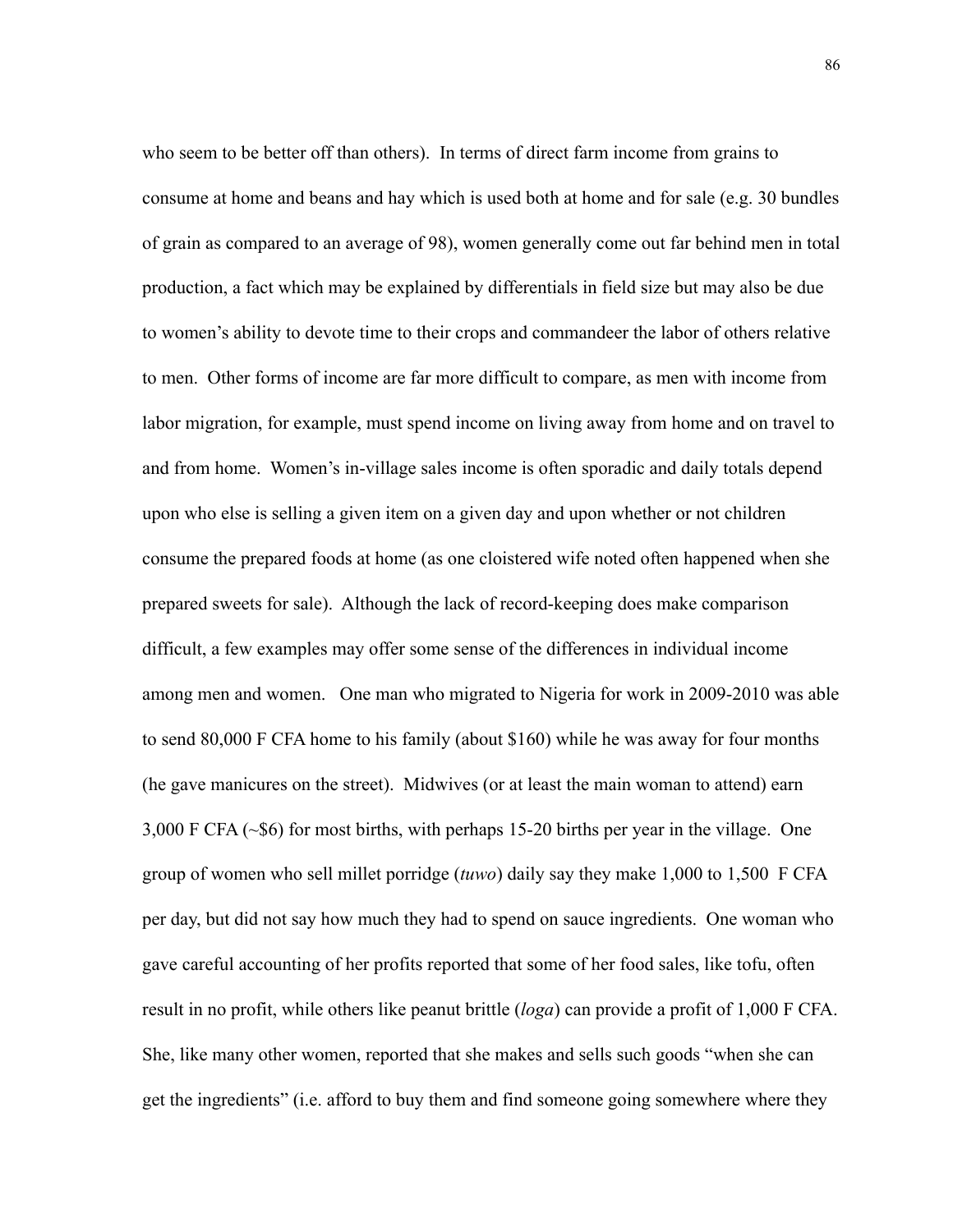who seem to be better off than others). In terms of direct farm income from grains to consume at home and beans and hay which is used both at home and for sale (e.g. 30 bundles of grain as compared to an average of 98), women generally come out far behind men in total production, a fact which may be explained by differentials in field size but may also be due to women's ability to devote time to their crops and commandeer the labor of others relative to men. Other forms of income are far more difficult to compare, as men with income from labor migration, for example, must spend income on living away from home and on travel to and from home. Women's in-village sales income is often sporadic and daily totals depend upon who else is selling a given item on a given day and upon whether or not children consume the prepared foods at home (as one cloistered wife noted often happened when she prepared sweets for sale). Although the lack of record-keeping does make comparison difficult, a few examples may offer some sense of the differences in individual income among men and women. One man who migrated to Nigeria for work in 2009-2010 was able to send 80,000 F CFA home to his family (about $160) while he was away for four months (he gave manicures on the street). Midwives (or at least the main woman to attend) earn 3,000 F CFA (~$6) for most births, with perhaps 15-20 births per year in the village. One group of women who sell millet porridge (*tuwo*) daily say they make 1,000 to 1,500 F CFA per day, but did not say how much they had to spend on sauce ingredients. One woman who gave careful accounting of her profits reported that some of her food sales, like tofu, often result in no profit, while others like peanut brittle (*loga*) can provide a profit of 1,000 F CFA. She, like many other women, reported that she makes and sells such goods "when she can get the ingredients" (i.e. afford to buy them and find someone going somewhere where they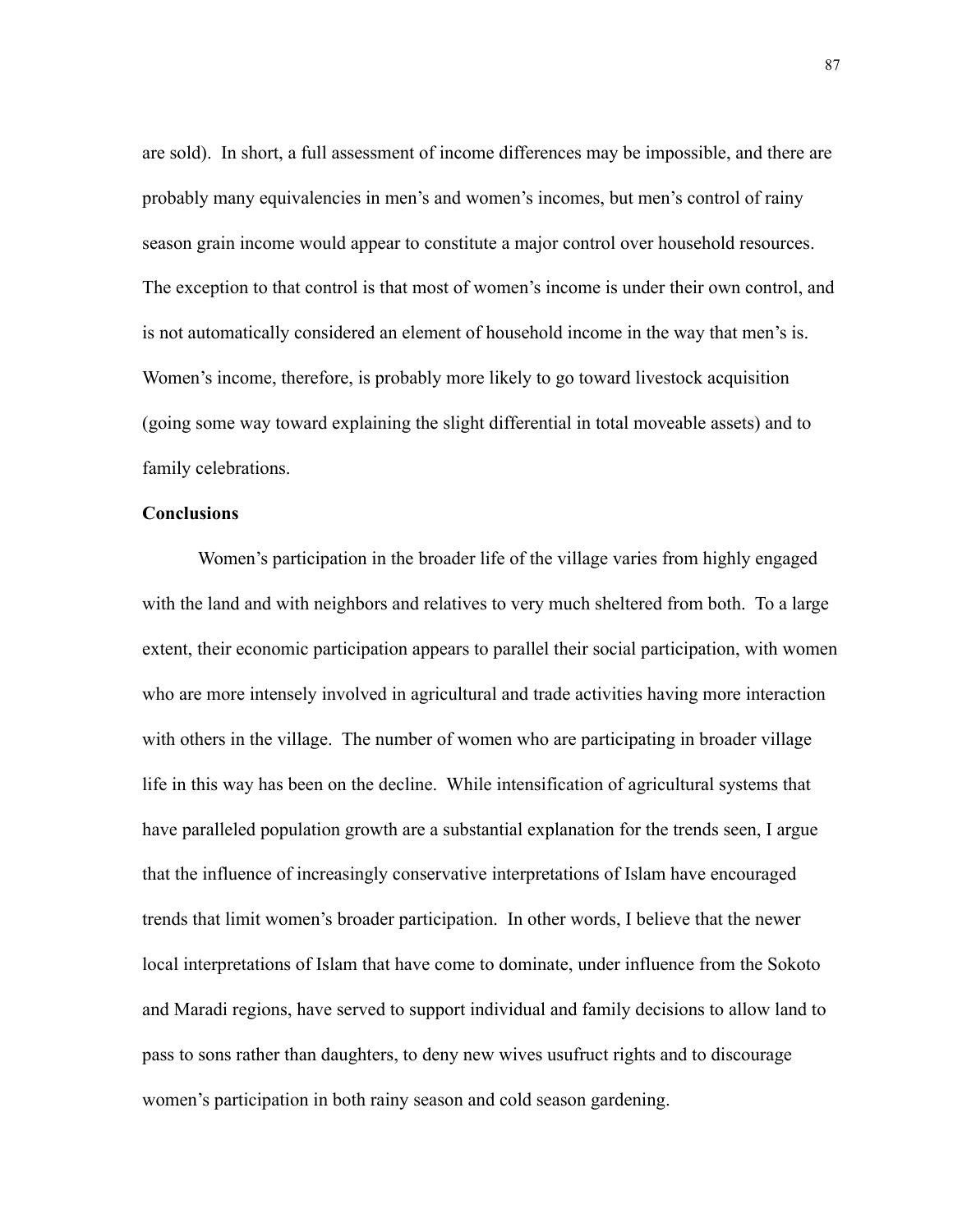are sold). In short, a full assessment of income differences may be impossible, and there are probably many equivalencies in men's and women's incomes, but men's control of rainy season grain income would appear to constitute a major control over household resources. The exception to that control is that most of women's income is under their own control, and is not automatically considered an element of household income in the way that men's is. Women's income, therefore, is probably more likely to go toward livestock acquisition (going some way toward explaining the slight differential in total moveable assets) and to family celebrations.

**Conclusions**

Women's participation in the broader life of the village varies from highly engaged with the land and with neighbors and relatives to very much sheltered from both. To a large extent, their economic participation appears to parallel their social participation, with women who are more intensely involved in agricultural and trade activities having more interaction with others in the village. The number of women who are participating in broader village life in this way has been on the decline. While intensification of agricultural systems that have paralleled population growth are a substantial explanation for the trends seen, I argue that the influence of increasingly conservative interpretations of Islam have encouraged trends that limit women's broader participation. In other words, I believe that the newer local interpretations of Islam that have come to dominate, under influence from the Sokoto and Maradi regions, have served to support individual and family decisions to allow land to pass to sons rather than daughters, to deny new wives usufruct rights and to discourage women's participation in both rainy season and cold season gardening.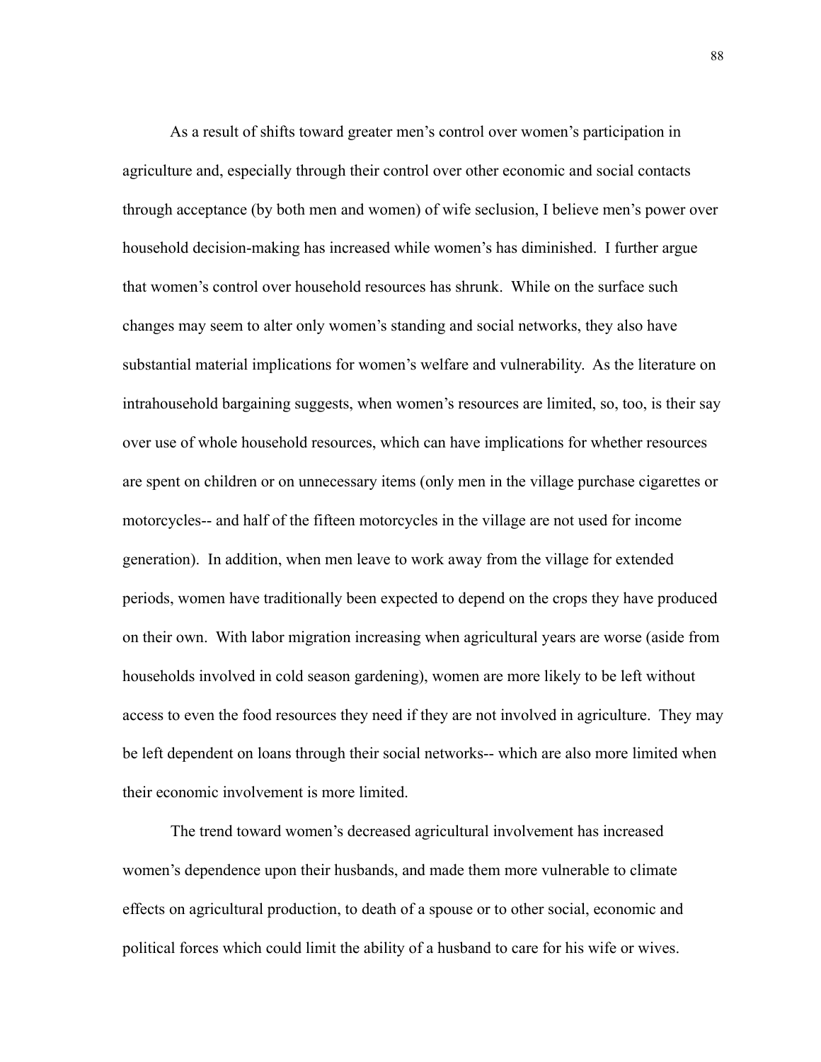As a result of shifts toward greater men's control over women's participation in agriculture and, especially through their control over other economic and social contacts through acceptance (by both men and women) of wife seclusion, I believe men's power over household decision-making has increased while women's has diminished. I further argue that women's control over household resources has shrunk. While on the surface such changes may seem to alter only women's standing and social networks, they also have substantial material implications for women's welfare and vulnerability. As the literature on intrahousehold bargaining suggests, when women's resources are limited, so, too, is their say over use of whole household resources, which can have implications for whether resources are spent on children or on unnecessary items (only men in the village purchase cigarettes or motorcycles-- and half of the fifteen motorcycles in the village are not used for income generation). In addition, when men leave to work away from the village for extended periods, women have traditionally been expected to depend on the crops they have produced on their own. With labor migration increasing when agricultural years are worse (aside from households involved in cold season gardening), women are more likely to be left without access to even the food resources they need if they are not involved in agriculture. They may be left dependent on loans through their social networks-- which are also more limited when their economic involvement is more limited.

The trend toward women's decreased agricultural involvement has increased women's dependence upon their husbands, and made them more vulnerable to climate effects on agricultural production, to death of a spouse or to other social, economic and political forces which could limit the ability of a husband to care for his wife or wives.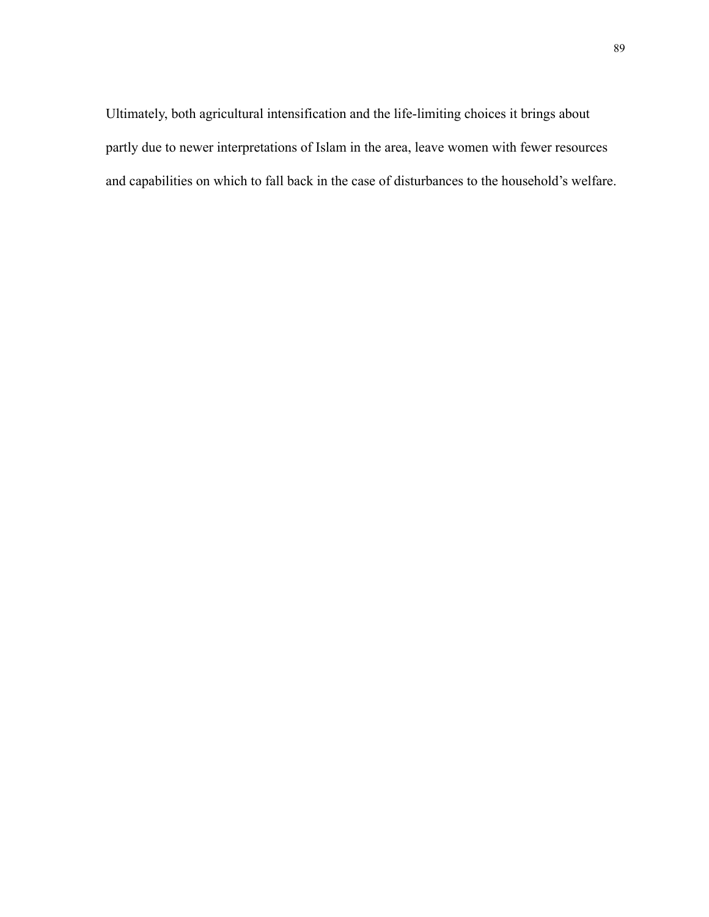Ultimately, both agricultural intensification and the life-limiting choices it brings about partly due to newer interpretations of Islam in the area, leave women with fewer resources and capabilities on which to fall back in the case of disturbances to the household's welfare.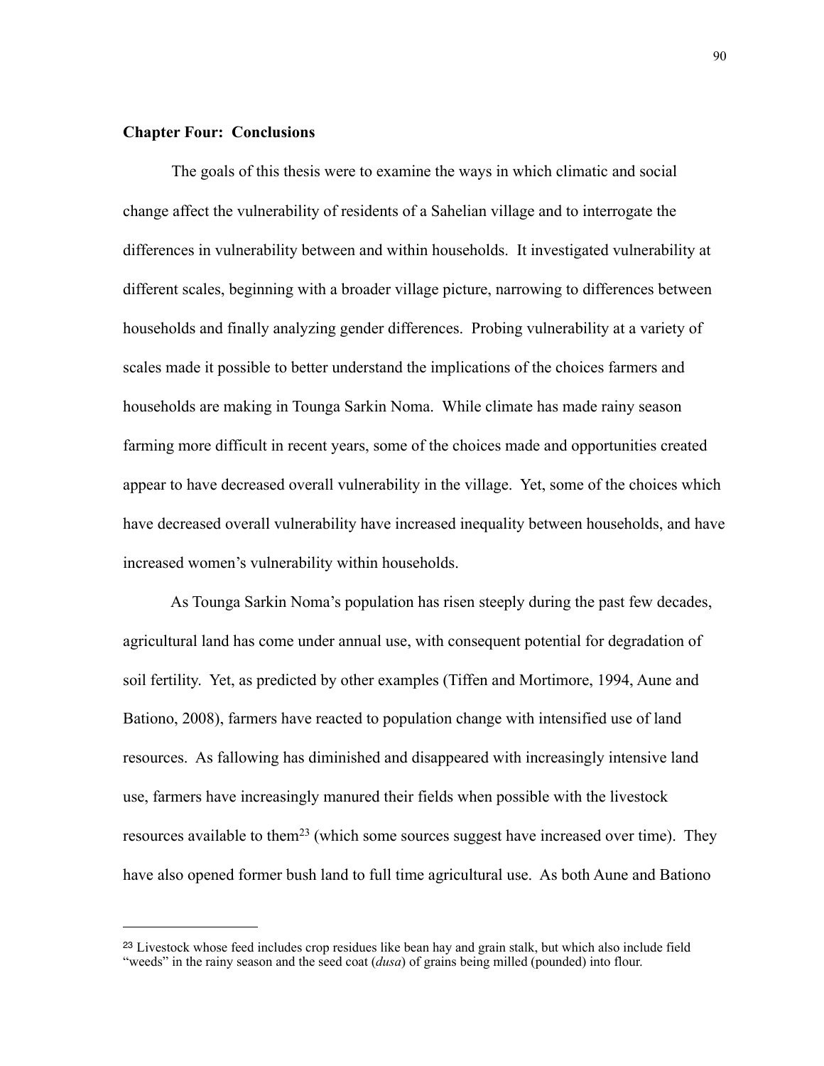## Chapter Four: Conclusions

The goals of this thesis were to examine the ways in which climatic and social change affect the vulnerability of residents of a Sahelian village and to interrogate the differences in vulnerability between and within households. It investigated vulnerability at different scales, beginning with a broader village picture, narrowing to differences between households and finally analyzing gender differences. Probing vulnerability at a variety of scales made it possible to better understand the implications of the choices farmers and households are making in Tounga Sarkin Noma. While climate has made rainy season farming more difficult in recent years, some of the choices made and opportunities created appear to have decreased overall vulnerability in the village. Yet, some of the choices which have decreased overall vulnerability have increased inequality between households, and have increased women's vulnerability within households.

As Tounga Sarkin Noma's population has risen steeply during the past few decades, agricultural land has come under annual use, with consequent potential for degradation of soil fertility. Yet, as predicted by other examples (Tiffen and Mortimore, 1994, Aune and Bationo, 2008), farmers have reacted to population change with intensified use of land resources. As fallowing has diminished and disappeared with increasingly intensive land use, farmers have increasingly manured their fields when possible with the livestock resources available to them[23] (which some sources suggest have increased over time). They have also opened former bush land to full time agricultural use. As both Aune and Bationo

---

[23] Livestock whose feed includes crop residues like bean hay and grain stalk, but which also include field "weeds" in the rainy season and the seed coat (*dusa*) of grains being milled (pounded) into flour.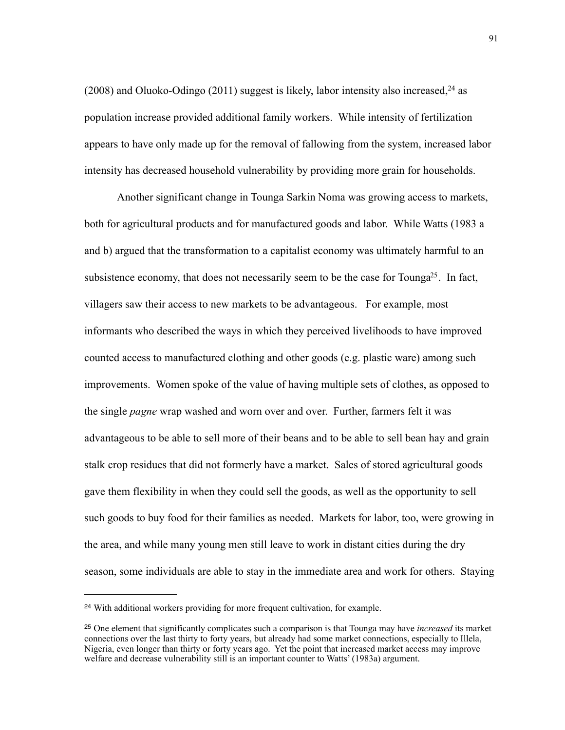(2008) and Oluoko-Odingo (2011) suggest is likely, labor intensity also increased,[24] as population increase provided additional family workers. While intensity of fertilization appears to have only made up for the removal of fallowing from the system, increased labor intensity has decreased household vulnerability by providing more grain for households.

Another significant change in Tounga Sarkin Noma was growing access to markets, both for agricultural products and for manufactured goods and labor. While Watts (1983 a and b) argued that the transformation to a capitalist economy was ultimately harmful to an subsistence economy, that does not necessarily seem to be the case for Tounga[25]. In fact, villagers saw their access to new markets to be advantageous. For example, most informants who described the ways in which they perceived livelihoods to have improved counted access to manufactured clothing and other goods (e.g. plastic ware) among such improvements. Women spoke of the value of having multiple sets of clothes, as opposed to the single *pagne* wrap washed and worn over and over. Further, farmers felt it was advantageous to be able to sell more of their beans and to be able to sell bean hay and grain stalk crop residues that did not formerly have a market. Sales of stored agricultural goods gave them flexibility in when they could sell the goods, as well as the opportunity to sell such goods to buy food for their families as needed. Markets for labor, too, were growing in the area, and while many young men still leave to work in distant cities during the dry season, some individuals are able to stay in the immediate area and work for others. Staying

---

[24] With additional workers providing for more frequent cultivation, for example.

[25] One element that significantly complicates such a comparison is that Tounga may have *increased* its market connections over the last thirty to forty years, but already had some market connections, especially to Illela, Nigeria, even longer than thirty or forty years ago. Yet the point that increased market access may improve welfare and decrease vulnerability still is an important counter to Watts' (1983a) argument.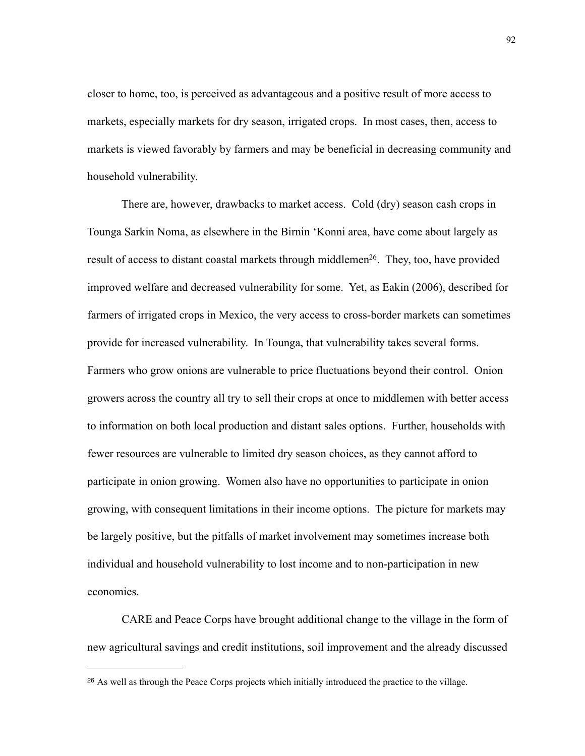closer to home, too, is perceived as advantageous and a positive result of more access to markets, especially markets for dry season, irrigated crops. In most cases, then, access to markets is viewed favorably by farmers and may be beneficial in decreasing community and household vulnerability.

There are, however, drawbacks to market access. Cold (dry) season cash crops in Tounga Sarkin Noma, as elsewhere in the Birnin 'Konni area, have come about largely as result of access to distant coastal markets through middlemen[26]. They, too, have provided improved welfare and decreased vulnerability for some. Yet, as Eakin (2006), described for farmers of irrigated crops in Mexico, the very access to cross-border markets can sometimes provide for increased vulnerability. In Tounga, that vulnerability takes several forms. Farmers who grow onions are vulnerable to price fluctuations beyond their control. Onion growers across the country all try to sell their crops at once to middlemen with better access to information on both local production and distant sales options. Further, households with fewer resources are vulnerable to limited dry season choices, as they cannot afford to participate in onion growing. Women also have no opportunities to participate in onion growing, with consequent limitations in their income options. The picture for markets may be largely positive, but the pitfalls of market involvement may sometimes increase both individual and household vulnerability to lost income and to non-participation in new economies.

CARE and Peace Corps have brought additional change to the village in the form of new agricultural savings and credit institutions, soil improvement and the already discussed

---

[26] As well as through the Peace Corps projects which initially introduced the practice to the village.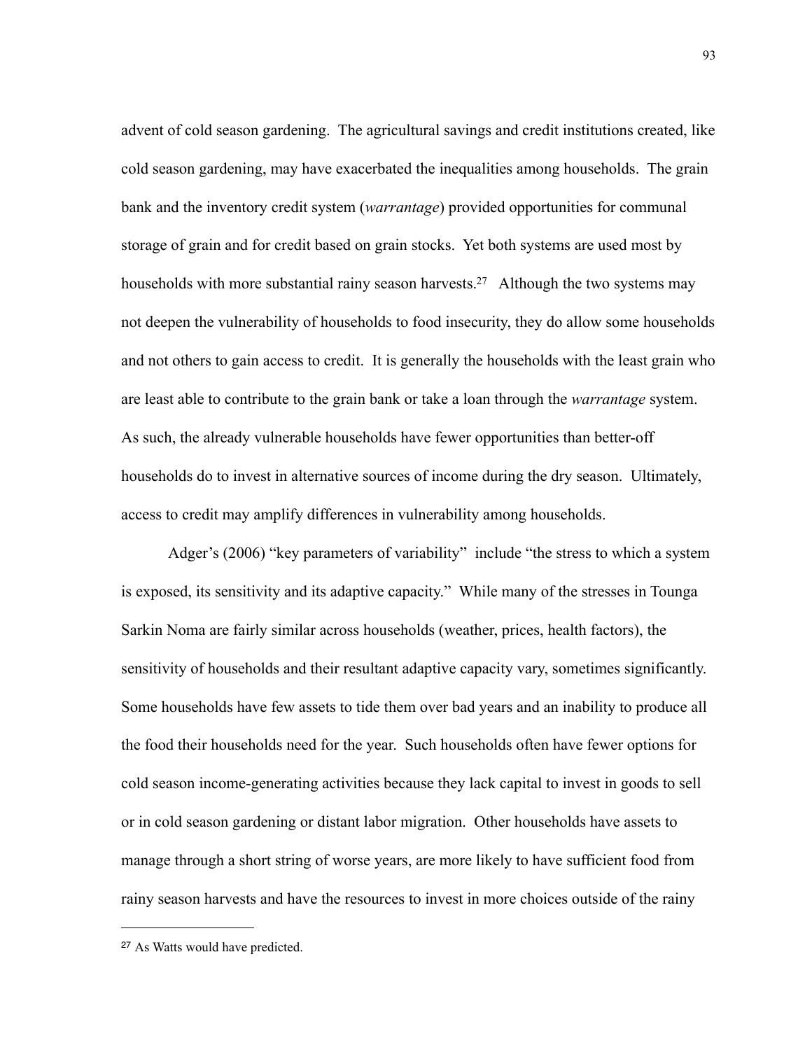advent of cold season gardening. The agricultural savings and credit institutions created, like cold season gardening, may have exacerbated the inequalities among households. The grain bank and the inventory credit system (*warrantage*) provided opportunities for communal storage of grain and for credit based on grain stocks. Yet both systems are used most by households with more substantial rainy season harvests.[27] Although the two systems may not deepen the vulnerability of households to food insecurity, they do allow some households and not others to gain access to credit. It is generally the households with the least grain who are least able to contribute to the grain bank or take a loan through the *warrantage* system. As such, the already vulnerable households have fewer opportunities than better-off households do to invest in alternative sources of income during the dry season. Ultimately, access to credit may amplify differences in vulnerability among households.

Adger's (2006) "key parameters of variability" include "the stress to which a system is exposed, its sensitivity and its adaptive capacity." While many of the stresses in Tounga Sarkin Noma are fairly similar across households (weather, prices, health factors), the sensitivity of households and their resultant adaptive capacity vary, sometimes significantly. Some households have few assets to tide them over bad years and an inability to produce all the food their households need for the year. Such households often have fewer options for cold season income-generating activities because they lack capital to invest in goods to sell or in cold season gardening or distant labor migration. Other households have assets to manage through a short string of worse years, are more likely to have sufficient food from rainy season harvests and have the resources to invest in more choices outside of the rainy

---

[27] As Watts would have predicted.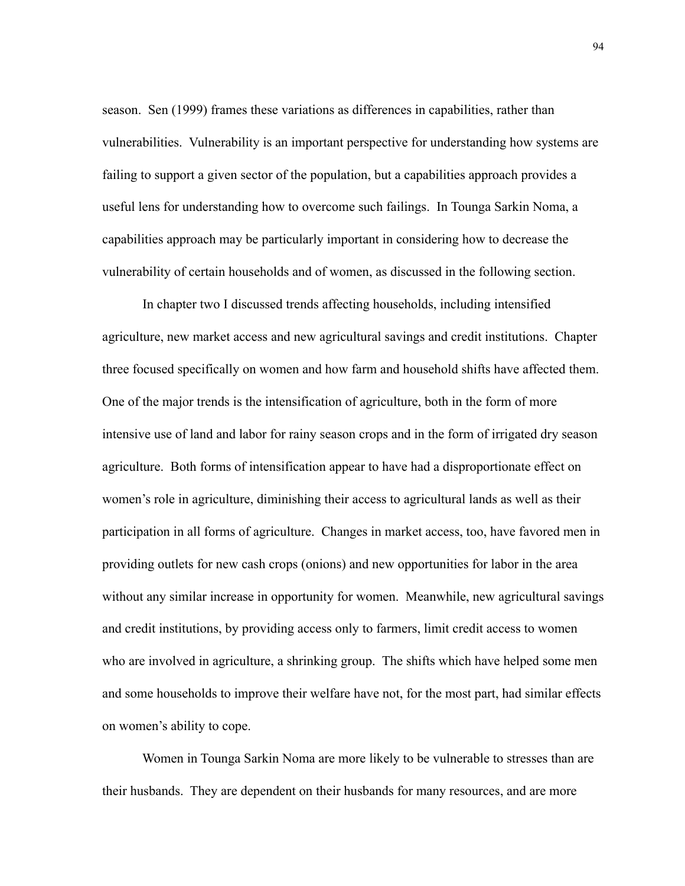season. Sen (1999) frames these variations as differences in capabilities, rather than vulnerabilities. Vulnerability is an important perspective for understanding how systems are failing to support a given sector of the population, but a capabilities approach provides a useful lens for understanding how to overcome such failings. In Tounga Sarkin Noma, a capabilities approach may be particularly important in considering how to decrease the vulnerability of certain households and of women, as discussed in the following section.

In chapter two I discussed trends affecting households, including intensified agriculture, new market access and new agricultural savings and credit institutions. Chapter three focused specifically on women and how farm and household shifts have affected them. One of the major trends is the intensification of agriculture, both in the form of more intensive use of land and labor for rainy season crops and in the form of irrigated dry season agriculture. Both forms of intensification appear to have had a disproportionate effect on women's role in agriculture, diminishing their access to agricultural lands as well as their participation in all forms of agriculture. Changes in market access, too, have favored men in providing outlets for new cash crops (onions) and new opportunities for labor in the area without any similar increase in opportunity for women. Meanwhile, new agricultural savings and credit institutions, by providing access only to farmers, limit credit access to women who are involved in agriculture, a shrinking group. The shifts which have helped some men and some households to improve their welfare have not, for the most part, had similar effects on women's ability to cope.

Women in Tounga Sarkin Noma are more likely to be vulnerable to stresses than are their husbands. They are dependent on their husbands for many resources, and are more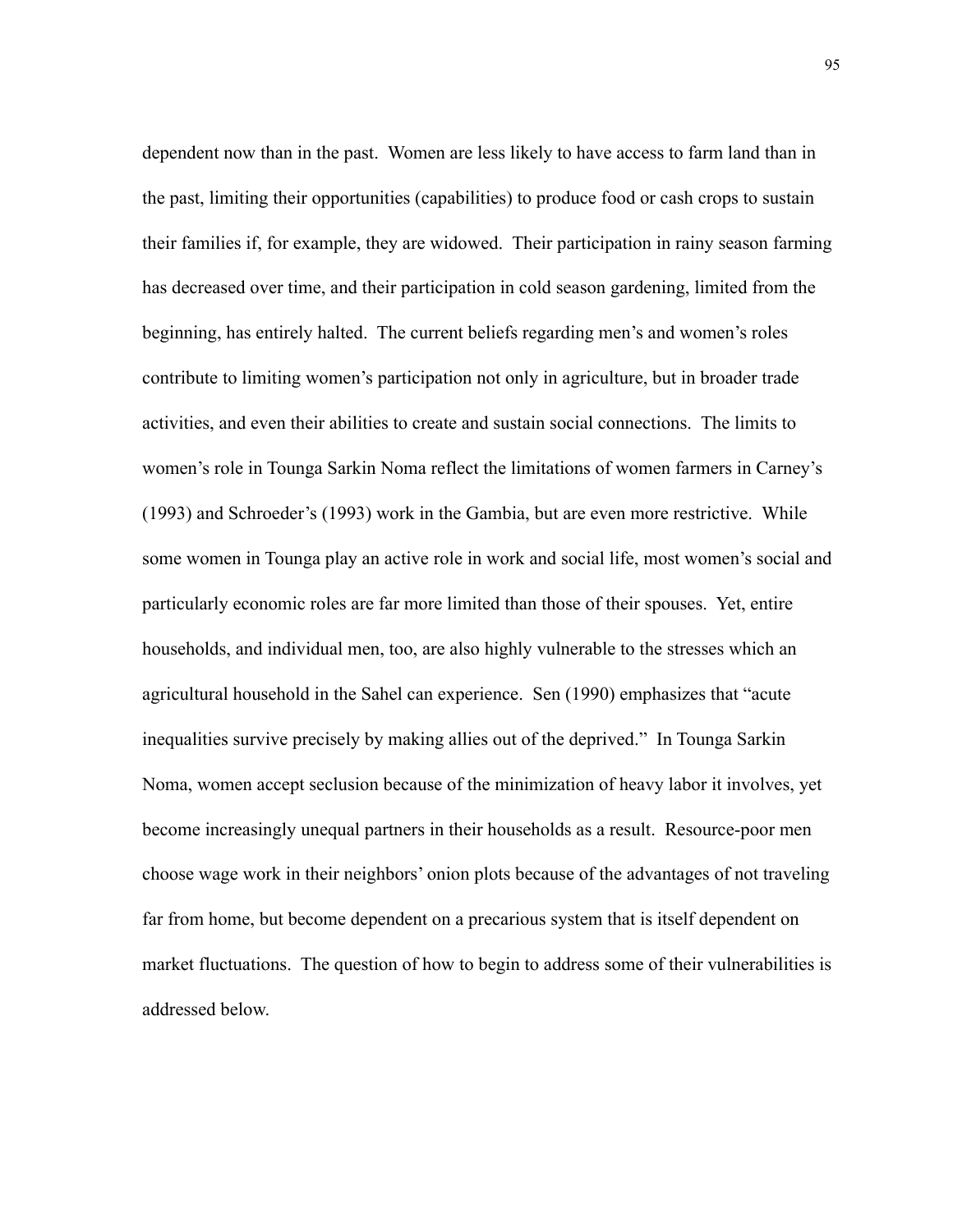dependent now than in the past. Women are less likely to have access to farm land than in the past, limiting their opportunities (capabilities) to produce food or cash crops to sustain their families if, for example, they are widowed. Their participation in rainy season farming has decreased over time, and their participation in cold season gardening, limited from the beginning, has entirely halted. The current beliefs regarding men's and women's roles contribute to limiting women's participation not only in agriculture, but in broader trade activities, and even their abilities to create and sustain social connections. The limits to women's role in Tounga Sarkin Noma reflect the limitations of women farmers in Carney's (1993) and Schroeder's (1993) work in the Gambia, but are even more restrictive. While some women in Tounga play an active role in work and social life, most women's social and particularly economic roles are far more limited than those of their spouses. Yet, entire households, and individual men, too, are also highly vulnerable to the stresses which an agricultural household in the Sahel can experience. Sen (1990) emphasizes that "acute inequalities survive precisely by making allies out of the deprived." In Tounga Sarkin Noma, women accept seclusion because of the minimization of heavy labor it involves, yet become increasingly unequal partners in their households as a result. Resource-poor men choose wage work in their neighbors' onion plots because of the advantages of not traveling far from home, but become dependent on a precarious system that is itself dependent on market fluctuations. The question of how to begin to address some of their vulnerabilities is addressed below.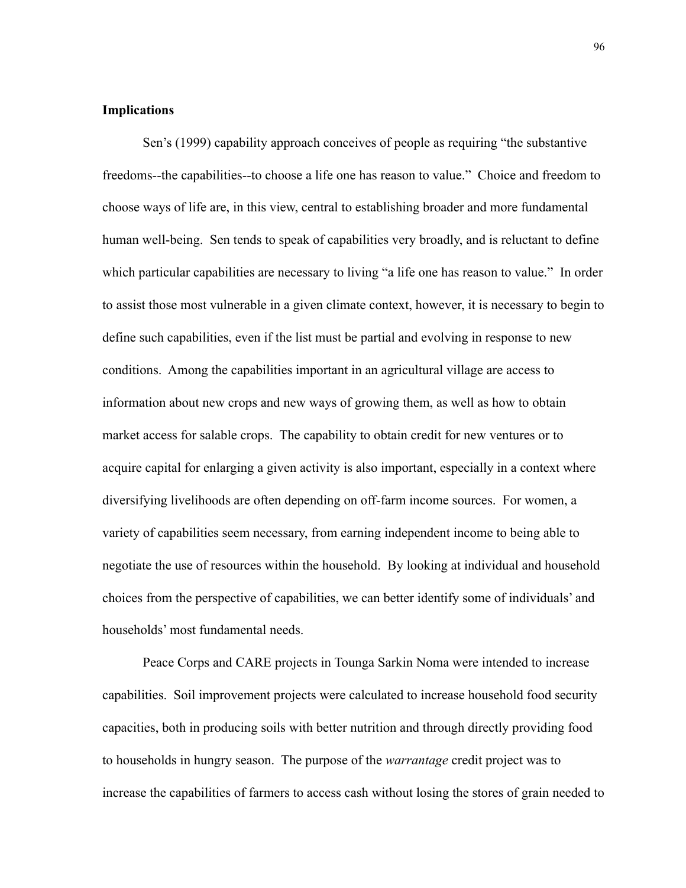**Implications**

Sen's (1999) capability approach conceives of people as requiring "the substantive freedoms--the capabilities--to choose a life one has reason to value." Choice and freedom to choose ways of life are, in this view, central to establishing broader and more fundamental human well-being. Sen tends to speak of capabilities very broadly, and is reluctant to define which particular capabilities are necessary to living "a life one has reason to value." In order to assist those most vulnerable in a given climate context, however, it is necessary to begin to define such capabilities, even if the list must be partial and evolving in response to new conditions. Among the capabilities important in an agricultural village are access to information about new crops and new ways of growing them, as well as how to obtain market access for salable crops. The capability to obtain credit for new ventures or to acquire capital for enlarging a given activity is also important, especially in a context where diversifying livelihoods are often depending on off-farm income sources. For women, a variety of capabilities seem necessary, from earning independent income to being able to negotiate the use of resources within the household. By looking at individual and household choices from the perspective of capabilities, we can better identify some of individuals' and households' most fundamental needs.

Peace Corps and CARE projects in Tounga Sarkin Noma were intended to increase capabilities. Soil improvement projects were calculated to increase household food security capacities, both in producing soils with better nutrition and through directly providing food to households in hungry season. The purpose of the *warrantage* credit project was to increase the capabilities of farmers to access cash without losing the stores of grain needed to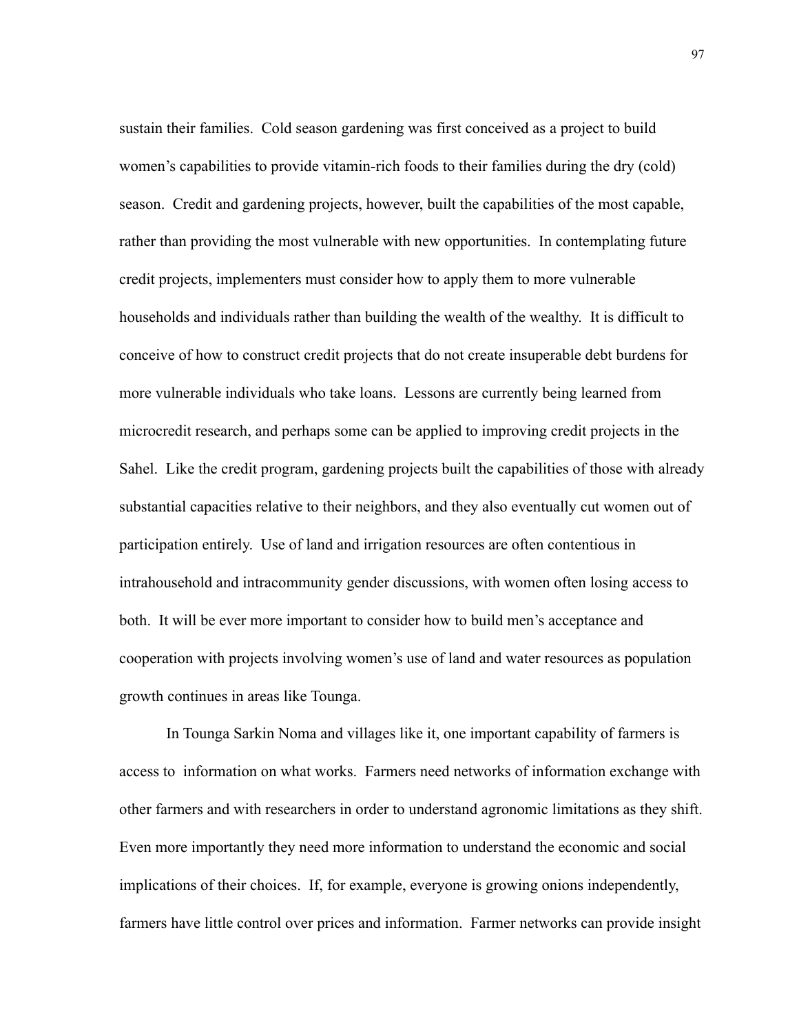sustain their families. Cold season gardening was first conceived as a project to build women's capabilities to provide vitamin-rich foods to their families during the dry (cold) season. Credit and gardening projects, however, built the capabilities of the most capable, rather than providing the most vulnerable with new opportunities. In contemplating future credit projects, implementers must consider how to apply them to more vulnerable households and individuals rather than building the wealth of the wealthy. It is difficult to conceive of how to construct credit projects that do not create insuperable debt burdens for more vulnerable individuals who take loans. Lessons are currently being learned from microcredit research, and perhaps some can be applied to improving credit projects in the Sahel. Like the credit program, gardening projects built the capabilities of those with already substantial capacities relative to their neighbors, and they also eventually cut women out of participation entirely. Use of land and irrigation resources are often contentious in intrahousehold and intracommunity gender discussions, with women often losing access to both. It will be ever more important to consider how to build men's acceptance and cooperation with projects involving women's use of land and water resources as population growth continues in areas like Tounga.

In Tounga Sarkin Noma and villages like it, one important capability of farmers is access to information on what works. Farmers need networks of information exchange with other farmers and with researchers in order to understand agronomic limitations as they shift. Even more importantly they need more information to understand the economic and social implications of their choices. If, for example, everyone is growing onions independently, farmers have little control over prices and information. Farmer networks can provide insight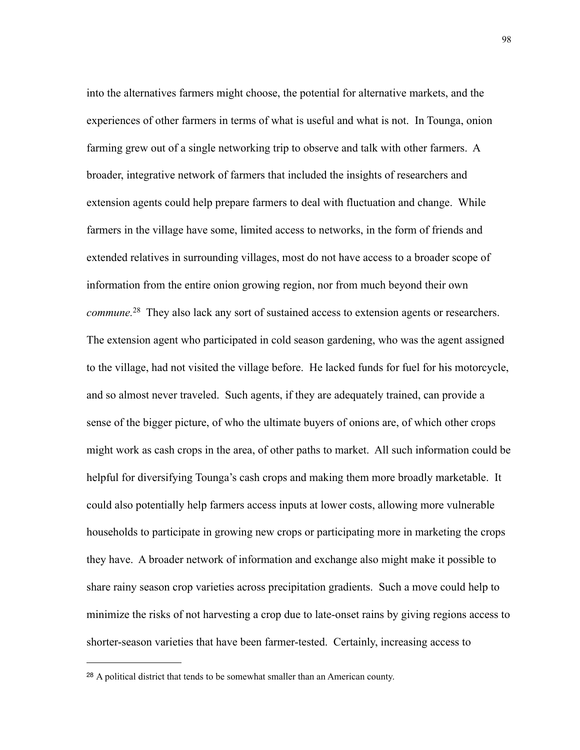into the alternatives farmers might choose, the potential for alternative markets, and the experiences of other farmers in terms of what is useful and what is not. In Tounga, onion farming grew out of a single networking trip to observe and talk with other farmers. A broader, integrative network of farmers that included the insights of researchers and extension agents could help prepare farmers to deal with fluctuation and change. While farmers in the village have some, limited access to networks, in the form of friends and extended relatives in surrounding villages, most do not have access to a broader scope of information from the entire onion growing region, nor from much beyond their own *commune.*[28] They also lack any sort of sustained access to extension agents or researchers. The extension agent who participated in cold season gardening, who was the agent assigned to the village, had not visited the village before. He lacked funds for fuel for his motorcycle, and so almost never traveled. Such agents, if they are adequately trained, can provide a sense of the bigger picture, of who the ultimate buyers of onions are, of which other crops might work as cash crops in the area, of other paths to market. All such information could be helpful for diversifying Tounga's cash crops and making them more broadly marketable. It could also potentially help farmers access inputs at lower costs, allowing more vulnerable households to participate in growing new crops or participating more in marketing the crops they have. A broader network of information and exchange also might make it possible to share rainy season crop varieties across precipitation gradients. Such a move could help to minimize the risks of not harvesting a crop due to late-onset rains by giving regions access to shorter-season varieties that have been farmer-tested. Certainly, increasing access to

---

[28] A political district that tends to be somewhat smaller than an American county.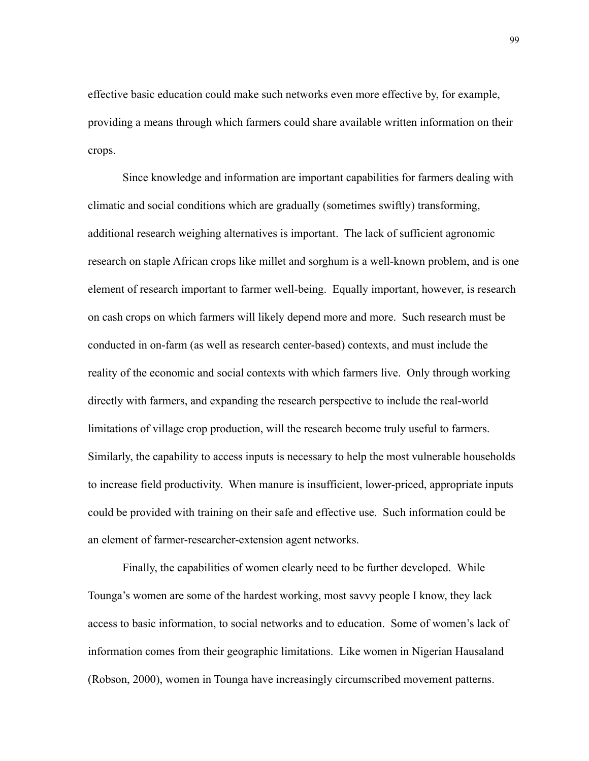effective basic education could make such networks even more effective by, for example, providing a means through which farmers could share available written information on their crops.

Since knowledge and information are important capabilities for farmers dealing with climatic and social conditions which are gradually (sometimes swiftly) transforming, additional research weighing alternatives is important. The lack of sufficient agronomic research on staple African crops like millet and sorghum is a well-known problem, and is one element of research important to farmer well-being. Equally important, however, is research on cash crops on which farmers will likely depend more and more. Such research must be conducted in on-farm (as well as research center-based) contexts, and must include the reality of the economic and social contexts with which farmers live. Only through working directly with farmers, and expanding the research perspective to include the real-world limitations of village crop production, will the research become truly useful to farmers. Similarly, the capability to access inputs is necessary to help the most vulnerable households to increase field productivity. When manure is insufficient, lower-priced, appropriate inputs could be provided with training on their safe and effective use. Such information could be an element of farmer-researcher-extension agent networks.

Finally, the capabilities of women clearly need to be further developed. While Tounga's women are some of the hardest working, most savvy people I know, they lack access to basic information, to social networks and to education. Some of women's lack of information comes from their geographic limitations. Like women in Nigerian Hausaland (Robson, 2000), women in Tounga have increasingly circumscribed movement patterns.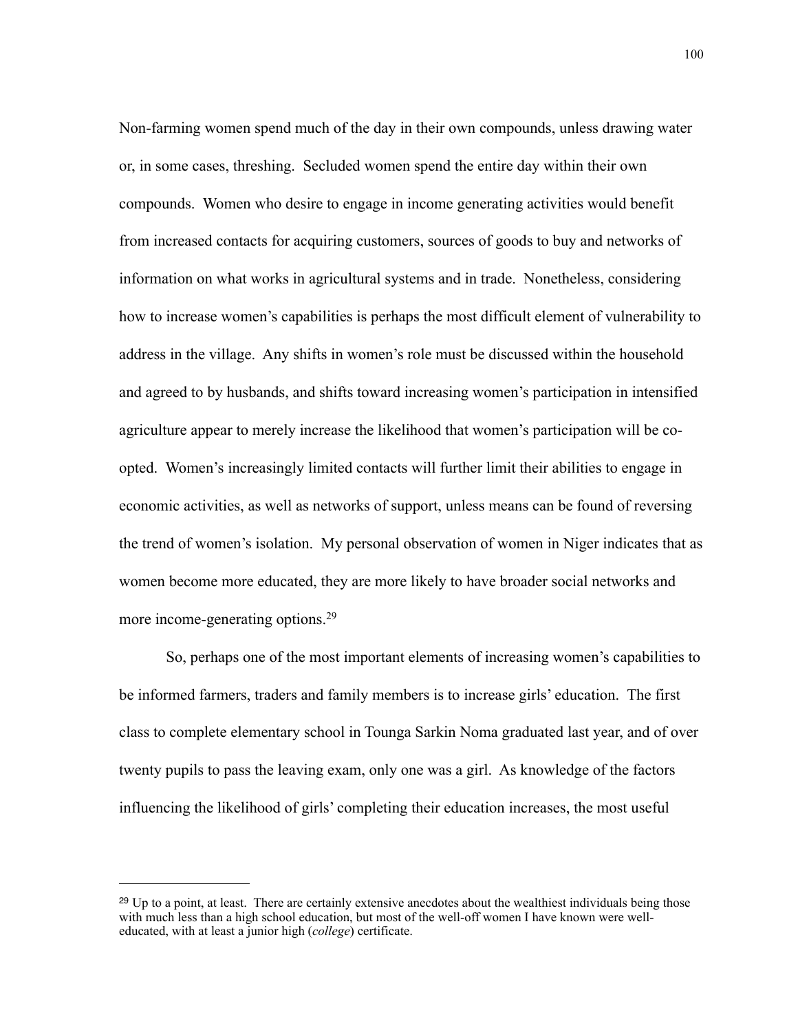Non-farming women spend much of the day in their own compounds, unless drawing water or, in some cases, threshing. Secluded women spend the entire day within their own compounds. Women who desire to engage in income generating activities would benefit from increased contacts for acquiring customers, sources of goods to buy and networks of information on what works in agricultural systems and in trade. Nonetheless, considering how to increase women's capabilities is perhaps the most difficult element of vulnerability to address in the village. Any shifts in women's role must be discussed within the household and agreed to by husbands, and shifts toward increasing women's participation in intensified agriculture appear to merely increase the likelihood that women's participation will be co-opted. Women's increasingly limited contacts will further limit their abilities to engage in economic activities, as well as networks of support, unless means can be found of reversing the trend of women's isolation. My personal observation of women in Niger indicates that as women become more educated, they are more likely to have broader social networks and more income-generating options.[29]

So, perhaps one of the most important elements of increasing women's capabilities to be informed farmers, traders and family members is to increase girls' education. The first class to complete elementary school in Tounga Sarkin Noma graduated last year, and of over twenty pupils to pass the leaving exam, only one was a girl. As knowledge of the factors influencing the likelihood of girls' completing their education increases, the most useful

---

[29] Up to a point, at least. There are certainly extensive anecdotes about the wealthiest individuals being those with much less than a high school education, but most of the well-off women I have known were well-educated, with at least a junior high (*college*) certificate.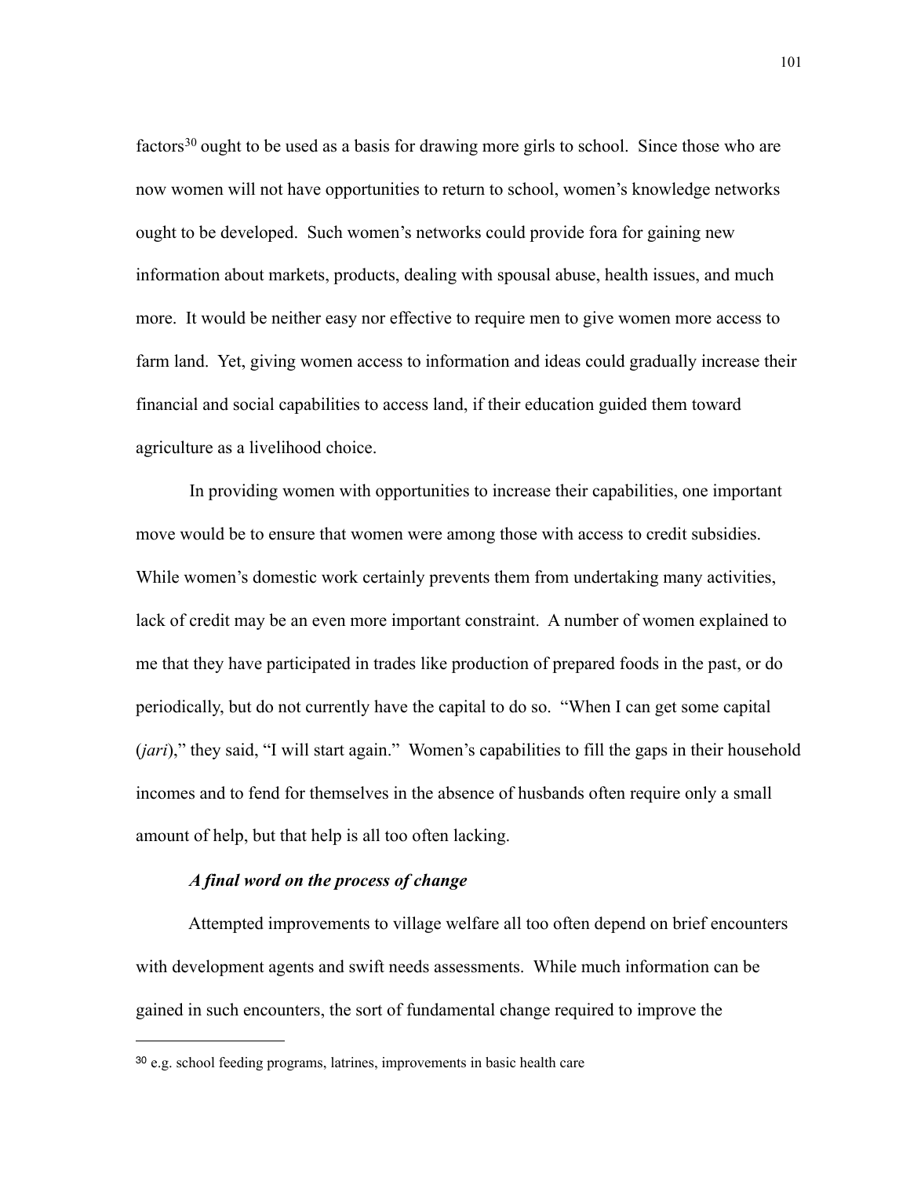factors[30] ought to be used as a basis for drawing more girls to school. Since those who are now women will not have opportunities to return to school, women's knowledge networks ought to be developed. Such women's networks could provide fora for gaining new information about markets, products, dealing with spousal abuse, health issues, and much more. It would be neither easy nor effective to require men to give women more access to farm land. Yet, giving women access to information and ideas could gradually increase their financial and social capabilities to access land, if their education guided them toward agriculture as a livelihood choice.

In providing women with opportunities to increase their capabilities, one important move would be to ensure that women were among those with access to credit subsidies. While women's domestic work certainly prevents them from undertaking many activities, lack of credit may be an even more important constraint. A number of women explained to me that they have participated in trades like production of prepared foods in the past, or do periodically, but do not currently have the capital to do so. "When I can get some capital (*jari*)," they said, "I will start again." Women's capabilities to fill the gaps in their household incomes and to fend for themselves in the absence of husbands often require only a small amount of help, but that help is all too often lacking.

***A final word on the process of change***

Attempted improvements to village welfare all too often depend on brief encounters with development agents and swift needs assessments. While much information can be gained in such encounters, the sort of fundamental change required to improve the

---

[30] e.g. school feeding programs, latrines, improvements in basic health care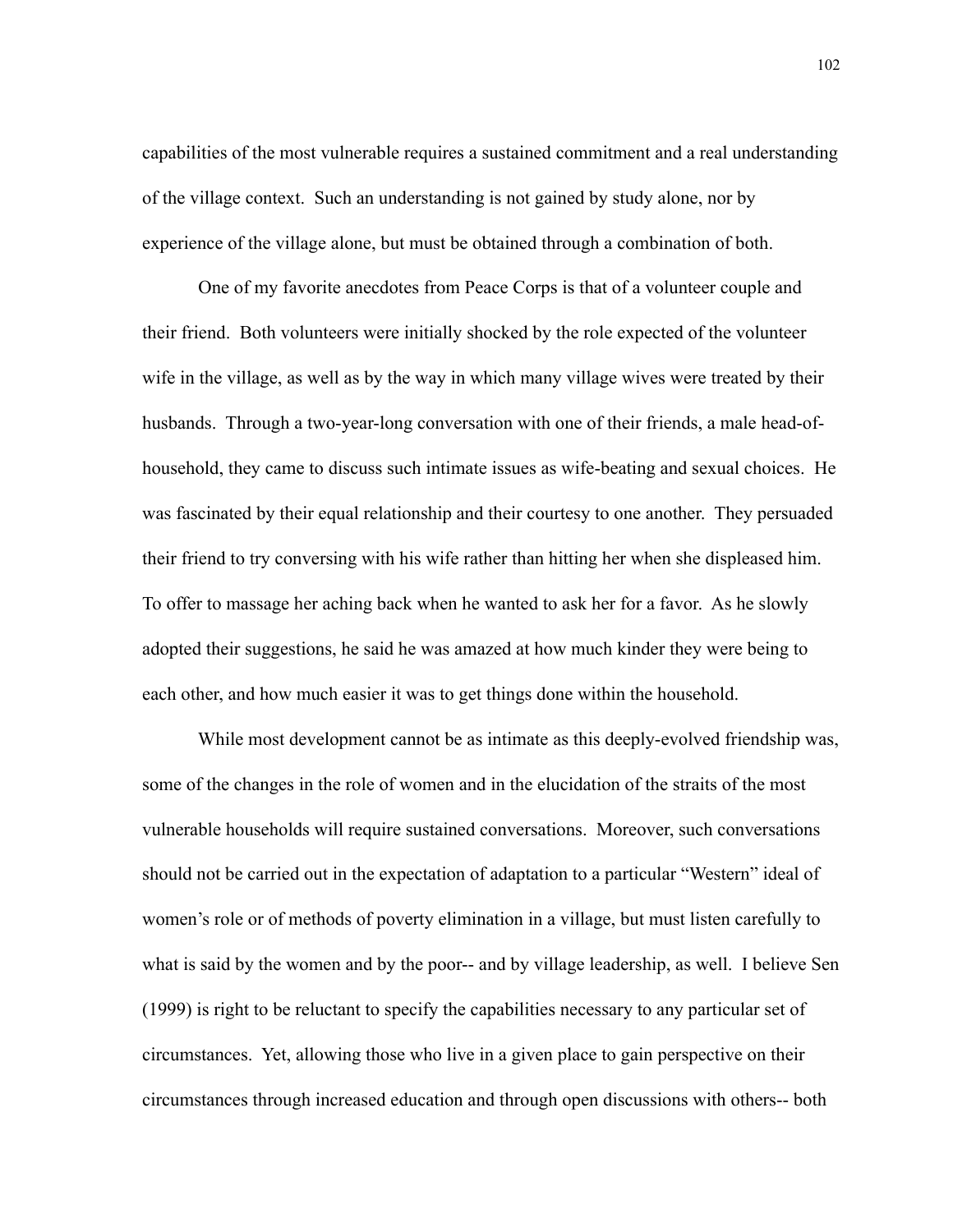capabilities of the most vulnerable requires a sustained commitment and a real understanding of the village context. Such an understanding is not gained by study alone, nor by experience of the village alone, but must be obtained through a combination of both.

One of my favorite anecdotes from Peace Corps is that of a volunteer couple and their friend. Both volunteers were initially shocked by the role expected of the volunteer wife in the village, as well as by the way in which many village wives were treated by their husbands. Through a two-year-long conversation with one of their friends, a male head-of-household, they came to discuss such intimate issues as wife-beating and sexual choices. He was fascinated by their equal relationship and their courtesy to one another. They persuaded their friend to try conversing with his wife rather than hitting her when she displeased him. To offer to massage her aching back when he wanted to ask her for a favor. As he slowly adopted their suggestions, he said he was amazed at how much kinder they were being to each other, and how much easier it was to get things done within the household.

While most development cannot be as intimate as this deeply-evolved friendship was, some of the changes in the role of women and in the elucidation of the straits of the most vulnerable households will require sustained conversations. Moreover, such conversations should not be carried out in the expectation of adaptation to a particular "Western" ideal of women's role or of methods of poverty elimination in a village, but must listen carefully to what is said by the women and by the poor-- and by village leadership, as well. I believe Sen (1999) is right to be reluctant to specify the capabilities necessary to any particular set of circumstances. Yet, allowing those who live in a given place to gain perspective on their circumstances through increased education and through open discussions with others-- both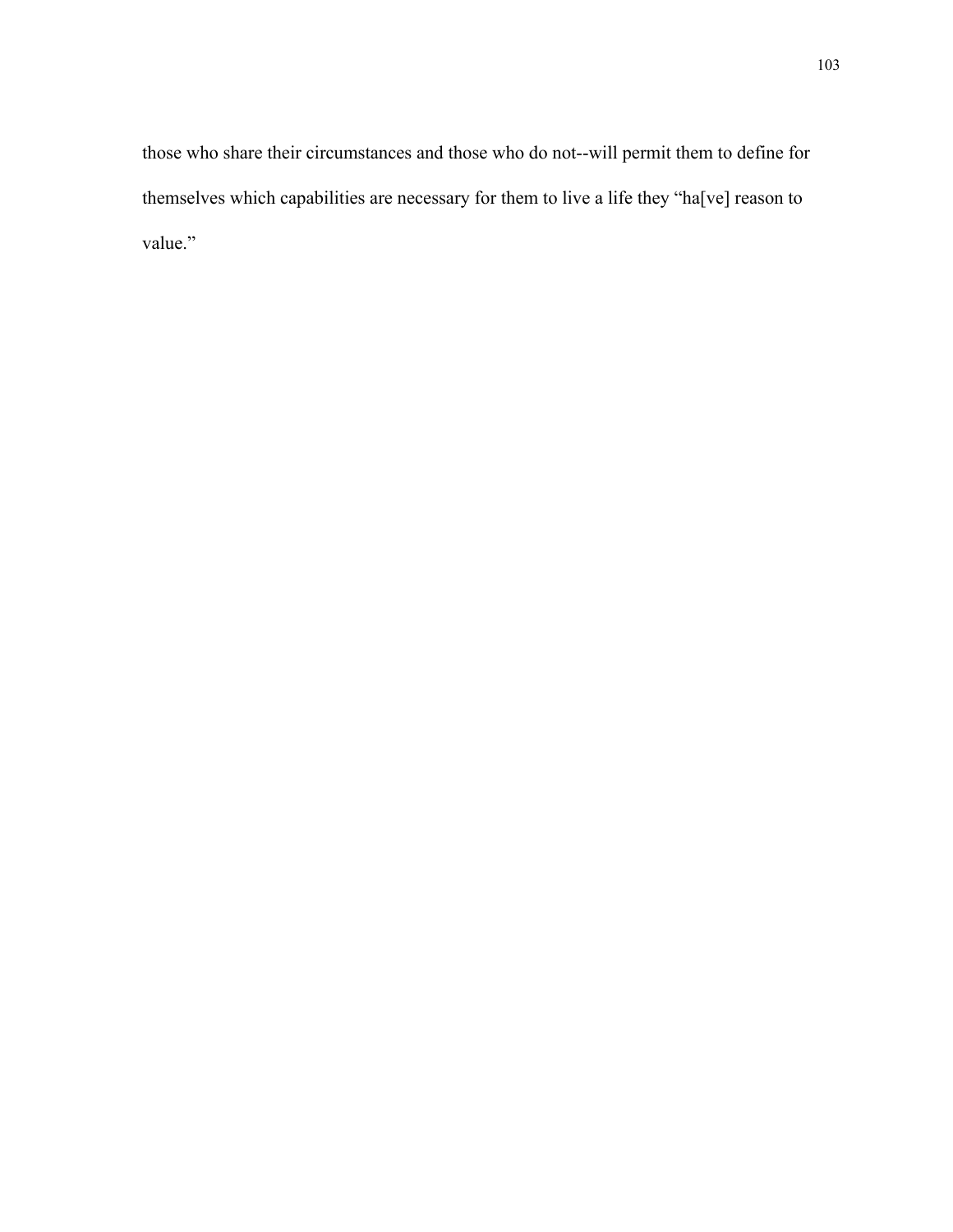those who share their circumstances and those who do not--will permit them to define for themselves which capabilities are necessary for them to live a life they "ha[ve] reason to value."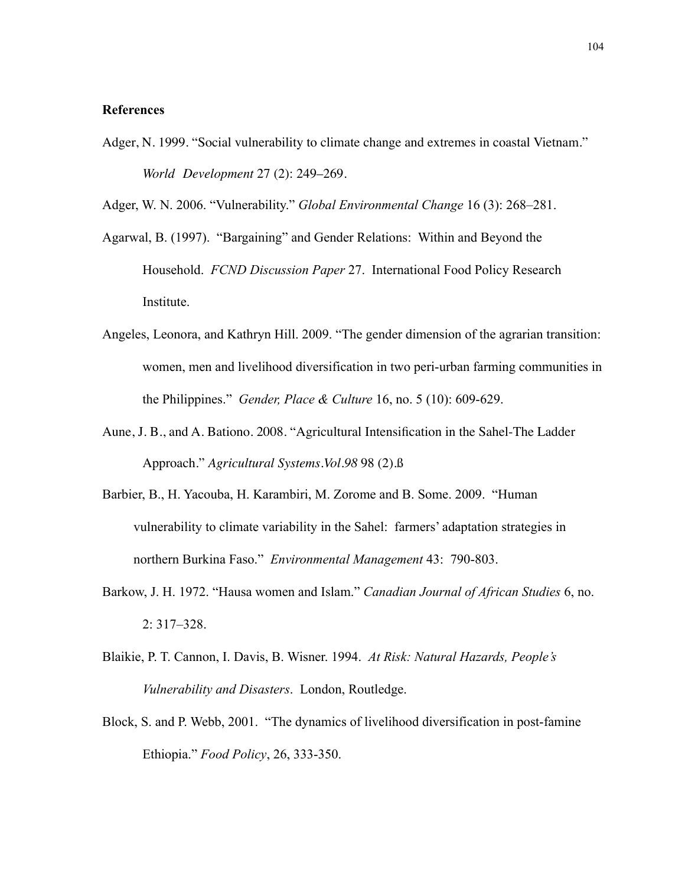**References**

Adger, N. 1999. "Social vulnerability to climate change and extremes in coastal Vietnam." *World Development* 27 (2): 249–269.

Adger, W. N. 2006. "Vulnerability." *Global Environmental Change* 16 (3): 268–281.

Agarwal, B. (1997). "Bargaining" and Gender Relations: Within and Beyond the Household. *FCND Discussion Paper* 27. International Food Policy Research Institute.

Angeles, Leonora, and Kathryn Hill. 2009. "The gender dimension of the agrarian transition: women, men and livelihood diversification in two peri-urban farming communities in the Philippines." *Gender, Place & Culture* 16, no. 5 (10): 609-629.

Aune, J. B., and A. Bationo. 2008. "Agricultural Intensification in the Sahel-The Ladder Approach." *Agricultural Systems.Vol.98* 98 (2).ß

Barbier, B., H. Yacouba, H. Karambiri, M. Zorome and B. Some. 2009. "Human vulnerability to climate variability in the Sahel: farmers' adaptation strategies in northern Burkina Faso." *Environmental Management* 43: 790-803.

Barkow, J. H. 1972. "Hausa women and Islam." *Canadian Journal of African Studies* 6, no. 2: 317–328.

Blaikie, P. T. Cannon, I. Davis, B. Wisner. 1994. *At Risk: Natural Hazards, People's Vulnerability and Disasters*. London, Routledge.

Block, S. and P. Webb, 2001. "The dynamics of livelihood diversification in post-famine Ethiopia." *Food Policy*, 26, 333-350.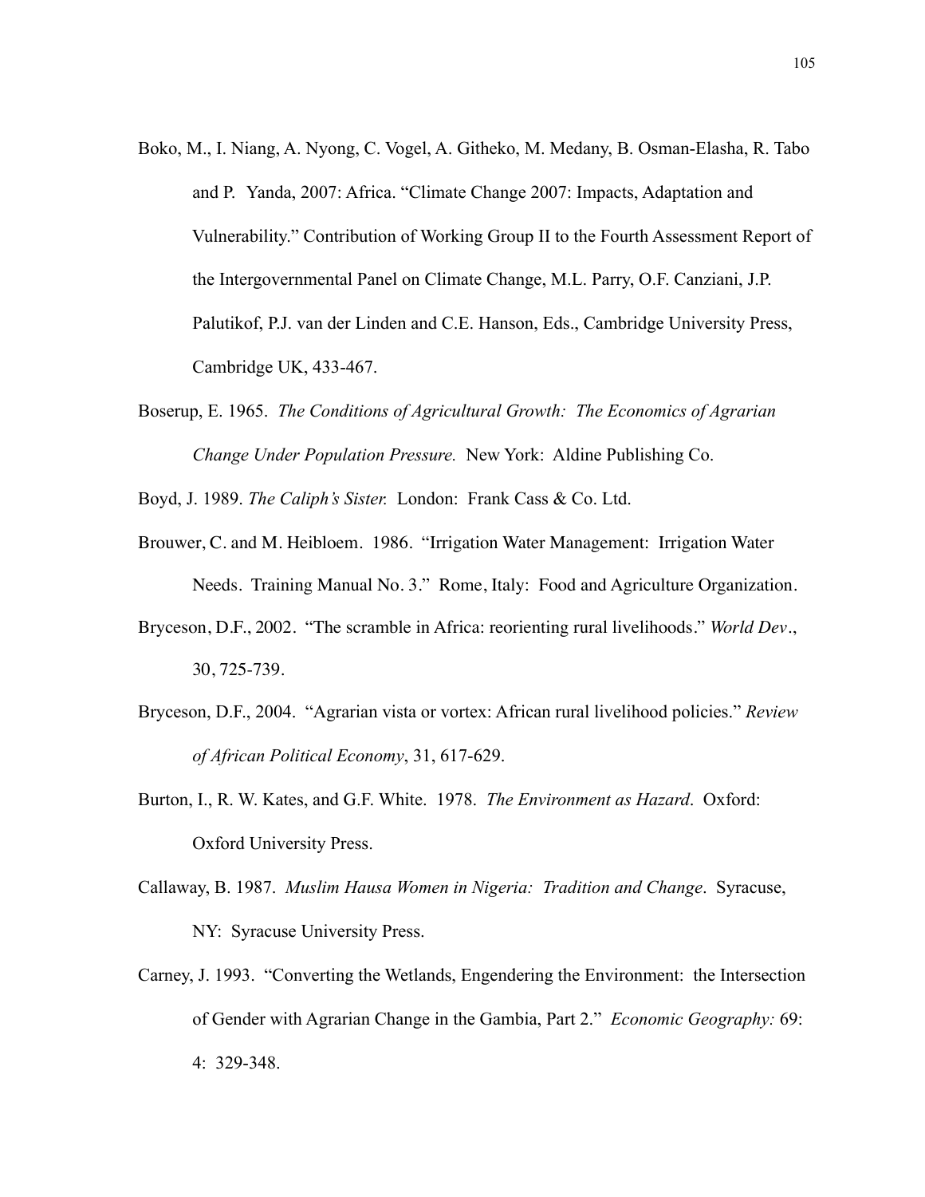Boko, M., I. Niang, A. Nyong, C. Vogel, A. Githeko, M. Medany, B. Osman-Elasha, R. Tabo and P. Yanda, 2007: Africa. "Climate Change 2007: Impacts, Adaptation and Vulnerability." Contribution of Working Group II to the Fourth Assessment Report of the Intergovernmental Panel on Climate Change, M.L. Parry, O.F. Canziani, J.P. Palutikof, P.J. van der Linden and C.E. Hanson, Eds., Cambridge University Press, Cambridge UK, 433-467.

Boserup, E. 1965. *The Conditions of Agricultural Growth: The Economics of Agrarian Change Under Population Pressure.* New York: Aldine Publishing Co.

Boyd, J. 1989. *The Caliph's Sister.* London: Frank Cass & Co. Ltd.

Brouwer, C. and M. Heibloem. 1986. "Irrigation Water Management: Irrigation Water Needs. Training Manual No. 3." Rome, Italy: Food and Agriculture Organization.

Bryceson, D.F., 2002. "The scramble in Africa: reorienting rural livelihoods." *World Dev.*, 30, 725-739.

Bryceson, D.F., 2004. "Agrarian vista or vortex: African rural livelihood policies." *Review of African Political Economy*, 31, 617-629.

Burton, I., R. W. Kates, and G.F. White. 1978. *The Environment as Hazard*. Oxford: Oxford University Press.

Callaway, B. 1987. *Muslim Hausa Women in Nigeria: Tradition and Change*. Syracuse, NY: Syracuse University Press.

Carney, J. 1993. "Converting the Wetlands, Engendering the Environment: the Intersection of Gender with Agrarian Change in the Gambia, Part 2." *Economic Geography:* 69: 4: 329-348.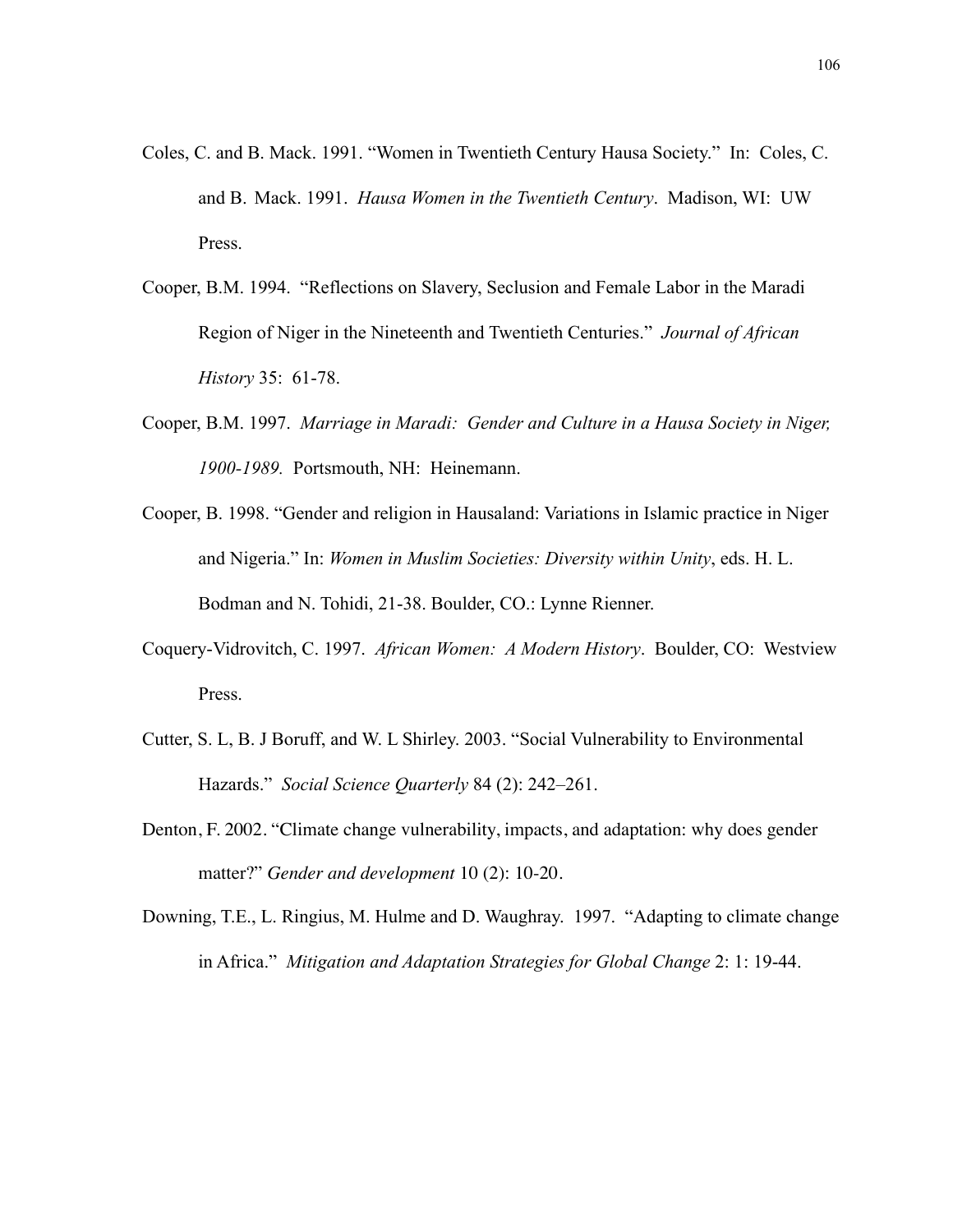Coles, C. and B. Mack. 1991. "Women in Twentieth Century Hausa Society." In: Coles, C. and B. Mack. 1991. *Hausa Women in the Twentieth Century*. Madison, WI: UW Press.

Cooper, B.M. 1994. "Reflections on Slavery, Seclusion and Female Labor in the Maradi Region of Niger in the Nineteenth and Twentieth Centuries." *Journal of African History* 35: 61-78.

Cooper, B.M. 1997. *Marriage in Maradi: Gender and Culture in a Hausa Society in Niger, 1900-1989.* Portsmouth, NH: Heinemann.

Cooper, B. 1998. "Gender and religion in Hausaland: Variations in Islamic practice in Niger and Nigeria." In: *Women in Muslim Societies: Diversity within Unity*, eds. H. L. Bodman and N. Tohidi, 21-38. Boulder, CO.: Lynne Rienner.

Coquery-Vidrovitch, C. 1997. *African Women: A Modern History*. Boulder, CO: Westview Press.

Cutter, S. L, B. J Boruff, and W. L Shirley. 2003. "Social Vulnerability to Environmental Hazards." *Social Science Quarterly* 84 (2): 242–261.

Denton, F. 2002. "Climate change vulnerability, impacts, and adaptation: why does gender matter?" *Gender and development* 10 (2): 10-20.

Downing, T.E., L. Ringius, M. Hulme and D. Waughray. 1997. "Adapting to climate change in Africa." *Mitigation and Adaptation Strategies for Global Change* 2: 1: 19-44.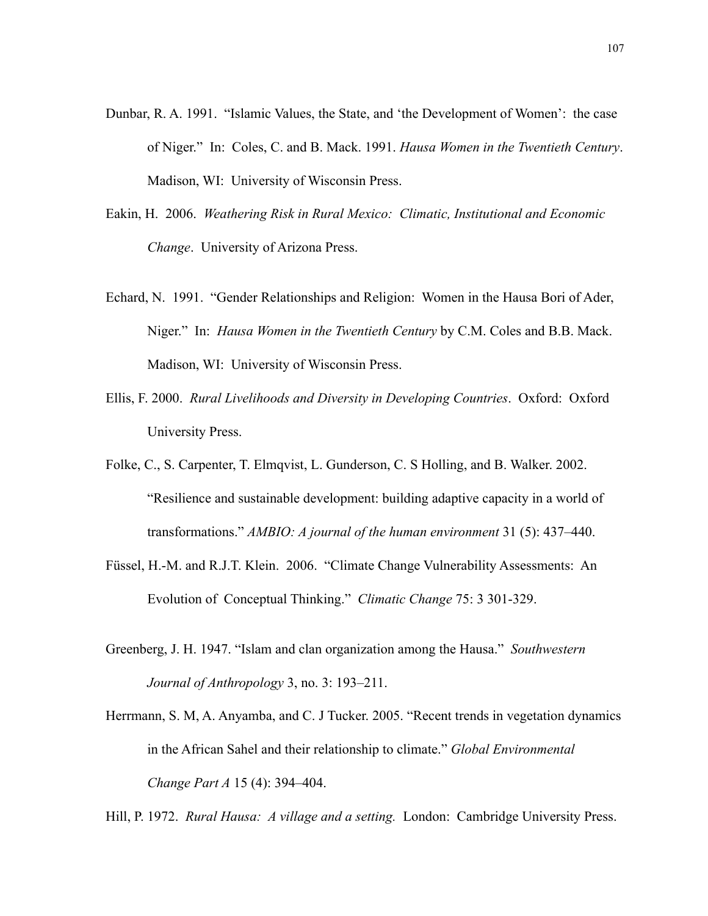Dunbar, R. A. 1991. "Islamic Values, the State, and 'the Development of Women': the case of Niger." In: Coles, C. and B. Mack. 1991. *Hausa Women in the Twentieth Century*. Madison, WI: University of Wisconsin Press.

Eakin, H. 2006. *Weathering Risk in Rural Mexico: Climatic, Institutional and Economic Change*. University of Arizona Press.

Echard, N. 1991. "Gender Relationships and Religion: Women in the Hausa Bori of Ader, Niger." In: *Hausa Women in the Twentieth Century* by C.M. Coles and B.B. Mack. Madison, WI: University of Wisconsin Press.

Ellis, F. 2000. *Rural Livelihoods and Diversity in Developing Countries*. Oxford: Oxford University Press.

Folke, C., S. Carpenter, T. Elmqvist, L. Gunderson, C. S Holling, and B. Walker. 2002. "Resilience and sustainable development: building adaptive capacity in a world of transformations." *AMBIO: A journal of the human environment* 31 (5): 437–440.

Füssel, H.-M. and R.J.T. Klein. 2006. "Climate Change Vulnerability Assessments: An Evolution of Conceptual Thinking." *Climatic Change* 75: 3 301-329.

Greenberg, J. H. 1947. "Islam and clan organization among the Hausa." *Southwestern Journal of Anthropology* 3, no. 3: 193–211.

Herrmann, S. M, A. Anyamba, and C. J Tucker. 2005. "Recent trends in vegetation dynamics in the African Sahel and their relationship to climate." *Global Environmental Change Part A* 15 (4): 394–404.

Hill, P. 1972. *Rural Hausa: A village and a setting.* London: Cambridge University Press.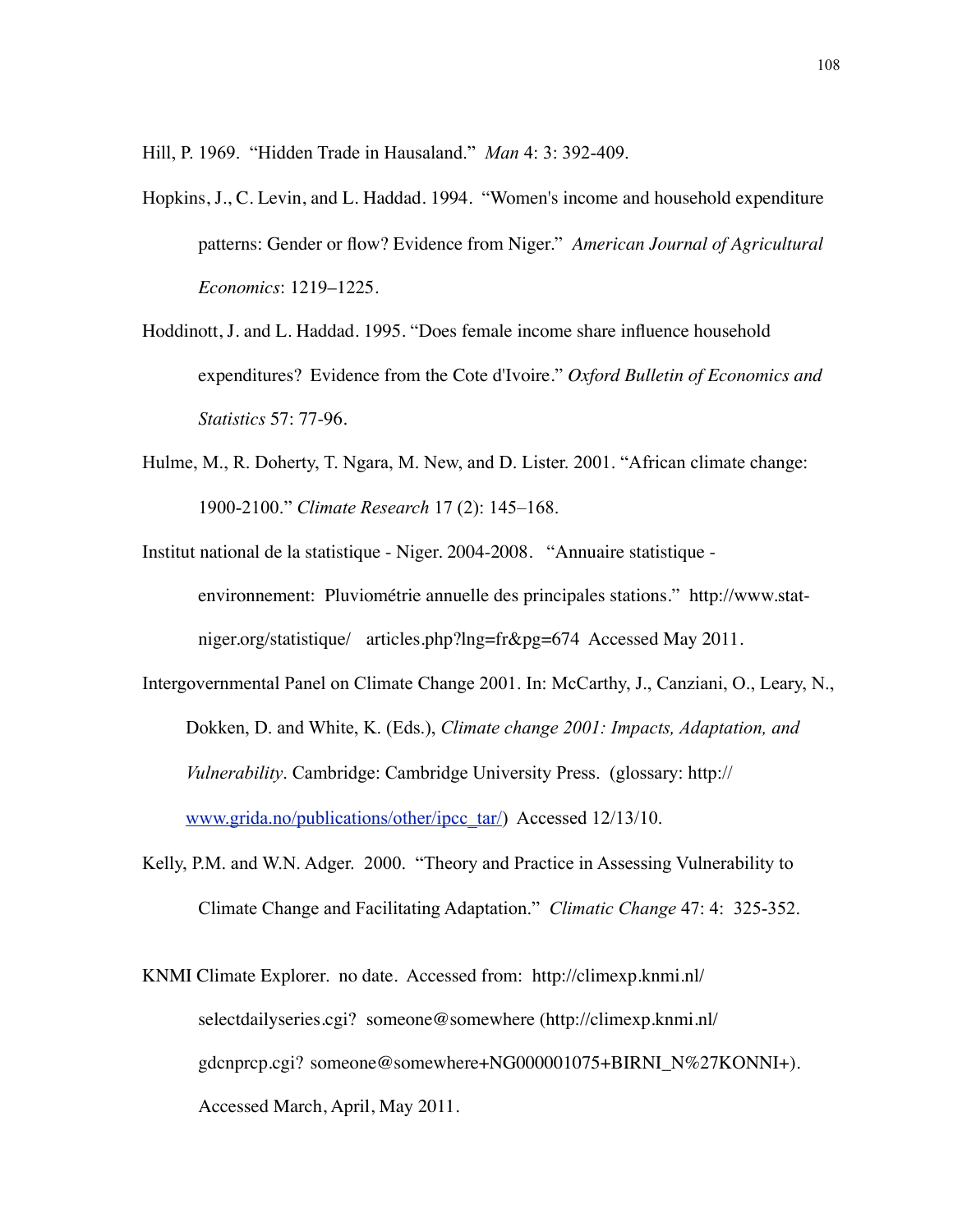Hill, P. 1969. "Hidden Trade in Hausaland." *Man* 4: 3: 392-409.

Hopkins, J., C. Levin, and L. Haddad. 1994. "Women's income and household expenditure patterns: Gender or flow? Evidence from Niger." *American Journal of Agricultural Economics*: 1219–1225.

Hoddinott, J. and L. Haddad. 1995. "Does female income share influence household expenditures? Evidence from the Cote d'Ivoire." *Oxford Bulletin of Economics and Statistics* 57: 77-96.

Hulme, M., R. Doherty, T. Ngara, M. New, and D. Lister. 2001. "African climate change: 1900-2100." *Climate Research* 17 (2): 145–168.

Institut national de la statistique - Niger. 2004-2008. "Annuaire statistique - environnement: Pluviométrie annuelle des principales stations." http://www.stat-niger.org/statistique/ articles.php?lng=fr&pg=674 Accessed May 2011.

Intergovernmental Panel on Climate Change 2001. In: McCarthy, J., Canziani, O., Leary, N., Dokken, D. and White, K. (Eds.), *Climate change 2001: Impacts, Adaptation, and Vulnerability*. Cambridge: Cambridge University Press. (glossary: http://www.grida.no/publications/other/ipcc_tar/) Accessed 12/13/10.

Kelly, P.M. and W.N. Adger. 2000. "Theory and Practice in Assessing Vulnerability to Climate Change and Facilitating Adaptation." *Climatic Change* 47: 4: 325-352.

KNMI Climate Explorer. no date. Accessed from: http://climexp.knmi.nl/selectdailyseries.cgi? someone@somewhere (http://climexp.knmi.nl/gdcnprcp.cgi? someone@somewhere+NG000001075+BIRNI_N%27KONNI+). Accessed March, April, May 2011.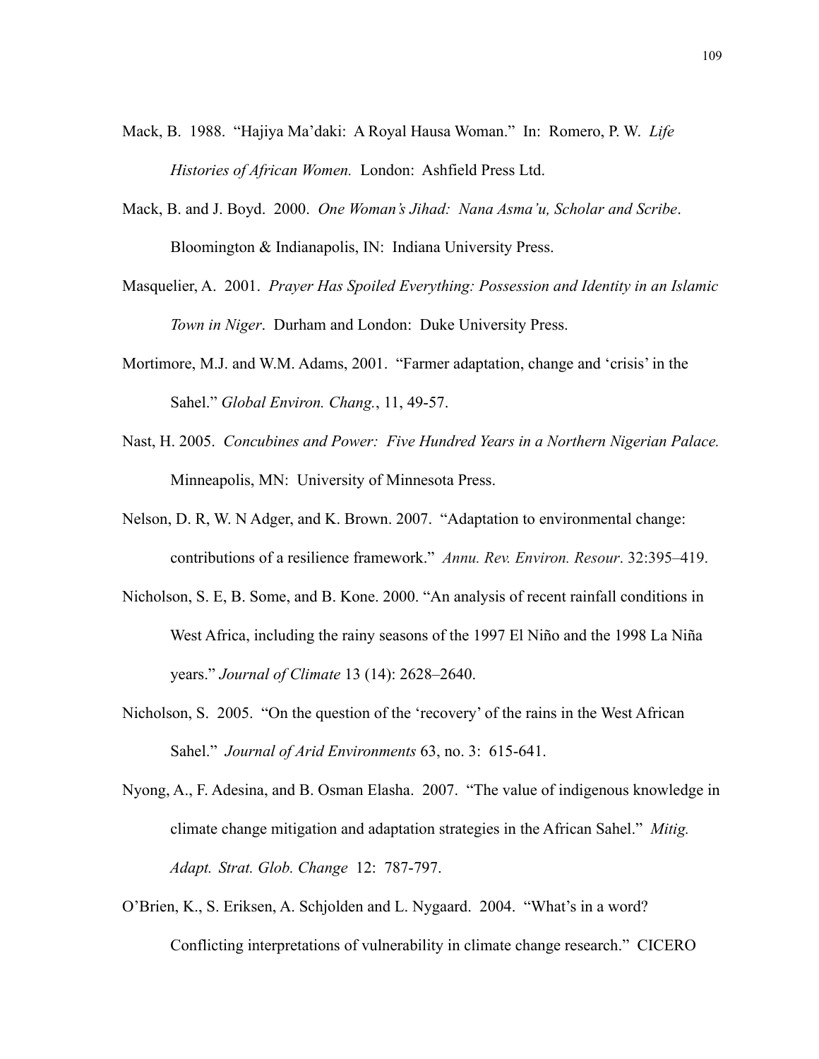Mack, B. 1988. "Hajiya Ma'daki: A Royal Hausa Woman." In: Romero, P. W. *Life Histories of African Women.* London: Ashfield Press Ltd.

Mack, B. and J. Boyd. 2000. *One Woman's Jihad: Nana Asma'u, Scholar and Scribe*. Bloomington & Indianapolis, IN: Indiana University Press.

Masquelier, A. 2001. *Prayer Has Spoiled Everything: Possession and Identity in an Islamic Town in Niger*. Durham and London: Duke University Press.

Mortimore, M.J. and W.M. Adams, 2001. "Farmer adaptation, change and 'crisis' in the Sahel." *Global Environ. Chang.*, 11, 49-57.

Nast, H. 2005. *Concubines and Power: Five Hundred Years in a Northern Nigerian Palace.* Minneapolis, MN: University of Minnesota Press.

Nelson, D. R, W. N Adger, and K. Brown. 2007. "Adaptation to environmental change: contributions of a resilience framework." *Annu. Rev. Environ. Resour*. 32:395–419.

Nicholson, S. E, B. Some, and B. Kone. 2000. "An analysis of recent rainfall conditions in West Africa, including the rainy seasons of the 1997 El Niño and the 1998 La Niña years." *Journal of Climate* 13 (14): 2628–2640.

Nicholson, S. 2005. "On the question of the 'recovery' of the rains in the West African Sahel." *Journal of Arid Environments* 63, no. 3: 615-641.

Nyong, A., F. Adesina, and B. Osman Elasha. 2007. "The value of indigenous knowledge in climate change mitigation and adaptation strategies in the African Sahel." *Mitig. Adapt. Strat. Glob. Change* 12: 787-797.

O'Brien, K., S. Eriksen, A. Schjolden and L. Nygaard. 2004. "What's in a word? Conflicting interpretations of vulnerability in climate change research." CICERO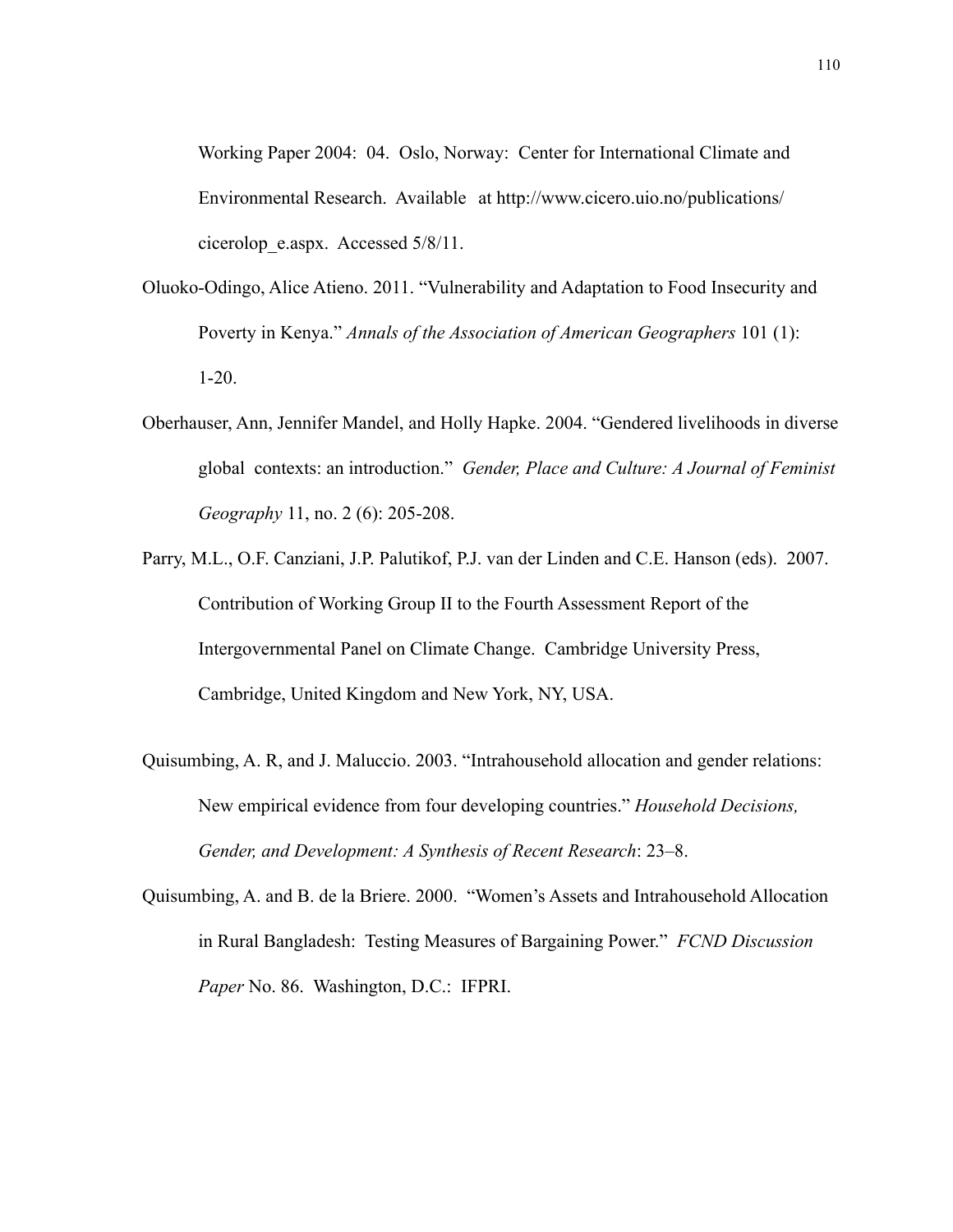Working Paper 2004: 04. Oslo, Norway: Center for International Climate and Environmental Research. Available at http://www.cicero.uio.no/publications/cicerolop_e.aspx. Accessed 5/8/11.

Oluoko-Odingo, Alice Atieno. 2011. "Vulnerability and Adaptation to Food Insecurity and Poverty in Kenya." *Annals of the Association of American Geographers* 101 (1): 1-20.

Oberhauser, Ann, Jennifer Mandel, and Holly Hapke. 2004. "Gendered livelihoods in diverse global contexts: an introduction." *Gender, Place and Culture: A Journal of Feminist Geography* 11, no. 2 (6): 205-208.

Parry, M.L., O.F. Canziani, J.P. Palutikof, P.J. van der Linden and C.E. Hanson (eds). 2007. Contribution of Working Group II to the Fourth Assessment Report of the Intergovernmental Panel on Climate Change. Cambridge University Press, Cambridge, United Kingdom and New York, NY, USA.

Quisumbing, A. R, and J. Maluccio. 2003. "Intrahousehold allocation and gender relations: New empirical evidence from four developing countries." *Household Decisions, Gender, and Development: A Synthesis of Recent Research*: 23–8.

Quisumbing, A. and B. de la Briere. 2000. "Women's Assets and Intrahousehold Allocation in Rural Bangladesh: Testing Measures of Bargaining Power." *FCND Discussion Paper* No. 86. Washington, D.C.: IFPRI.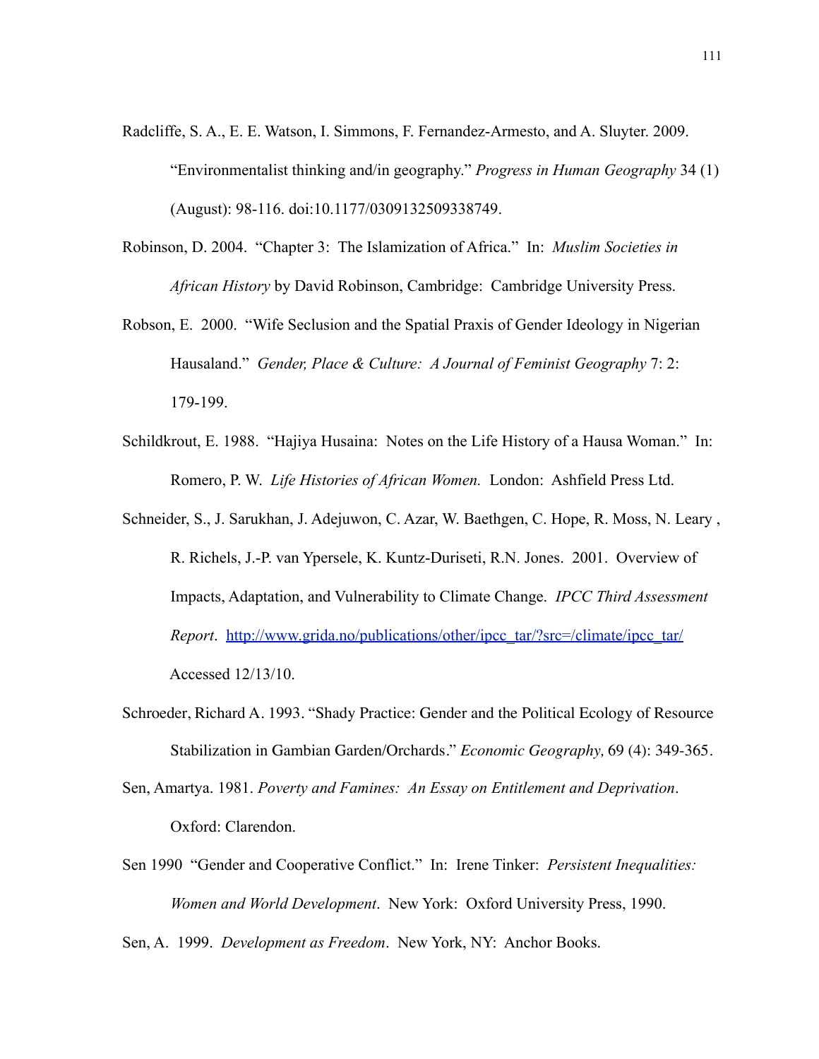Radcliffe, S. A., E. E. Watson, I. Simmons, F. Fernandez-Armesto, and A. Sluyter. 2009. "Environmentalist thinking and/in geography." *Progress in Human Geography* 34 (1) (August): 98-116. doi:10.1177/0309132509338749.

Robinson, D. 2004. "Chapter 3: The Islamization of Africa." In: *Muslim Societies in African History* by David Robinson, Cambridge: Cambridge University Press.

Robson, E. 2000. "Wife Seclusion and the Spatial Praxis of Gender Ideology in Nigerian Hausaland." *Gender, Place & Culture: A Journal of Feminist Geography* 7: 2: 179-199.

Schildkrout, E. 1988. "Hajiya Husaina: Notes on the Life History of a Hausa Woman." In: Romero, P. W. *Life Histories of African Women.* London: Ashfield Press Ltd.

Schneider, S., J. Sarukhan, J. Adejuwon, C. Azar, W. Baethgen, C. Hope, R. Moss, N. Leary , R. Richels, J.-P. van Ypersele, K. Kuntz-Duriseti, R.N. Jones. 2001. Overview of Impacts, Adaptation, and Vulnerability to Climate Change. *IPCC Third Assessment Report*. http://www.grida.no/publications/other/ipcc_tar/?src=/climate/ipcc_tar/ Accessed 12/13/10.

Schroeder, Richard A. 1993. "Shady Practice: Gender and the Political Ecology of Resource Stabilization in Gambian Garden/Orchards." *Economic Geography,* 69 (4): 349-365.

Sen, Amartya. 1981. *Poverty and Famines: An Essay on Entitlement and Deprivation*. Oxford: Clarendon.

Sen 1990 "Gender and Cooperative Conflict." In: Irene Tinker: *Persistent Inequalities: Women and World Development*. New York: Oxford University Press, 1990.

Sen, A. 1999. *Development as Freedom*. New York, NY: Anchor Books.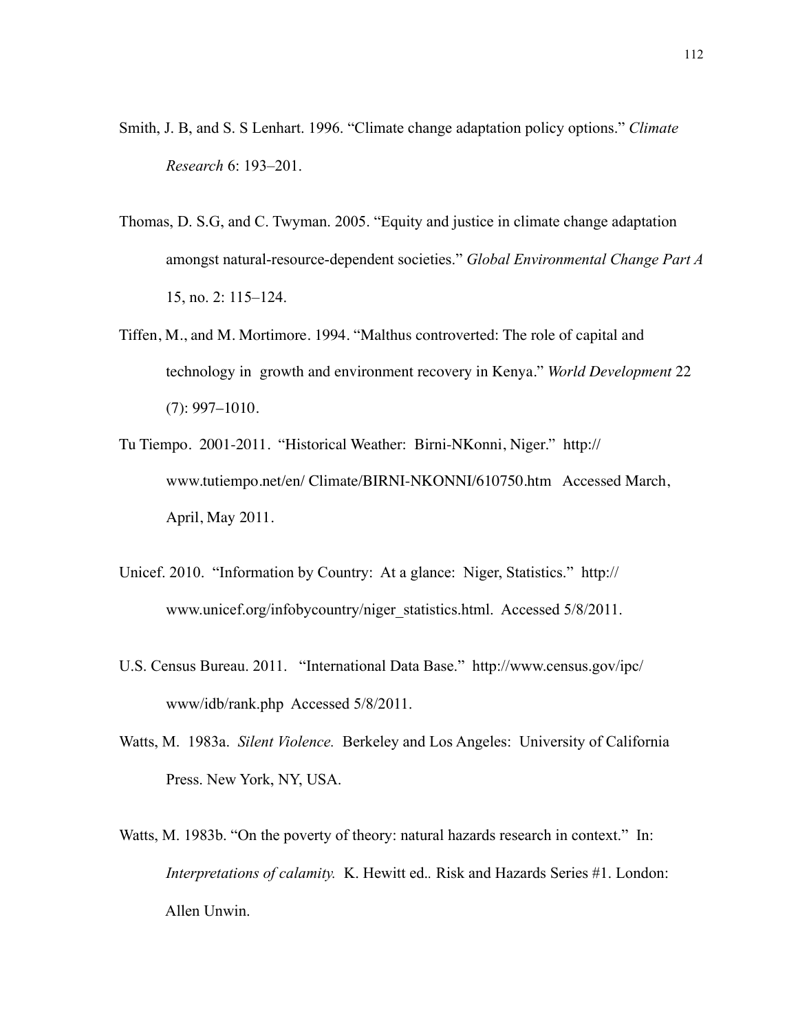Smith, J. B, and S. S Lenhart. 1996. "Climate change adaptation policy options." *Climate Research* 6: 193–201.

Thomas, D. S.G, and C. Twyman. 2005. "Equity and justice in climate change adaptation amongst natural-resource-dependent societies." *Global Environmental Change Part A* 15, no. 2: 115–124.

Tiffen, M., and M. Mortimore. 1994. "Malthus controverted: The role of capital and technology in growth and environment recovery in Kenya." *World Development* 22 (7): 997–1010.

Tu Tiempo. 2001-2011. "Historical Weather: Birni-NKonni, Niger." http://www.tutiempo.net/en/ Climate/BIRNI-NKONNI/610750.htm Accessed March, April, May 2011.

Unicef. 2010. "Information by Country: At a glance: Niger, Statistics." http://www.unicef.org/infobycountry/niger_statistics.html. Accessed 5/8/2011.

U.S. Census Bureau. 2011. "International Data Base." http://www.census.gov/ipc/www/idb/rank.php Accessed 5/8/2011.

Watts, M. 1983a. *Silent Violence.* Berkeley and Los Angeles: University of California Press. New York, NY, USA.

Watts, M. 1983b. "On the poverty of theory: natural hazards research in context." In: *Interpretations of calamity.* K. Hewitt ed.. Risk and Hazards Series #1. London: Allen Unwin.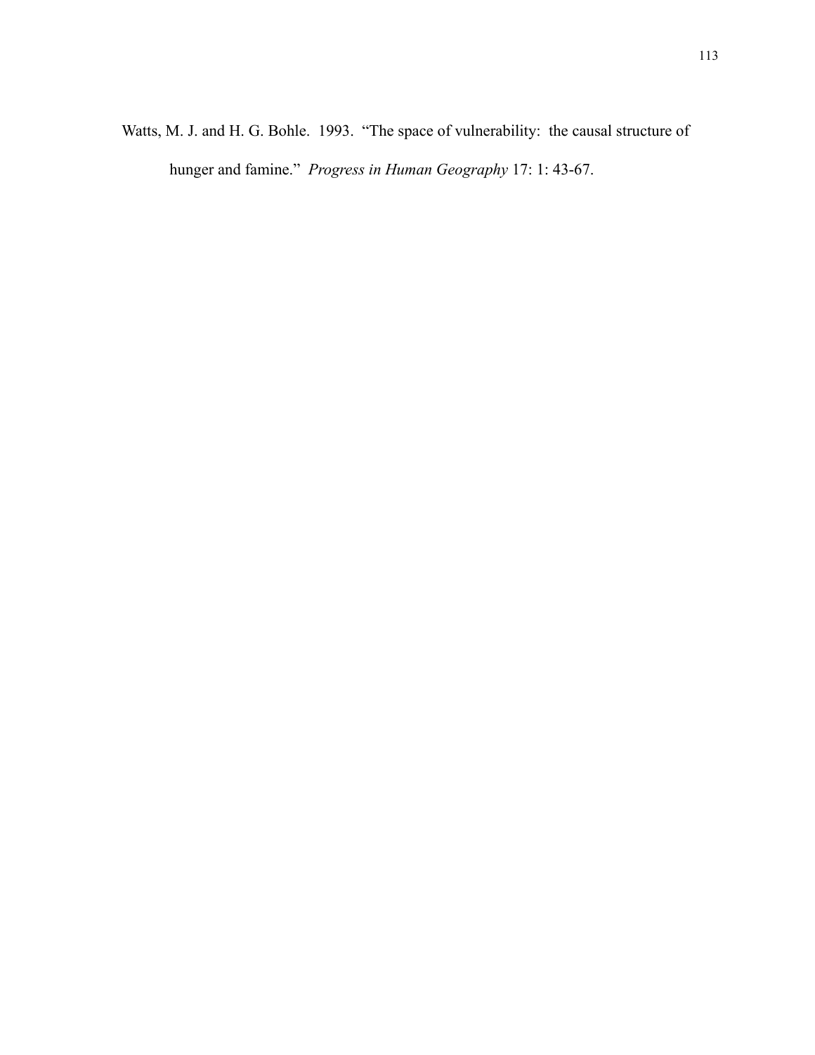Watts, M. J. and H. G. Bohle. 1993. "The space of vulnerability: the causal structure of hunger and famine." *Progress in Human Geography* 17: 1: 43-67.